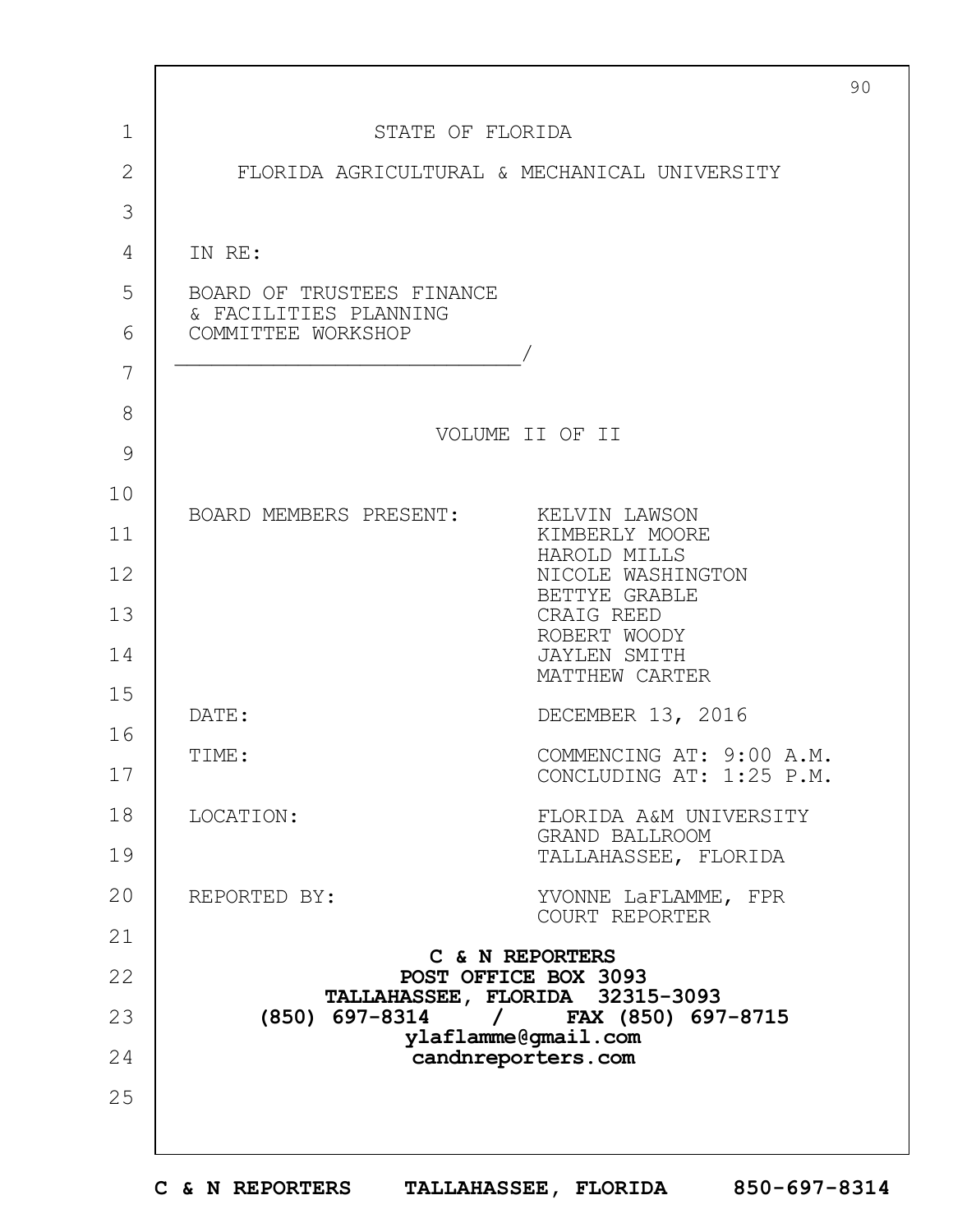STATE OF FLORIDA

FLORIDA AGRICULTURAL & MECHANICAL UNIVERSITY

IN RE:

BOARD OF TRUSTEES FINANCE
& FACILITIES PLANNING
COMMITTEE WORKSHOP
____________________________/

VOLUME II OF II

| | |
|---|---|
| BOARD MEMBERS PRESENT: | KELVIN LAWSON<br>KIMBERLY MOORE<br>HAROLD MILLS<br>NICOLE WASHINGTON<br>BETTYE GRABLE<br>CRAIG REED<br>ROBERT WOODY<br>JAYLEN SMITH<br>MATTHEW CARTER |
| DATE: | DECEMBER 13, 2016 |
| TIME: | COMMENCING AT: 9:00 A.M.<br>CONCLUDING AT: 1:25 P.M. |
| LOCATION: | FLORIDA A&M UNIVERSITY<br>GRAND BALLROOM<br>TALLAHASSEE, FLORIDA |
| REPORTED BY: | YVONNE LaFLAMME, FPR<br>COURT REPORTER |

**C & N REPORTERS**
**POST OFFICE BOX 3093**
**TALLAHASSEE, FLORIDA 32315-3093**
**(850) 697-8314 / FAX (850) 697-8715**
**ylaflamme@gmail.com**
**candnreporters.com**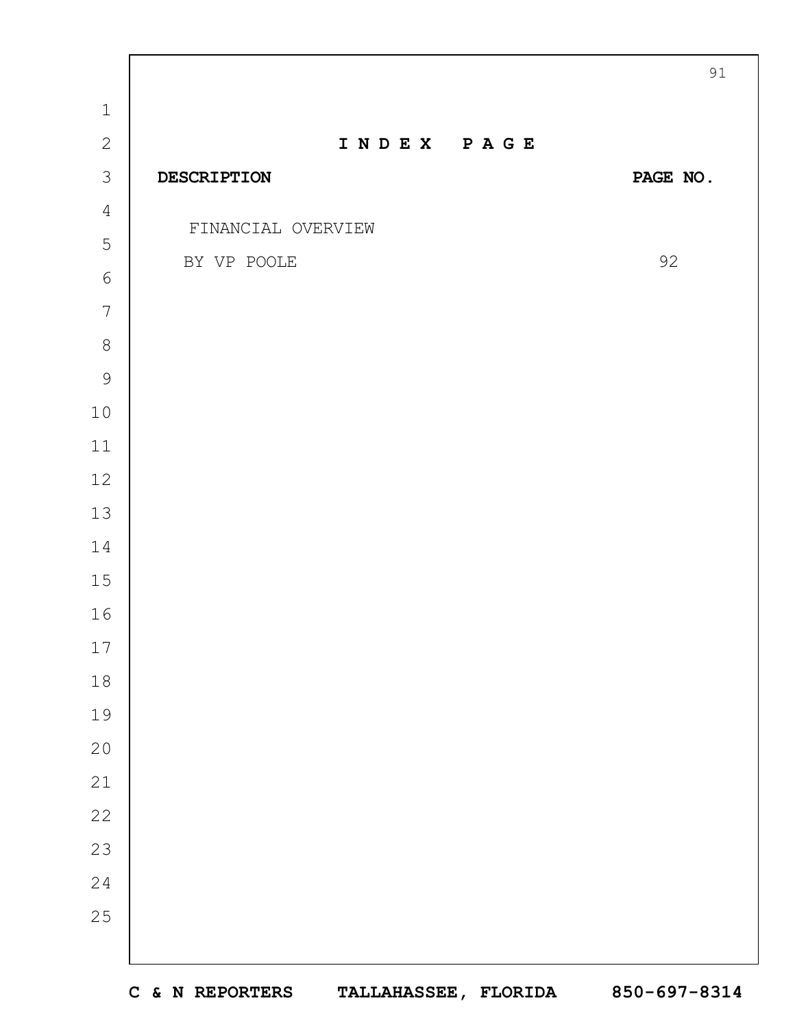## I N D E X  P A G E

| DESCRIPTION | PAGE NO. |
| --- | --- |
| FINANCIAL OVERVIEW BY VP POOLE | 92 |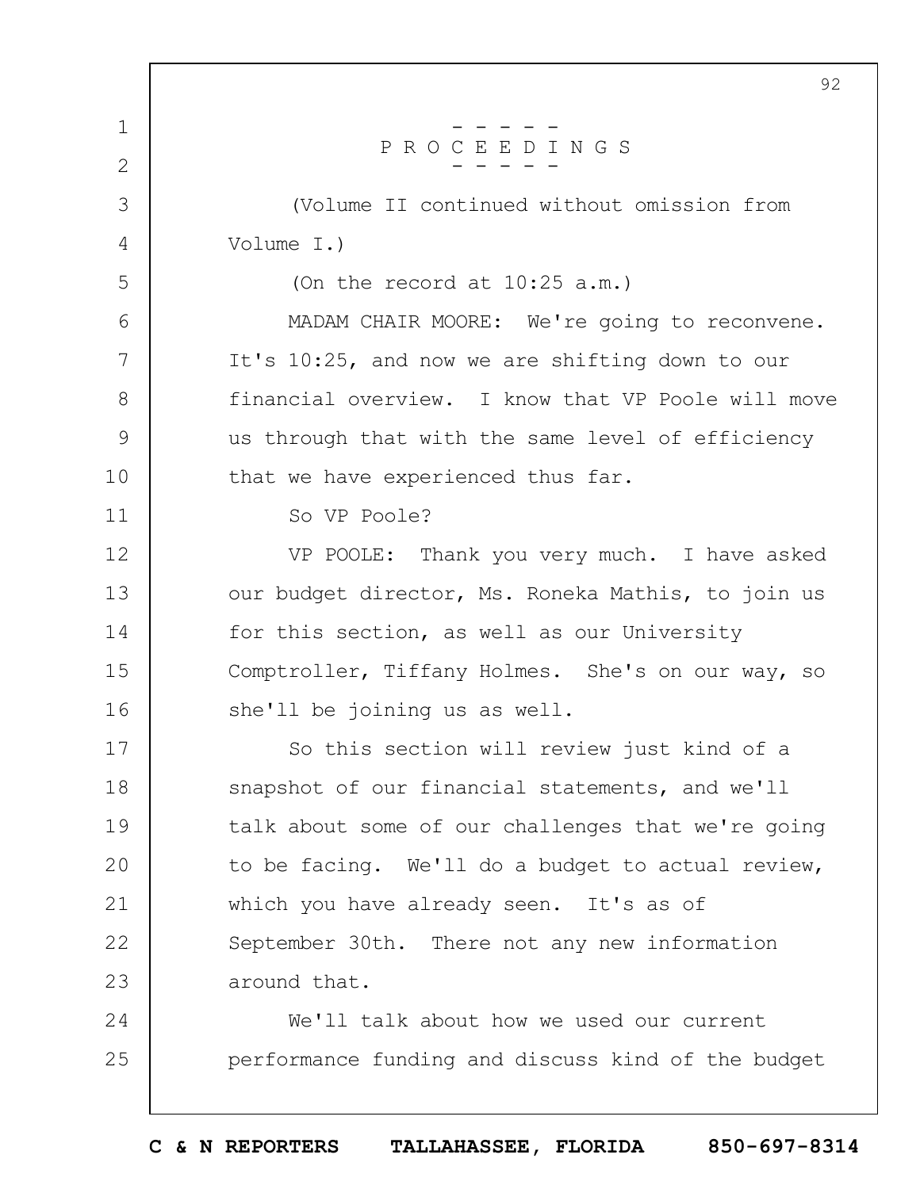# P R O C E E D I N G S

(Volume II continued without omission from Volume I.)

(On the record at 10:25 a.m.)

MADAM CHAIR MOORE: We're going to reconvene. It's 10:25, and now we are shifting down to our financial overview. I know that VP Poole will move us through that with the same level of efficiency that we have experienced thus far.

So VP Poole?

VP POOLE: Thank you very much. I have asked our budget director, Ms. Roneka Mathis, to join us for this section, as well as our University Comptroller, Tiffany Holmes. She's on our way, so she'll be joining us as well.

So this section will review just kind of a snapshot of our financial statements, and we'll talk about some of our challenges that we're going to be facing. We'll do a budget to actual review, which you have already seen. It's as of September 30th. There not any new information around that.

We'll talk about how we used our current performance funding and discuss kind of the budget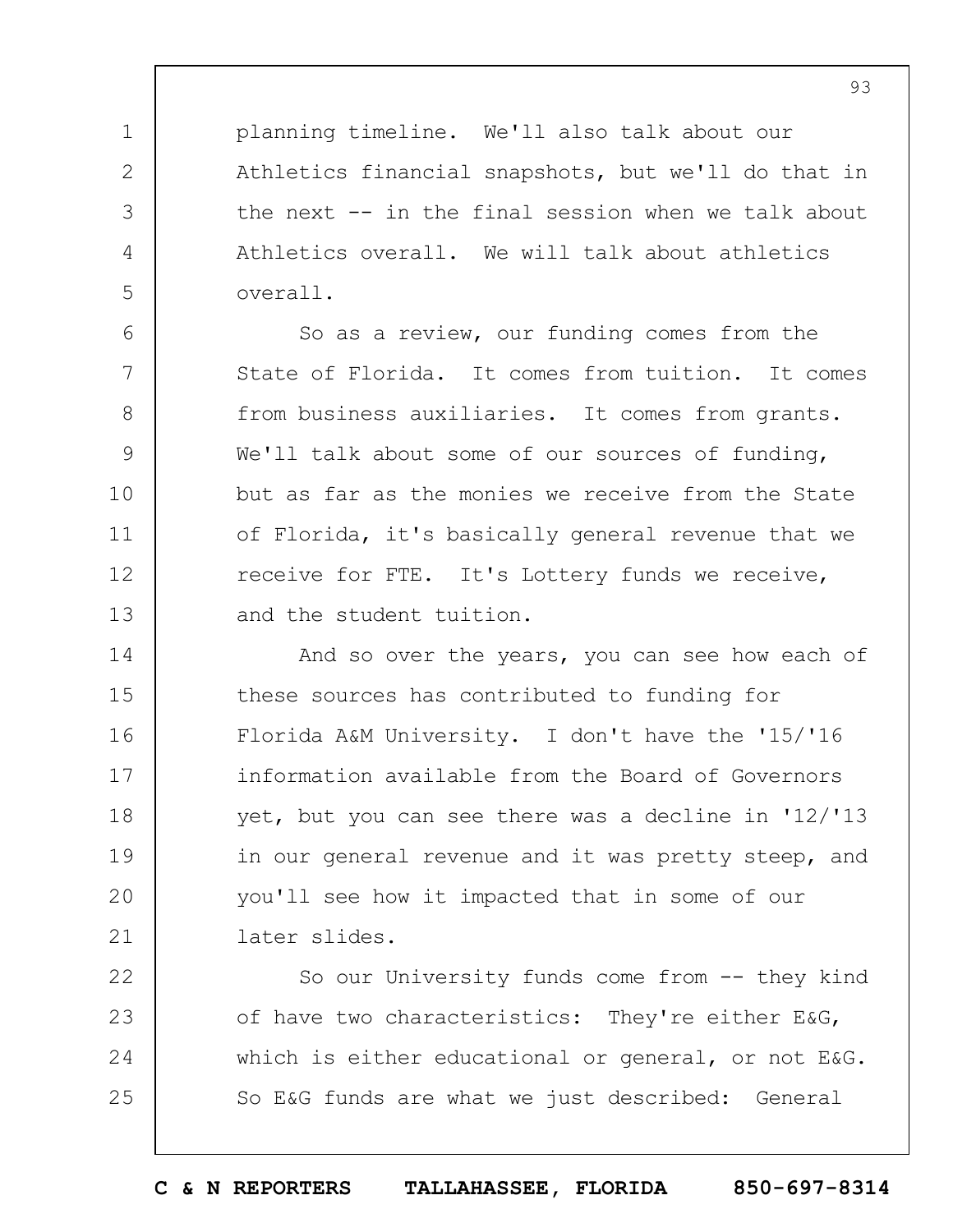planning timeline. We'll also talk about our Athletics financial snapshots, but we'll do that in the next -- in the final session when we talk about Athletics overall. We will talk about athletics overall.

So as a review, our funding comes from the State of Florida. It comes from tuition. It comes from business auxiliaries. It comes from grants. We'll talk about some of our sources of funding, but as far as the monies we receive from the State of Florida, it's basically general revenue that we receive for FTE. It's Lottery funds we receive, and the student tuition.

And so over the years, you can see how each of these sources has contributed to funding for Florida A&M University. I don't have the '15/'16 information available from the Board of Governors yet, but you can see there was a decline in '12/'13 in our general revenue and it was pretty steep, and you'll see how it impacted that in some of our later slides.

So our University funds come from -- they kind of have two characteristics: They're either E&G, which is either educational or general, or not E&G. So E&G funds are what we just described: General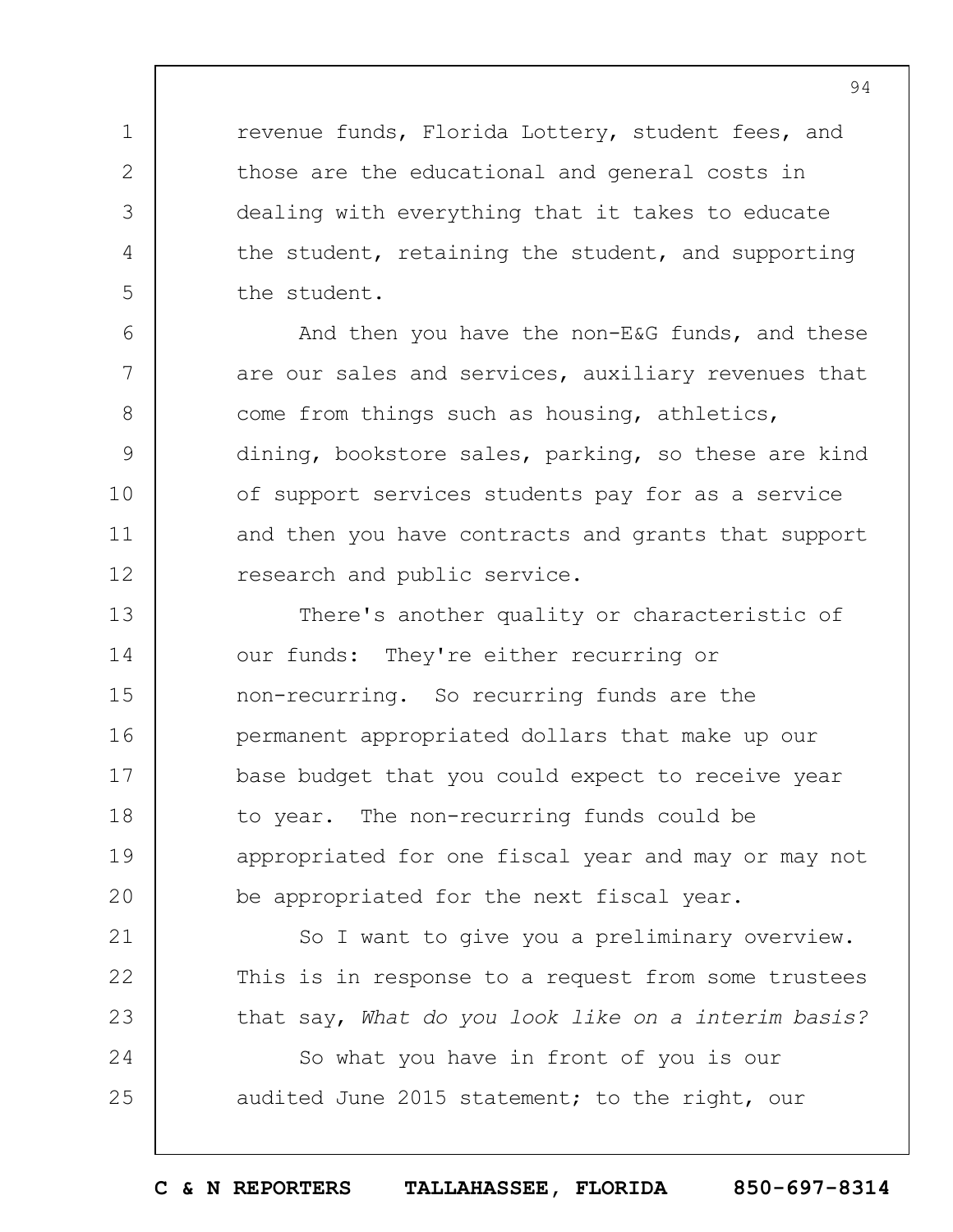revenue funds, Florida Lottery, student fees, and those are the educational and general costs in dealing with everything that it takes to educate the student, retaining the student, and supporting the student.

And then you have the non-E&G funds, and these are our sales and services, auxiliary revenues that come from things such as housing, athletics, dining, bookstore sales, parking, so these are kind of support services students pay for as a service and then you have contracts and grants that support research and public service.

There's another quality or characteristic of our funds: They're either recurring or non-recurring. So recurring funds are the permanent appropriated dollars that make up our base budget that you could expect to receive year to year. The non-recurring funds could be appropriated for one fiscal year and may or may not be appropriated for the next fiscal year.

So I want to give you a preliminary overview. This is in response to a request from some trustees that say, *What do you look like on a interim basis?*

So what you have in front of you is our audited June 2015 statement; to the right, our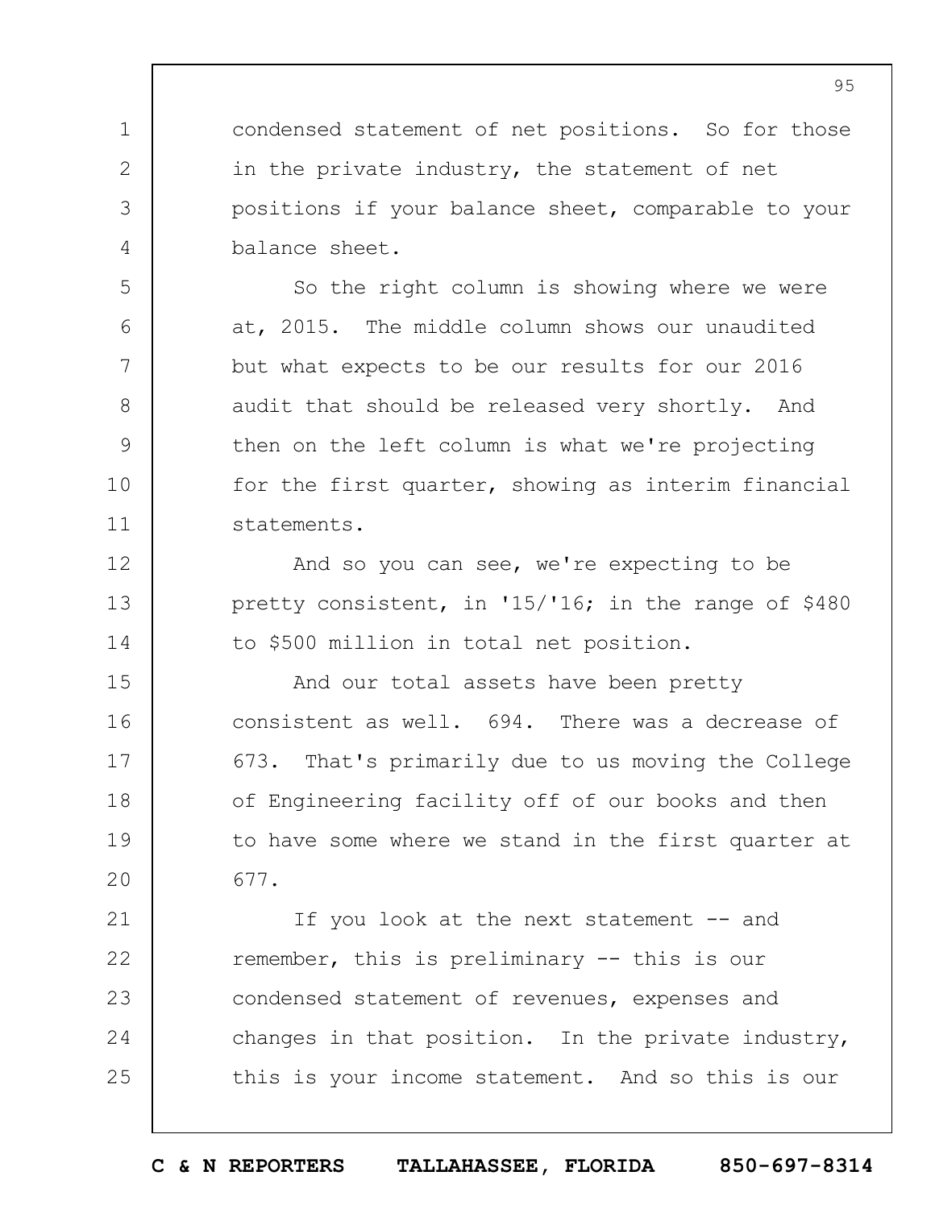condensed statement of net positions. So for those in the private industry, the statement of net positions if your balance sheet, comparable to your balance sheet.

So the right column is showing where we were at, 2015. The middle column shows our unaudited but what expects to be our results for our 2016 audit that should be released very shortly. And then on the left column is what we're projecting for the first quarter, showing as interim financial statements.

And so you can see, we're expecting to be pretty consistent, in '15/'16; in the range of $480 to $500 million in total net position.

And our total assets have been pretty consistent as well. 694. There was a decrease of 673. That's primarily due to us moving the College of Engineering facility off of our books and then to have some where we stand in the first quarter at 677.

If you look at the next statement -- and remember, this is preliminary -- this is our condensed statement of revenues, expenses and changes in that position. In the private industry, this is your income statement. And so this is our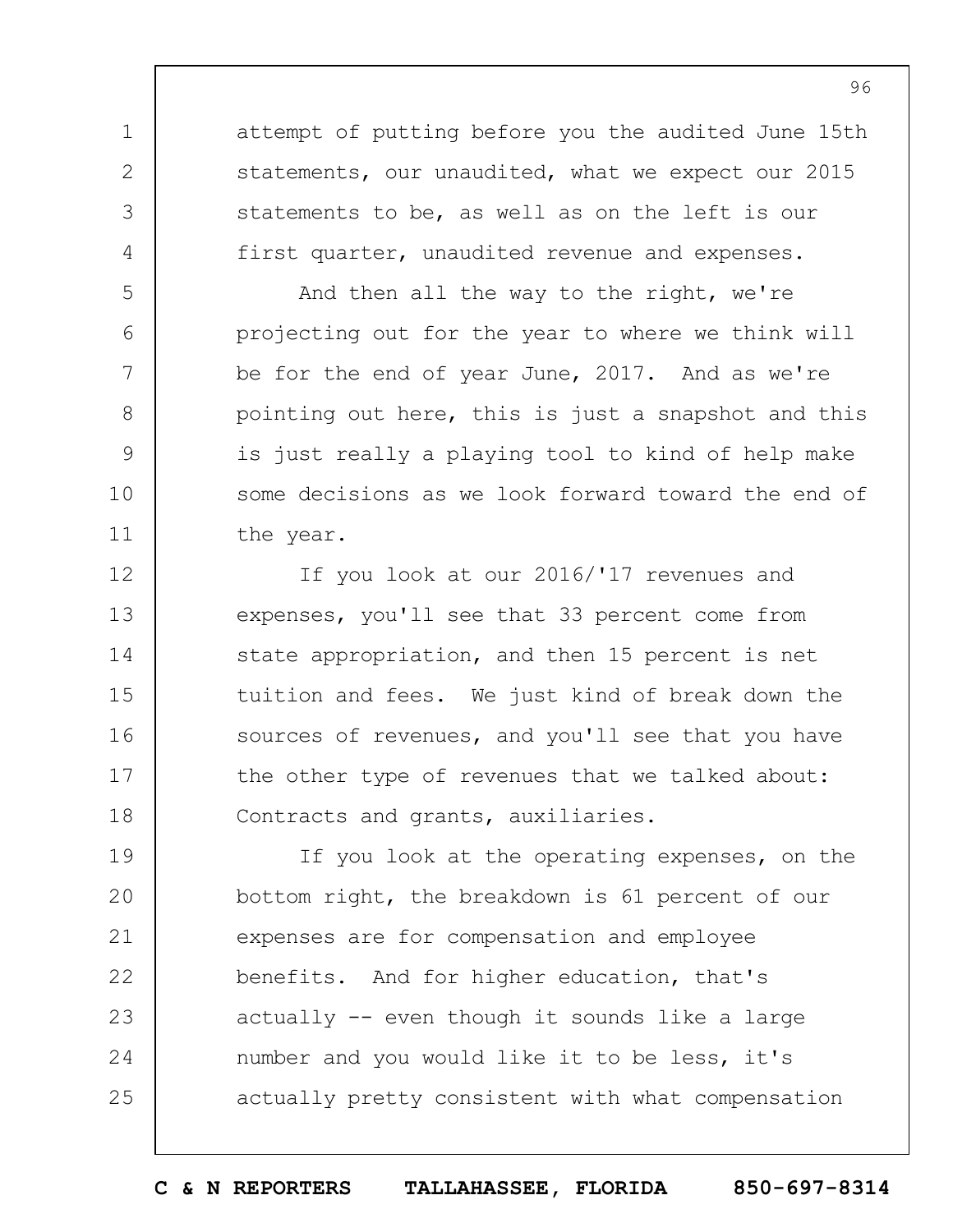attempt of putting before you the audited June 15th statements, our unaudited, what we expect our 2015 statements to be, as well as on the left is our first quarter, unaudited revenue and expenses.

And then all the way to the right, we're projecting out for the year to where we think will be for the end of year June, 2017. And as we're pointing out here, this is just a snapshot and this is just really a playing tool to kind of help make some decisions as we look forward toward the end of the year.

If you look at our 2016/'17 revenues and expenses, you'll see that 33 percent come from state appropriation, and then 15 percent is net tuition and fees. We just kind of break down the sources of revenues, and you'll see that you have the other type of revenues that we talked about: Contracts and grants, auxiliaries.

If you look at the operating expenses, on the bottom right, the breakdown is 61 percent of our expenses are for compensation and employee benefits. And for higher education, that's actually -- even though it sounds like a large number and you would like it to be less, it's actually pretty consistent with what compensation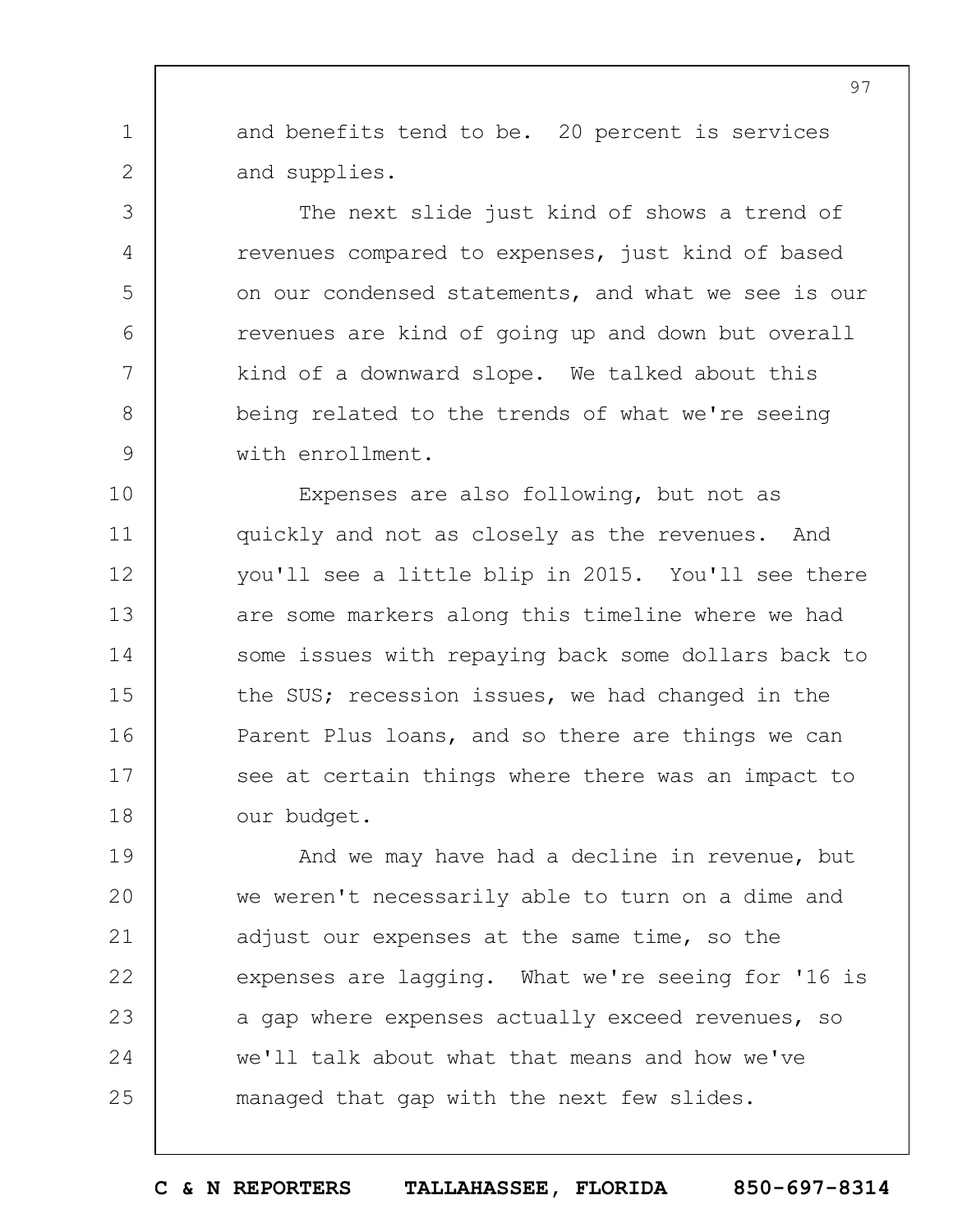and benefits tend to be. 20 percent is services and supplies.

The next slide just kind of shows a trend of revenues compared to expenses, just kind of based on our condensed statements, and what we see is our revenues are kind of going up and down but overall kind of a downward slope. We talked about this being related to the trends of what we're seeing with enrollment.

Expenses are also following, but not as quickly and not as closely as the revenues. And you'll see a little blip in 2015. You'll see there are some markers along this timeline where we had some issues with repaying back some dollars back to the SUS; recession issues, we had changed in the Parent Plus loans, and so there are things we can see at certain things where there was an impact to our budget.

And we may have had a decline in revenue, but we weren't necessarily able to turn on a dime and adjust our expenses at the same time, so the expenses are lagging. What we're seeing for '16 is a gap where expenses actually exceed revenues, so we'll talk about what that means and how we've managed that gap with the next few slides.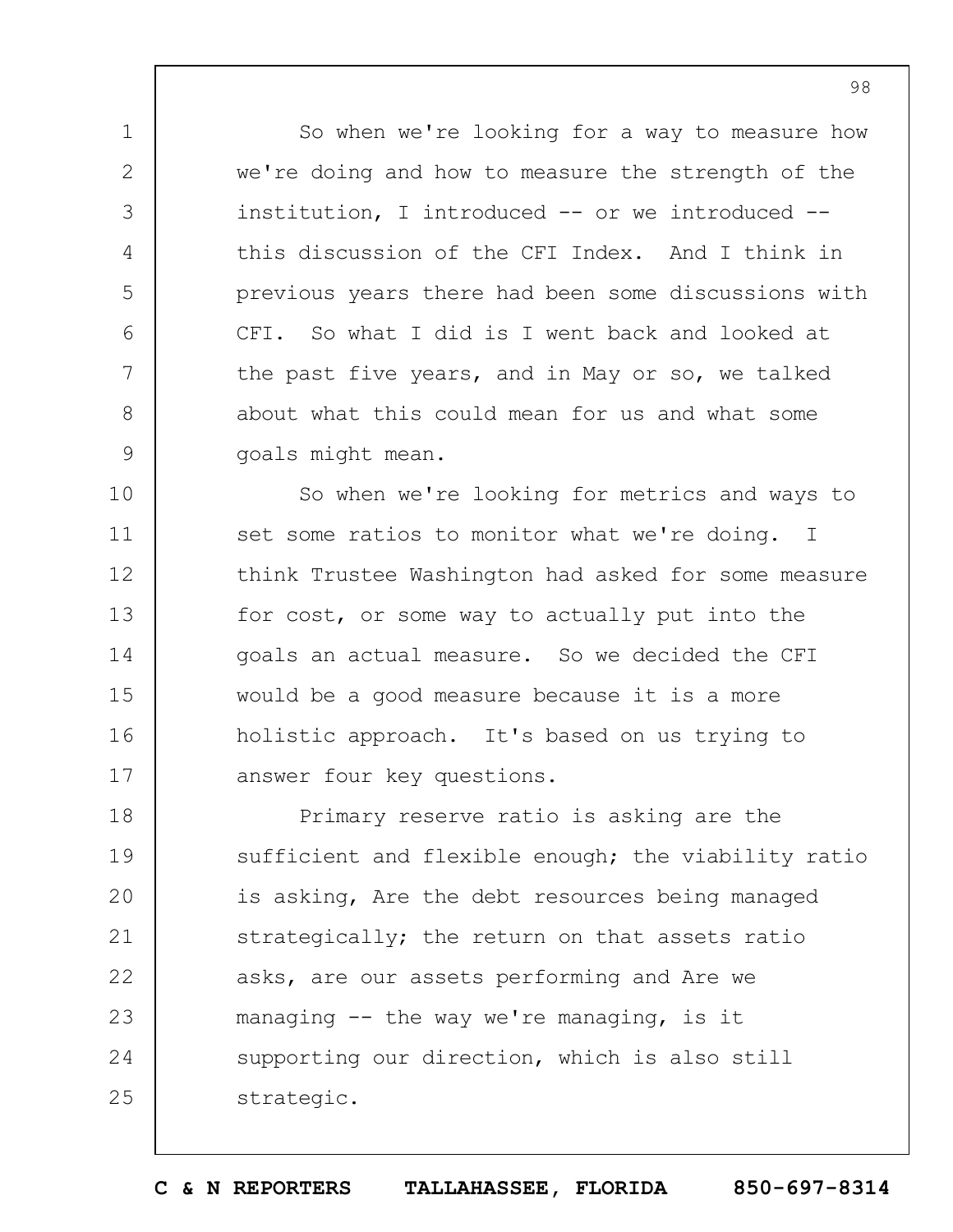So when we're looking for a way to measure how we're doing and how to measure the strength of the institution, I introduced -- or we introduced -- this discussion of the CFI Index. And I think in previous years there had been some discussions with CFI. So what I did is I went back and looked at the past five years, and in May or so, we talked about what this could mean for us and what some goals might mean.

So when we're looking for metrics and ways to set some ratios to monitor what we're doing. I think Trustee Washington had asked for some measure for cost, or some way to actually put into the goals an actual measure. So we decided the CFI would be a good measure because it is a more holistic approach. It's based on us trying to answer four key questions.

Primary reserve ratio is asking are the sufficient and flexible enough; the viability ratio is asking, Are the debt resources being managed strategically; the return on that assets ratio asks, are our assets performing and Are we managing -- the way we're managing, is it supporting our direction, which is also still strategic.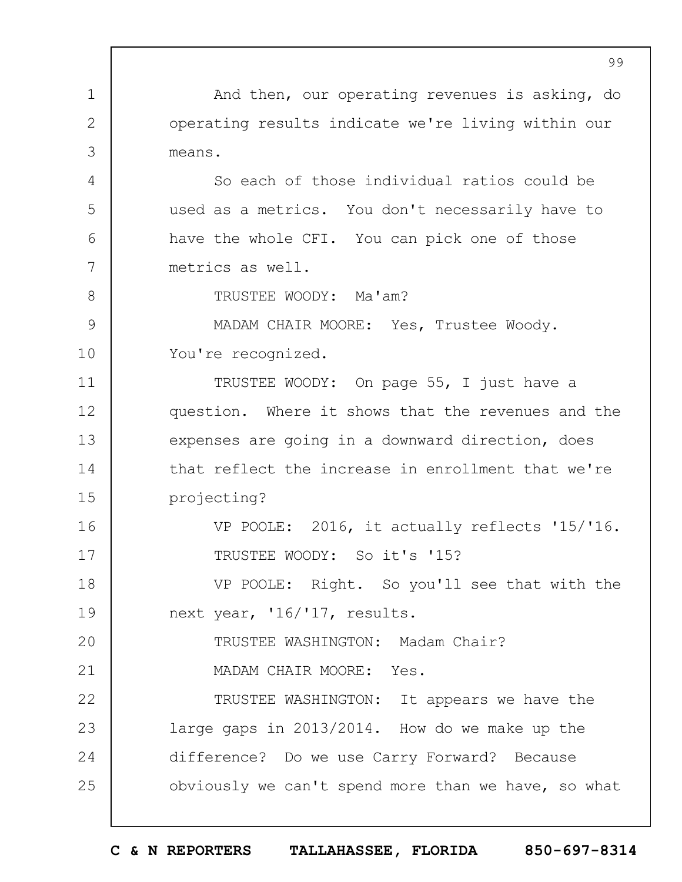And then, our operating revenues is asking, do operating results indicate we're living within our means.

So each of those individual ratios could be used as a metrics. You don't necessarily have to have the whole CFI. You can pick one of those metrics as well.

TRUSTEE WOODY: Ma'am?

MADAM CHAIR MOORE: Yes, Trustee Woody. You're recognized.

TRUSTEE WOODY: On page 55, I just have a question. Where it shows that the revenues and the expenses are going in a downward direction, does that reflect the increase in enrollment that we're projecting?

VP POOLE: 2016, it actually reflects '15/'16.

TRUSTEE WOODY: So it's '15?

VP POOLE: Right. So you'll see that with the next year, '16/'17, results.

TRUSTEE WASHINGTON: Madam Chair?

MADAM CHAIR MOORE: Yes.

TRUSTEE WASHINGTON: It appears we have the large gaps in 2013/2014. How do we make up the difference? Do we use Carry Forward? Because obviously we can't spend more than we have, so what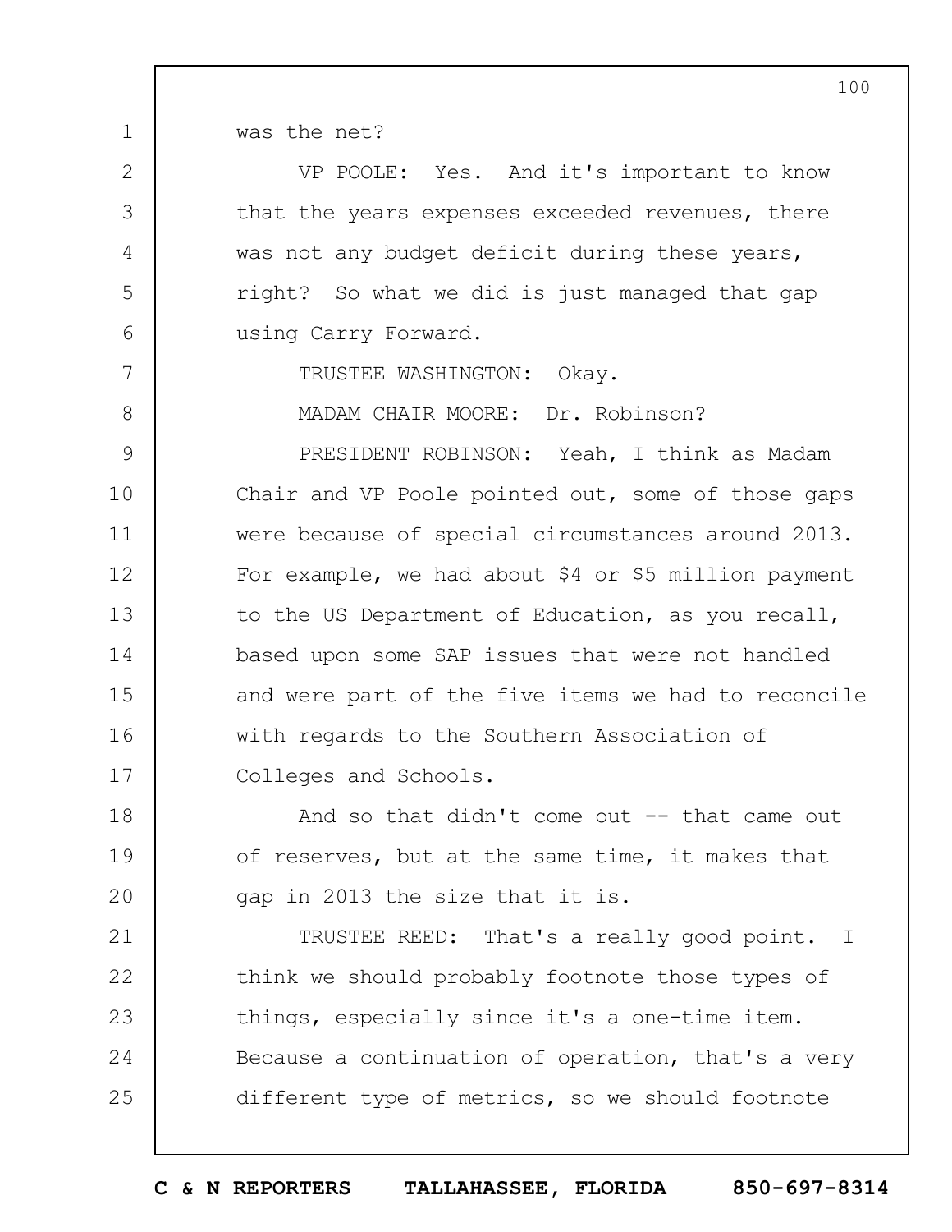was the net?

VP POOLE: Yes. And it's important to know that the years expenses exceeded revenues, there was not any budget deficit during these years, right? So what we did is just managed that gap using Carry Forward.

TRUSTEE WASHINGTON: Okay.

MADAM CHAIR MOORE: Dr. Robinson?

PRESIDENT ROBINSON: Yeah, I think as Madam Chair and VP Poole pointed out, some of those gaps were because of special circumstances around 2013. For example, we had about $4 or $5 million payment to the US Department of Education, as you recall, based upon some SAP issues that were not handled and were part of the five items we had to reconcile with regards to the Southern Association of Colleges and Schools.

And so that didn't come out -- that came out of reserves, but at the same time, it makes that gap in 2013 the size that it is.

TRUSTEE REED: That's a really good point. I think we should probably footnote those types of things, especially since it's a one-time item. Because a continuation of operation, that's a very different type of metrics, so we should footnote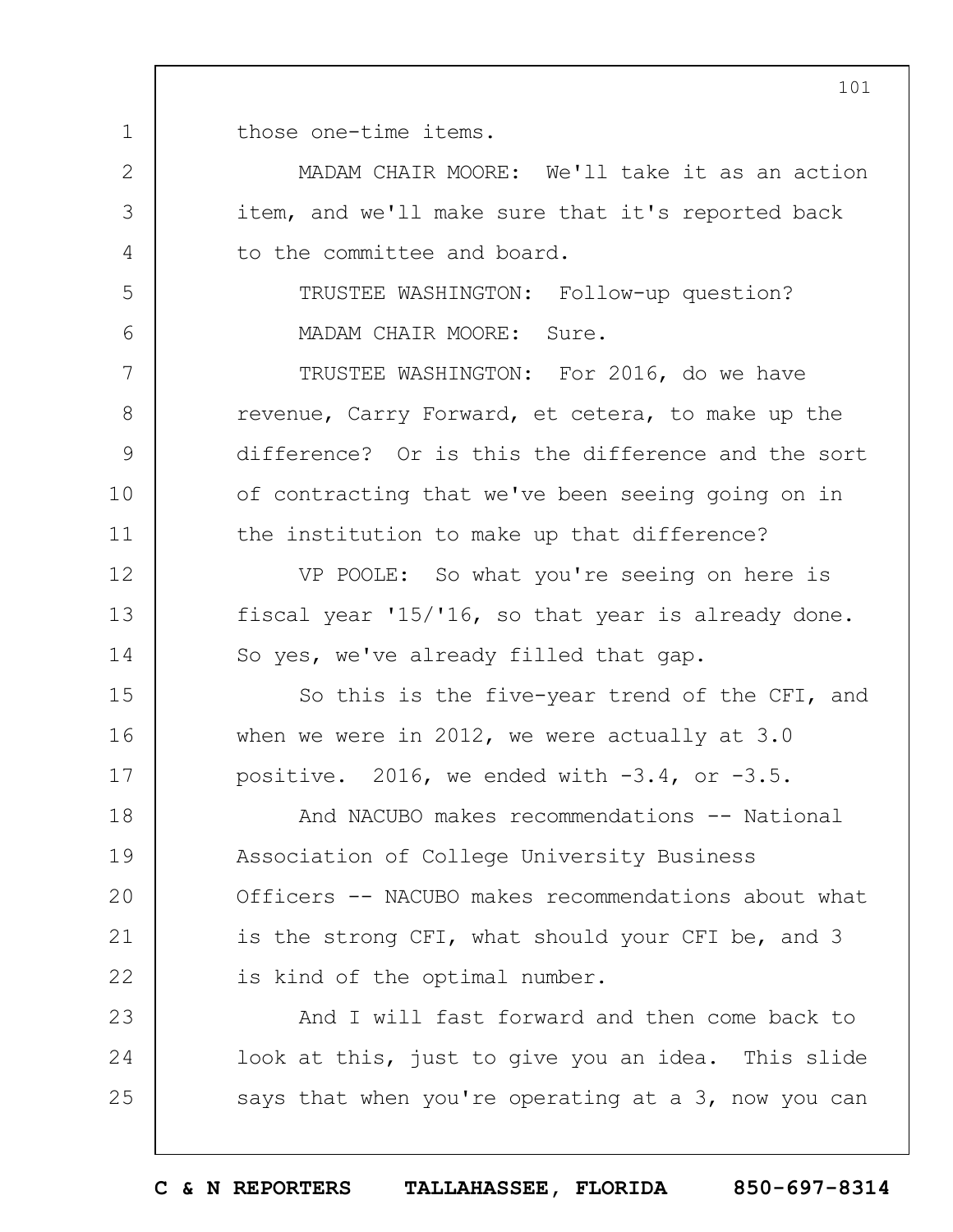those one-time items.

MADAM CHAIR MOORE: We'll take it as an action item, and we'll make sure that it's reported back to the committee and board.

TRUSTEE WASHINGTON: Follow-up question?

MADAM CHAIR MOORE: Sure.

TRUSTEE WASHINGTON: For 2016, do we have revenue, Carry Forward, et cetera, to make up the difference? Or is this the difference and the sort of contracting that we've been seeing going on in the institution to make up that difference?

VP POOLE: So what you're seeing on here is fiscal year '15/'16, so that year is already done. So yes, we've already filled that gap.

So this is the five-year trend of the CFI, and when we were in 2012, we were actually at 3.0 positive. 2016, we ended with -3.4, or -3.5.

And NACUBO makes recommendations -- National Association of College University Business Officers -- NACUBO makes recommendations about what is the strong CFI, what should your CFI be, and 3 is kind of the optimal number.

And I will fast forward and then come back to look at this, just to give you an idea. This slide says that when you're operating at a 3, now you can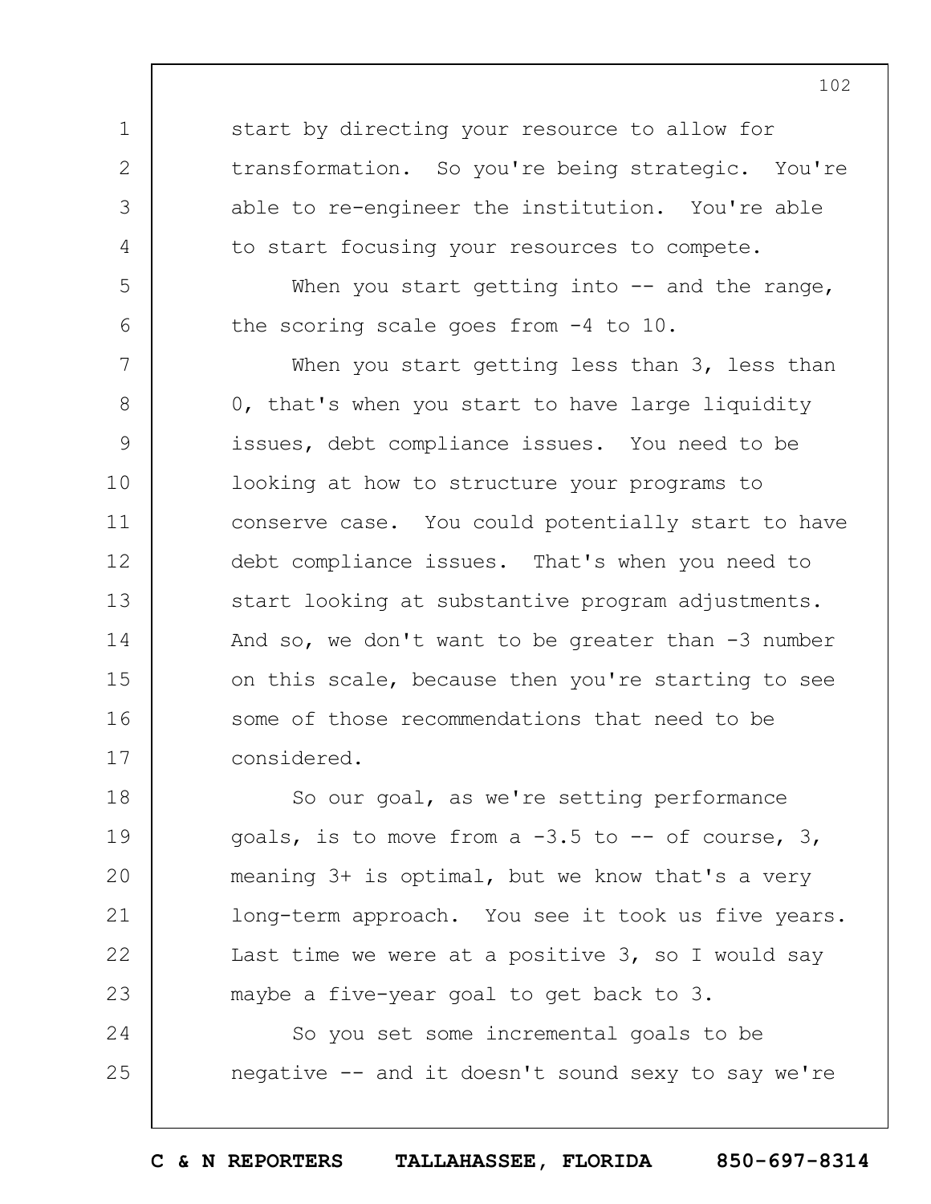start by directing your resource to allow for transformation. So you're being strategic. You're able to re-engineer the institution. You're able to start focusing your resources to compete.

When you start getting into -- and the range, the scoring scale goes from -4 to 10.

When you start getting less than 3, less than 0, that's when you start to have large liquidity issues, debt compliance issues. You need to be looking at how to structure your programs to conserve case. You could potentially start to have debt compliance issues. That's when you need to start looking at substantive program adjustments. And so, we don't want to be greater than -3 number on this scale, because then you're starting to see some of those recommendations that need to be considered.

So our goal, as we're setting performance goals, is to move from a -3.5 to -- of course, 3, meaning 3+ is optimal, but we know that's a very long-term approach. You see it took us five years. Last time we were at a positive 3, so I would say maybe a five-year goal to get back to 3.

So you set some incremental goals to be negative -- and it doesn't sound sexy to say we're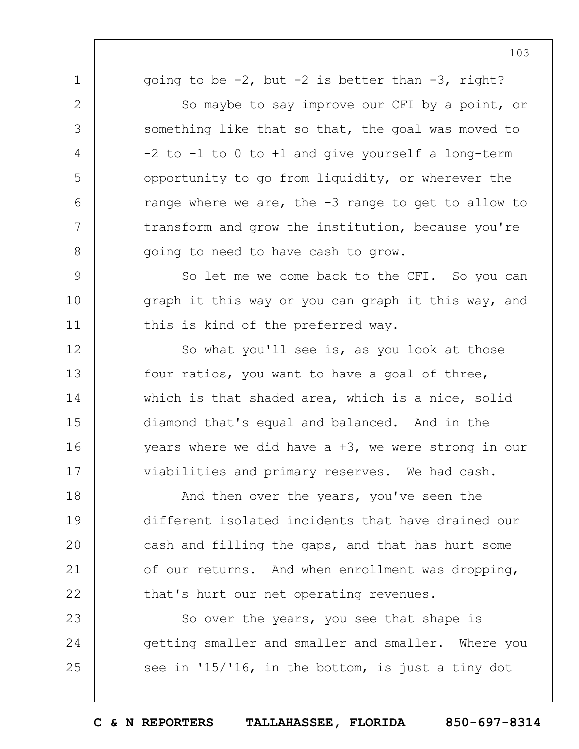going to be -2, but -2 is better than -3, right?

So maybe to say improve our CFI by a point, or something like that so that, the goal was moved to -2 to -1 to 0 to +1 and give yourself a long-term opportunity to go from liquidity, or wherever the range where we are, the -3 range to get to allow to transform and grow the institution, because you're going to need to have cash to grow.

So let me we come back to the CFI. So you can graph it this way or you can graph it this way, and this is kind of the preferred way.

So what you'll see is, as you look at those four ratios, you want to have a goal of three, which is that shaded area, which is a nice, solid diamond that's equal and balanced. And in the years where we did have a +3, we were strong in our viabilities and primary reserves. We had cash.

And then over the years, you've seen the different isolated incidents that have drained our cash and filling the gaps, and that has hurt some of our returns. And when enrollment was dropping, that's hurt our net operating revenues.

So over the years, you see that shape is getting smaller and smaller and smaller. Where you see in '15/'16, in the bottom, is just a tiny dot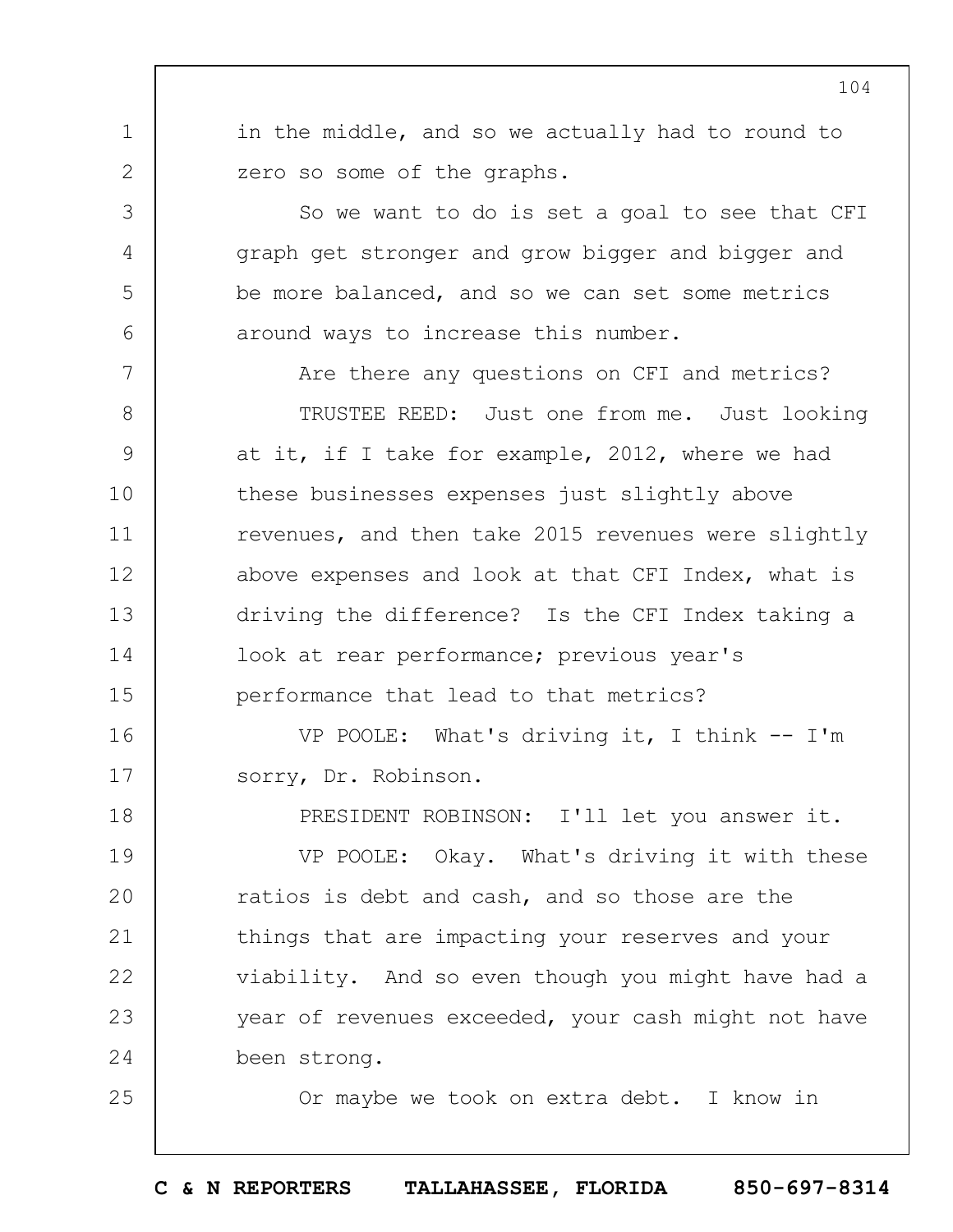in the middle, and so we actually had to round to zero so some of the graphs.

So we want to do is set a goal to see that CFI graph get stronger and grow bigger and bigger and be more balanced, and so we can set some metrics around ways to increase this number.

Are there any questions on CFI and metrics?

TRUSTEE REED: Just one from me. Just looking at it, if I take for example, 2012, where we had these businesses expenses just slightly above revenues, and then take 2015 revenues were slightly above expenses and look at that CFI Index, what is driving the difference? Is the CFI Index taking a look at rear performance; previous year's performance that lead to that metrics?

VP POOLE: What's driving it, I think -- I'm sorry, Dr. Robinson.

PRESIDENT ROBINSON: I'll let you answer it.

VP POOLE: Okay. What's driving it with these ratios is debt and cash, and so those are the things that are impacting your reserves and your viability. And so even though you might have had a year of revenues exceeded, your cash might not have been strong.

Or maybe we took on extra debt. I know in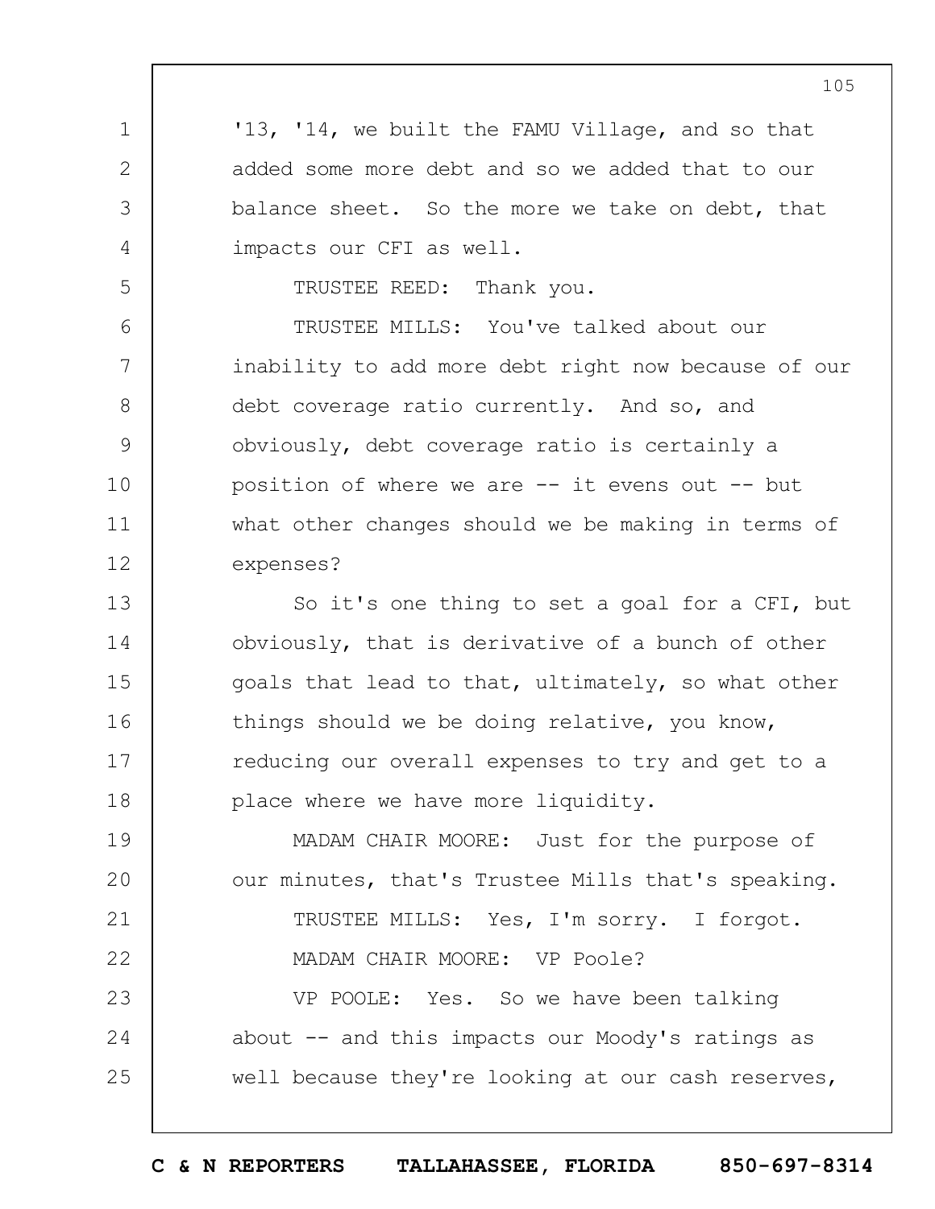'13, '14, we built the FAMU Village, and so that added some more debt and so we added that to our balance sheet. So the more we take on debt, that impacts our CFI as well.

TRUSTEE REED: Thank you.

TRUSTEE MILLS: You've talked about our inability to add more debt right now because of our debt coverage ratio currently. And so, and obviously, debt coverage ratio is certainly a position of where we are -- it evens out -- but what other changes should we be making in terms of expenses?

So it's one thing to set a goal for a CFI, but obviously, that is derivative of a bunch of other goals that lead to that, ultimately, so what other things should we be doing relative, you know, reducing our overall expenses to try and get to a place where we have more liquidity.

MADAM CHAIR MOORE: Just for the purpose of our minutes, that's Trustee Mills that's speaking.

TRUSTEE MILLS: Yes, I'm sorry. I forgot.

MADAM CHAIR MOORE: VP Poole?

VP POOLE: Yes. So we have been talking about -- and this impacts our Moody's ratings as well because they're looking at our cash reserves,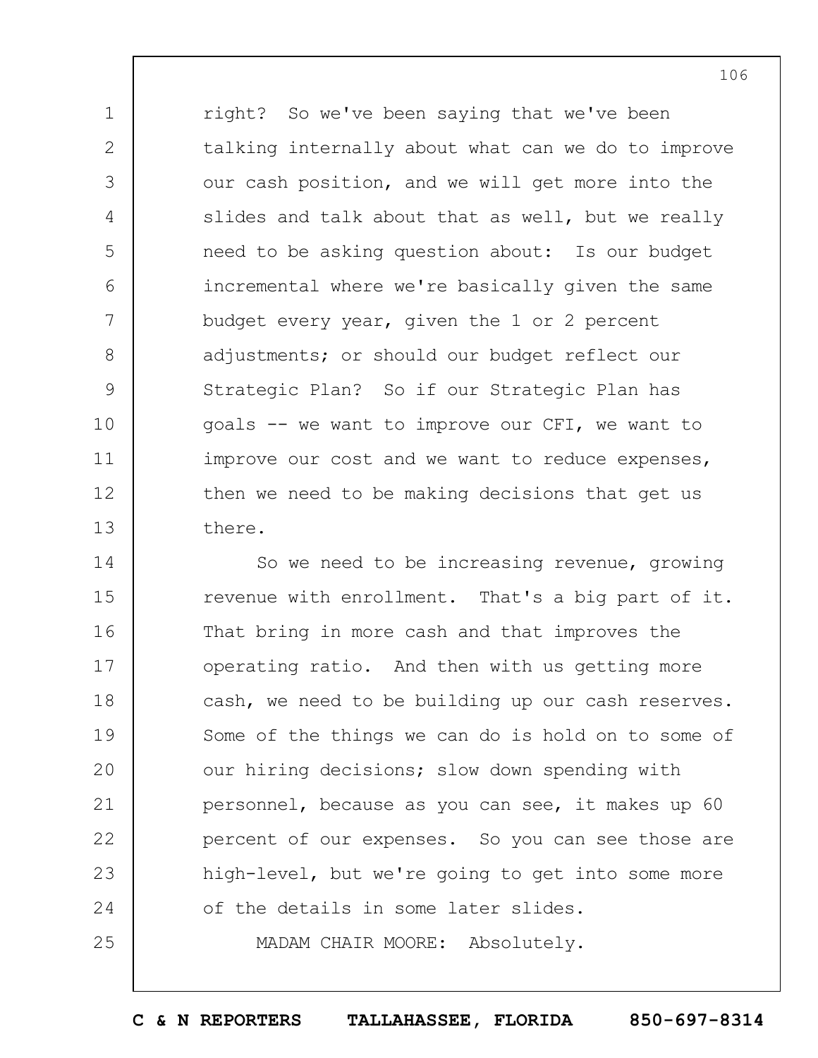right? So we've been saying that we've been talking internally about what can we do to improve our cash position, and we will get more into the slides and talk about that as well, but we really need to be asking question about: Is our budget incremental where we're basically given the same budget every year, given the 1 or 2 percent adjustments; or should our budget reflect our Strategic Plan? So if our Strategic Plan has goals -- we want to improve our CFI, we want to improve our cost and we want to reduce expenses, then we need to be making decisions that get us there.

So we need to be increasing revenue, growing revenue with enrollment. That's a big part of it. That bring in more cash and that improves the operating ratio. And then with us getting more cash, we need to be building up our cash reserves. Some of the things we can do is hold on to some of our hiring decisions; slow down spending with personnel, because as you can see, it makes up 60 percent of our expenses. So you can see those are high-level, but we're going to get into some more of the details in some later slides.

MADAM CHAIR MOORE: Absolutely.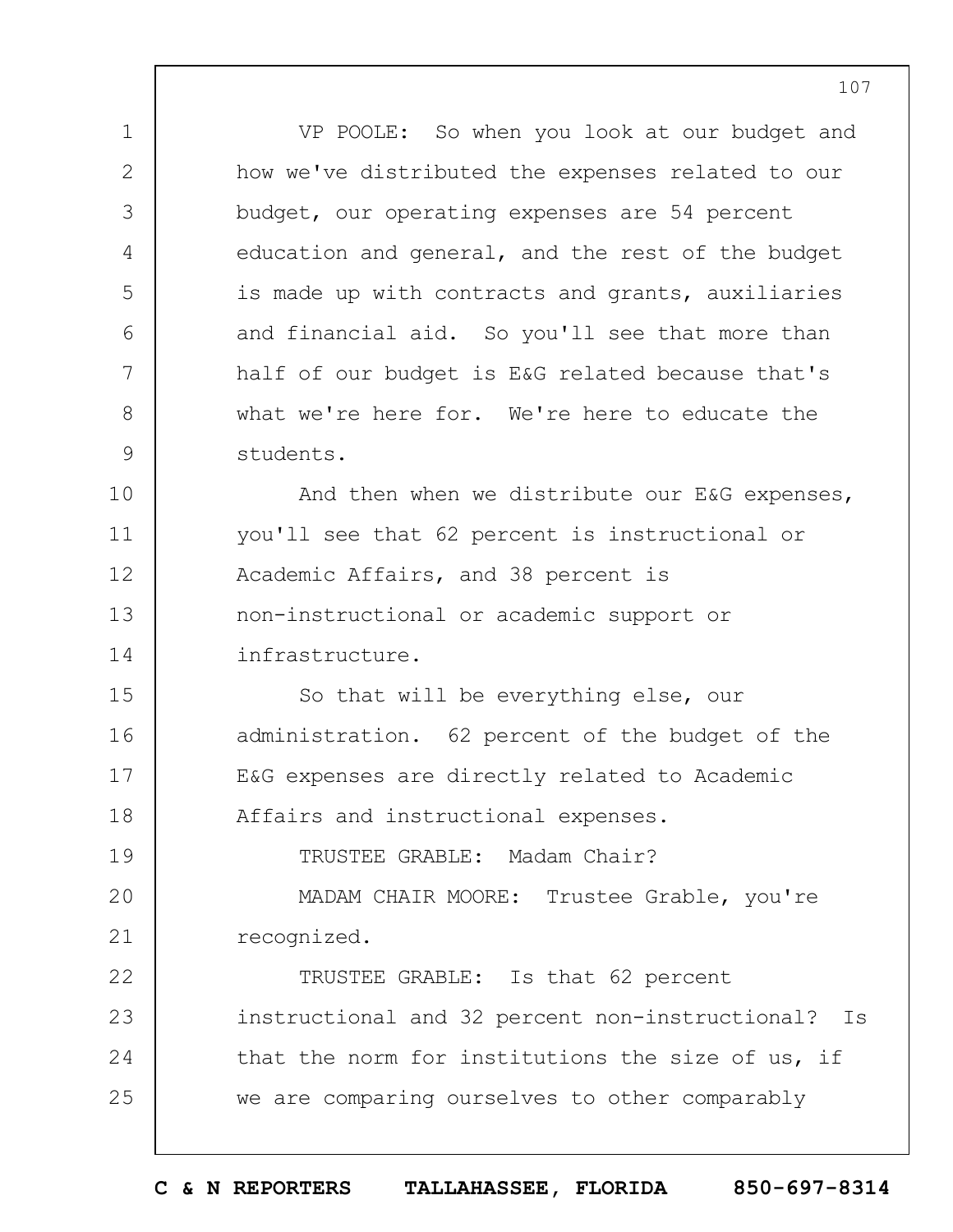VP POOLE: So when you look at our budget and how we've distributed the expenses related to our budget, our operating expenses are 54 percent education and general, and the rest of the budget is made up with contracts and grants, auxiliaries and financial aid. So you'll see that more than half of our budget is E&G related because that's what we're here for. We're here to educate the students.

And then when we distribute our E&G expenses, you'll see that 62 percent is instructional or Academic Affairs, and 38 percent is non-instructional or academic support or infrastructure.

So that will be everything else, our administration. 62 percent of the budget of the E&G expenses are directly related to Academic Affairs and instructional expenses.

TRUSTEE GRABLE: Madam Chair?

MADAM CHAIR MOORE: Trustee Grable, you're recognized.

TRUSTEE GRABLE: Is that 62 percent instructional and 32 percent non-instructional? Is that the norm for institutions the size of us, if we are comparing ourselves to other comparably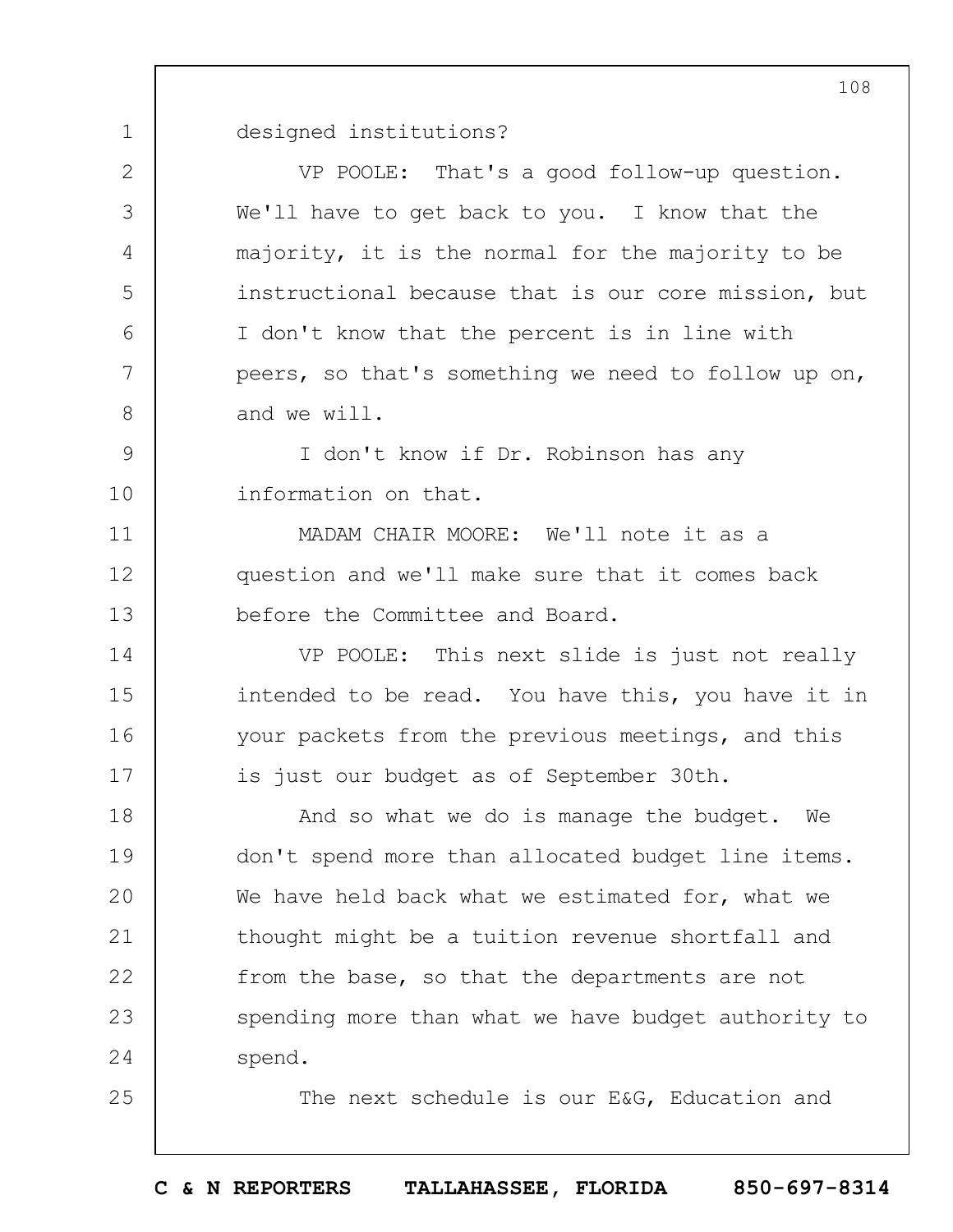designed institutions?

VP POOLE: That's a good follow-up question. We'll have to get back to you. I know that the majority, it is the normal for the majority to be instructional because that is our core mission, but I don't know that the percent is in line with peers, so that's something we need to follow up on, and we will.

I don't know if Dr. Robinson has any information on that.

MADAM CHAIR MOORE: We'll note it as a question and we'll make sure that it comes back before the Committee and Board.

VP POOLE: This next slide is just not really intended to be read. You have this, you have it in your packets from the previous meetings, and this is just our budget as of September 30th.

And so what we do is manage the budget. We don't spend more than allocated budget line items. We have held back what we estimated for, what we thought might be a tuition revenue shortfall and from the base, so that the departments are not spending more than what we have budget authority to spend.

The next schedule is our E&G, Education and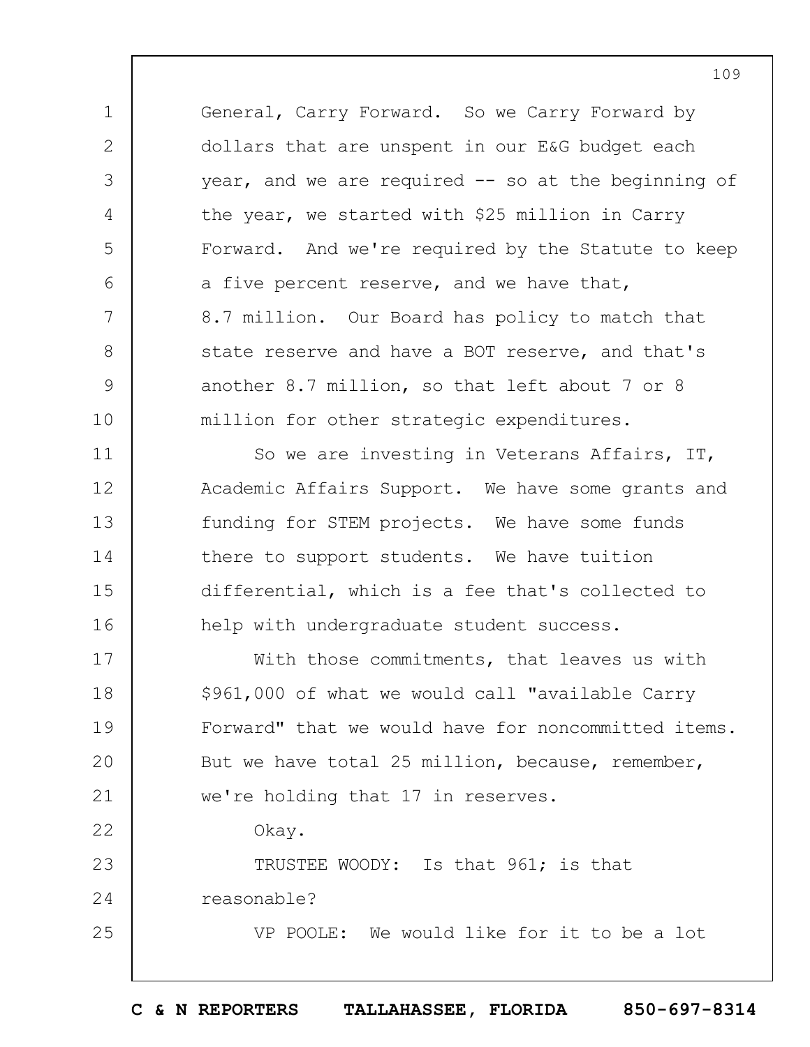General, Carry Forward. So we Carry Forward by dollars that are unspent in our E&G budget each year, and we are required -- so at the beginning of the year, we started with $25 million in Carry Forward. And we're required by the Statute to keep a five percent reserve, and we have that, 8.7 million. Our Board has policy to match that state reserve and have a BOT reserve, and that's another 8.7 million, so that left about 7 or 8 million for other strategic expenditures.

So we are investing in Veterans Affairs, IT, Academic Affairs Support. We have some grants and funding for STEM projects. We have some funds there to support students. We have tuition differential, which is a fee that's collected to help with undergraduate student success.

With those commitments, that leaves us with $961,000 of what we would call "available Carry Forward" that we would have for noncommitted items. But we have total 25 million, because, remember, we're holding that 17 in reserves.

Okay.

TRUSTEE WOODY: Is that 961; is that reasonable?

VP POOLE: We would like for it to be a lot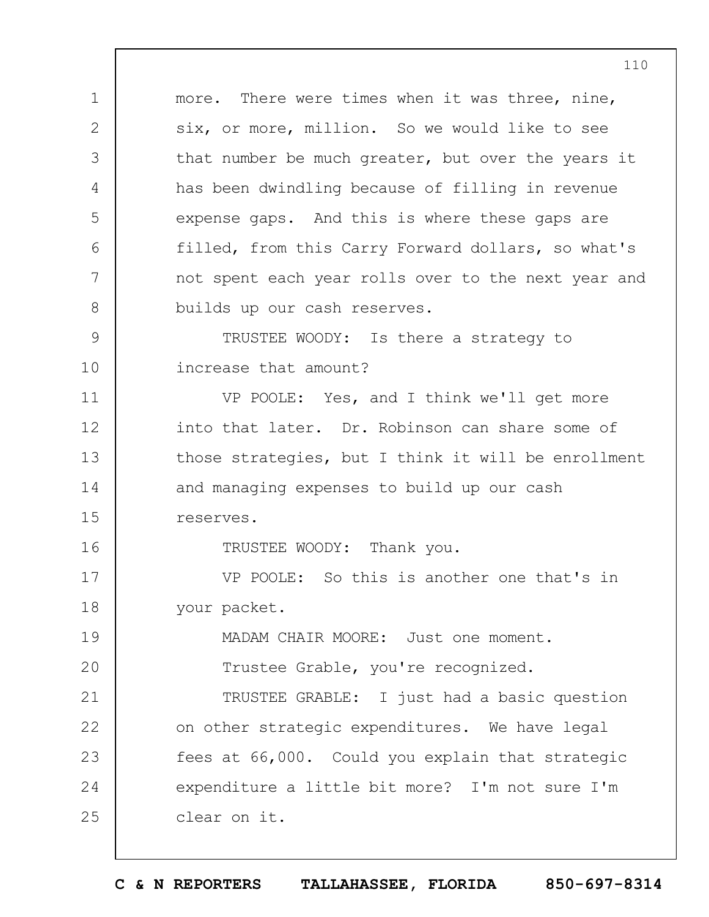more. There were times when it was three, nine, six, or more, million. So we would like to see that number be much greater, but over the years it has been dwindling because of filling in revenue expense gaps. And this is where these gaps are filled, from this Carry Forward dollars, so what's not spent each year rolls over to the next year and builds up our cash reserves.

TRUSTEE WOODY: Is there a strategy to increase that amount?

VP POOLE: Yes, and I think we'll get more into that later. Dr. Robinson can share some of those strategies, but I think it will be enrollment and managing expenses to build up our cash reserves.

TRUSTEE WOODY: Thank you.

VP POOLE: So this is another one that's in your packet.

MADAM CHAIR MOORE: Just one moment.

Trustee Grable, you're recognized.

TRUSTEE GRABLE: I just had a basic question on other strategic expenditures. We have legal fees at 66,000. Could you explain that strategic expenditure a little bit more? I'm not sure I'm clear on it.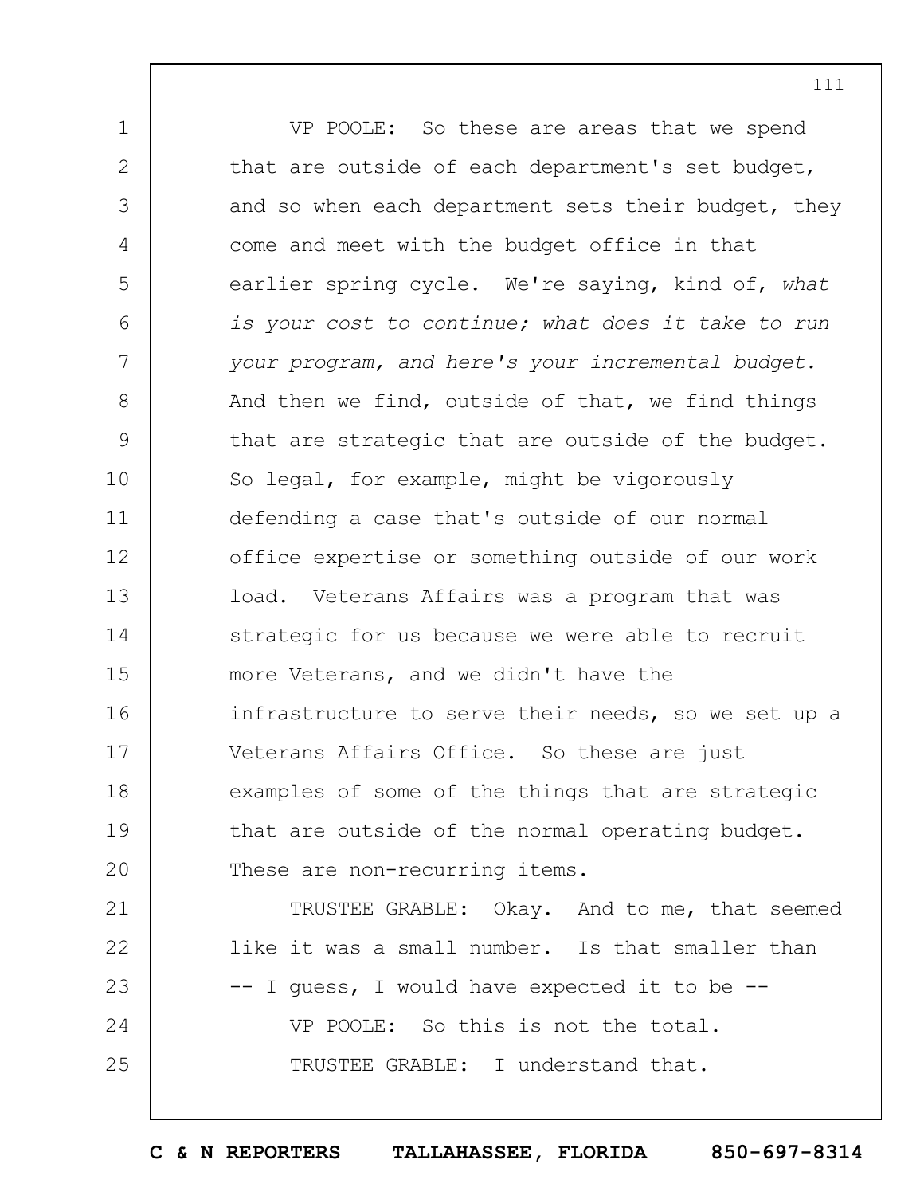VP POOLE: So these are areas that we spend that are outside of each department's set budget, and so when each department sets their budget, they come and meet with the budget office in that earlier spring cycle. We're saying, kind of, *what is your cost to continue; what does it take to run your program, and here's your incremental budget.* And then we find, outside of that, we find things that are strategic that are outside of the budget. So legal, for example, might be vigorously defending a case that's outside of our normal office expertise or something outside of our work load. Veterans Affairs was a program that was strategic for us because we were able to recruit more Veterans, and we didn't have the infrastructure to serve their needs, so we set up a Veterans Affairs Office. So these are just examples of some of the things that are strategic that are outside of the normal operating budget. These are non-recurring items.

TRUSTEE GRABLE: Okay. And to me, that seemed like it was a small number. Is that smaller than -- I guess, I would have expected it to be --

VP POOLE: So this is not the total.

TRUSTEE GRABLE: I understand that.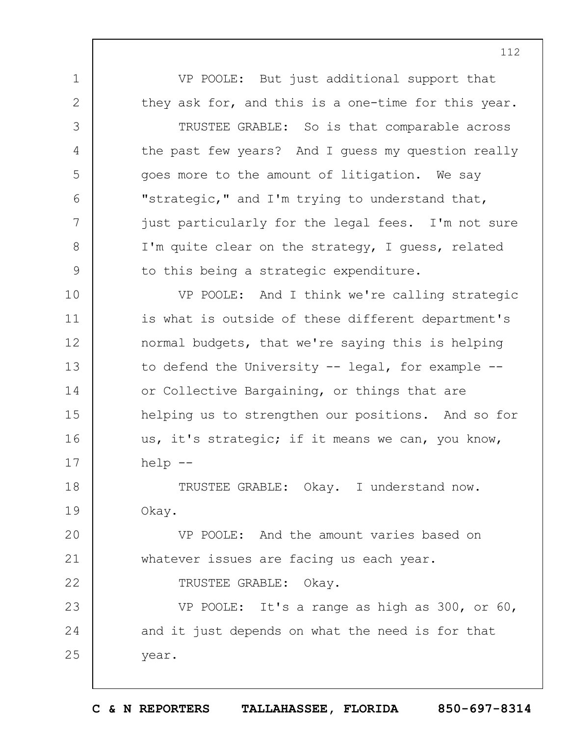VP POOLE: But just additional support that they ask for, and this is a one-time for this year.

TRUSTEE GRABLE: So is that comparable across the past few years? And I guess my question really goes more to the amount of litigation. We say "strategic," and I'm trying to understand that, just particularly for the legal fees. I'm not sure I'm quite clear on the strategy, I guess, related to this being a strategic expenditure.

VP POOLE: And I think we're calling strategic is what is outside of these different department's normal budgets, that we're saying this is helping to defend the University -- legal, for example -- or Collective Bargaining, or things that are helping us to strengthen our positions. And so for us, it's strategic; if it means we can, you know, help --

TRUSTEE GRABLE: Okay. I understand now. Okay.

VP POOLE: And the amount varies based on whatever issues are facing us each year.

TRUSTEE GRABLE: Okay.

VP POOLE: It's a range as high as 300, or 60, and it just depends on what the need is for that year.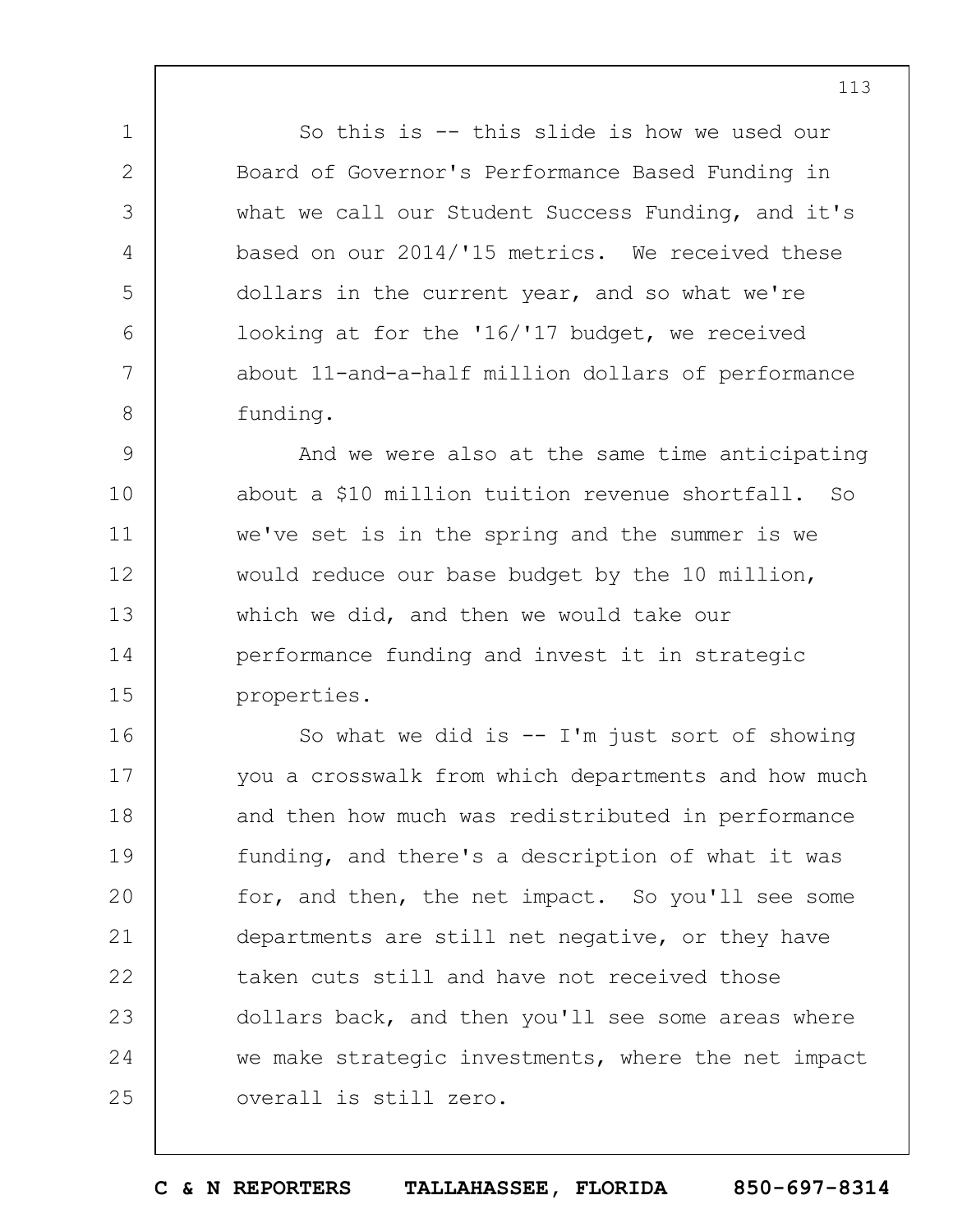So this is -- this slide is how we used our Board of Governor's Performance Based Funding in what we call our Student Success Funding, and it's based on our 2014/'15 metrics. We received these dollars in the current year, and so what we're looking at for the '16/'17 budget, we received about 11-and-a-half million dollars of performance funding.

And we were also at the same time anticipating about a $10 million tuition revenue shortfall. So we've set is in the spring and the summer is we would reduce our base budget by the 10 million, which we did, and then we would take our performance funding and invest it in strategic properties.

So what we did is -- I'm just sort of showing you a crosswalk from which departments and how much and then how much was redistributed in performance funding, and there's a description of what it was for, and then, the net impact. So you'll see some departments are still net negative, or they have taken cuts still and have not received those dollars back, and then you'll see some areas where we make strategic investments, where the net impact overall is still zero.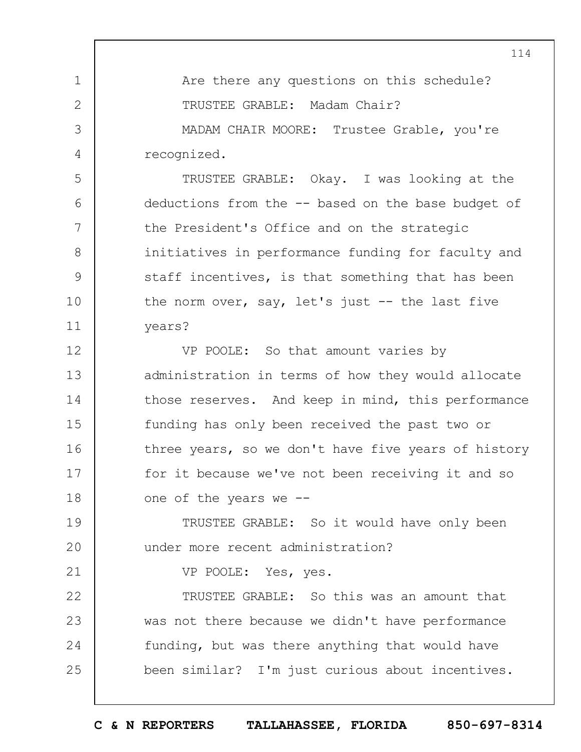Are there any questions on this schedule?

TRUSTEE GRABLE: Madam Chair?

MADAM CHAIR MOORE: Trustee Grable, you're recognized.

TRUSTEE GRABLE: Okay. I was looking at the deductions from the -- based on the base budget of the President's Office and on the strategic initiatives in performance funding for faculty and staff incentives, is that something that has been the norm over, say, let's just -- the last five years?

VP POOLE: So that amount varies by administration in terms of how they would allocate those reserves. And keep in mind, this performance funding has only been received the past two or three years, so we don't have five years of history for it because we've not been receiving it and so one of the years we --

TRUSTEE GRABLE: So it would have only been under more recent administration?

VP POOLE: Yes, yes.

TRUSTEE GRABLE: So this was an amount that was not there because we didn't have performance funding, but was there anything that would have been similar? I'm just curious about incentives.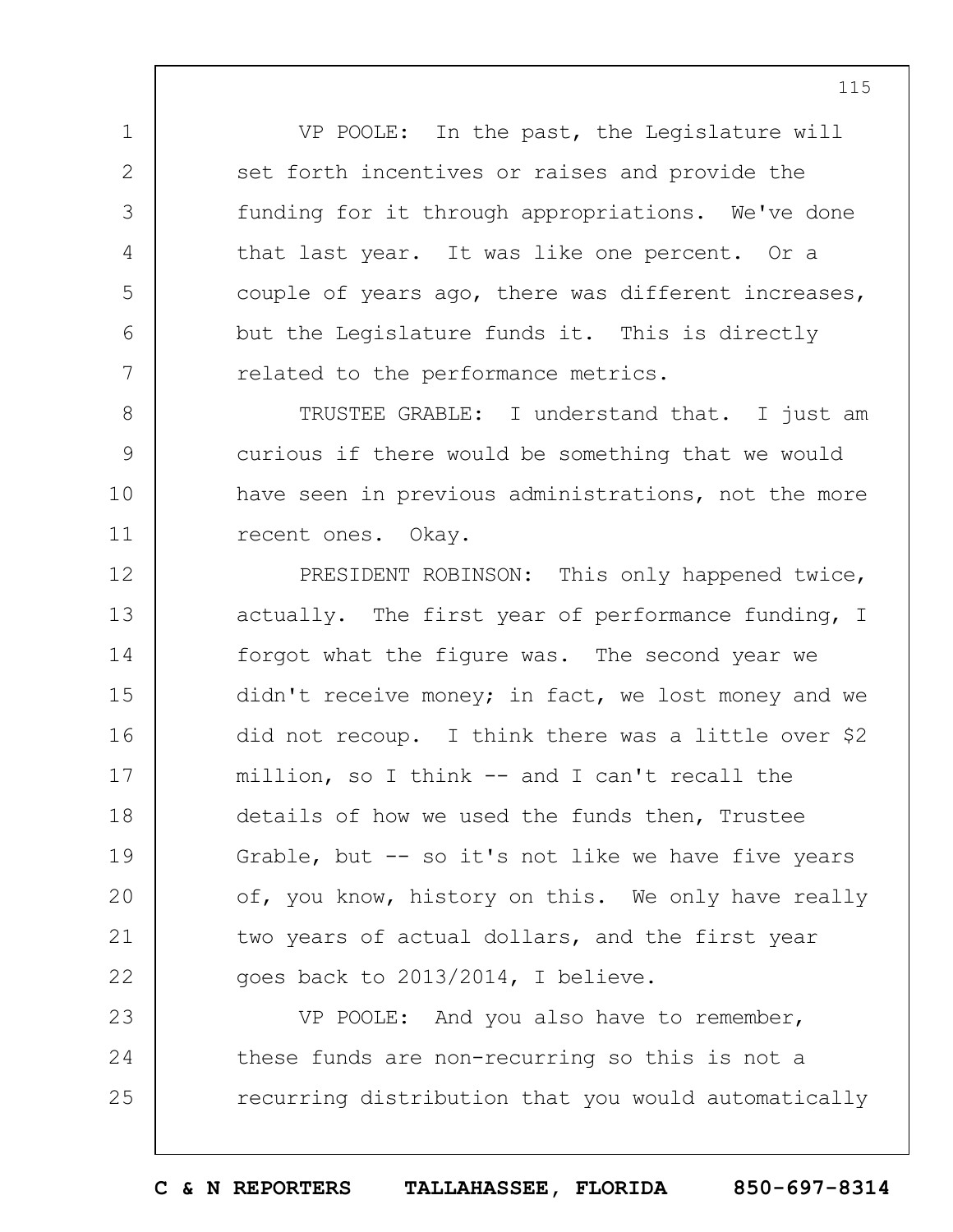VP POOLE: In the past, the Legislature will set forth incentives or raises and provide the funding for it through appropriations. We've done that last year. It was like one percent. Or a couple of years ago, there was different increases, but the Legislature funds it. This is directly related to the performance metrics.

TRUSTEE GRABLE: I understand that. I just am curious if there would be something that we would have seen in previous administrations, not the more recent ones. Okay.

PRESIDENT ROBINSON: This only happened twice, actually. The first year of performance funding, I forgot what the figure was. The second year we didn't receive money; in fact, we lost money and we did not recoup. I think there was a little over $2 million, so I think -- and I can't recall the details of how we used the funds then, Trustee Grable, but -- so it's not like we have five years of, you know, history on this. We only have really two years of actual dollars, and the first year goes back to 2013/2014, I believe.

VP POOLE: And you also have to remember, these funds are non-recurring so this is not a recurring distribution that you would automatically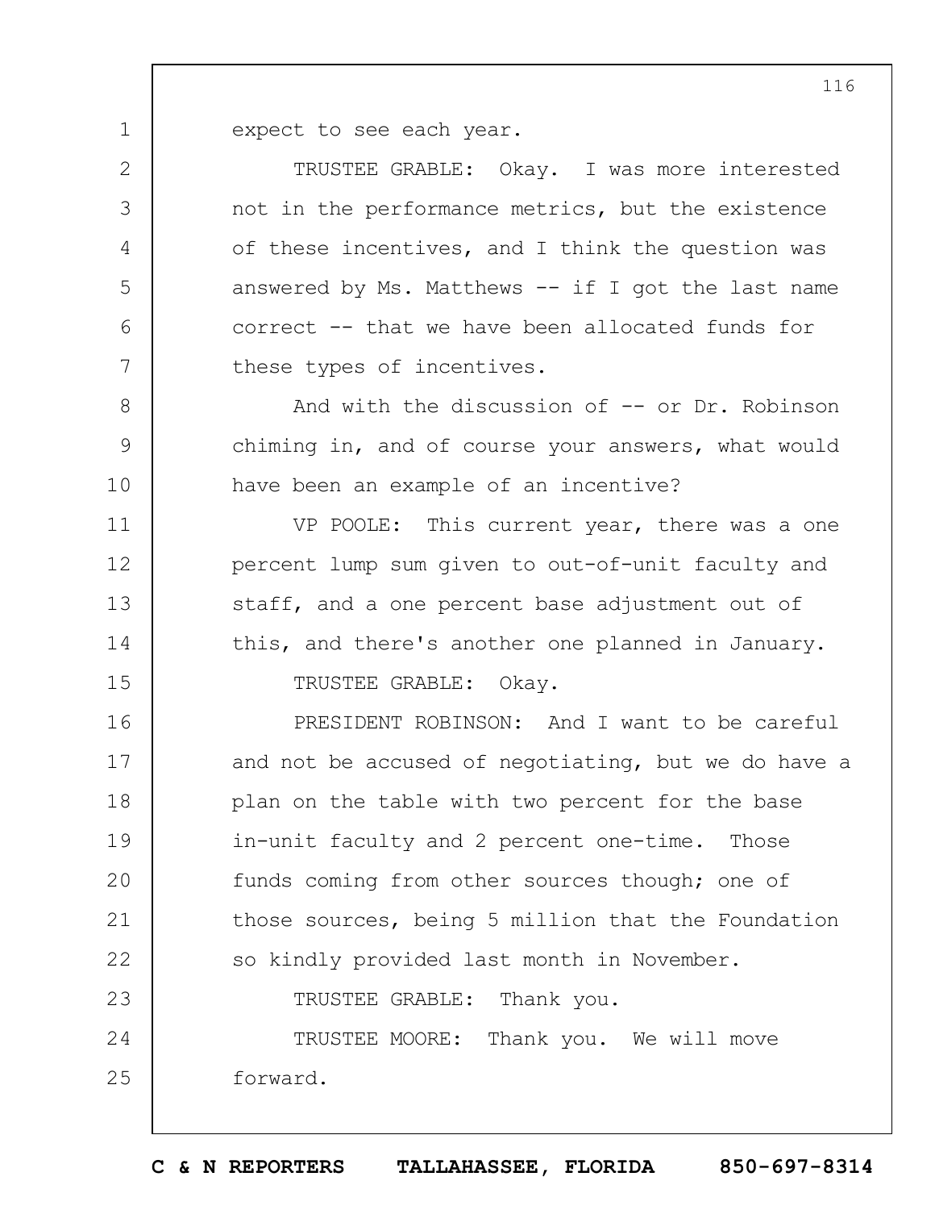expect to see each year.

TRUSTEE GRABLE: Okay. I was more interested not in the performance metrics, but the existence of these incentives, and I think the question was answered by Ms. Matthews -- if I got the last name correct -- that we have been allocated funds for these types of incentives.

And with the discussion of -- or Dr. Robinson chiming in, and of course your answers, what would have been an example of an incentive?

VP POOLE: This current year, there was a one percent lump sum given to out-of-unit faculty and staff, and a one percent base adjustment out of this, and there's another one planned in January.

TRUSTEE GRABLE: Okay.

PRESIDENT ROBINSON: And I want to be careful and not be accused of negotiating, but we do have a plan on the table with two percent for the base in-unit faculty and 2 percent one-time. Those funds coming from other sources though; one of those sources, being 5 million that the Foundation so kindly provided last month in November.

TRUSTEE GRABLE: Thank you.

TRUSTEE MOORE: Thank you. We will move forward.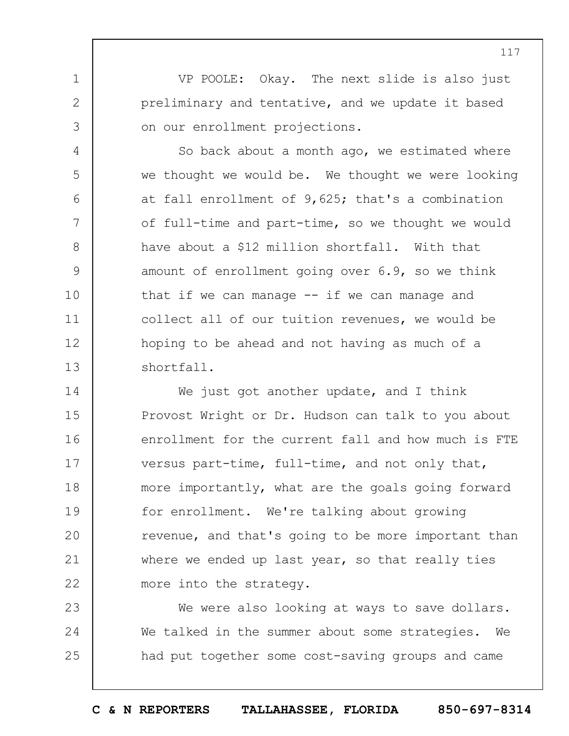VP POOLE: Okay. The next slide is also just preliminary and tentative, and we update it based on our enrollment projections.

So back about a month ago, we estimated where we thought we would be. We thought we were looking at fall enrollment of 9,625; that's a combination of full-time and part-time, so we thought we would have about a $12 million shortfall. With that amount of enrollment going over 6.9, so we think that if we can manage -- if we can manage and collect all of our tuition revenues, we would be hoping to be ahead and not having as much of a shortfall.

We just got another update, and I think Provost Wright or Dr. Hudson can talk to you about enrollment for the current fall and how much is FTE versus part-time, full-time, and not only that, more importantly, what are the goals going forward for enrollment. We're talking about growing revenue, and that's going to be more important than where we ended up last year, so that really ties more into the strategy.

We were also looking at ways to save dollars. We talked in the summer about some strategies. We had put together some cost-saving groups and came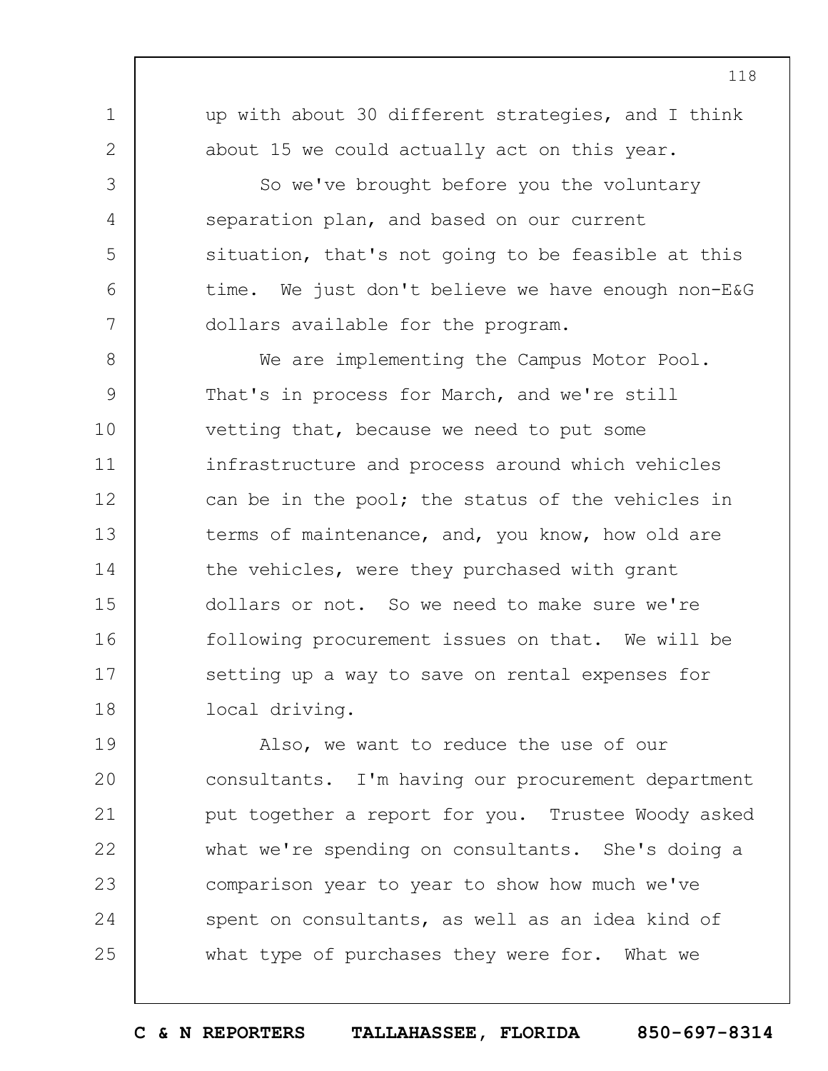up with about 30 different strategies, and I think about 15 we could actually act on this year.

So we've brought before you the voluntary separation plan, and based on our current situation, that's not going to be feasible at this time. We just don't believe we have enough non-E&G dollars available for the program.

We are implementing the Campus Motor Pool. That's in process for March, and we're still vetting that, because we need to put some infrastructure and process around which vehicles can be in the pool; the status of the vehicles in terms of maintenance, and, you know, how old are the vehicles, were they purchased with grant dollars or not. So we need to make sure we're following procurement issues on that. We will be setting up a way to save on rental expenses for local driving.

Also, we want to reduce the use of our consultants. I'm having our procurement department put together a report for you. Trustee Woody asked what we're spending on consultants. She's doing a comparison year to year to show how much we've spent on consultants, as well as an idea kind of what type of purchases they were for. What we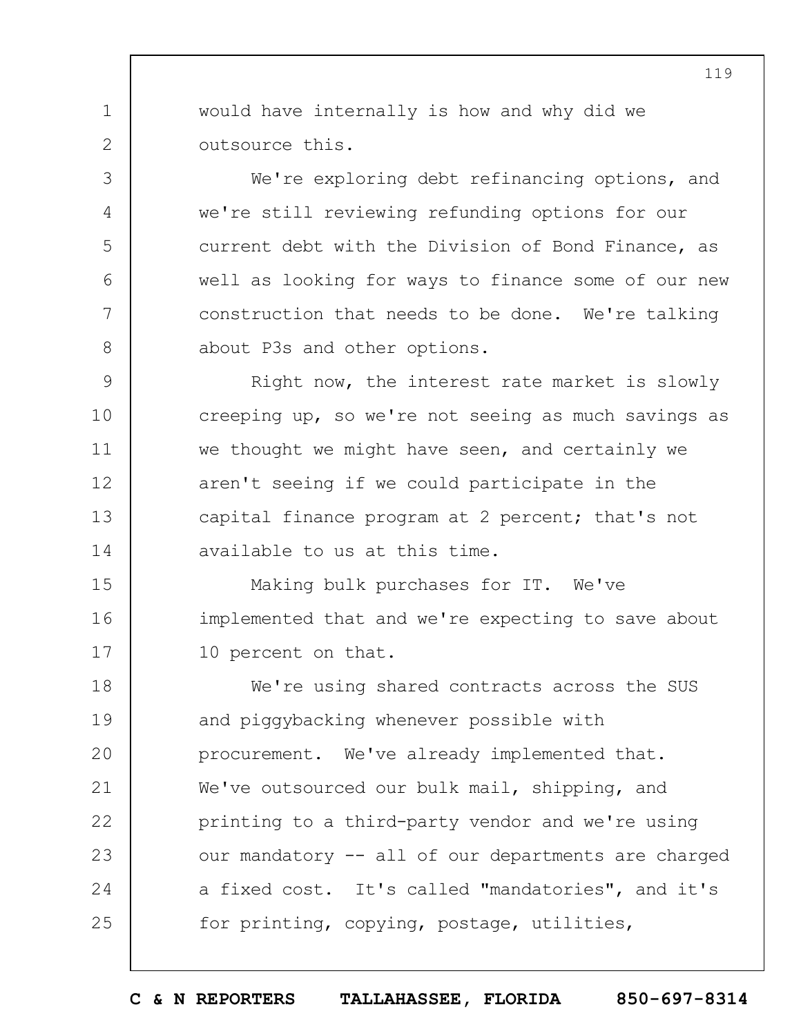would have internally is how and why did we outsource this.

We're exploring debt refinancing options, and we're still reviewing refunding options for our current debt with the Division of Bond Finance, as well as looking for ways to finance some of our new construction that needs to be done. We're talking about P3s and other options.

Right now, the interest rate market is slowly creeping up, so we're not seeing as much savings as we thought we might have seen, and certainly we aren't seeing if we could participate in the capital finance program at 2 percent; that's not available to us at this time.

Making bulk purchases for IT. We've implemented that and we're expecting to save about 10 percent on that.

We're using shared contracts across the SUS and piggybacking whenever possible with procurement. We've already implemented that. We've outsourced our bulk mail, shipping, and printing to a third-party vendor and we're using our mandatory -- all of our departments are charged a fixed cost. It's called "mandatories", and it's for printing, copying, postage, utilities,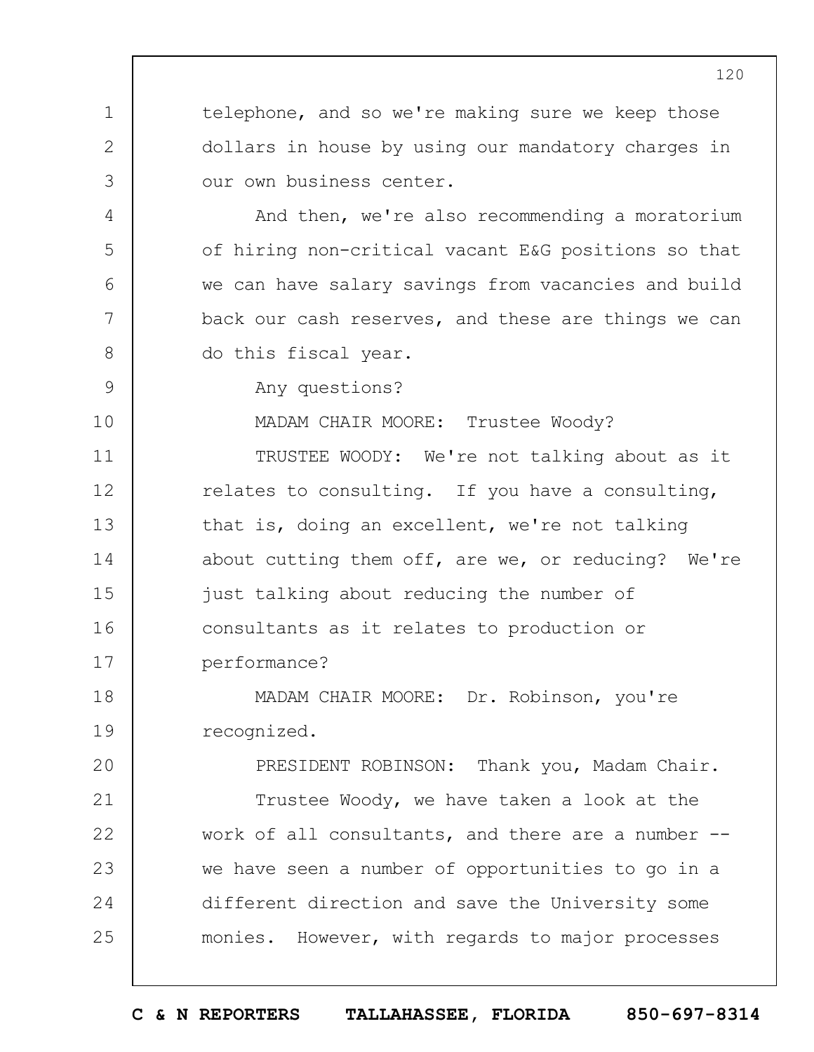telephone, and so we're making sure we keep those dollars in house by using our mandatory charges in our own business center.

And then, we're also recommending a moratorium of hiring non-critical vacant E&G positions so that we can have salary savings from vacancies and build back our cash reserves, and these are things we can do this fiscal year.

Any questions?

MADAM CHAIR MOORE: Trustee Woody?

TRUSTEE WOODY: We're not talking about as it relates to consulting. If you have a consulting, that is, doing an excellent, we're not talking about cutting them off, are we, or reducing? We're just talking about reducing the number of consultants as it relates to production or performance?

MADAM CHAIR MOORE: Dr. Robinson, you're recognized.

PRESIDENT ROBINSON: Thank you, Madam Chair.

Trustee Woody, we have taken a look at the work of all consultants, and there are a number -- we have seen a number of opportunities to go in a different direction and save the University some monies. However, with regards to major processes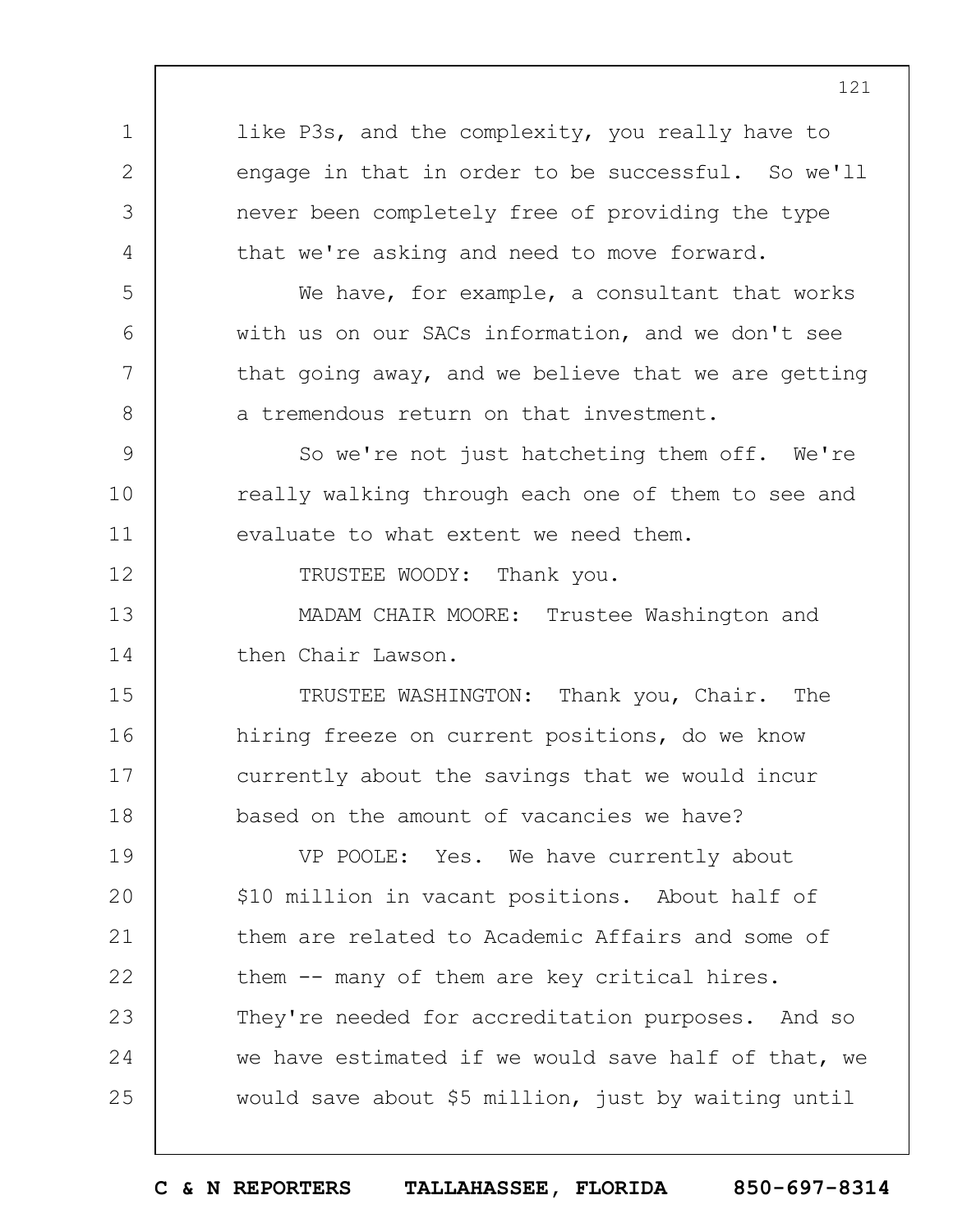like P3s, and the complexity, you really have to engage in that in order to be successful. So we'll never been completely free of providing the type that we're asking and need to move forward.

We have, for example, a consultant that works with us on our SACs information, and we don't see that going away, and we believe that we are getting a tremendous return on that investment.

So we're not just hatcheting them off. We're really walking through each one of them to see and evaluate to what extent we need them.

TRUSTEE WOODY: Thank you.

MADAM CHAIR MOORE: Trustee Washington and then Chair Lawson.

TRUSTEE WASHINGTON: Thank you, Chair. The hiring freeze on current positions, do we know currently about the savings that we would incur based on the amount of vacancies we have?

VP POOLE: Yes. We have currently about $10 million in vacant positions. About half of them are related to Academic Affairs and some of them -- many of them are key critical hires. They're needed for accreditation purposes. And so we have estimated if we would save half of that, we would save about $5 million, just by waiting until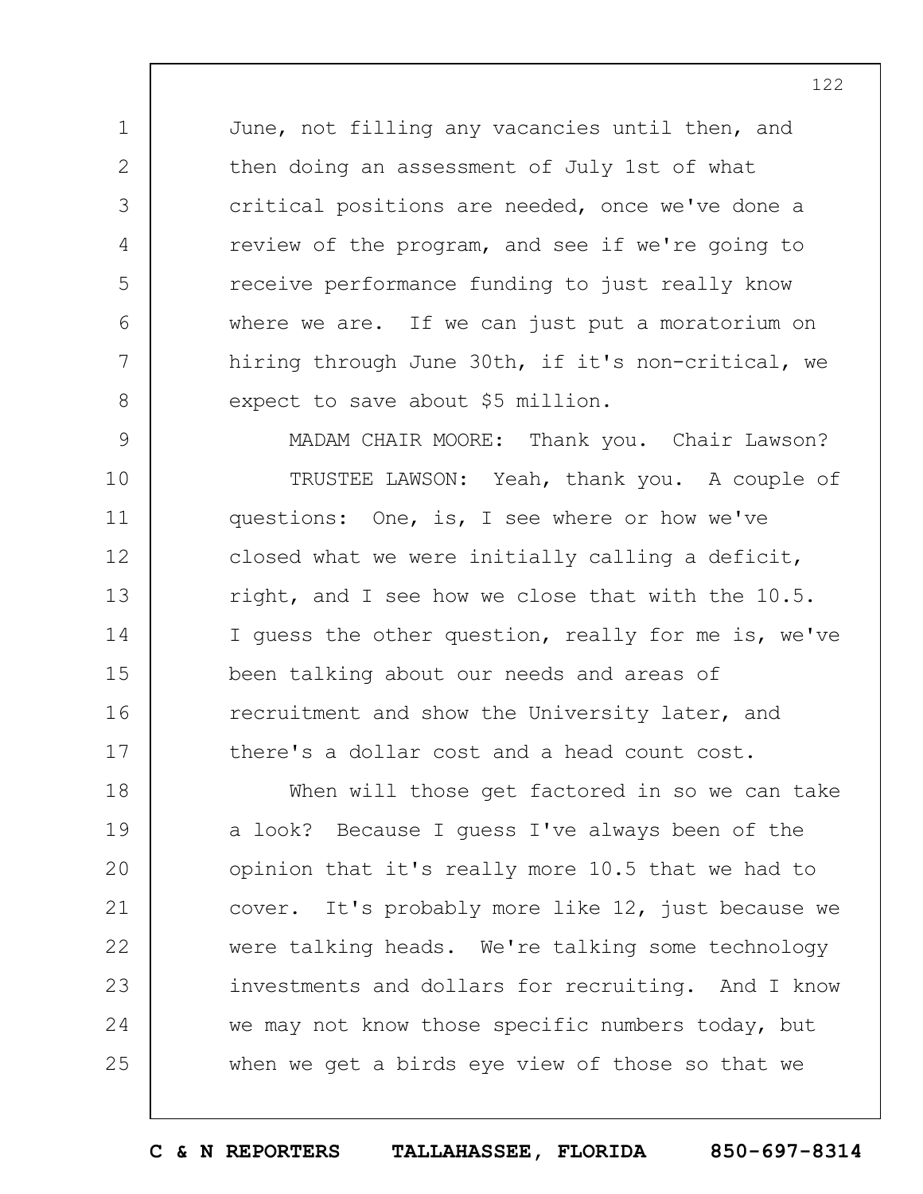June, not filling any vacancies until then, and then doing an assessment of July 1st of what critical positions are needed, once we've done a review of the program, and see if we're going to receive performance funding to just really know where we are. If we can just put a moratorium on hiring through June 30th, if it's non-critical, we expect to save about $5 million.

MADAM CHAIR MOORE: Thank you. Chair Lawson?

TRUSTEE LAWSON: Yeah, thank you. A couple of questions: One, is, I see where or how we've closed what we were initially calling a deficit, right, and I see how we close that with the 10.5. I guess the other question, really for me is, we've been talking about our needs and areas of recruitment and show the University later, and there's a dollar cost and a head count cost.

When will those get factored in so we can take a look? Because I guess I've always been of the opinion that it's really more 10.5 that we had to cover. It's probably more like 12, just because we were talking heads. We're talking some technology investments and dollars for recruiting. And I know we may not know those specific numbers today, but when we get a birds eye view of those so that we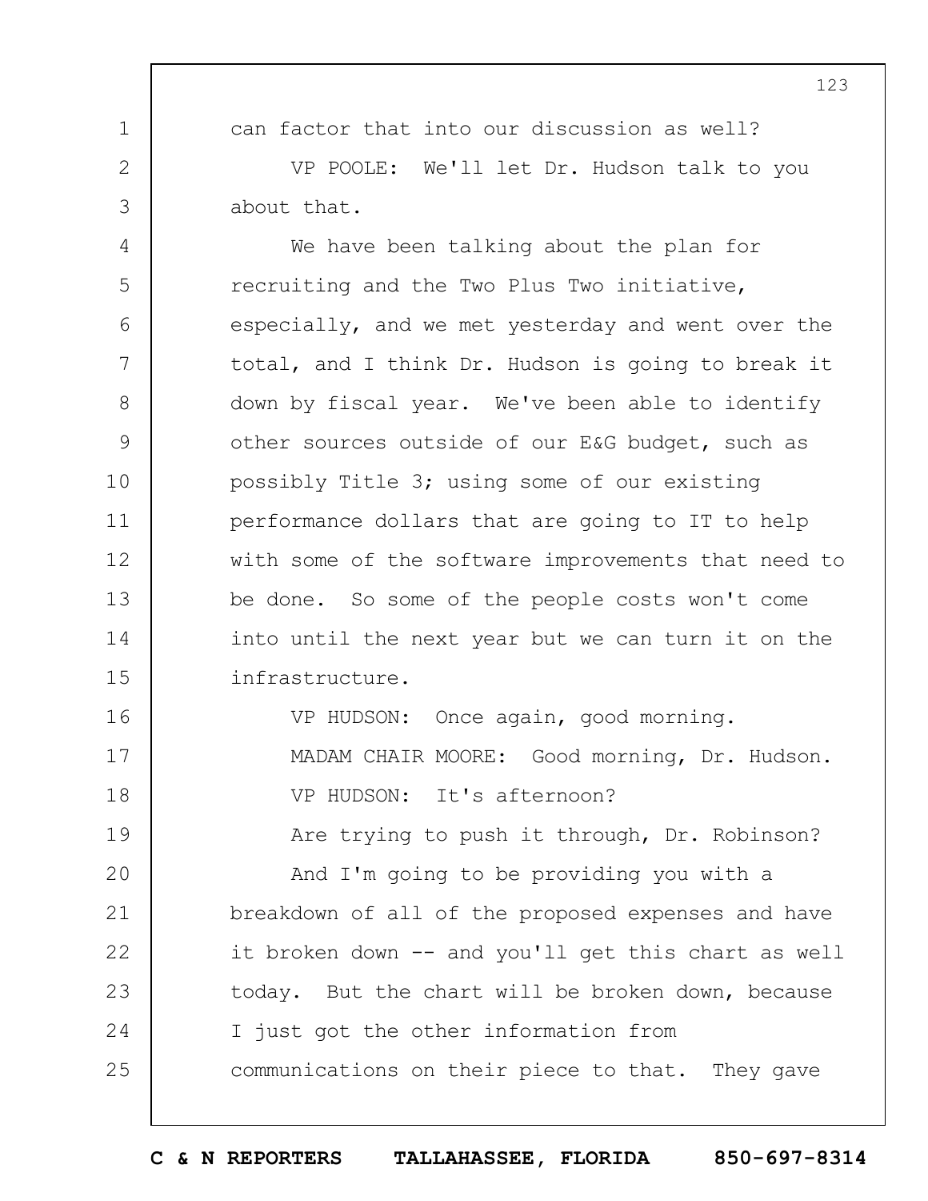can factor that into our discussion as well?

VP POOLE: We'll let Dr. Hudson talk to you about that.

We have been talking about the plan for recruiting and the Two Plus Two initiative, especially, and we met yesterday and went over the total, and I think Dr. Hudson is going to break it down by fiscal year. We've been able to identify other sources outside of our E&G budget, such as possibly Title 3; using some of our existing performance dollars that are going to IT to help with some of the software improvements that need to be done. So some of the people costs won't come into until the next year but we can turn it on the infrastructure.

VP HUDSON: Once again, good morning.

MADAM CHAIR MOORE: Good morning, Dr. Hudson.

VP HUDSON: It's afternoon?

Are trying to push it through, Dr. Robinson?

And I'm going to be providing you with a breakdown of all of the proposed expenses and have it broken down -- and you'll get this chart as well today. But the chart will be broken down, because I just got the other information from communications on their piece to that. They gave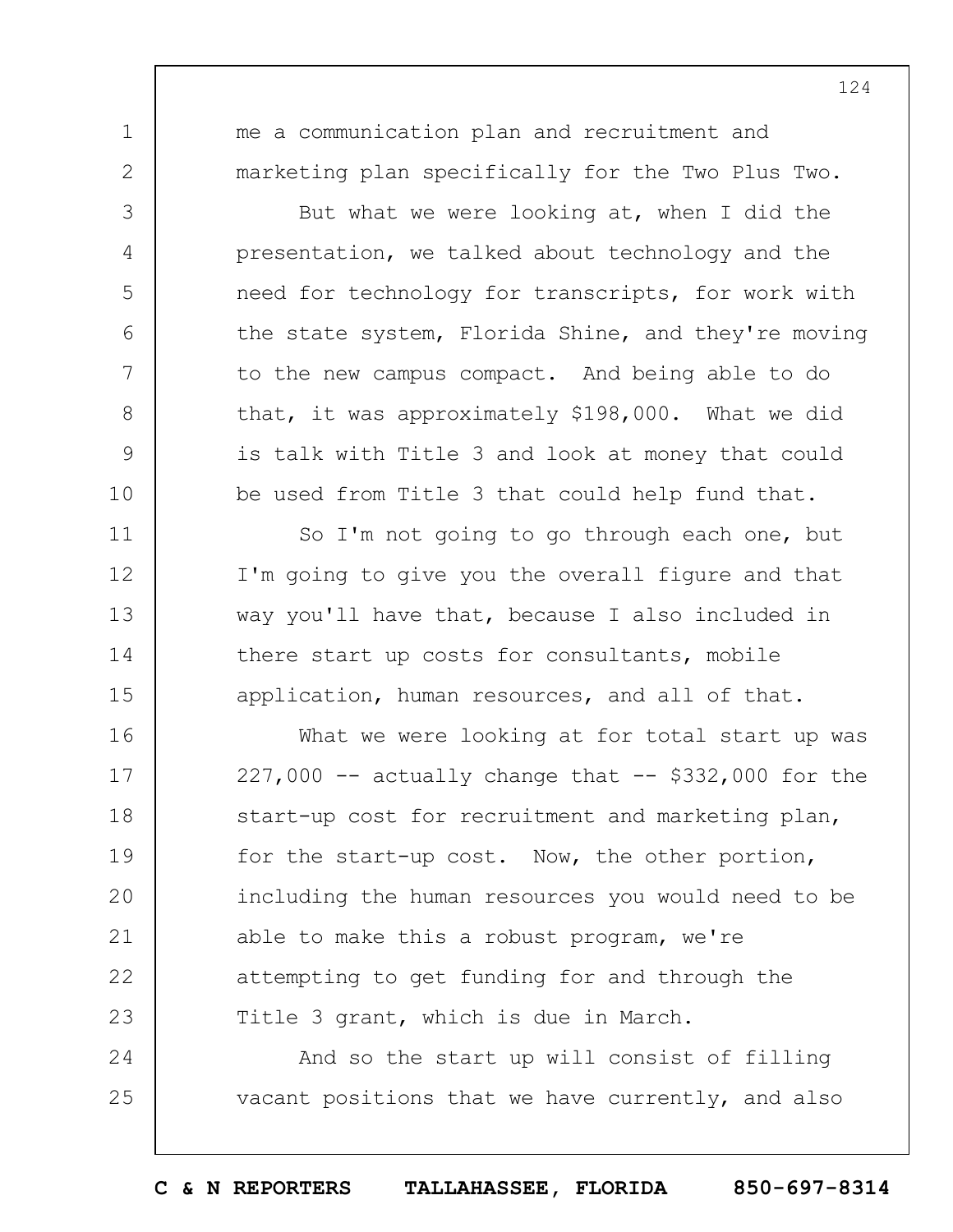me a communication plan and recruitment and marketing plan specifically for the Two Plus Two.

But what we were looking at, when I did the presentation, we talked about technology and the need for technology for transcripts, for work with the state system, Florida Shine, and they're moving to the new campus compact. And being able to do that, it was approximately $198,000. What we did is talk with Title 3 and look at money that could be used from Title 3 that could help fund that.

So I'm not going to go through each one, but I'm going to give you the overall figure and that way you'll have that, because I also included in there start up costs for consultants, mobile application, human resources, and all of that.

What we were looking at for total start up was 227,000 -- actually change that -- $332,000 for the start-up cost for recruitment and marketing plan, for the start-up cost. Now, the other portion, including the human resources you would need to be able to make this a robust program, we're attempting to get funding for and through the Title 3 grant, which is due in March.

And so the start up will consist of filling vacant positions that we have currently, and also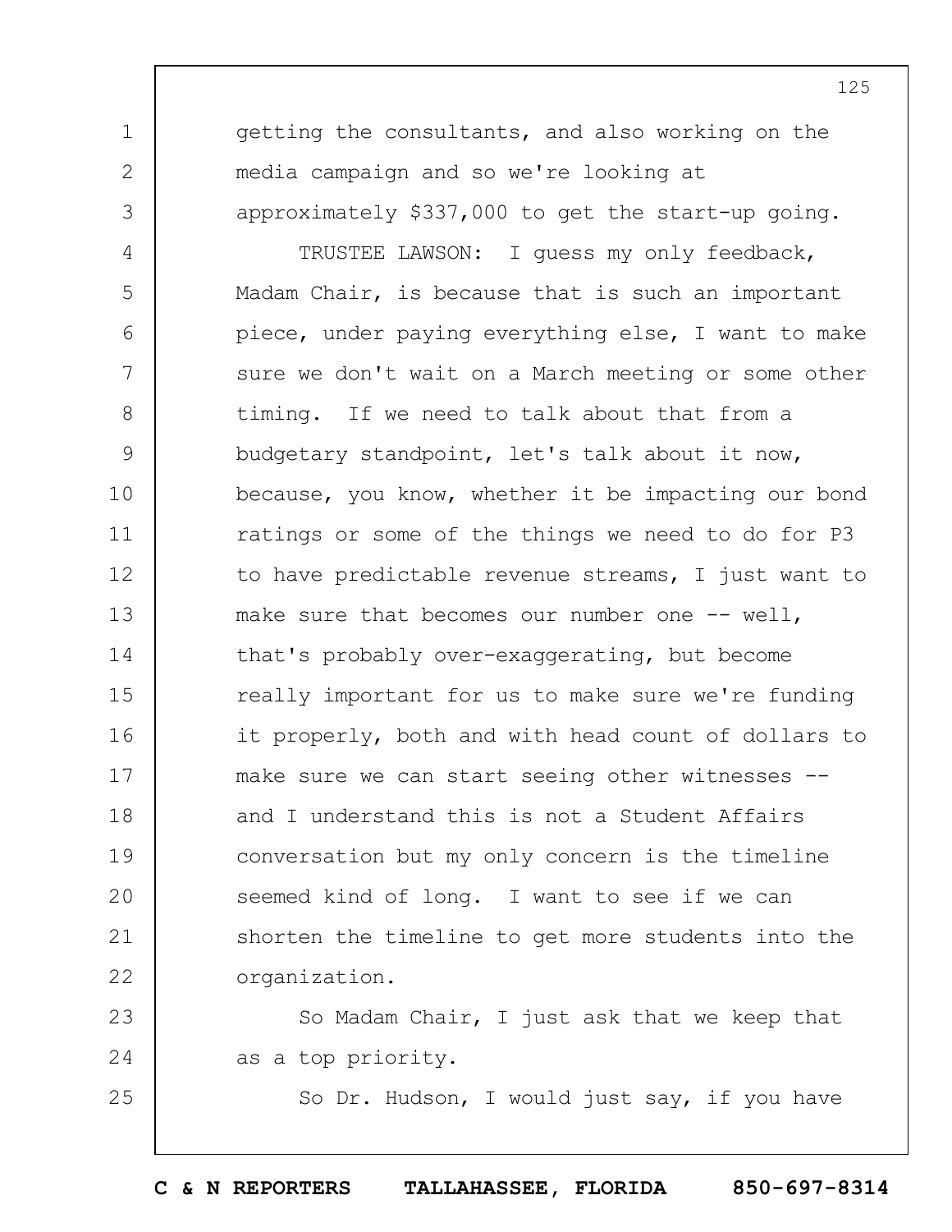getting the consultants, and also working on the media campaign and so we're looking at approximately $337,000 to get the start-up going.

TRUSTEE LAWSON: I guess my only feedback, Madam Chair, is because that is such an important piece, under paying everything else, I want to make sure we don't wait on a March meeting or some other timing. If we need to talk about that from a budgetary standpoint, let's talk about it now, because, you know, whether it be impacting our bond ratings or some of the things we need to do for P3 to have predictable revenue streams, I just want to make sure that becomes our number one -- well, that's probably over-exaggerating, but become really important for us to make sure we're funding it properly, both and with head count of dollars to make sure we can start seeing other witnesses -- and I understand this is not a Student Affairs conversation but my only concern is the timeline seemed kind of long. I want to see if we can shorten the timeline to get more students into the organization.

So Madam Chair, I just ask that we keep that as a top priority.

So Dr. Hudson, I would just say, if you have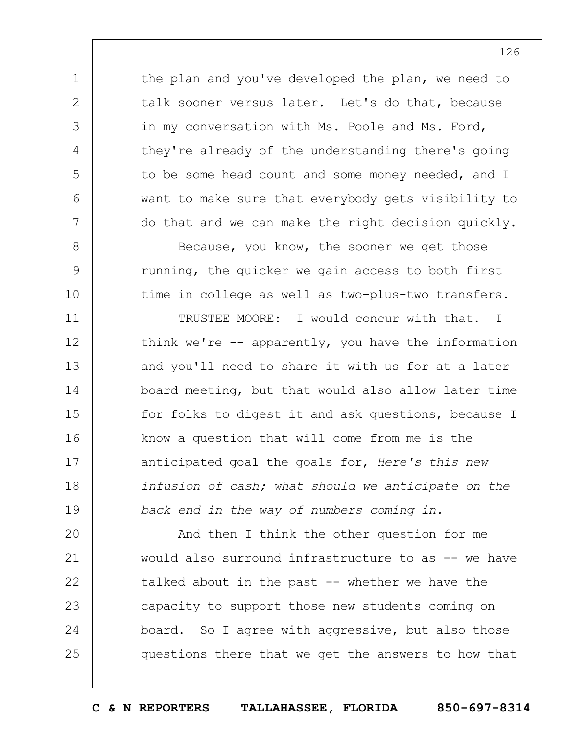the plan and you've developed the plan, we need to talk sooner versus later. Let's do that, because in my conversation with Ms. Poole and Ms. Ford, they're already of the understanding there's going to be some head count and some money needed, and I want to make sure that everybody gets visibility to do that and we can make the right decision quickly.

Because, you know, the sooner we get those running, the quicker we gain access to both first time in college as well as two-plus-two transfers.

TRUSTEE MOORE: I would concur with that. I think we're -- apparently, you have the information and you'll need to share it with us for at a later board meeting, but that would also allow later time for folks to digest it and ask questions, because I know a question that will come from me is the anticipated goal the goals for, *Here's this new infusion of cash; what should we anticipate on the back end in the way of numbers coming in.*

And then I think the other question for me would also surround infrastructure to as -- we have talked about in the past -- whether we have the capacity to support those new students coming on board. So I agree with aggressive, but also those questions there that we get the answers to how that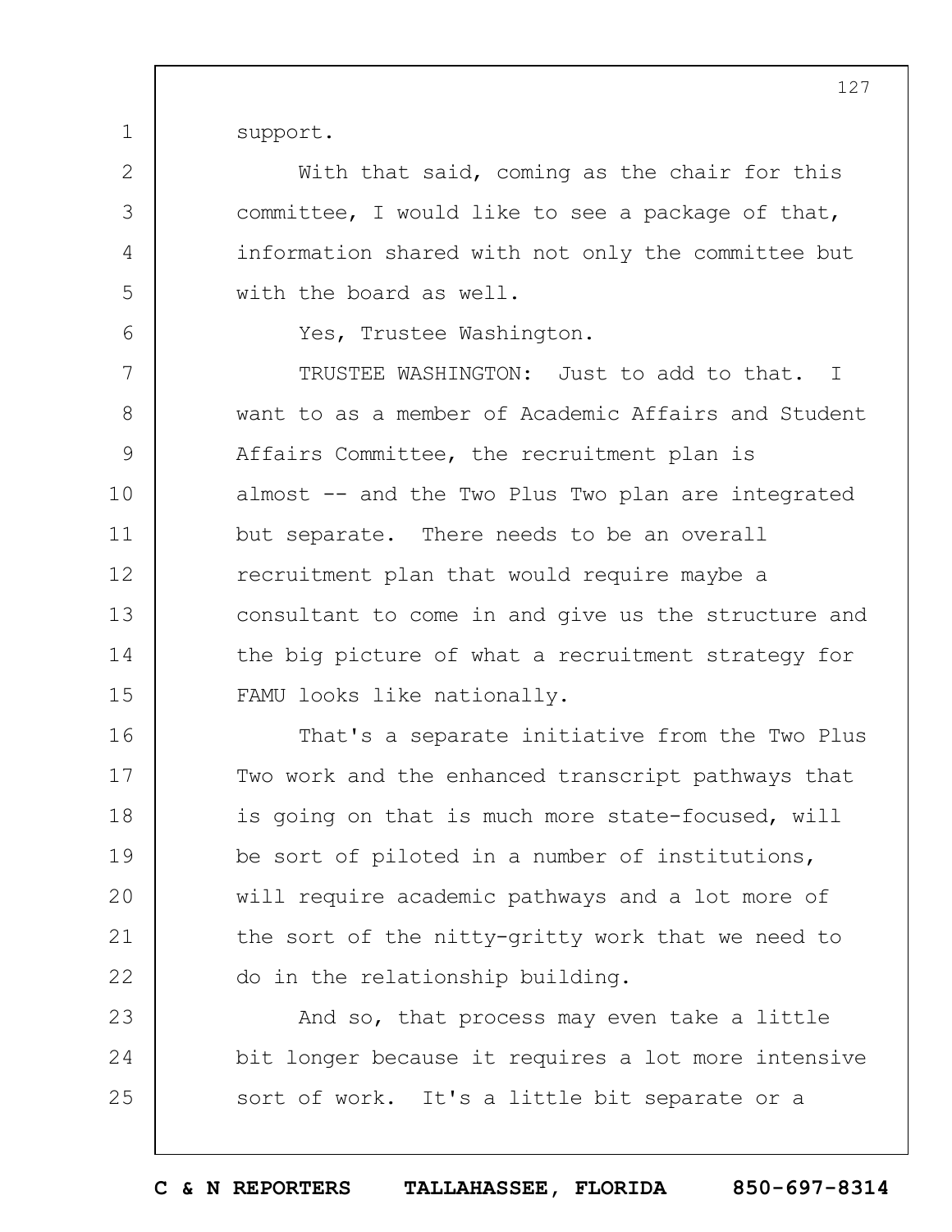support.

With that said, coming as the chair for this committee, I would like to see a package of that, information shared with not only the committee but with the board as well.

Yes, Trustee Washington.

TRUSTEE WASHINGTON: Just to add to that. I want to as a member of Academic Affairs and Student Affairs Committee, the recruitment plan is almost -- and the Two Plus Two plan are integrated but separate. There needs to be an overall recruitment plan that would require maybe a consultant to come in and give us the structure and the big picture of what a recruitment strategy for FAMU looks like nationally.

That's a separate initiative from the Two Plus Two work and the enhanced transcript pathways that is going on that is much more state-focused, will be sort of piloted in a number of institutions, will require academic pathways and a lot more of the sort of the nitty-gritty work that we need to do in the relationship building.

And so, that process may even take a little bit longer because it requires a lot more intensive sort of work. It's a little bit separate or a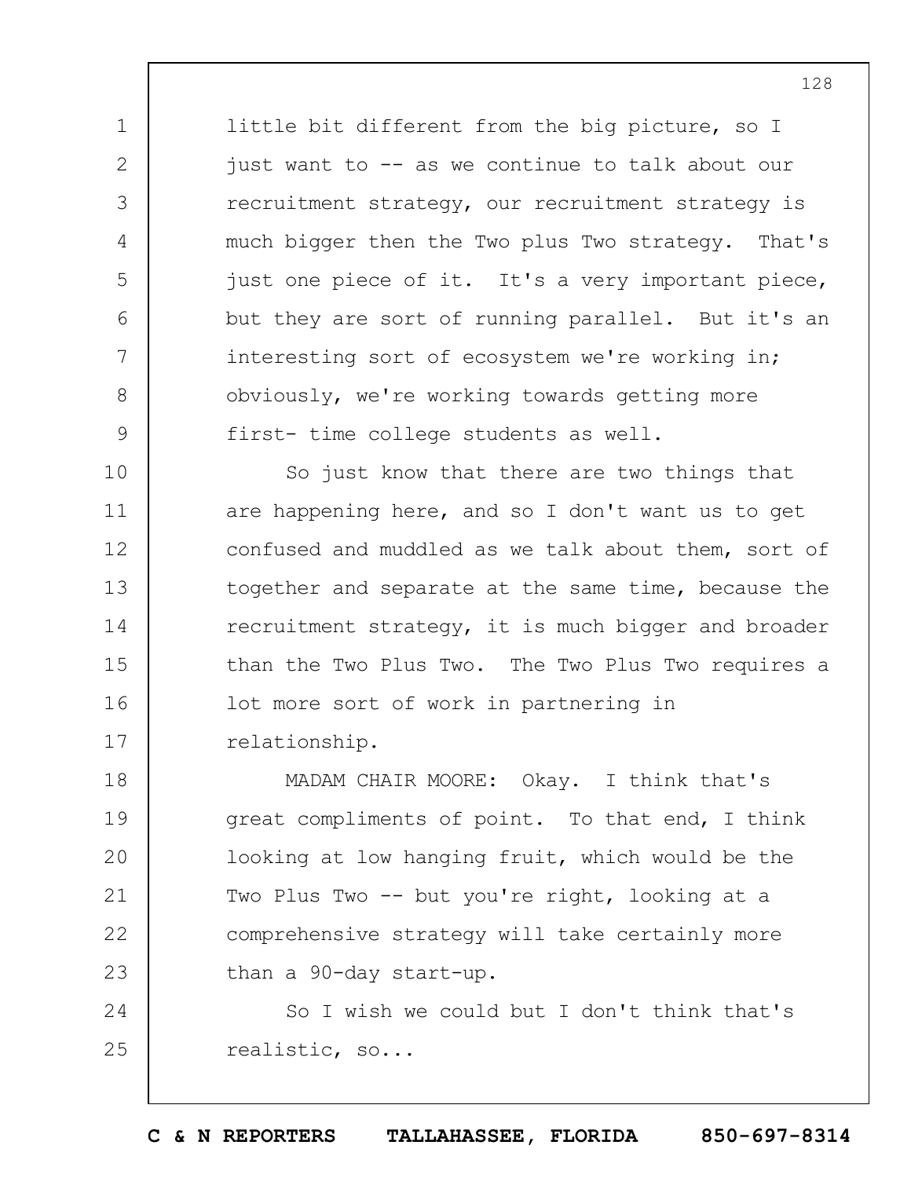little bit different from the big picture, so I just want to -- as we continue to talk about our recruitment strategy, our recruitment strategy is much bigger then the Two plus Two strategy. That's just one piece of it. It's a very important piece, but they are sort of running parallel. But it's an interesting sort of ecosystem we're working in; obviously, we're working towards getting more first- time college students as well.

So just know that there are two things that are happening here, and so I don't want us to get confused and muddled as we talk about them, sort of together and separate at the same time, because the recruitment strategy, it is much bigger and broader than the Two Plus Two. The Two Plus Two requires a lot more sort of work in partnering in relationship.

MADAM CHAIR MOORE: Okay. I think that's great compliments of point. To that end, I think looking at low hanging fruit, which would be the Two Plus Two -- but you're right, looking at a comprehensive strategy will take certainly more than a 90-day start-up.

So I wish we could but I don't think that's realistic, so...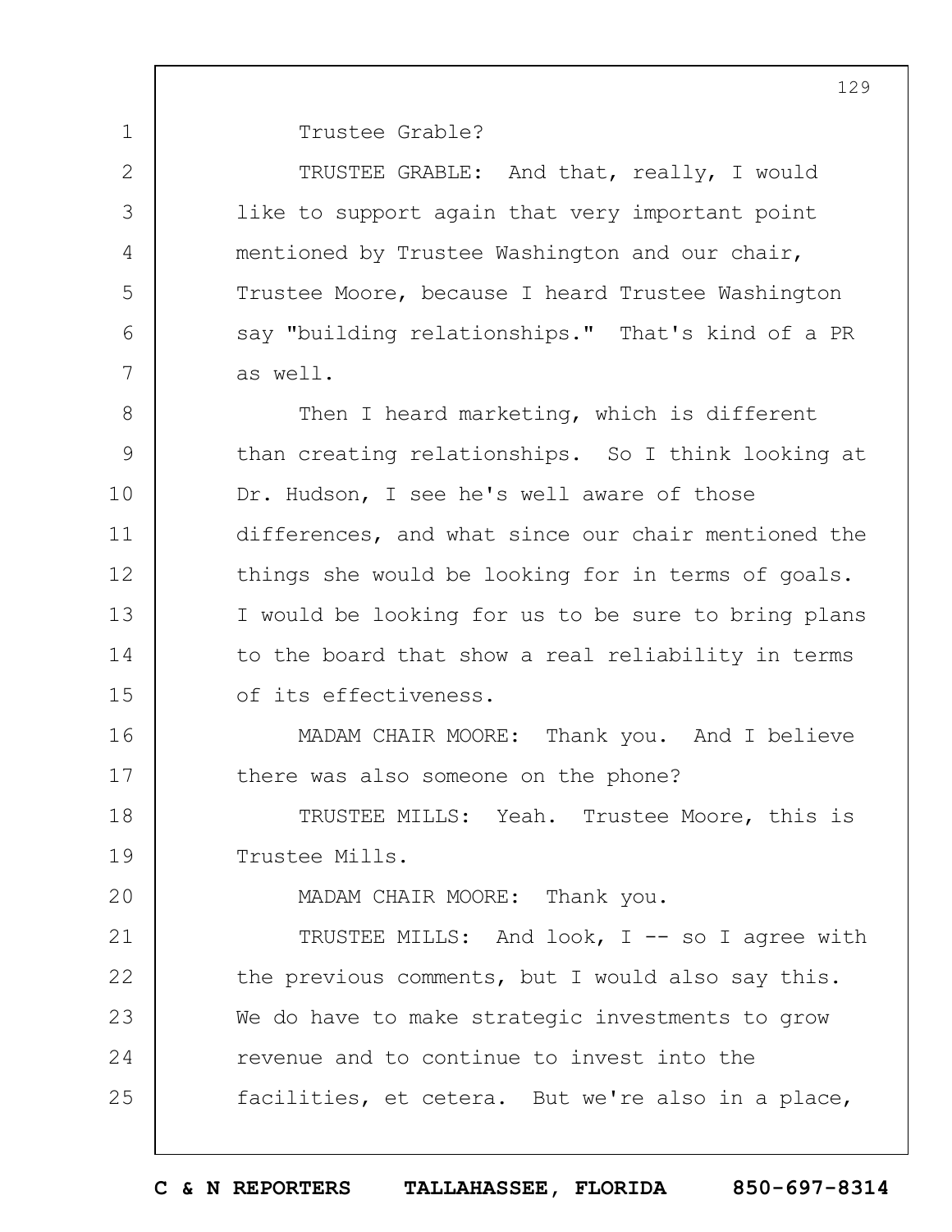Trustee Grable?

TRUSTEE GRABLE: And that, really, I would like to support again that very important point mentioned by Trustee Washington and our chair, Trustee Moore, because I heard Trustee Washington say "building relationships." That's kind of a PR as well.

Then I heard marketing, which is different than creating relationships. So I think looking at Dr. Hudson, I see he's well aware of those differences, and what since our chair mentioned the things she would be looking for in terms of goals. I would be looking for us to be sure to bring plans to the board that show a real reliability in terms of its effectiveness.

MADAM CHAIR MOORE: Thank you. And I believe there was also someone on the phone?

TRUSTEE MILLS: Yeah. Trustee Moore, this is Trustee Mills.

MADAM CHAIR MOORE: Thank you.

TRUSTEE MILLS: And look, I -- so I agree with the previous comments, but I would also say this. We do have to make strategic investments to grow revenue and to continue to invest into the facilities, et cetera. But we're also in a place,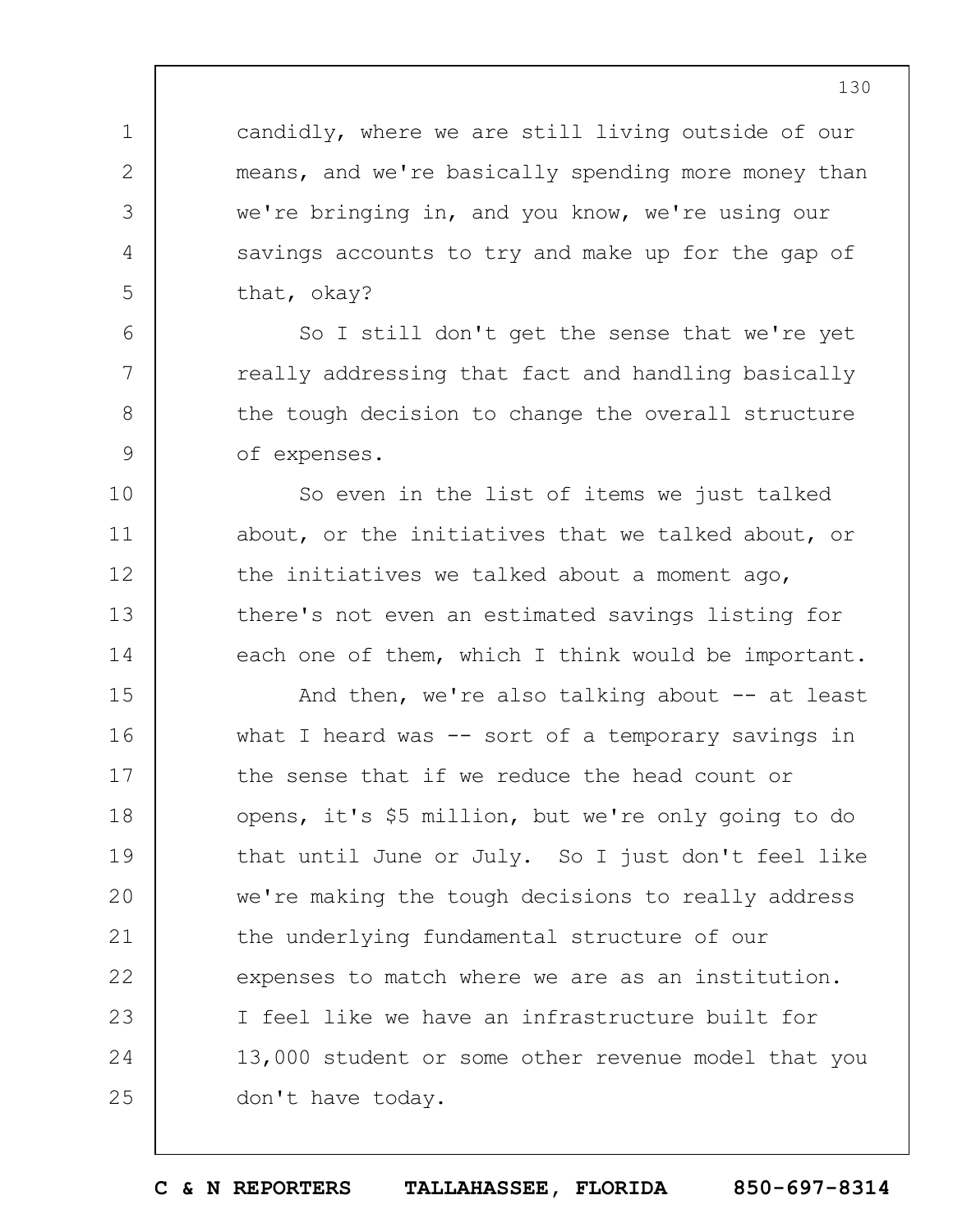candidly, where we are still living outside of our means, and we're basically spending more money than we're bringing in, and you know, we're using our savings accounts to try and make up for the gap of that, okay?

So I still don't get the sense that we're yet really addressing that fact and handling basically the tough decision to change the overall structure of expenses.

So even in the list of items we just talked about, or the initiatives that we talked about, or the initiatives we talked about a moment ago, there's not even an estimated savings listing for each one of them, which I think would be important.

And then, we're also talking about -- at least what I heard was -- sort of a temporary savings in the sense that if we reduce the head count or opens, it's $5 million, but we're only going to do that until June or July. So I just don't feel like we're making the tough decisions to really address the underlying fundamental structure of our expenses to match where we are as an institution. I feel like we have an infrastructure built for 13,000 student or some other revenue model that you don't have today.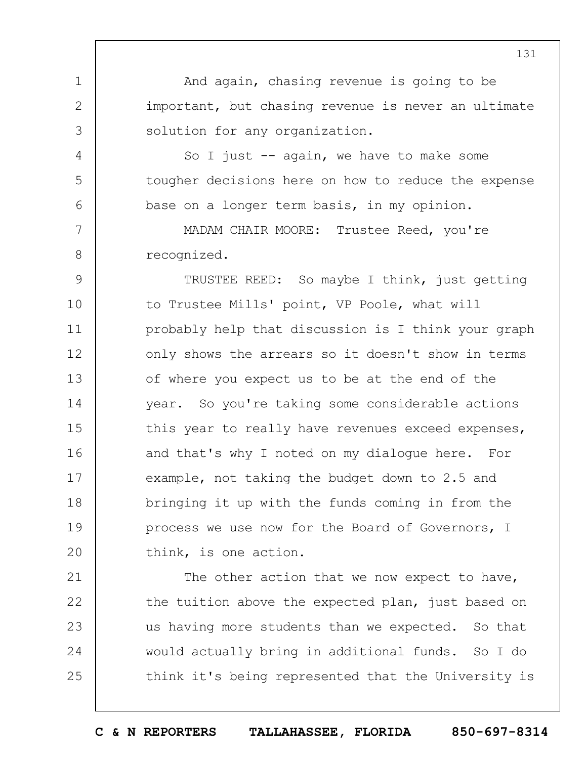And again, chasing revenue is going to be important, but chasing revenue is never an ultimate solution for any organization.

So I just -- again, we have to make some tougher decisions here on how to reduce the expense base on a longer term basis, in my opinion.

MADAM CHAIR MOORE: Trustee Reed, you're recognized.

TRUSTEE REED: So maybe I think, just getting to Trustee Mills' point, VP Poole, what will probably help that discussion is I think your graph only shows the arrears so it doesn't show in terms of where you expect us to be at the end of the year. So you're taking some considerable actions this year to really have revenues exceed expenses, and that's why I noted on my dialogue here. For example, not taking the budget down to 2.5 and bringing it up with the funds coming in from the process we use now for the Board of Governors, I think, is one action.

The other action that we now expect to have, the tuition above the expected plan, just based on us having more students than we expected. So that would actually bring in additional funds. So I do think it's being represented that the University is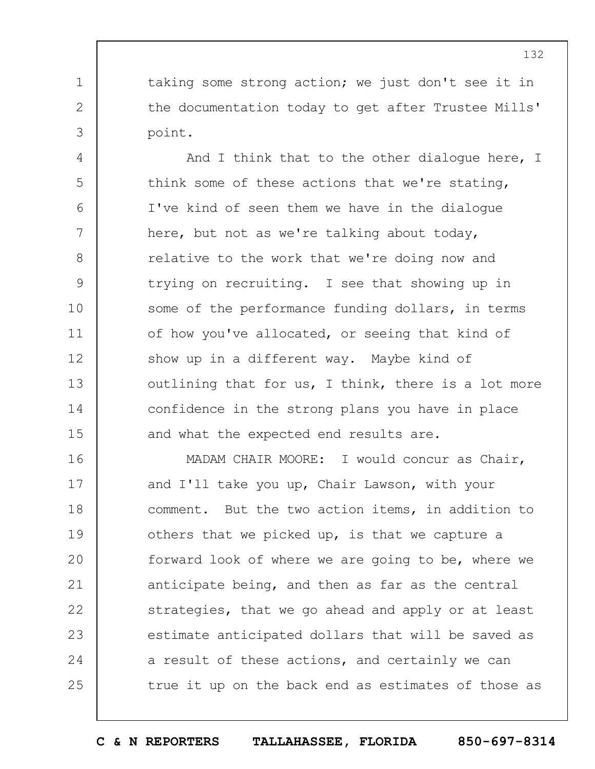taking some strong action; we just don't see it in the documentation today to get after Trustee Mills' point.

And I think that to the other dialogue here, I think some of these actions that we're stating, I've kind of seen them we have in the dialogue here, but not as we're talking about today, relative to the work that we're doing now and trying on recruiting. I see that showing up in some of the performance funding dollars, in terms of how you've allocated, or seeing that kind of show up in a different way. Maybe kind of outlining that for us, I think, there is a lot more confidence in the strong plans you have in place and what the expected end results are.

MADAM CHAIR MOORE: I would concur as Chair, and I'll take you up, Chair Lawson, with your comment. But the two action items, in addition to others that we picked up, is that we capture a forward look of where we are going to be, where we anticipate being, and then as far as the central strategies, that we go ahead and apply or at least estimate anticipated dollars that will be saved as a result of these actions, and certainly we can true it up on the back end as estimates of those as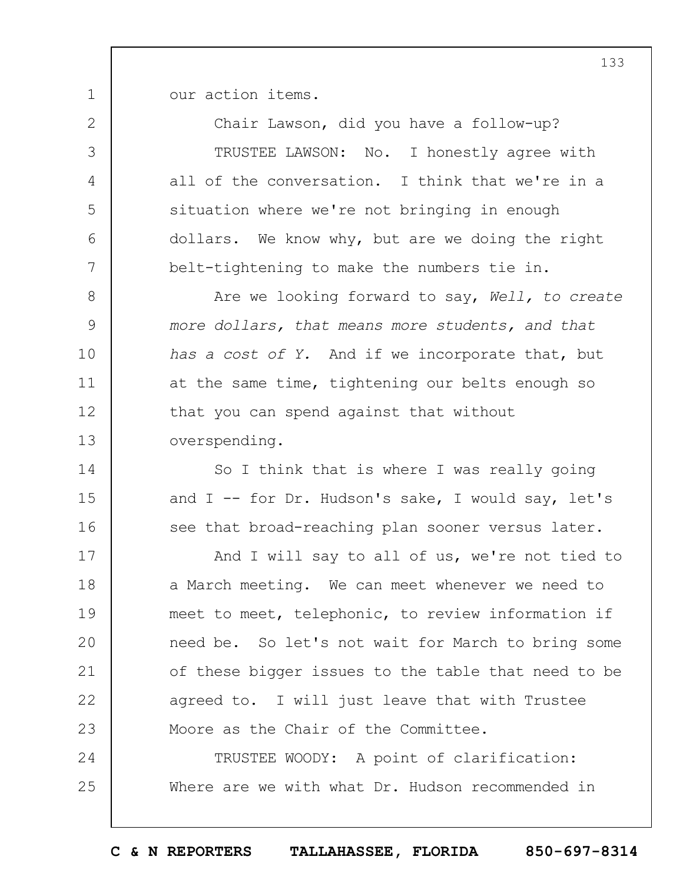our action items.

Chair Lawson, did you have a follow-up?

TRUSTEE LAWSON: No. I honestly agree with all of the conversation. I think that we're in a situation where we're not bringing in enough dollars. We know why, but are we doing the right belt-tightening to make the numbers tie in.

Are we looking forward to say, *Well, to create more dollars, that means more students, and that has a cost of Y.* And if we incorporate that, but at the same time, tightening our belts enough so that you can spend against that without overspending.

So I think that is where I was really going and I -- for Dr. Hudson's sake, I would say, let's see that broad-reaching plan sooner versus later.

And I will say to all of us, we're not tied to a March meeting. We can meet whenever we need to meet to meet, telephonic, to review information if need be. So let's not wait for March to bring some of these bigger issues to the table that need to be agreed to. I will just leave that with Trustee Moore as the Chair of the Committee.

TRUSTEE WOODY: A point of clarification: Where are we with what Dr. Hudson recommended in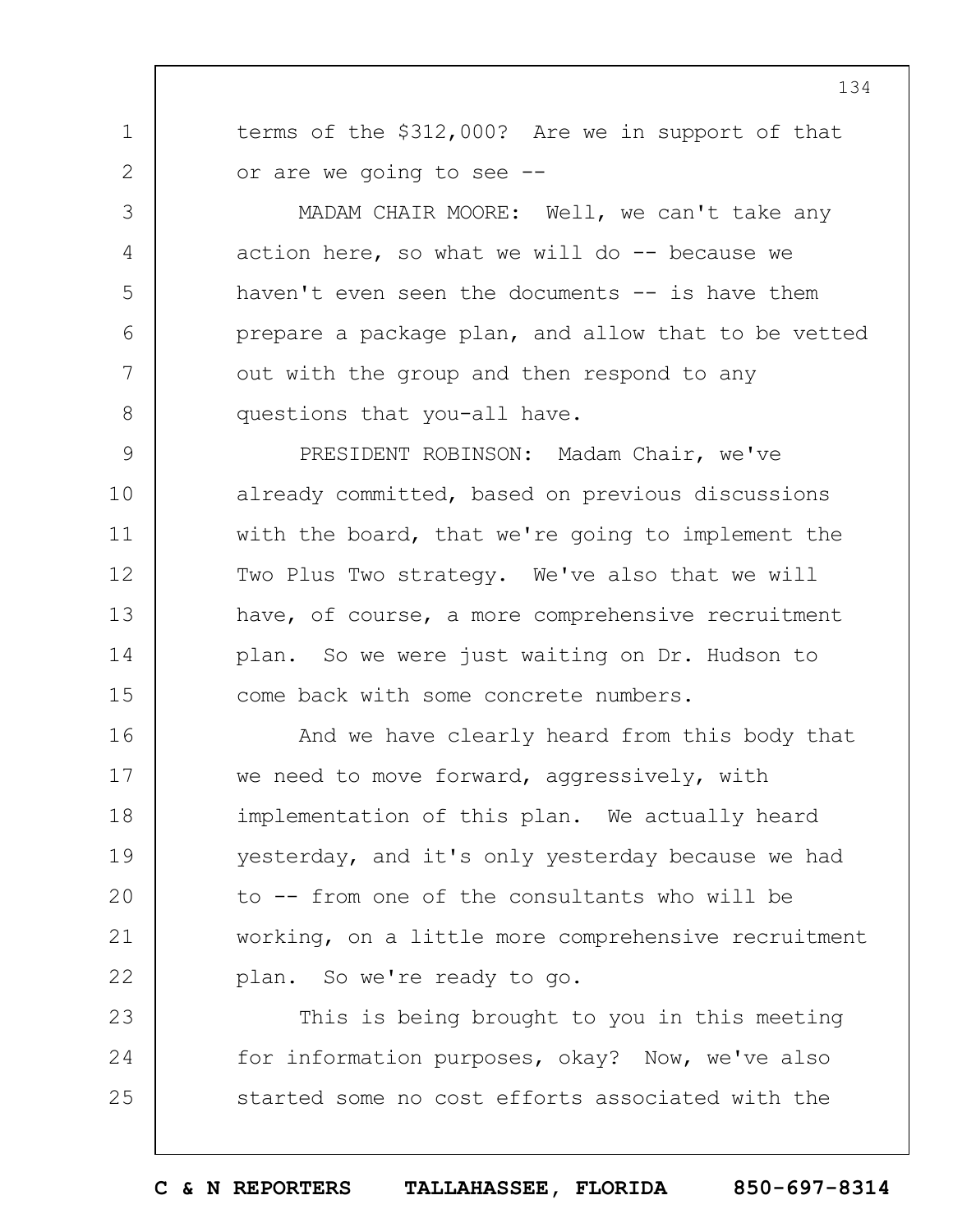terms of the $312,000? Are we in support of that or are we going to see --

MADAM CHAIR MOORE: Well, we can't take any action here, so what we will do -- because we haven't even seen the documents -- is have them prepare a package plan, and allow that to be vetted out with the group and then respond to any questions that you-all have.

PRESIDENT ROBINSON: Madam Chair, we've already committed, based on previous discussions with the board, that we're going to implement the Two Plus Two strategy. We've also that we will have, of course, a more comprehensive recruitment plan. So we were just waiting on Dr. Hudson to come back with some concrete numbers.

And we have clearly heard from this body that we need to move forward, aggressively, with implementation of this plan. We actually heard yesterday, and it's only yesterday because we had to -- from one of the consultants who will be working, on a little more comprehensive recruitment plan. So we're ready to go.

This is being brought to you in this meeting for information purposes, okay? Now, we've also started some no cost efforts associated with the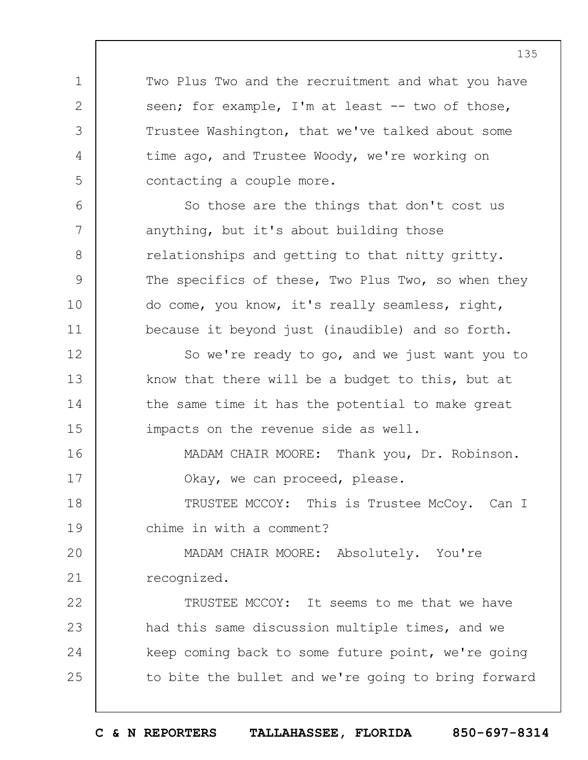Two Plus Two and the recruitment and what you have seen; for example, I'm at least -- two of those, Trustee Washington, that we've talked about some time ago, and Trustee Woody, we're working on contacting a couple more.

So those are the things that don't cost us anything, but it's about building those relationships and getting to that nitty gritty. The specifics of these, Two Plus Two, so when they do come, you know, it's really seamless, right, because it beyond just (inaudible) and so forth.

So we're ready to go, and we just want you to know that there will be a budget to this, but at the same time it has the potential to make great impacts on the revenue side as well.

MADAM CHAIR MOORE: Thank you, Dr. Robinson. Okay, we can proceed, please.

TRUSTEE MCCOY: This is Trustee McCoy. Can I chime in with a comment?

MADAM CHAIR MOORE: Absolutely. You're recognized.

TRUSTEE MCCOY: It seems to me that we have had this same discussion multiple times, and we keep coming back to some future point, we're going to bite the bullet and we're going to bring forward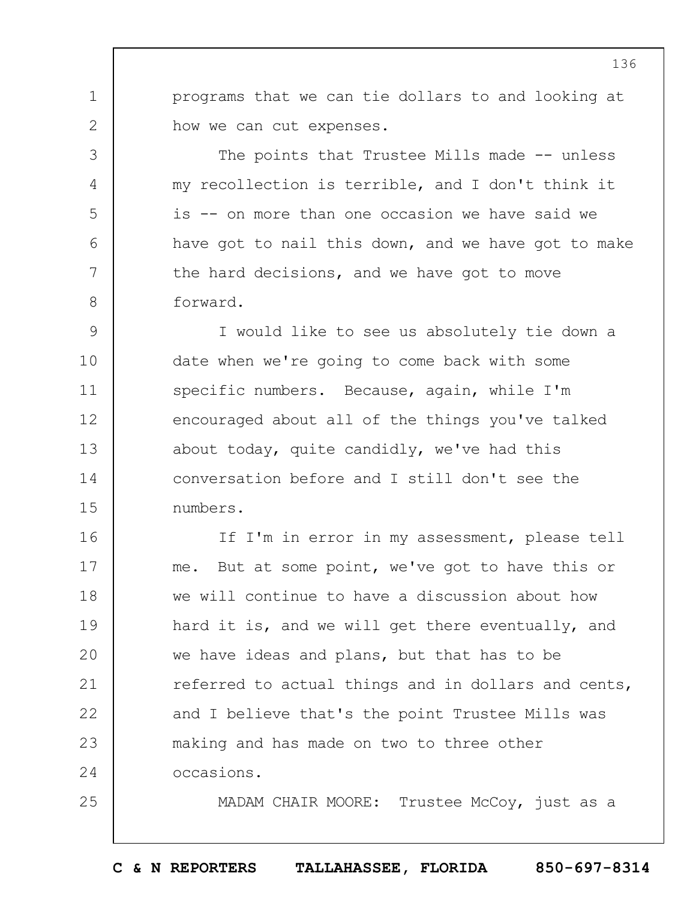programs that we can tie dollars to and looking at how we can cut expenses.

The points that Trustee Mills made -- unless my recollection is terrible, and I don't think it is -- on more than one occasion we have said we have got to nail this down, and we have got to make the hard decisions, and we have got to move forward.

I would like to see us absolutely tie down a date when we're going to come back with some specific numbers. Because, again, while I'm encouraged about all of the things you've talked about today, quite candidly, we've had this conversation before and I still don't see the numbers.

If I'm in error in my assessment, please tell me. But at some point, we've got to have this or we will continue to have a discussion about how hard it is, and we will get there eventually, and we have ideas and plans, but that has to be referred to actual things and in dollars and cents, and I believe that's the point Trustee Mills was making and has made on two to three other occasions.

MADAM CHAIR MOORE: Trustee McCoy, just as a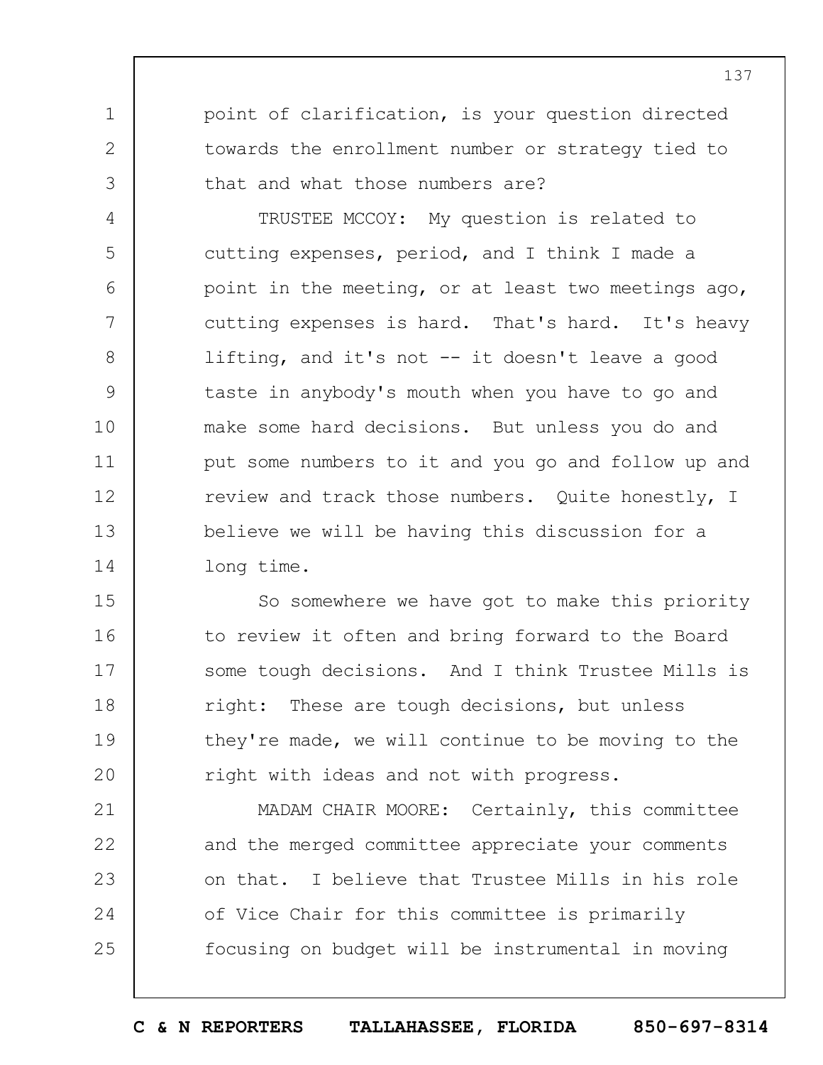point of clarification, is your question directed towards the enrollment number or strategy tied to that and what those numbers are?

TRUSTEE MCCOY: My question is related to cutting expenses, period, and I think I made a point in the meeting, or at least two meetings ago, cutting expenses is hard. That's hard. It's heavy lifting, and it's not -- it doesn't leave a good taste in anybody's mouth when you have to go and make some hard decisions. But unless you do and put some numbers to it and you go and follow up and review and track those numbers. Quite honestly, I believe we will be having this discussion for a long time.

So somewhere we have got to make this priority to review it often and bring forward to the Board some tough decisions. And I think Trustee Mills is right: These are tough decisions, but unless they're made, we will continue to be moving to the right with ideas and not with progress.

MADAM CHAIR MOORE: Certainly, this committee and the merged committee appreciate your comments on that. I believe that Trustee Mills in his role of Vice Chair for this committee is primarily focusing on budget will be instrumental in moving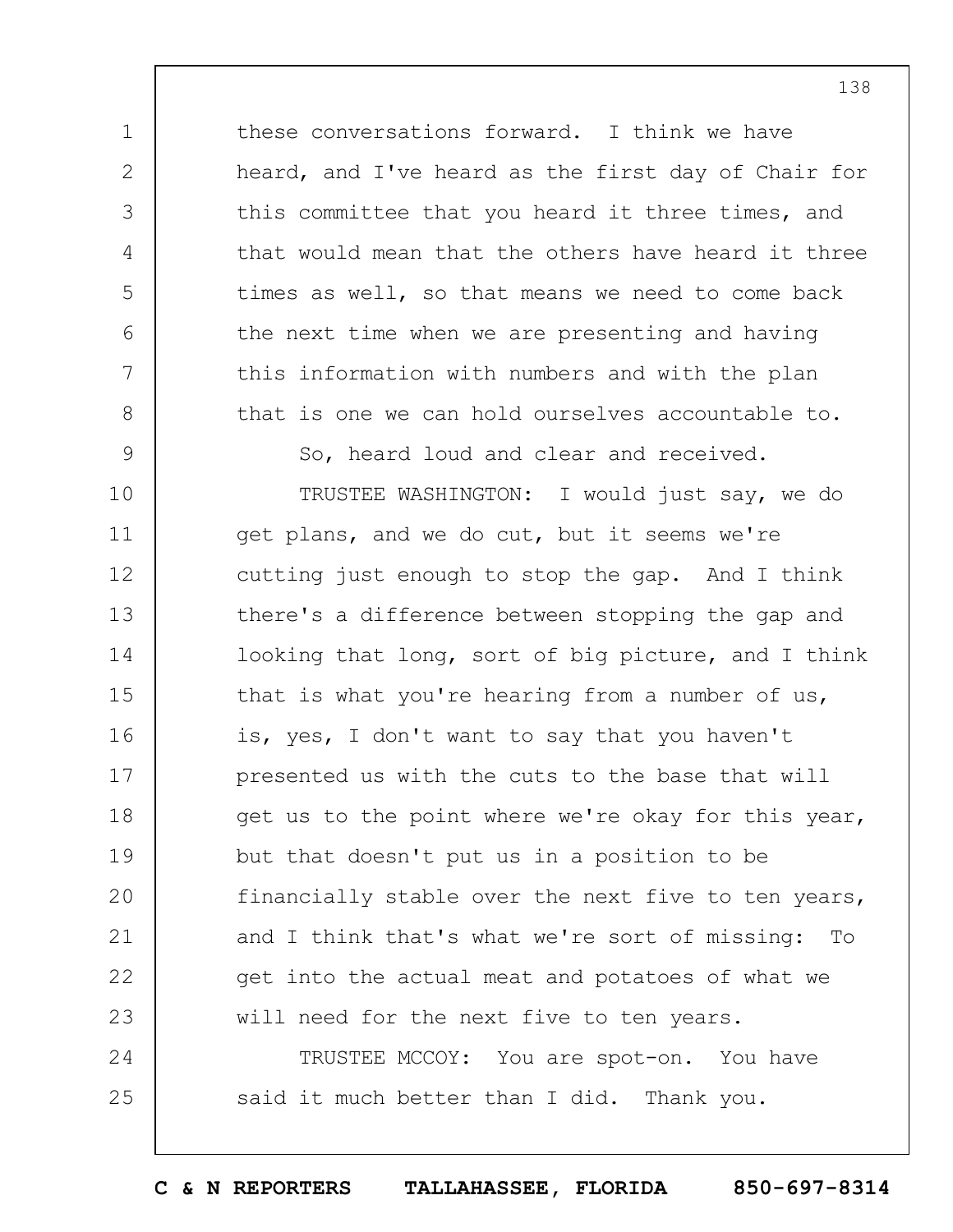these conversations forward. I think we have heard, and I've heard as the first day of Chair for this committee that you heard it three times, and that would mean that the others have heard it three times as well, so that means we need to come back the next time when we are presenting and having this information with numbers and with the plan that is one we can hold ourselves accountable to.

So, heard loud and clear and received.

TRUSTEE WASHINGTON: I would just say, we do get plans, and we do cut, but it seems we're cutting just enough to stop the gap. And I think there's a difference between stopping the gap and looking that long, sort of big picture, and I think that is what you're hearing from a number of us, is, yes, I don't want to say that you haven't presented us with the cuts to the base that will get us to the point where we're okay for this year, but that doesn't put us in a position to be financially stable over the next five to ten years, and I think that's what we're sort of missing: To get into the actual meat and potatoes of what we will need for the next five to ten years.

TRUSTEE MCCOY: You are spot-on. You have said it much better than I did. Thank you.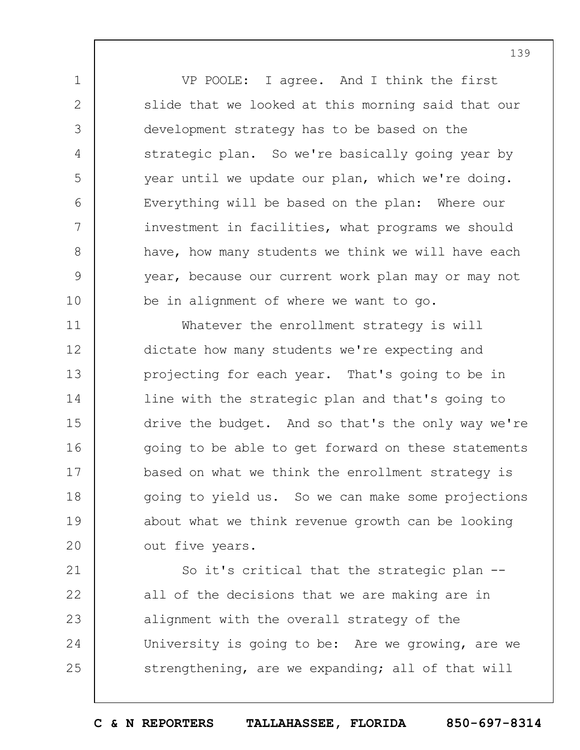VP POOLE: I agree. And I think the first slide that we looked at this morning said that our development strategy has to be based on the strategic plan. So we're basically going year by year until we update our plan, which we're doing. Everything will be based on the plan: Where our investment in facilities, what programs we should have, how many students we think we will have each year, because our current work plan may or may not be in alignment of where we want to go.

Whatever the enrollment strategy is will dictate how many students we're expecting and projecting for each year. That's going to be in line with the strategic plan and that's going to drive the budget. And so that's the only way we're going to be able to get forward on these statements based on what we think the enrollment strategy is going to yield us. So we can make some projections about what we think revenue growth can be looking out five years.

So it's critical that the strategic plan -- all of the decisions that we are making are in alignment with the overall strategy of the University is going to be: Are we growing, are we strengthening, are we expanding; all of that will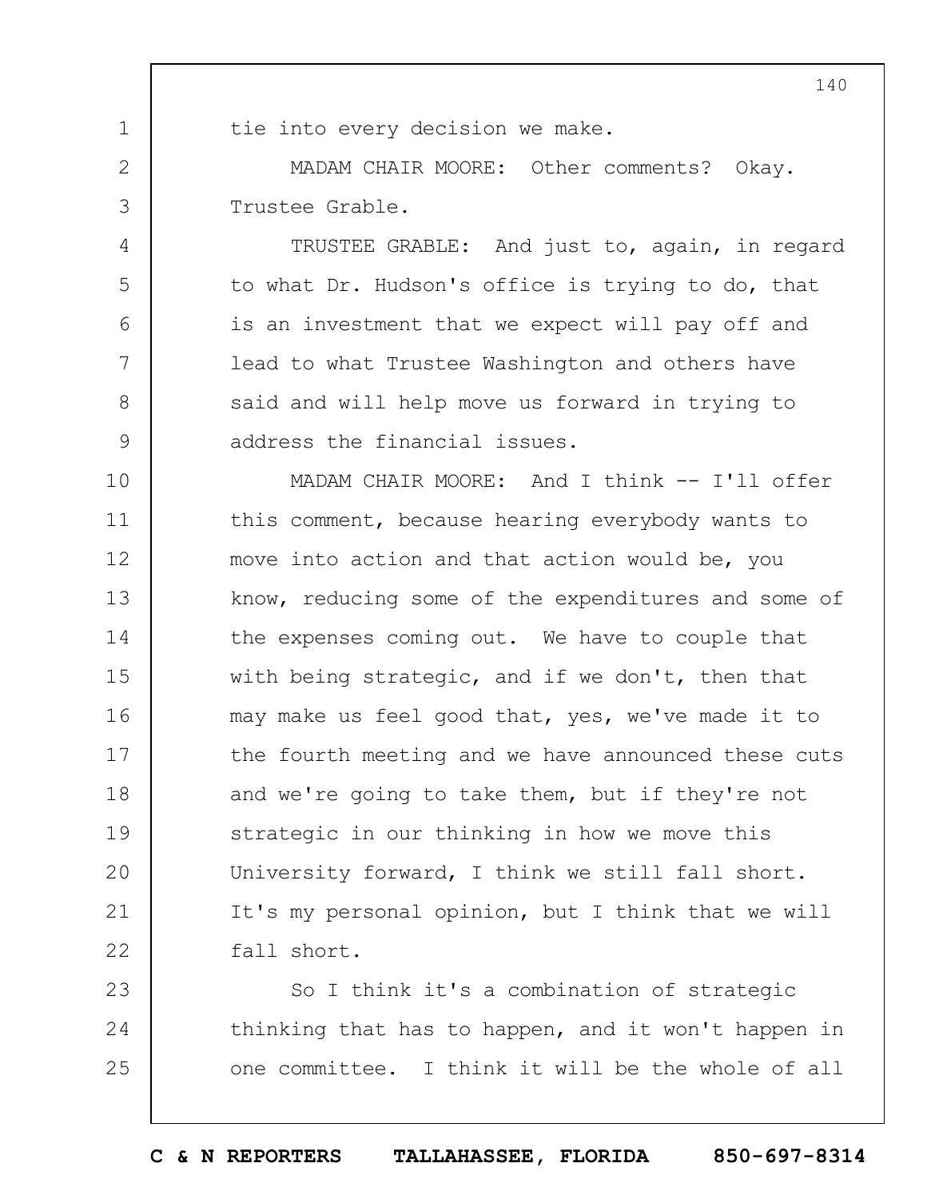tie into every decision we make.

MADAM CHAIR MOORE: Other comments? Okay. Trustee Grable.

TRUSTEE GRABLE: And just to, again, in regard to what Dr. Hudson's office is trying to do, that is an investment that we expect will pay off and lead to what Trustee Washington and others have said and will help move us forward in trying to address the financial issues.

MADAM CHAIR MOORE: And I think -- I'll offer this comment, because hearing everybody wants to move into action and that action would be, you know, reducing some of the expenditures and some of the expenses coming out. We have to couple that with being strategic, and if we don't, then that may make us feel good that, yes, we've made it to the fourth meeting and we have announced these cuts and we're going to take them, but if they're not strategic in our thinking in how we move this University forward, I think we still fall short. It's my personal opinion, but I think that we will fall short.

So I think it's a combination of strategic thinking that has to happen, and it won't happen in one committee. I think it will be the whole of all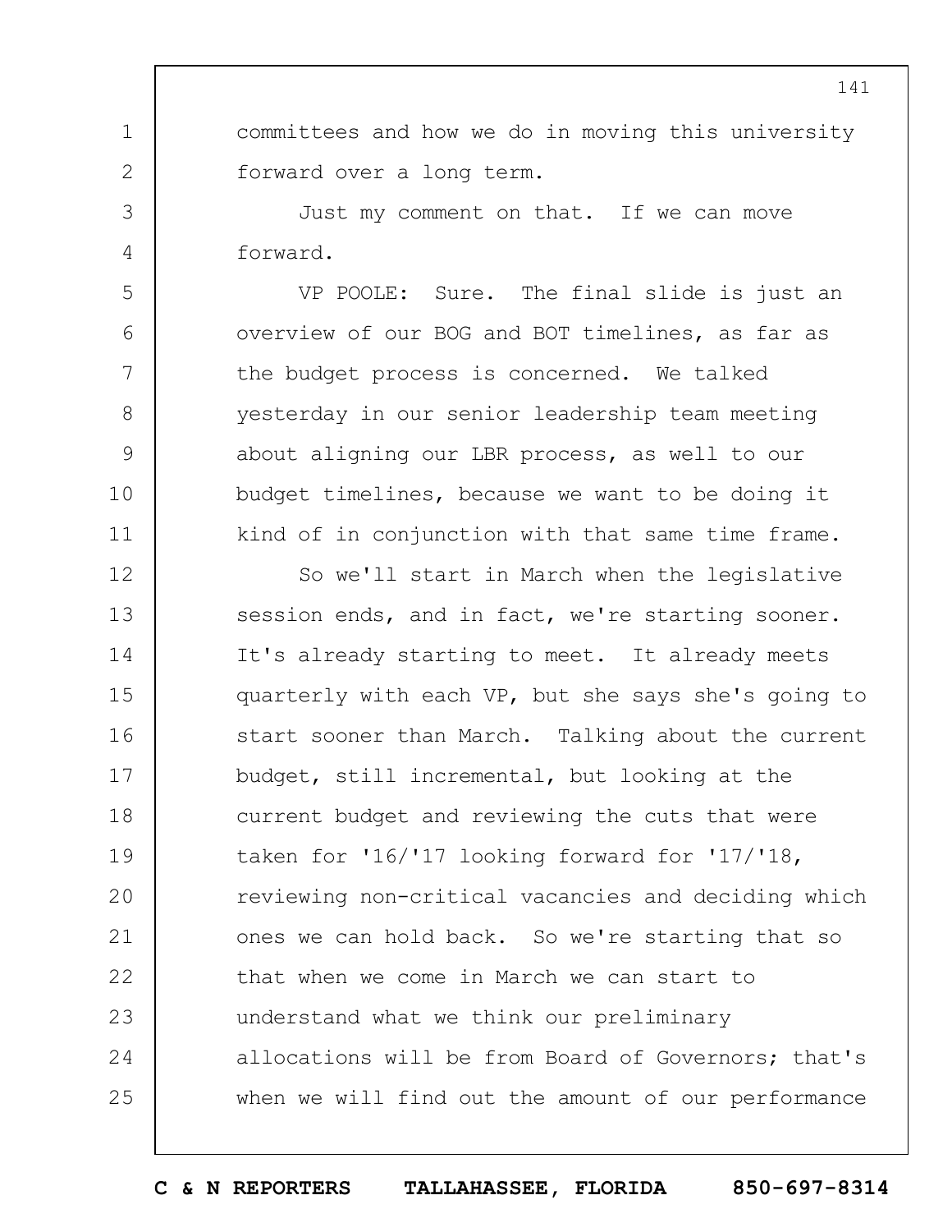committees and how we do in moving this university forward over a long term.

Just my comment on that. If we can move forward.

VP POOLE: Sure. The final slide is just an overview of our BOG and BOT timelines, as far as the budget process is concerned. We talked yesterday in our senior leadership team meeting about aligning our LBR process, as well to our budget timelines, because we want to be doing it kind of in conjunction with that same time frame.

So we'll start in March when the legislative session ends, and in fact, we're starting sooner. It's already starting to meet. It already meets quarterly with each VP, but she says she's going to start sooner than March. Talking about the current budget, still incremental, but looking at the current budget and reviewing the cuts that were taken for '16/'17 looking forward for '17/'18, reviewing non-critical vacancies and deciding which ones we can hold back. So we're starting that so that when we come in March we can start to understand what we think our preliminary allocations will be from Board of Governors; that's when we will find out the amount of our performance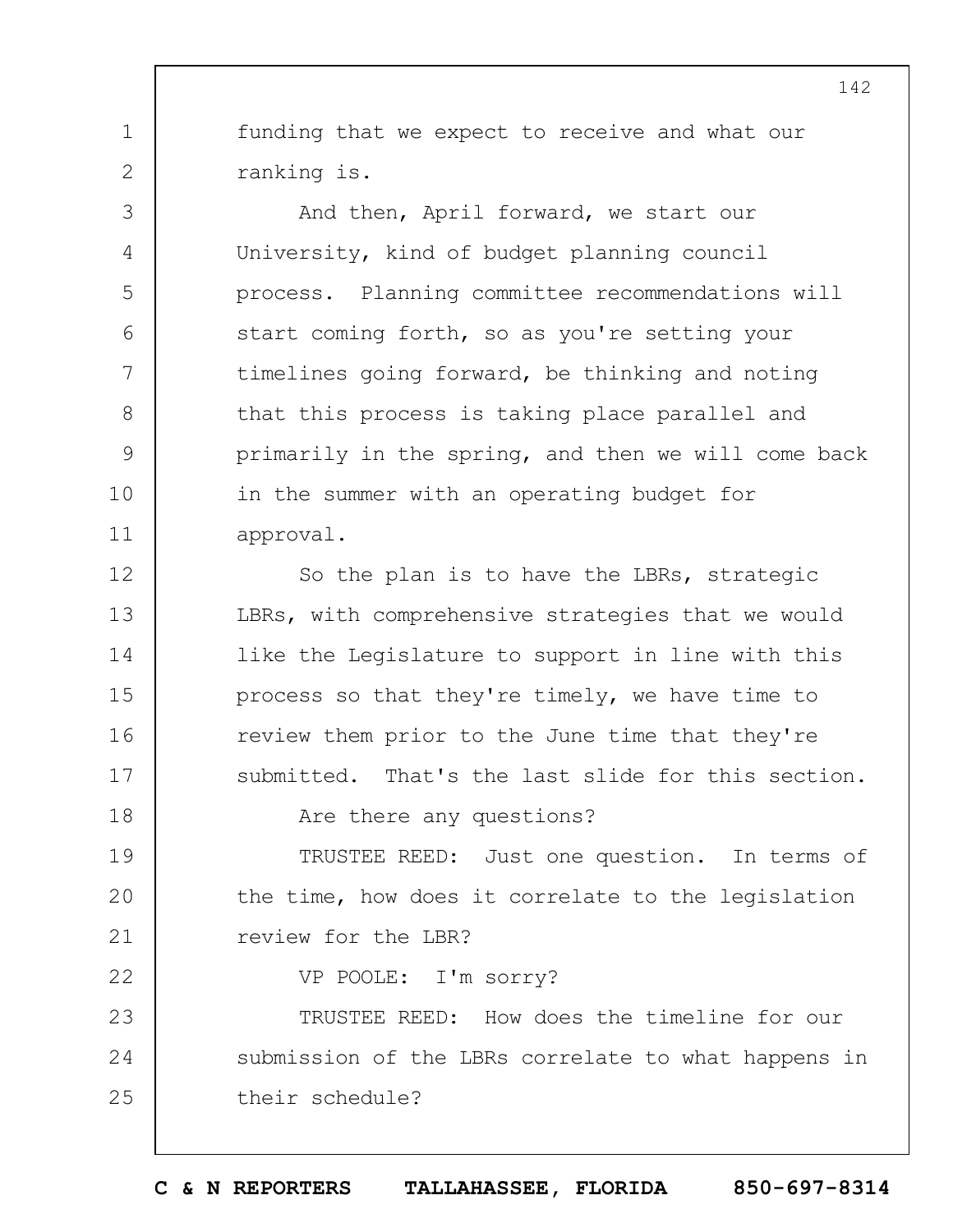funding that we expect to receive and what our ranking is.

And then, April forward, we start our University, kind of budget planning council process. Planning committee recommendations will start coming forth, so as you're setting your timelines going forward, be thinking and noting that this process is taking place parallel and primarily in the spring, and then we will come back in the summer with an operating budget for approval.

So the plan is to have the LBRs, strategic LBRs, with comprehensive strategies that we would like the Legislature to support in line with this process so that they're timely, we have time to review them prior to the June time that they're submitted. That's the last slide for this section.

Are there any questions?

TRUSTEE REED: Just one question. In terms of the time, how does it correlate to the legislation review for the LBR?

VP POOLE: I'm sorry?

TRUSTEE REED: How does the timeline for our submission of the LBRs correlate to what happens in their schedule?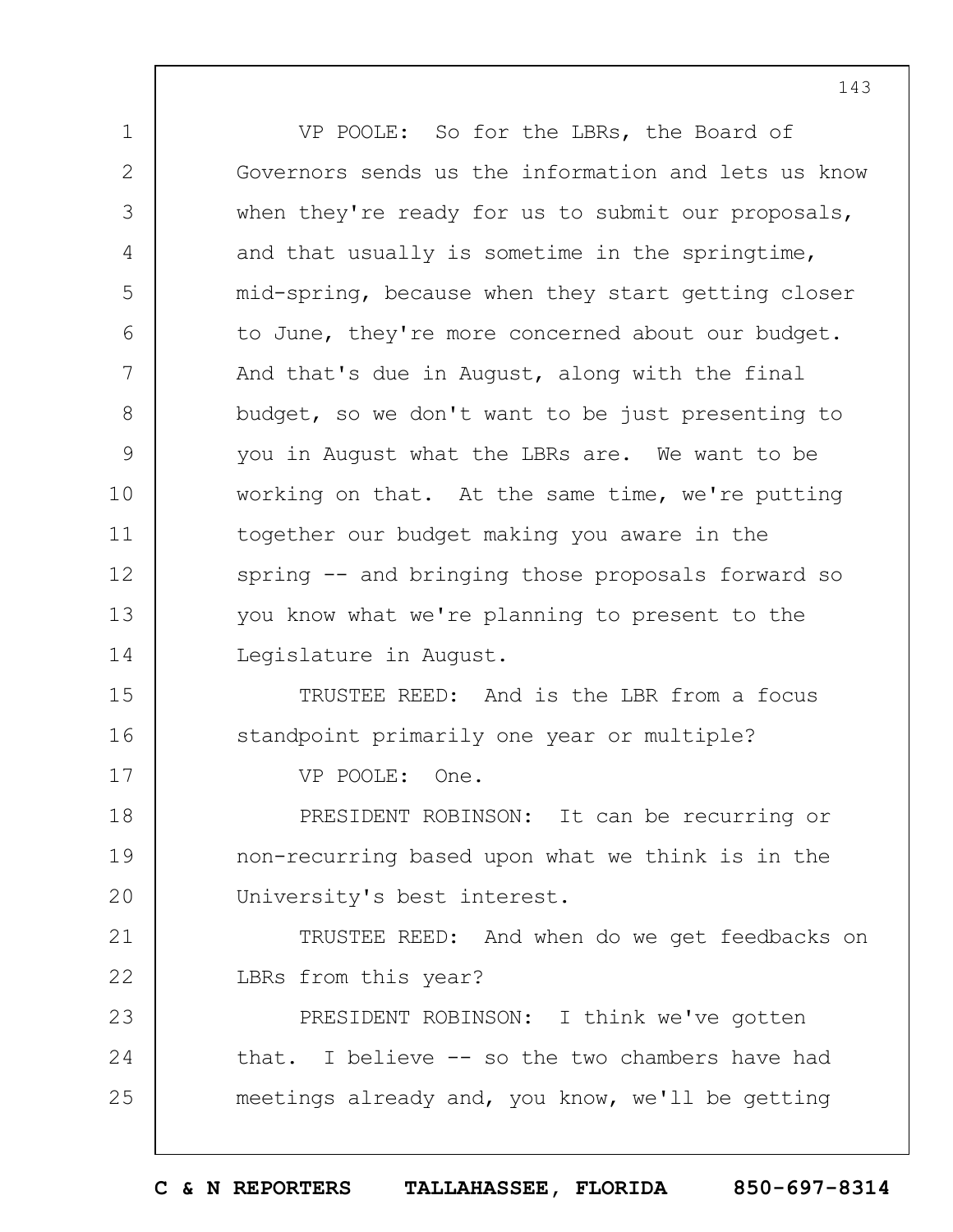VP POOLE: So for the LBRs, the Board of Governors sends us the information and lets us know when they're ready for us to submit our proposals, and that usually is sometime in the springtime, mid-spring, because when they start getting closer to June, they're more concerned about our budget. And that's due in August, along with the final budget, so we don't want to be just presenting to you in August what the LBRs are. We want to be working on that. At the same time, we're putting together our budget making you aware in the spring -- and bringing those proposals forward so you know what we're planning to present to the Legislature in August.

TRUSTEE REED: And is the LBR from a focus standpoint primarily one year or multiple?

VP POOLE: One.

PRESIDENT ROBINSON: It can be recurring or non-recurring based upon what we think is in the University's best interest.

TRUSTEE REED: And when do we get feedbacks on LBRs from this year?

PRESIDENT ROBINSON: I think we've gotten that. I believe -- so the two chambers have had meetings already and, you know, we'll be getting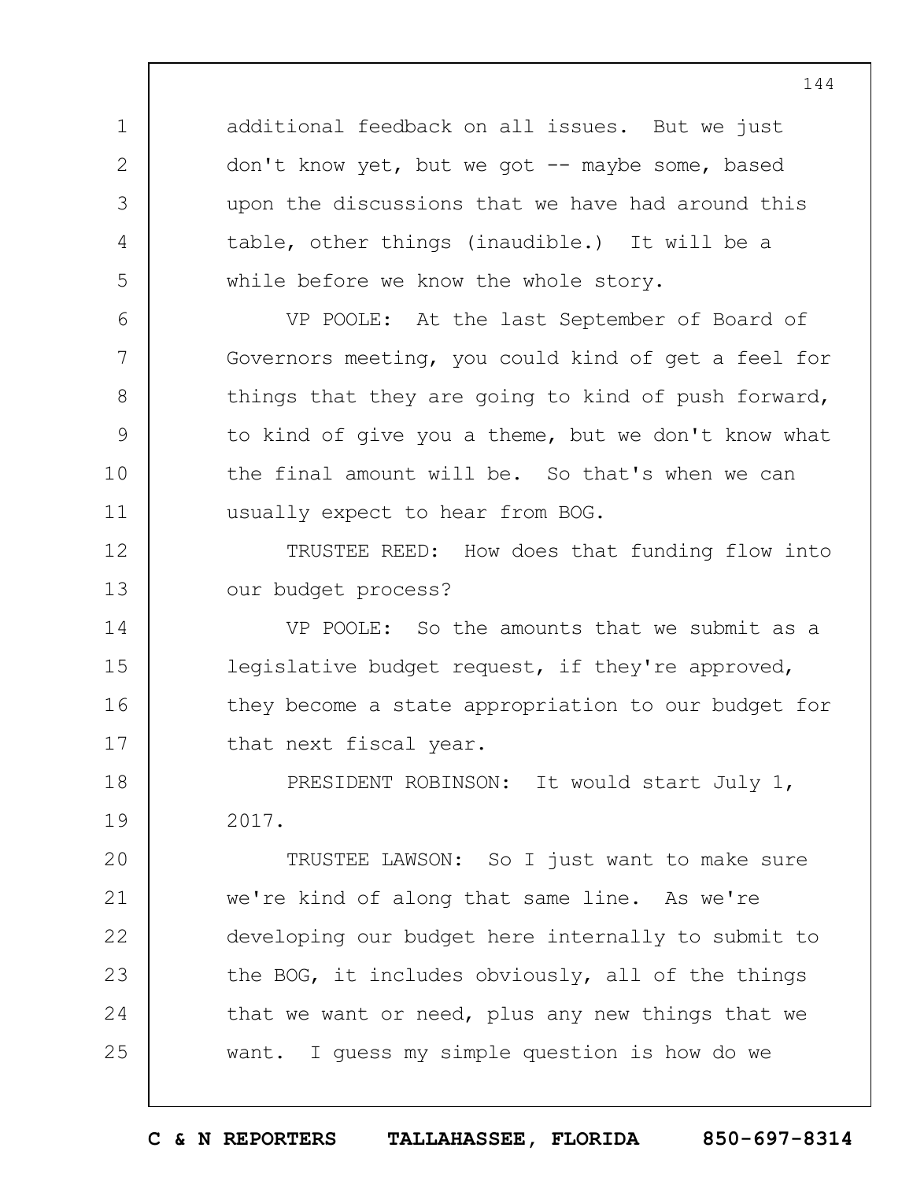additional feedback on all issues. But we just don't know yet, but we got -- maybe some, based upon the discussions that we have had around this table, other things (inaudible.) It will be a while before we know the whole story.

VP POOLE: At the last September of Board of Governors meeting, you could kind of get a feel for things that they are going to kind of push forward, to kind of give you a theme, but we don't know what the final amount will be. So that's when we can usually expect to hear from BOG.

TRUSTEE REED: How does that funding flow into our budget process?

VP POOLE: So the amounts that we submit as a legislative budget request, if they're approved, they become a state appropriation to our budget for that next fiscal year.

PRESIDENT ROBINSON: It would start July 1, 2017.

TRUSTEE LAWSON: So I just want to make sure we're kind of along that same line. As we're developing our budget here internally to submit to the BOG, it includes obviously, all of the things that we want or need, plus any new things that we want. I guess my simple question is how do we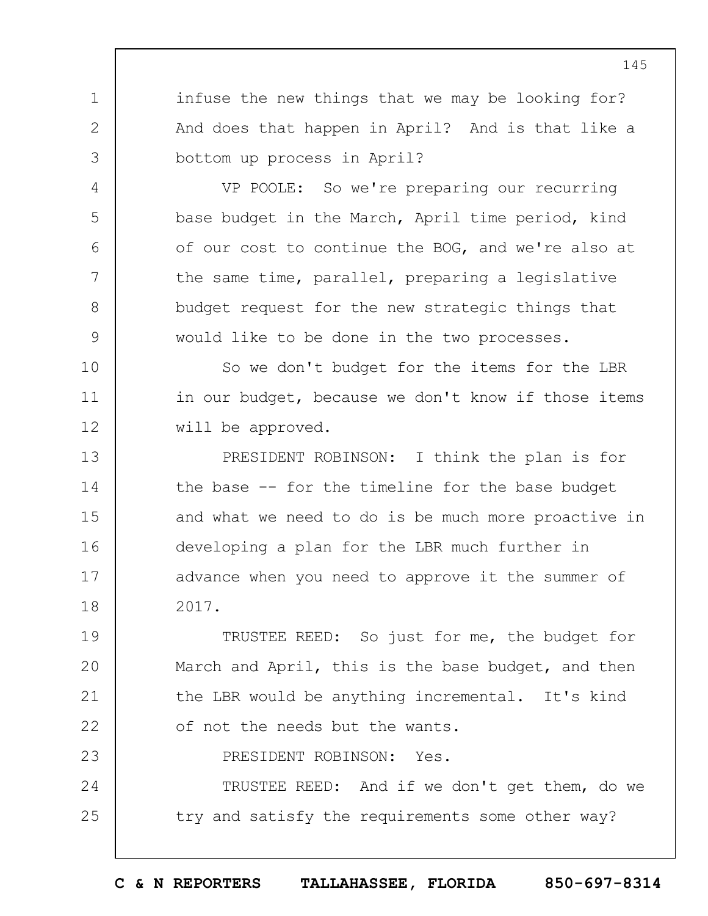infuse the new things that we may be looking for? And does that happen in April? And is that like a bottom up process in April?

VP POOLE: So we're preparing our recurring base budget in the March, April time period, kind of our cost to continue the BOG, and we're also at the same time, parallel, preparing a legislative budget request for the new strategic things that would like to be done in the two processes.

So we don't budget for the items for the LBR in our budget, because we don't know if those items will be approved.

PRESIDENT ROBINSON: I think the plan is for the base -- for the timeline for the base budget and what we need to do is be much more proactive in developing a plan for the LBR much further in advance when you need to approve it the summer of 2017.

TRUSTEE REED: So just for me, the budget for March and April, this is the base budget, and then the LBR would be anything incremental. It's kind of not the needs but the wants.

PRESIDENT ROBINSON: Yes.

TRUSTEE REED: And if we don't get them, do we try and satisfy the requirements some other way?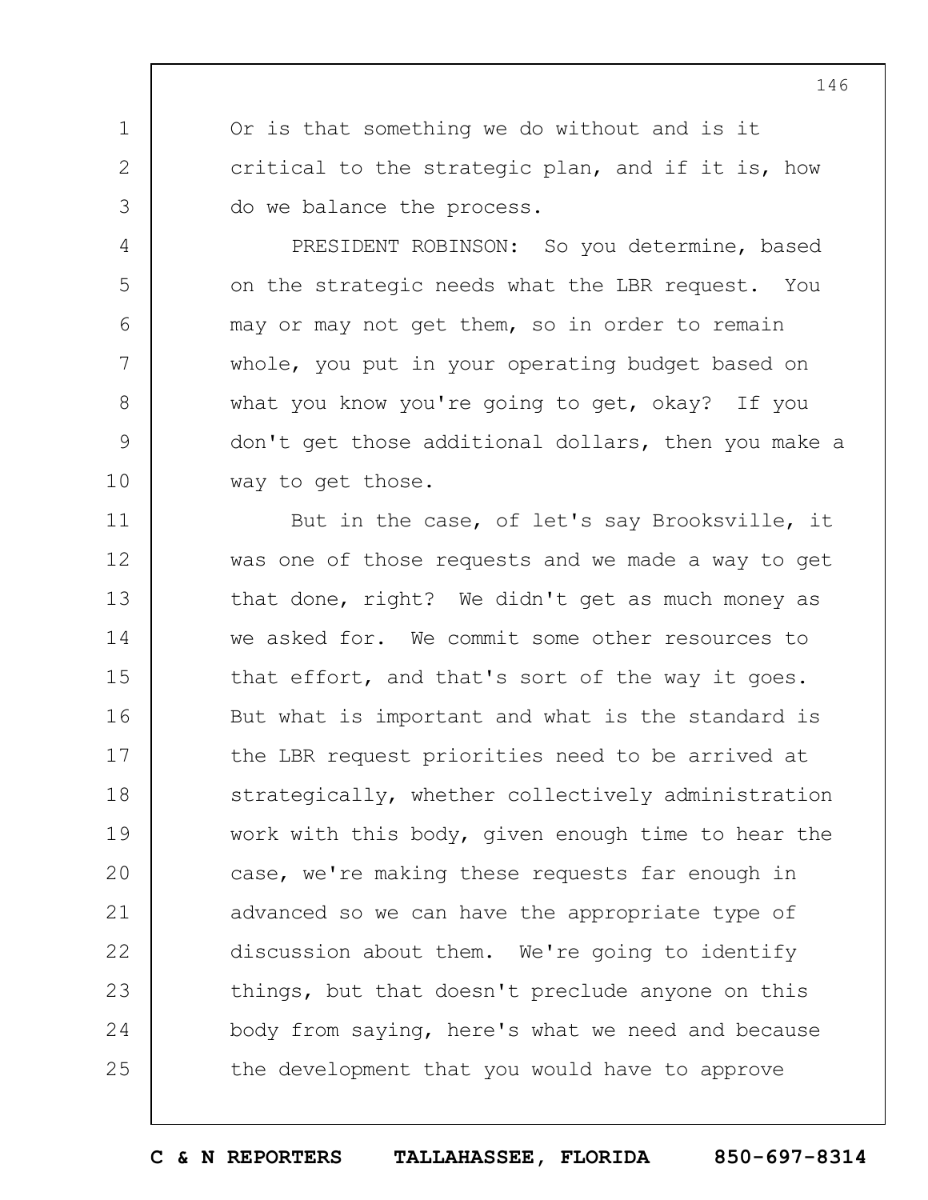Or is that something we do without and is it critical to the strategic plan, and if it is, how do we balance the process.

PRESIDENT ROBINSON: So you determine, based on the strategic needs what the LBR request. You may or may not get them, so in order to remain whole, you put in your operating budget based on what you know you're going to get, okay? If you don't get those additional dollars, then you make a way to get those.

But in the case, of let's say Brooksville, it was one of those requests and we made a way to get that done, right? We didn't get as much money as we asked for. We commit some other resources to that effort, and that's sort of the way it goes. But what is important and what is the standard is the LBR request priorities need to be arrived at strategically, whether collectively administration work with this body, given enough time to hear the case, we're making these requests far enough in advanced so we can have the appropriate type of discussion about them. We're going to identify things, but that doesn't preclude anyone on this body from saying, here's what we need and because the development that you would have to approve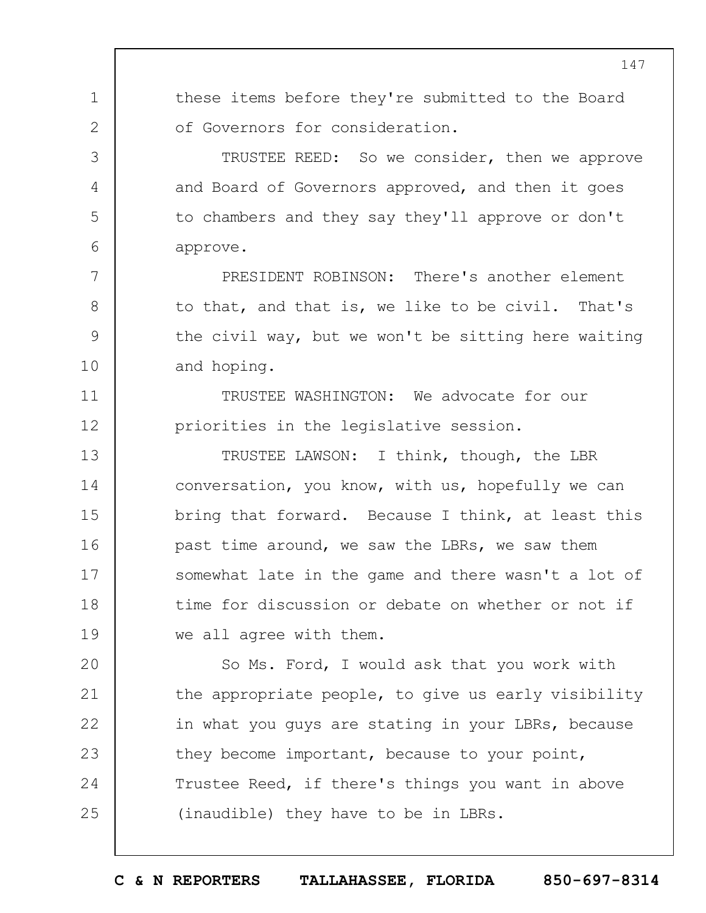these items before they're submitted to the Board of Governors for consideration.

TRUSTEE REED: So we consider, then we approve and Board of Governors approved, and then it goes to chambers and they say they'll approve or don't approve.

PRESIDENT ROBINSON: There's another element to that, and that is, we like to be civil. That's the civil way, but we won't be sitting here waiting and hoping.

TRUSTEE WASHINGTON: We advocate for our priorities in the legislative session.

TRUSTEE LAWSON: I think, though, the LBR conversation, you know, with us, hopefully we can bring that forward. Because I think, at least this past time around, we saw the LBRs, we saw them somewhat late in the game and there wasn't a lot of time for discussion or debate on whether or not if we all agree with them.

So Ms. Ford, I would ask that you work with the appropriate people, to give us early visibility in what you guys are stating in your LBRs, because they become important, because to your point, Trustee Reed, if there's things you want in above (inaudible) they have to be in LBRs.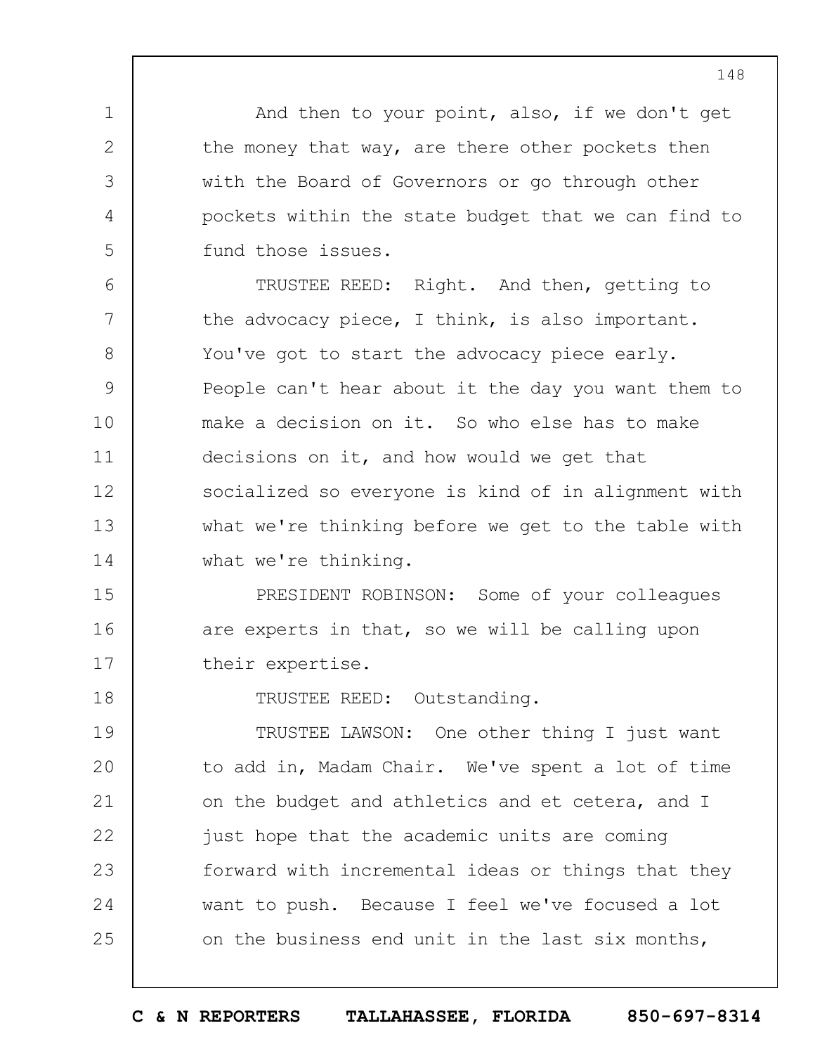And then to your point, also, if we don't get the money that way, are there other pockets then with the Board of Governors or go through other pockets within the state budget that we can find to fund those issues.

TRUSTEE REED: Right. And then, getting to the advocacy piece, I think, is also important. You've got to start the advocacy piece early. People can't hear about it the day you want them to make a decision on it. So who else has to make decisions on it, and how would we get that socialized so everyone is kind of in alignment with what we're thinking before we get to the table with what we're thinking.

PRESIDENT ROBINSON: Some of your colleagues are experts in that, so we will be calling upon their expertise.

TRUSTEE REED: Outstanding.

TRUSTEE LAWSON: One other thing I just want to add in, Madam Chair. We've spent a lot of time on the budget and athletics and et cetera, and I just hope that the academic units are coming forward with incremental ideas or things that they want to push. Because I feel we've focused a lot on the business end unit in the last six months,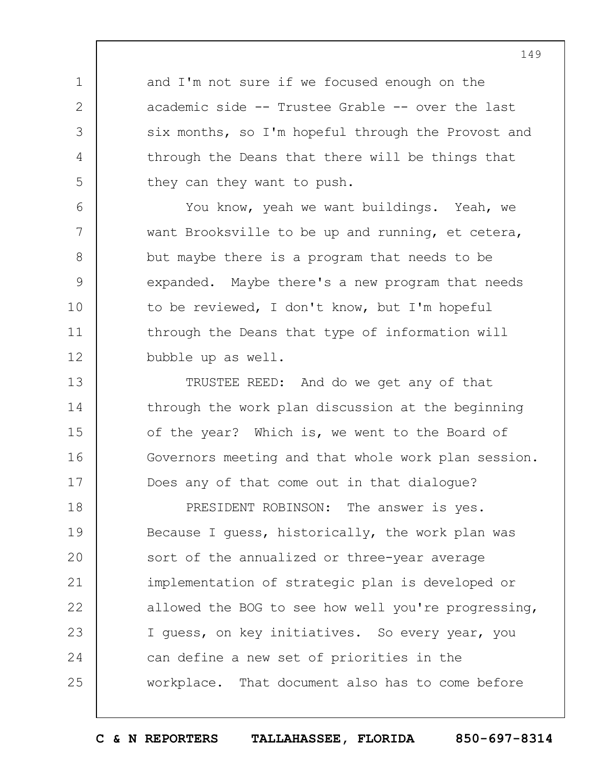and I'm not sure if we focused enough on the academic side -- Trustee Grable -- over the last six months, so I'm hopeful through the Provost and through the Deans that there will be things that they can they want to push.

You know, yeah we want buildings. Yeah, we want Brooksville to be up and running, et cetera, but maybe there is a program that needs to be expanded. Maybe there's a new program that needs to be reviewed, I don't know, but I'm hopeful through the Deans that type of information will bubble up as well.

TRUSTEE REED: And do we get any of that through the work plan discussion at the beginning of the year? Which is, we went to the Board of Governors meeting and that whole work plan session. Does any of that come out in that dialogue?

PRESIDENT ROBINSON: The answer is yes. Because I guess, historically, the work plan was sort of the annualized or three-year average implementation of strategic plan is developed or allowed the BOG to see how well you're progressing, I guess, on key initiatives. So every year, you can define a new set of priorities in the workplace. That document also has to come before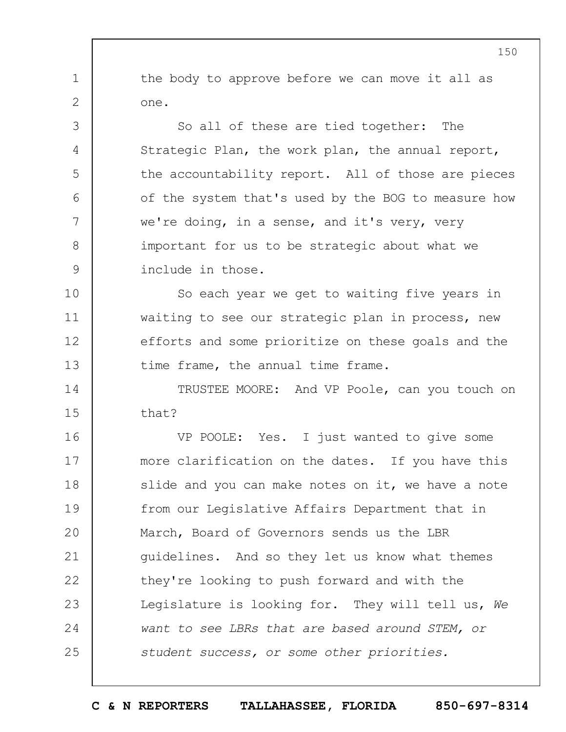the body to approve before we can move it all as one.

So all of these are tied together: The Strategic Plan, the work plan, the annual report, the accountability report. All of those are pieces of the system that's used by the BOG to measure how we're doing, in a sense, and it's very, very important for us to be strategic about what we include in those.

So each year we get to waiting five years in waiting to see our strategic plan in process, new efforts and some prioritize on these goals and the time frame, the annual time frame.

TRUSTEE MOORE: And VP Poole, can you touch on that?

VP POOLE: Yes. I just wanted to give some more clarification on the dates. If you have this slide and you can make notes on it, we have a note from our Legislative Affairs Department that in March, Board of Governors sends us the LBR guidelines. And so they let us know what themes they're looking to push forward and with the Legislature is looking for. They will tell us, *We want to see LBRs that are based around STEM, or student success, or some other priorities.*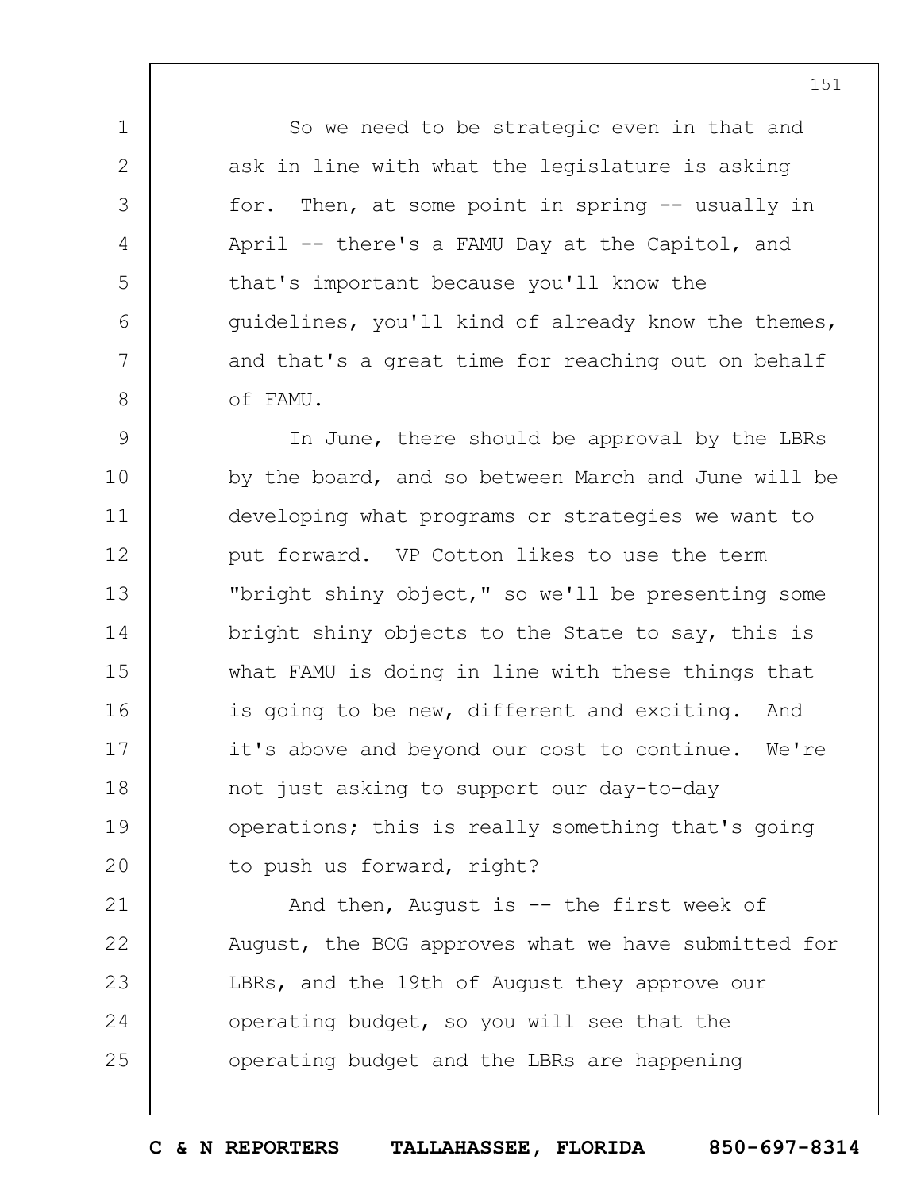So we need to be strategic even in that and ask in line with what the legislature is asking for. Then, at some point in spring -- usually in April -- there's a FAMU Day at the Capitol, and that's important because you'll know the guidelines, you'll kind of already know the themes, and that's a great time for reaching out on behalf of FAMU.

In June, there should be approval by the LBRs by the board, and so between March and June will be developing what programs or strategies we want to put forward. VP Cotton likes to use the term "bright shiny object," so we'll be presenting some bright shiny objects to the State to say, this is what FAMU is doing in line with these things that is going to be new, different and exciting. And it's above and beyond our cost to continue. We're not just asking to support our day-to-day operations; this is really something that's going to push us forward, right?

And then, August is -- the first week of August, the BOG approves what we have submitted for LBRs, and the 19th of August they approve our operating budget, so you will see that the operating budget and the LBRs are happening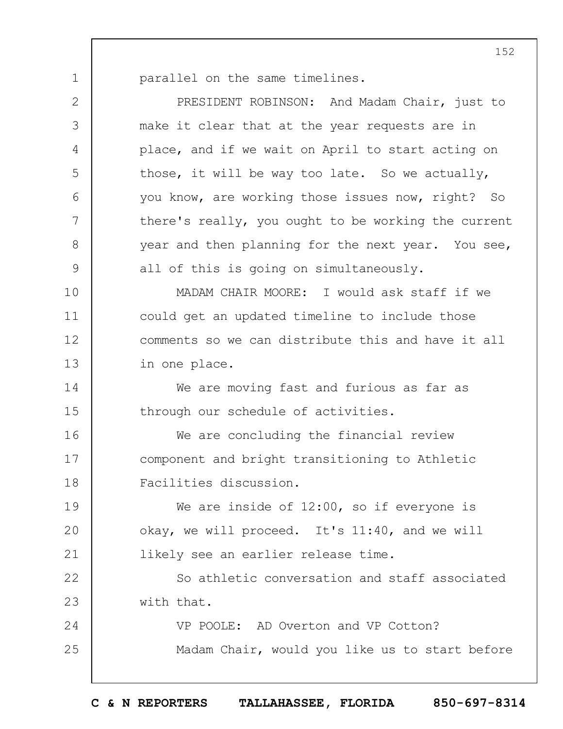parallel on the same timelines.

PRESIDENT ROBINSON: And Madam Chair, just to make it clear that at the year requests are in place, and if we wait on April to start acting on those, it will be way too late. So we actually, you know, are working those issues now, right? So there's really, you ought to be working the current year and then planning for the next year. You see, all of this is going on simultaneously.

MADAM CHAIR MOORE: I would ask staff if we could get an updated timeline to include those comments so we can distribute this and have it all in one place.

We are moving fast and furious as far as through our schedule of activities.

We are concluding the financial review component and bright transitioning to Athletic Facilities discussion.

We are inside of 12:00, so if everyone is okay, we will proceed. It's 11:40, and we will likely see an earlier release time.

So athletic conversation and staff associated with that.

VP POOLE: AD Overton and VP Cotton?

Madam Chair, would you like us to start before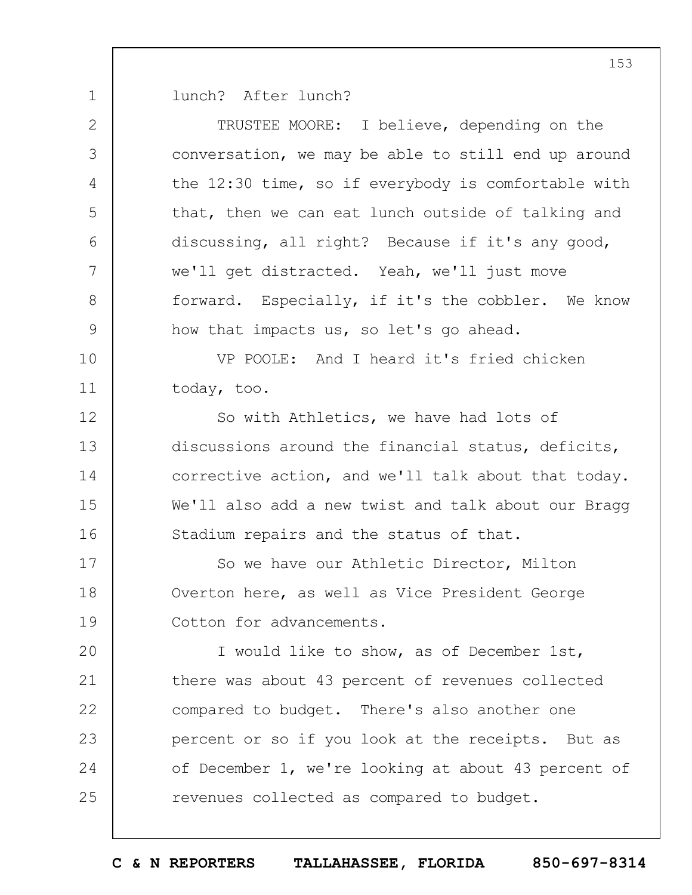lunch? After lunch?

TRUSTEE MOORE: I believe, depending on the conversation, we may be able to still end up around the 12:30 time, so if everybody is comfortable with that, then we can eat lunch outside of talking and discussing, all right? Because if it's any good, we'll get distracted. Yeah, we'll just move forward. Especially, if it's the cobbler. We know how that impacts us, so let's go ahead.

VP POOLE: And I heard it's fried chicken today, too.

So with Athletics, we have had lots of discussions around the financial status, deficits, corrective action, and we'll talk about that today. We'll also add a new twist and talk about our Bragg Stadium repairs and the status of that.

So we have our Athletic Director, Milton Overton here, as well as Vice President George Cotton for advancements.

I would like to show, as of December 1st, there was about 43 percent of revenues collected compared to budget. There's also another one percent or so if you look at the receipts. But as of December 1, we're looking at about 43 percent of revenues collected as compared to budget.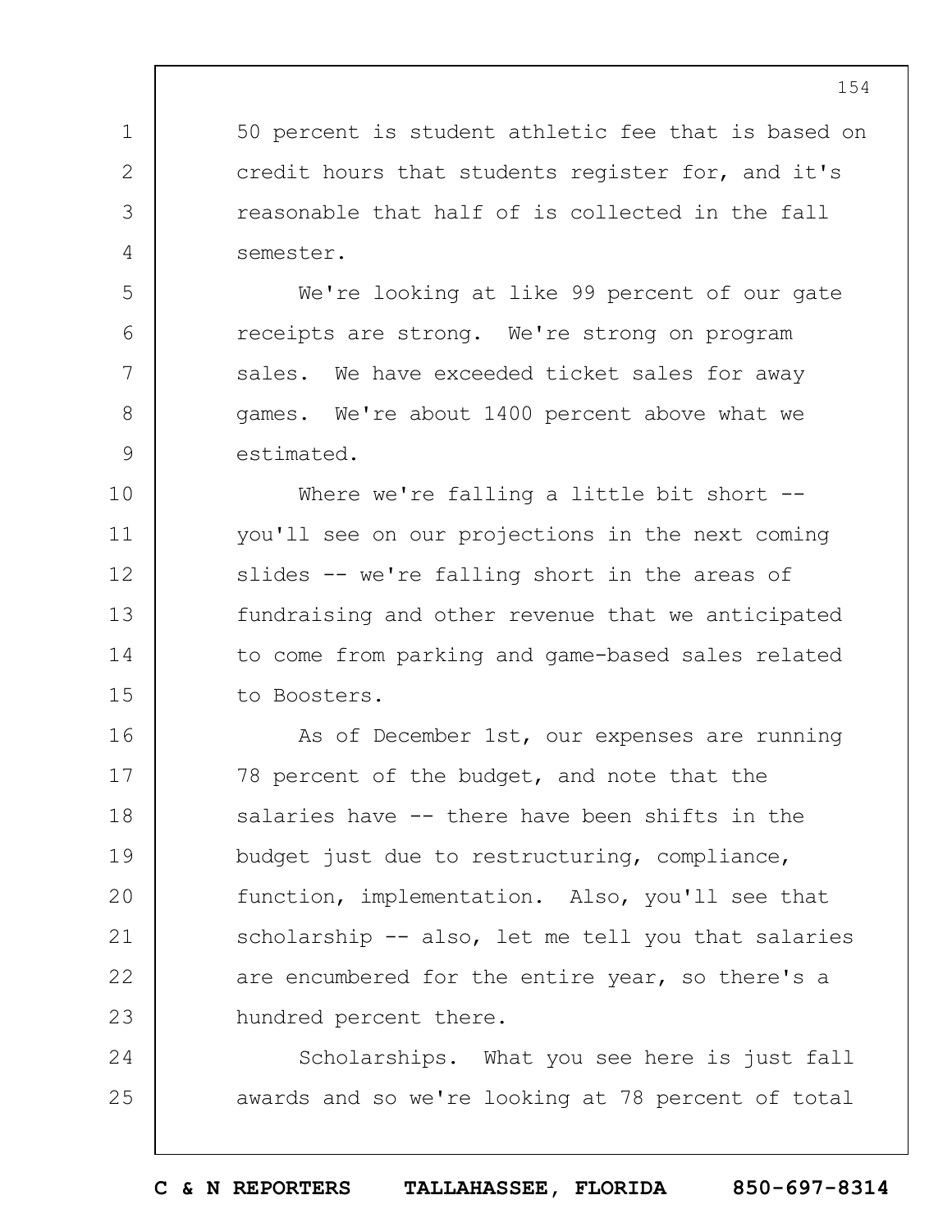50 percent is student athletic fee that is based on credit hours that students register for, and it's reasonable that half of is collected in the fall semester.

We're looking at like 99 percent of our gate receipts are strong. We're strong on program sales. We have exceeded ticket sales for away games. We're about 1400 percent above what we estimated.

Where we're falling a little bit short -- you'll see on our projections in the next coming slides -- we're falling short in the areas of fundraising and other revenue that we anticipated to come from parking and game-based sales related to Boosters.

As of December 1st, our expenses are running 78 percent of the budget, and note that the salaries have -- there have been shifts in the budget just due to restructuring, compliance, function, implementation. Also, you'll see that scholarship -- also, let me tell you that salaries are encumbered for the entire year, so there's a hundred percent there.

Scholarships. What you see here is just fall awards and so we're looking at 78 percent of total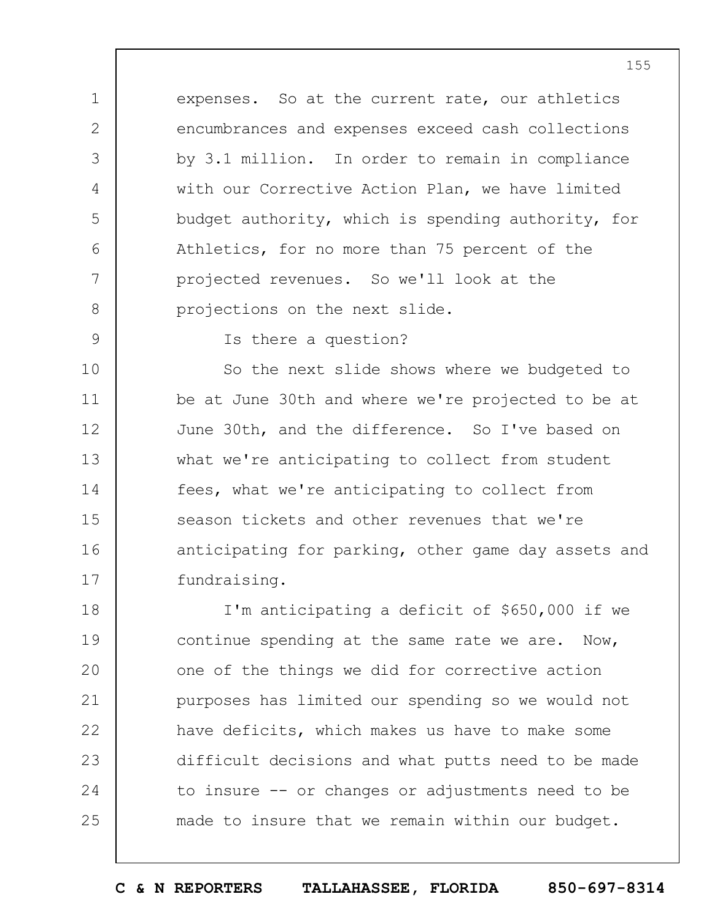expenses. So at the current rate, our athletics encumbrances and expenses exceed cash collections by 3.1 million. In order to remain in compliance with our Corrective Action Plan, we have limited budget authority, which is spending authority, for Athletics, for no more than 75 percent of the projected revenues. So we'll look at the projections on the next slide.

Is there a question?

So the next slide shows where we budgeted to be at June 30th and where we're projected to be at June 30th, and the difference. So I've based on what we're anticipating to collect from student fees, what we're anticipating to collect from season tickets and other revenues that we're anticipating for parking, other game day assets and fundraising.

I'm anticipating a deficit of $650,000 if we continue spending at the same rate we are. Now, one of the things we did for corrective action purposes has limited our spending so we would not have deficits, which makes us have to make some difficult decisions and what putts need to be made to insure -- or changes or adjustments need to be made to insure that we remain within our budget.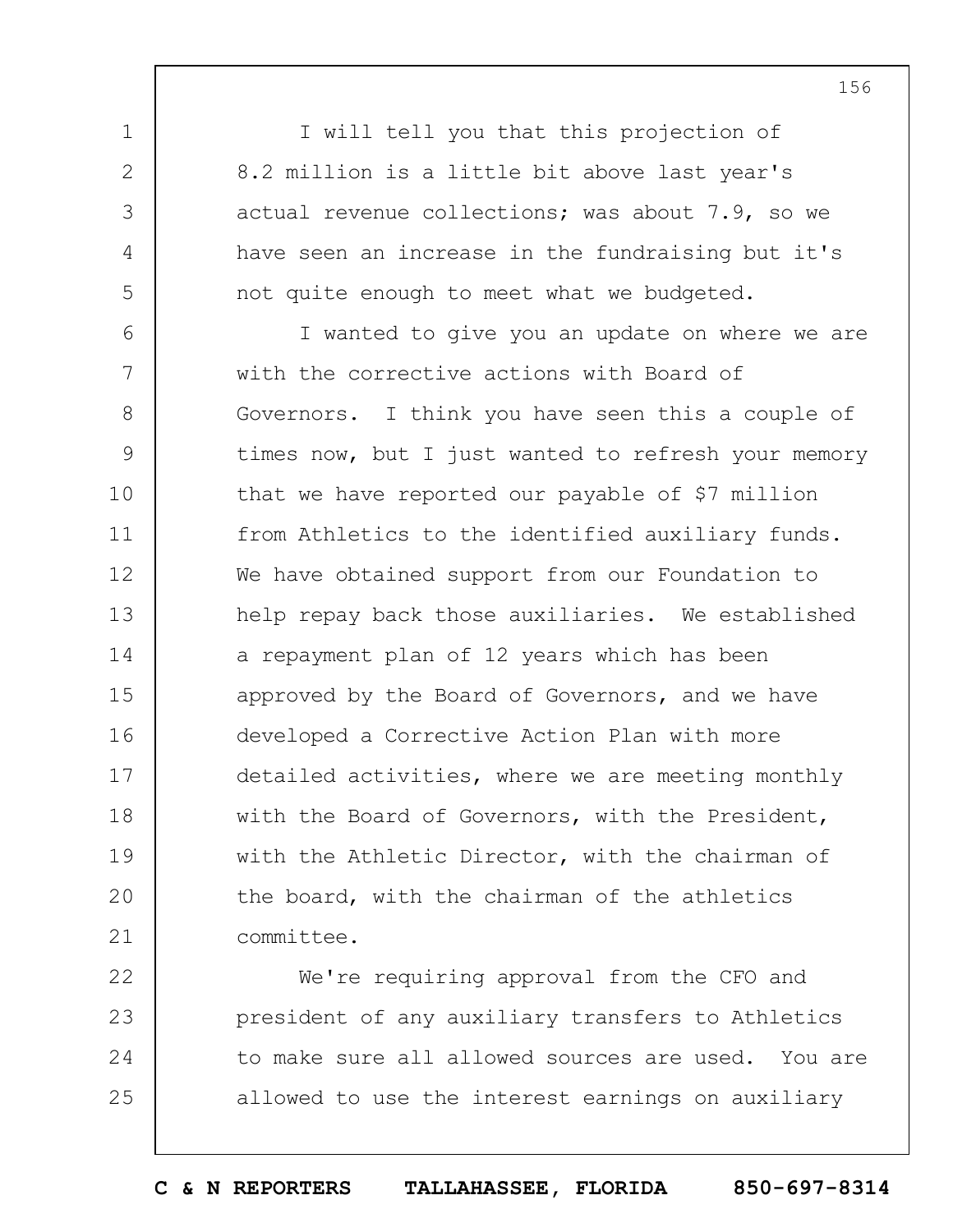I will tell you that this projection of 8.2 million is a little bit above last year's actual revenue collections; was about 7.9, so we have seen an increase in the fundraising but it's not quite enough to meet what we budgeted.

I wanted to give you an update on where we are with the corrective actions with Board of Governors. I think you have seen this a couple of times now, but I just wanted to refresh your memory that we have reported our payable of $7 million from Athletics to the identified auxiliary funds. We have obtained support from our Foundation to help repay back those auxiliaries. We established a repayment plan of 12 years which has been approved by the Board of Governors, and we have developed a Corrective Action Plan with more detailed activities, where we are meeting monthly with the Board of Governors, with the President, with the Athletic Director, with the chairman of the board, with the chairman of the athletics committee.

We're requiring approval from the CFO and president of any auxiliary transfers to Athletics to make sure all allowed sources are used. You are allowed to use the interest earnings on auxiliary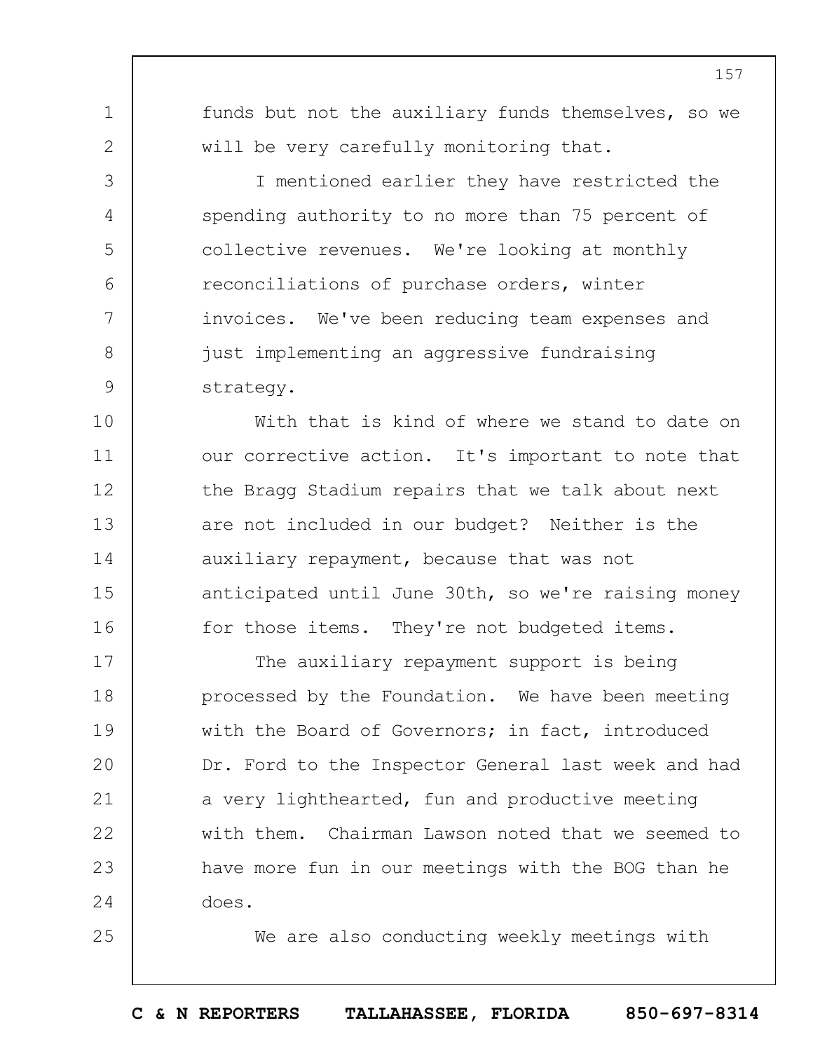funds but not the auxiliary funds themselves, so we will be very carefully monitoring that.

I mentioned earlier they have restricted the spending authority to no more than 75 percent of collective revenues. We're looking at monthly reconciliations of purchase orders, winter invoices. We've been reducing team expenses and just implementing an aggressive fundraising strategy.

With that is kind of where we stand to date on our corrective action. It's important to note that the Bragg Stadium repairs that we talk about next are not included in our budget? Neither is the auxiliary repayment, because that was not anticipated until June 30th, so we're raising money for those items. They're not budgeted items.

The auxiliary repayment support is being processed by the Foundation. We have been meeting with the Board of Governors; in fact, introduced Dr. Ford to the Inspector General last week and had a very lighthearted, fun and productive meeting with them. Chairman Lawson noted that we seemed to have more fun in our meetings with the BOG than he does.

We are also conducting weekly meetings with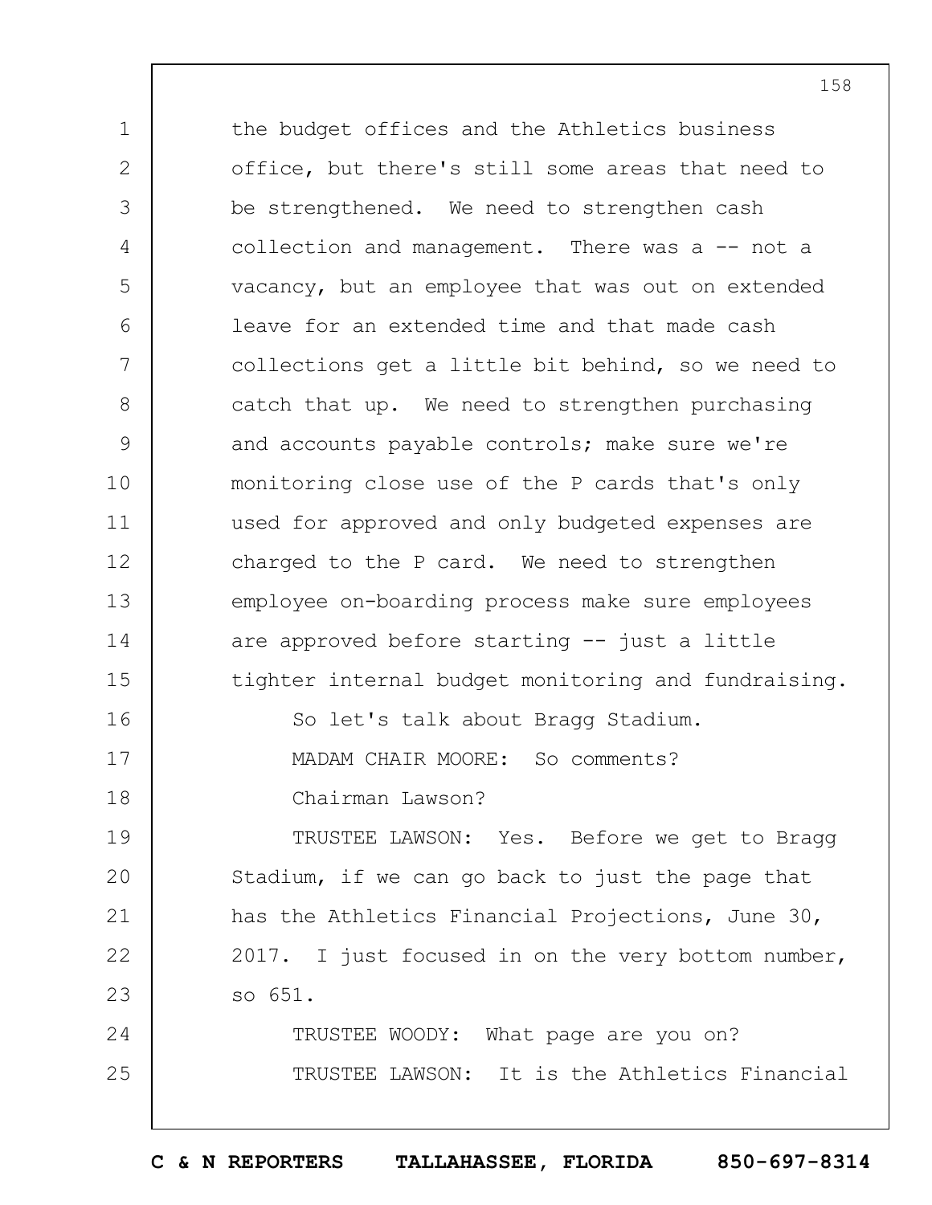the budget offices and the Athletics business office, but there's still some areas that need to be strengthened. We need to strengthen cash collection and management. There was a -- not a vacancy, but an employee that was out on extended leave for an extended time and that made cash collections get a little bit behind, so we need to catch that up. We need to strengthen purchasing and accounts payable controls; make sure we're monitoring close use of the P cards that's only used for approved and only budgeted expenses are charged to the P card. We need to strengthen employee on-boarding process make sure employees are approved before starting -- just a little tighter internal budget monitoring and fundraising.

So let's talk about Bragg Stadium.

MADAM CHAIR MOORE: So comments?

Chairman Lawson?

TRUSTEE LAWSON: Yes. Before we get to Bragg Stadium, if we can go back to just the page that has the Athletics Financial Projections, June 30, 2017. I just focused in on the very bottom number, so 651.

TRUSTEE WOODY: What page are you on?

TRUSTEE LAWSON: It is the Athletics Financial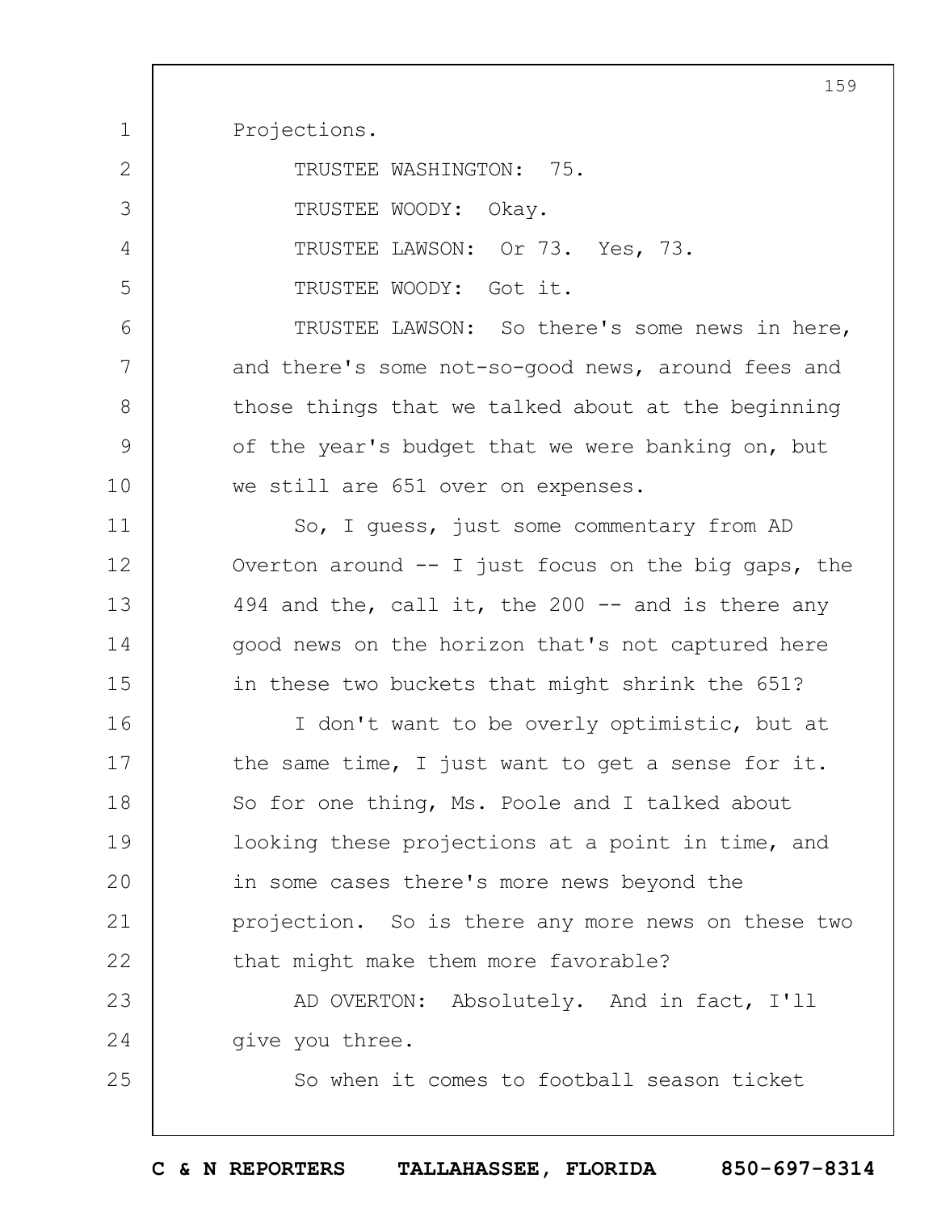Projections.

TRUSTEE WASHINGTON: 75.

TRUSTEE WOODY: Okay.

TRUSTEE LAWSON: Or 73. Yes, 73.

TRUSTEE WOODY: Got it.

TRUSTEE LAWSON: So there's some news in here, and there's some not-so-good news, around fees and those things that we talked about at the beginning of the year's budget that we were banking on, but we still are 651 over on expenses.

So, I guess, just some commentary from AD Overton around -- I just focus on the big gaps, the 494 and the, call it, the 200 -- and is there any good news on the horizon that's not captured here in these two buckets that might shrink the 651?

I don't want to be overly optimistic, but at the same time, I just want to get a sense for it. So for one thing, Ms. Poole and I talked about looking these projections at a point in time, and in some cases there's more news beyond the projection. So is there any more news on these two that might make them more favorable?

AD OVERTON: Absolutely. And in fact, I'll give you three.

So when it comes to football season ticket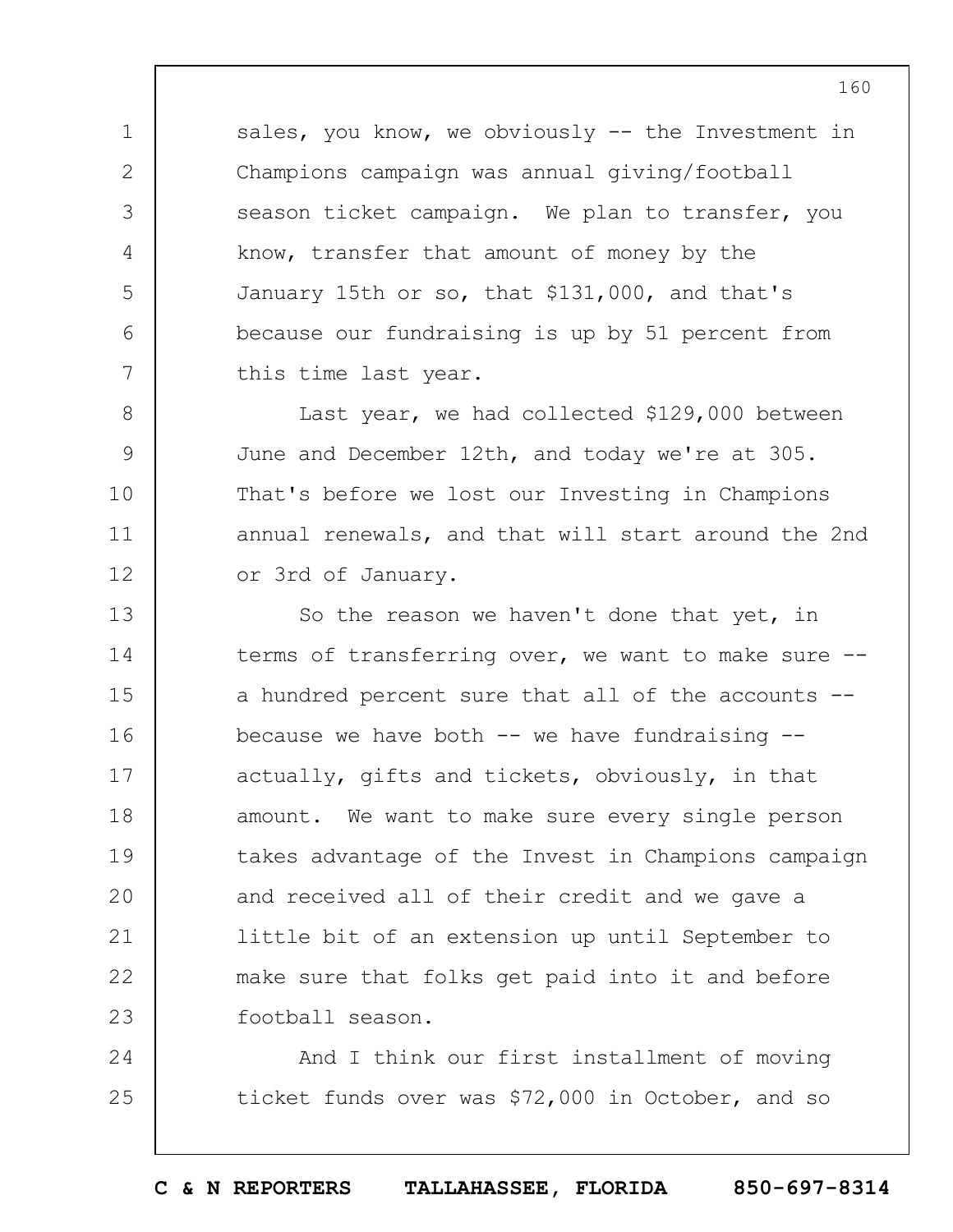sales, you know, we obviously -- the Investment in Champions campaign was annual giving/football season ticket campaign. We plan to transfer, you know, transfer that amount of money by the January 15th or so, that $131,000, and that's because our fundraising is up by 51 percent from this time last year.

Last year, we had collected $129,000 between June and December 12th, and today we're at 305. That's before we lost our Investing in Champions annual renewals, and that will start around the 2nd or 3rd of January.

So the reason we haven't done that yet, in terms of transferring over, we want to make sure -- a hundred percent sure that all of the accounts -- because we have both -- we have fundraising -- actually, gifts and tickets, obviously, in that amount. We want to make sure every single person takes advantage of the Invest in Champions campaign and received all of their credit and we gave a little bit of an extension up until September to make sure that folks get paid into it and before football season.

And I think our first installment of moving ticket funds over was $72,000 in October, and so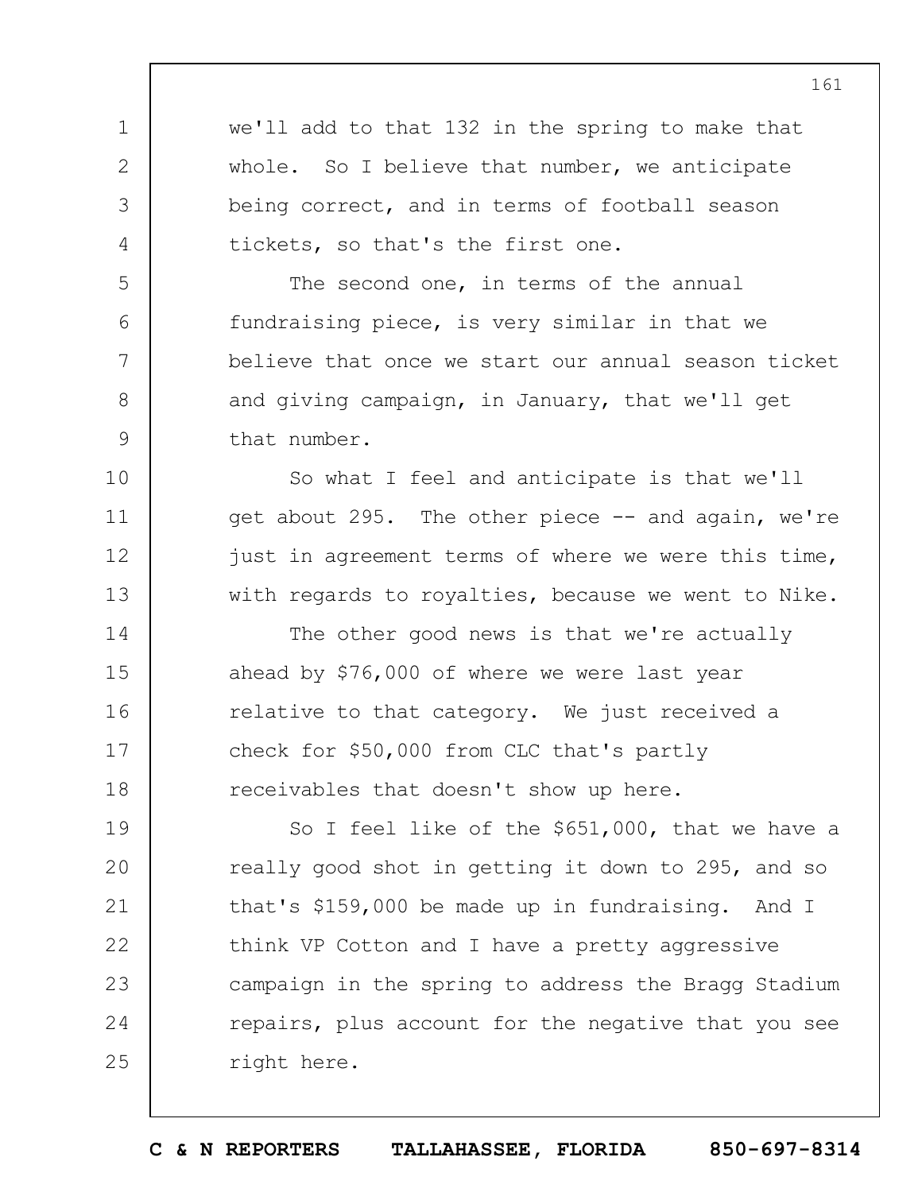we'll add to that 132 in the spring to make that whole. So I believe that number, we anticipate being correct, and in terms of football season tickets, so that's the first one.

The second one, in terms of the annual fundraising piece, is very similar in that we believe that once we start our annual season ticket and giving campaign, in January, that we'll get that number.

So what I feel and anticipate is that we'll get about 295. The other piece -- and again, we're just in agreement terms of where we were this time, with regards to royalties, because we went to Nike.

The other good news is that we're actually ahead by $76,000 of where we were last year relative to that category. We just received a check for $50,000 from CLC that's partly receivables that doesn't show up here.

So I feel like of the $651,000, that we have a really good shot in getting it down to 295, and so that's $159,000 be made up in fundraising. And I think VP Cotton and I have a pretty aggressive campaign in the spring to address the Bragg Stadium repairs, plus account for the negative that you see right here.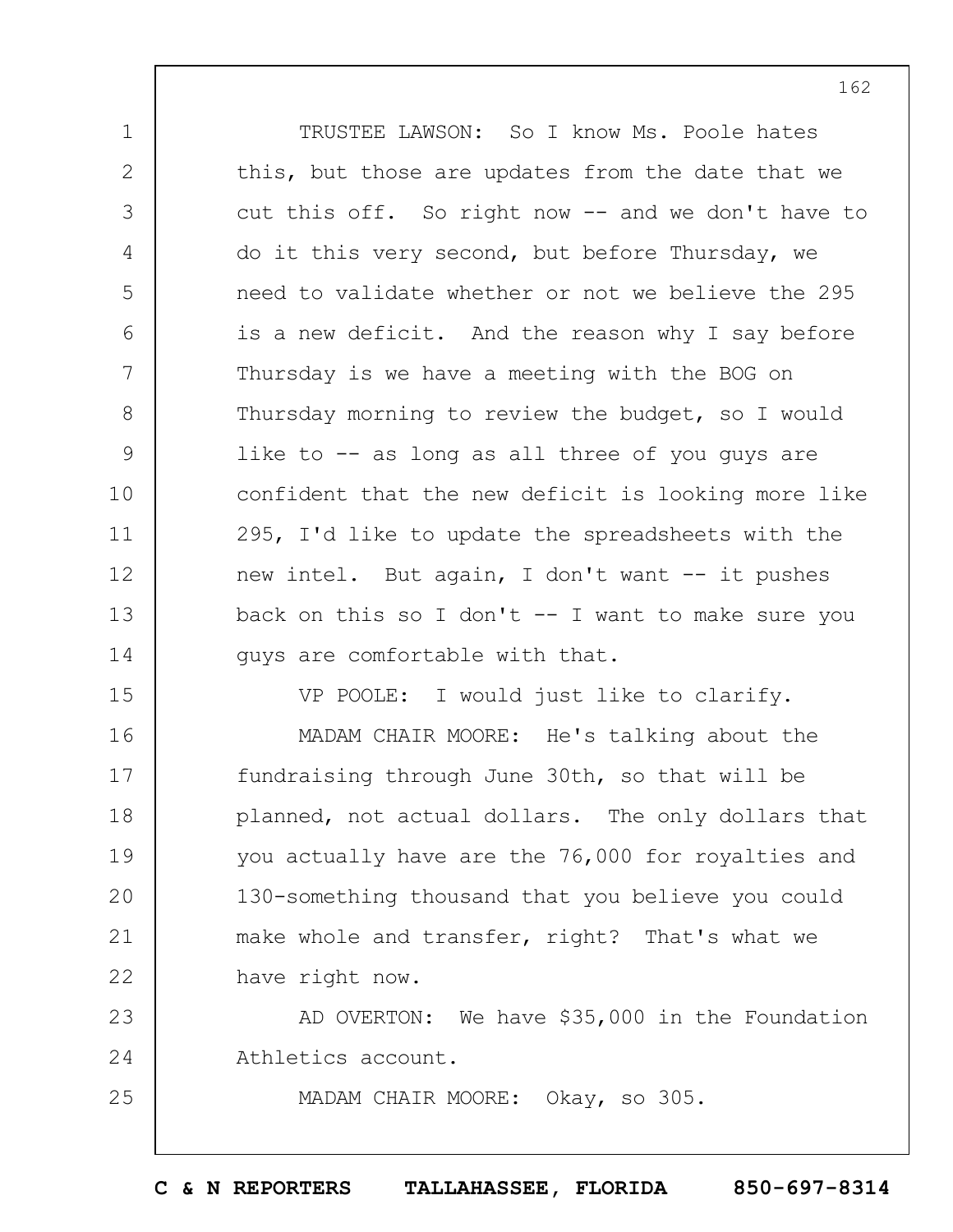TRUSTEE LAWSON: So I know Ms. Poole hates this, but those are updates from the date that we cut this off. So right now -- and we don't have to do it this very second, but before Thursday, we need to validate whether or not we believe the 295 is a new deficit. And the reason why I say before Thursday is we have a meeting with the BOG on Thursday morning to review the budget, so I would like to -- as long as all three of you guys are confident that the new deficit is looking more like 295, I'd like to update the spreadsheets with the new intel. But again, I don't want -- it pushes back on this so I don't -- I want to make sure you guys are comfortable with that.

VP POOLE: I would just like to clarify.

MADAM CHAIR MOORE: He's talking about the fundraising through June 30th, so that will be planned, not actual dollars. The only dollars that you actually have are the 76,000 for royalties and 130-something thousand that you believe you could make whole and transfer, right? That's what we have right now.

AD OVERTON: We have $35,000 in the Foundation Athletics account.

MADAM CHAIR MOORE: Okay, so 305.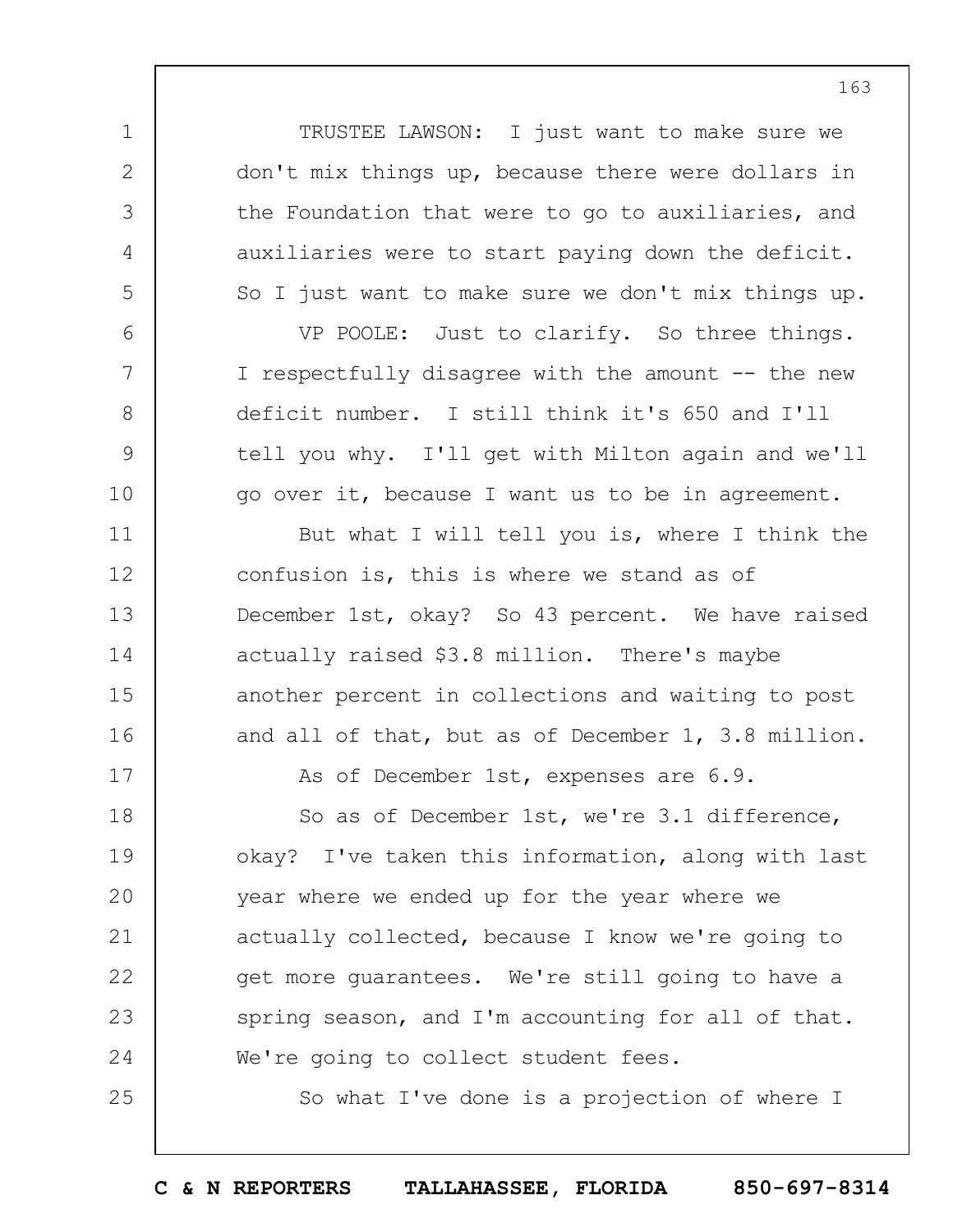TRUSTEE LAWSON: I just want to make sure we don't mix things up, because there were dollars in the Foundation that were to go to auxiliaries, and auxiliaries were to start paying down the deficit. So I just want to make sure we don't mix things up.

VP POOLE: Just to clarify. So three things. I respectfully disagree with the amount -- the new deficit number. I still think it's 650 and I'll tell you why. I'll get with Milton again and we'll go over it, because I want us to be in agreement.

But what I will tell you is, where I think the confusion is, this is where we stand as of December 1st, okay? So 43 percent. We have raised actually raised $3.8 million. There's maybe another percent in collections and waiting to post and all of that, but as of December 1, 3.8 million.

As of December 1st, expenses are 6.9.

So as of December 1st, we're 3.1 difference, okay? I've taken this information, along with last year where we ended up for the year where we actually collected, because I know we're going to get more guarantees. We're still going to have a spring season, and I'm accounting for all of that. We're going to collect student fees.

So what I've done is a projection of where I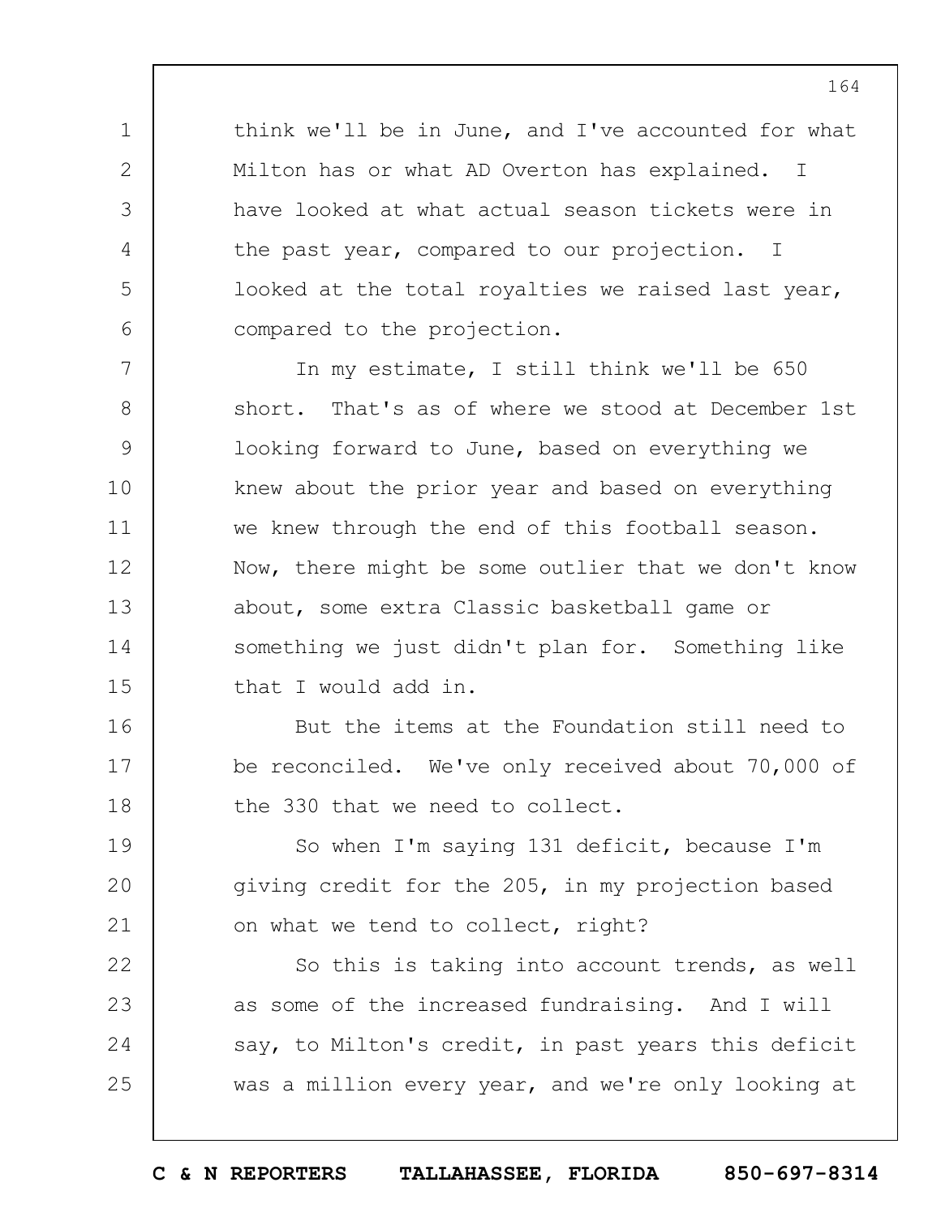think we'll be in June, and I've accounted for what Milton has or what AD Overton has explained. I have looked at what actual season tickets were in the past year, compared to our projection. I looked at the total royalties we raised last year, compared to the projection.

In my estimate, I still think we'll be 650 short. That's as of where we stood at December 1st looking forward to June, based on everything we knew about the prior year and based on everything we knew through the end of this football season. Now, there might be some outlier that we don't know about, some extra Classic basketball game or something we just didn't plan for. Something like that I would add in.

But the items at the Foundation still need to be reconciled. We've only received about 70,000 of the 330 that we need to collect.

So when I'm saying 131 deficit, because I'm giving credit for the 205, in my projection based on what we tend to collect, right?

So this is taking into account trends, as well as some of the increased fundraising. And I will say, to Milton's credit, in past years this deficit was a million every year, and we're only looking at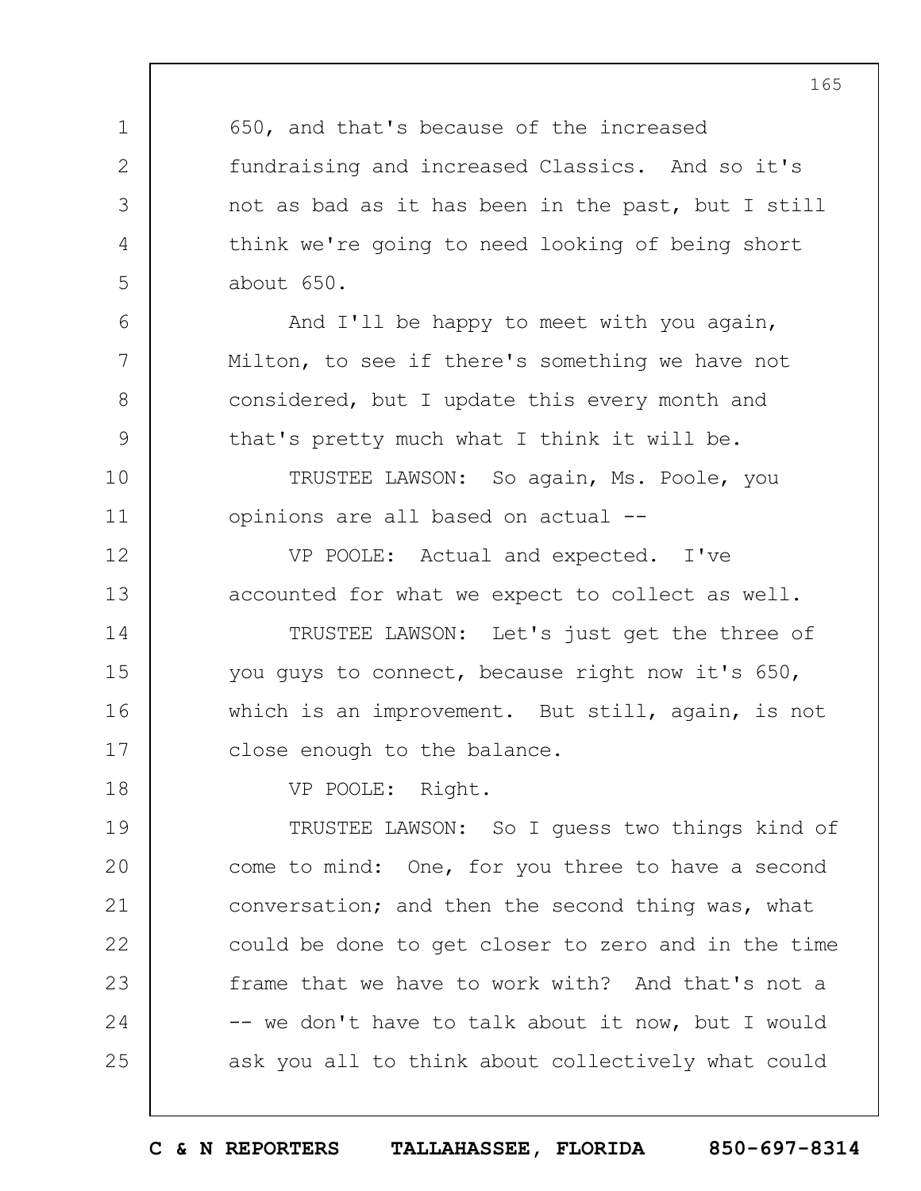650, and that's because of the increased fundraising and increased Classics. And so it's not as bad as it has been in the past, but I still think we're going to need looking of being short about 650.

And I'll be happy to meet with you again, Milton, to see if there's something we have not considered, but I update this every month and that's pretty much what I think it will be.

TRUSTEE LAWSON: So again, Ms. Poole, you opinions are all based on actual --

VP POOLE: Actual and expected. I've accounted for what we expect to collect as well.

TRUSTEE LAWSON: Let's just get the three of you guys to connect, because right now it's 650, which is an improvement. But still, again, is not close enough to the balance.

VP POOLE: Right.

TRUSTEE LAWSON: So I guess two things kind of come to mind: One, for you three to have a second conversation; and then the second thing was, what could be done to get closer to zero and in the time frame that we have to work with? And that's not a -- we don't have to talk about it now, but I would ask you all to think about collectively what could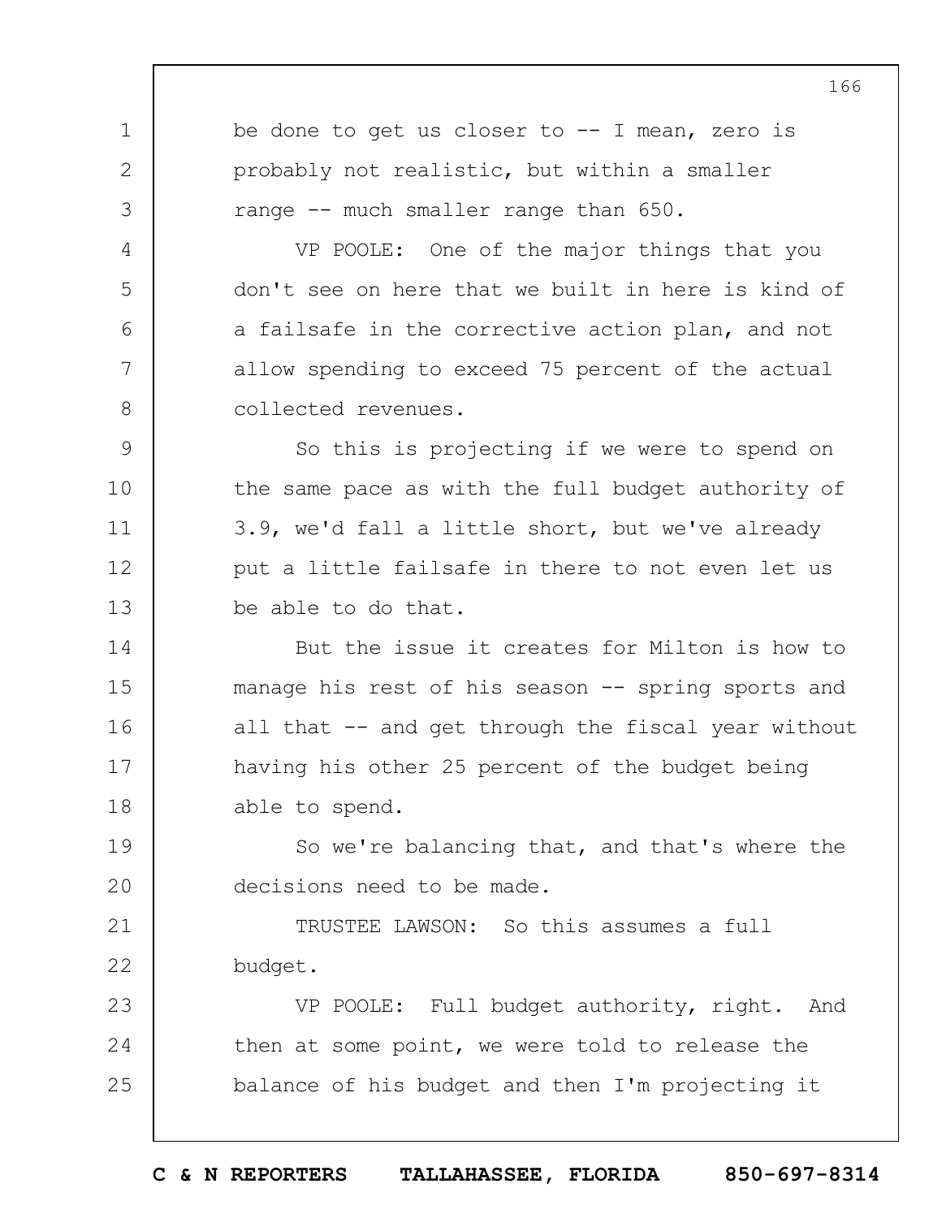be done to get us closer to -- I mean, zero is probably not realistic, but within a smaller range -- much smaller range than 650.

VP POOLE: One of the major things that you don't see on here that we built in here is kind of a failsafe in the corrective action plan, and not allow spending to exceed 75 percent of the actual collected revenues.

So this is projecting if we were to spend on the same pace as with the full budget authority of 3.9, we'd fall a little short, but we've already put a little failsafe in there to not even let us be able to do that.

But the issue it creates for Milton is how to manage his rest of his season -- spring sports and all that -- and get through the fiscal year without having his other 25 percent of the budget being able to spend.

So we're balancing that, and that's where the decisions need to be made.

TRUSTEE LAWSON: So this assumes a full budget.

VP POOLE: Full budget authority, right. And then at some point, we were told to release the balance of his budget and then I'm projecting it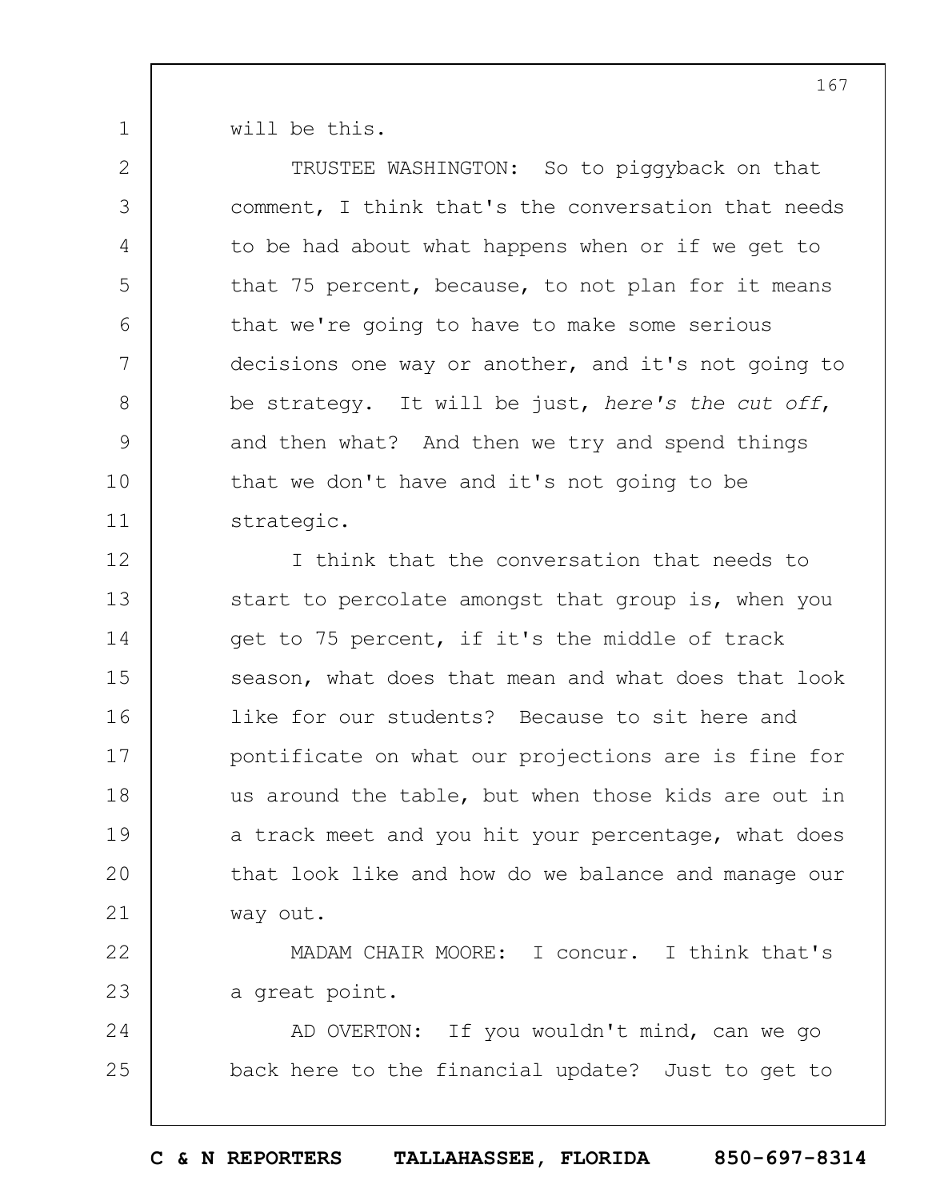will be this.

TRUSTEE WASHINGTON: So to piggyback on that comment, I think that's the conversation that needs to be had about what happens when or if we get to that 75 percent, because, to not plan for it means that we're going to have to make some serious decisions one way or another, and it's not going to be strategy. It will be just, *here's the cut off*, and then what? And then we try and spend things that we don't have and it's not going to be strategic.

I think that the conversation that needs to start to percolate amongst that group is, when you get to 75 percent, if it's the middle of track season, what does that mean and what does that look like for our students? Because to sit here and pontificate on what our projections are is fine for us around the table, but when those kids are out in a track meet and you hit your percentage, what does that look like and how do we balance and manage our way out.

MADAM CHAIR MOORE: I concur. I think that's a great point.

AD OVERTON: If you wouldn't mind, can we go back here to the financial update? Just to get to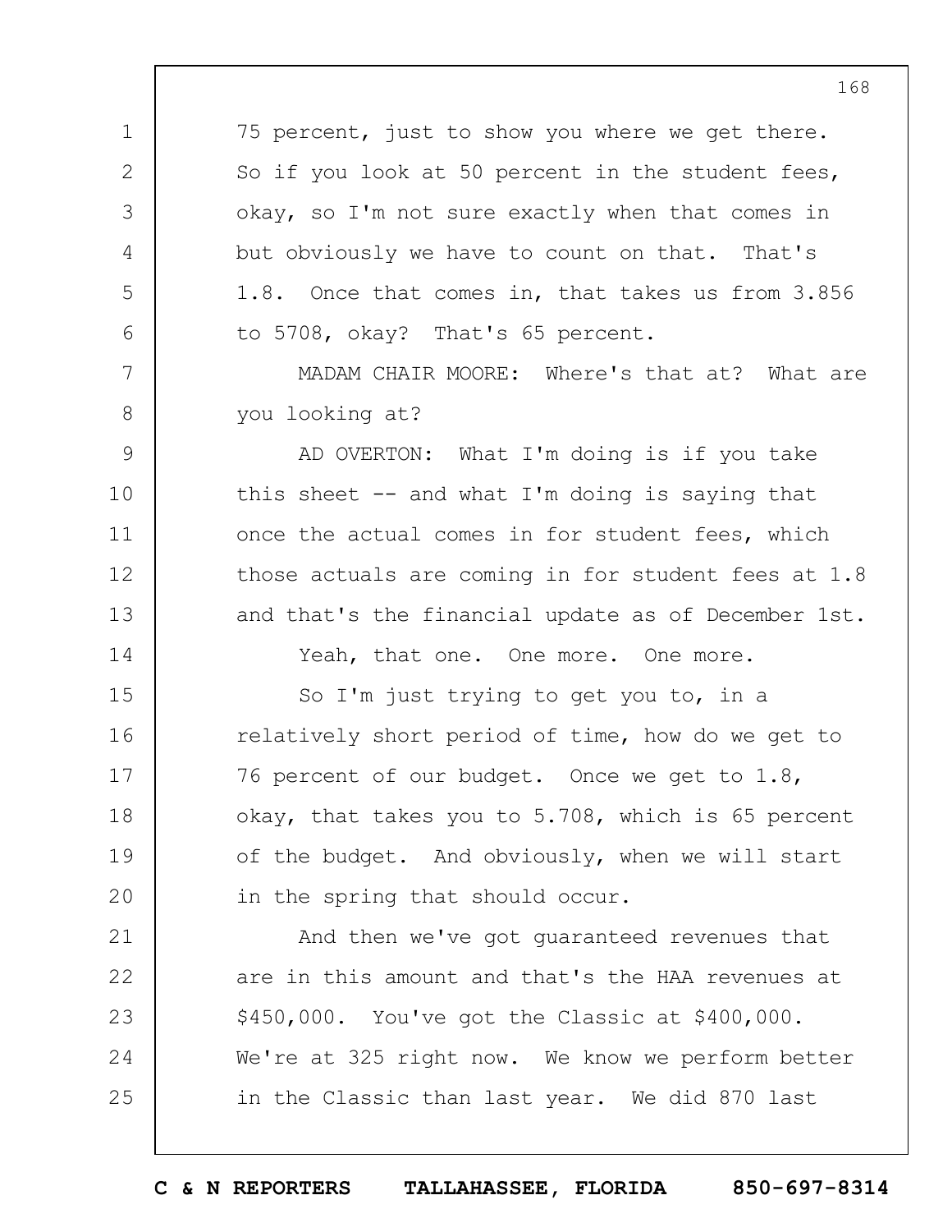75 percent, just to show you where we get there. So if you look at 50 percent in the student fees, okay, so I'm not sure exactly when that comes in but obviously we have to count on that. That's 1.8. Once that comes in, that takes us from 3.856 to 5708, okay? That's 65 percent.

MADAM CHAIR MOORE: Where's that at? What are you looking at?

AD OVERTON: What I'm doing is if you take this sheet -- and what I'm doing is saying that once the actual comes in for student fees, which those actuals are coming in for student fees at 1.8 and that's the financial update as of December 1st.

Yeah, that one. One more. One more.

So I'm just trying to get you to, in a relatively short period of time, how do we get to 76 percent of our budget. Once we get to 1.8, okay, that takes you to 5.708, which is 65 percent of the budget. And obviously, when we will start in the spring that should occur.

And then we've got guaranteed revenues that are in this amount and that's the HAA revenues at $450,000. You've got the Classic at $400,000. We're at 325 right now. We know we perform better in the Classic than last year. We did 870 last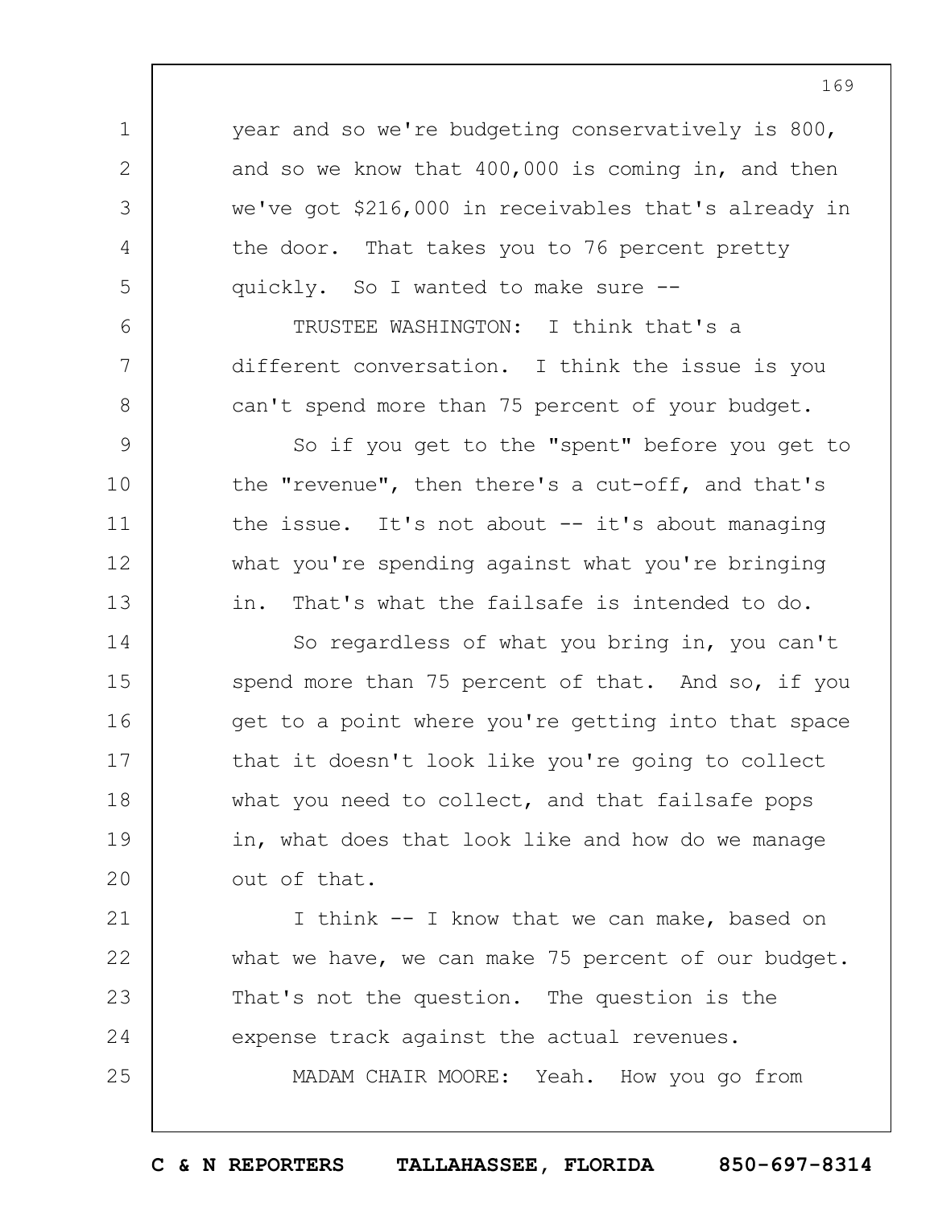year and so we're budgeting conservatively is 800, and so we know that 400,000 is coming in, and then we've got $216,000 in receivables that's already in the door. That takes you to 76 percent pretty quickly. So I wanted to make sure --

TRUSTEE WASHINGTON: I think that's a different conversation. I think the issue is you can't spend more than 75 percent of your budget.

So if you get to the "spent" before you get to the "revenue", then there's a cut-off, and that's the issue. It's not about -- it's about managing what you're spending against what you're bringing in. That's what the failsafe is intended to do.

So regardless of what you bring in, you can't spend more than 75 percent of that. And so, if you get to a point where you're getting into that space that it doesn't look like you're going to collect what you need to collect, and that failsafe pops in, what does that look like and how do we manage out of that.

I think -- I know that we can make, based on what we have, we can make 75 percent of our budget. That's not the question. The question is the expense track against the actual revenues.

MADAM CHAIR MOORE: Yeah. How you go from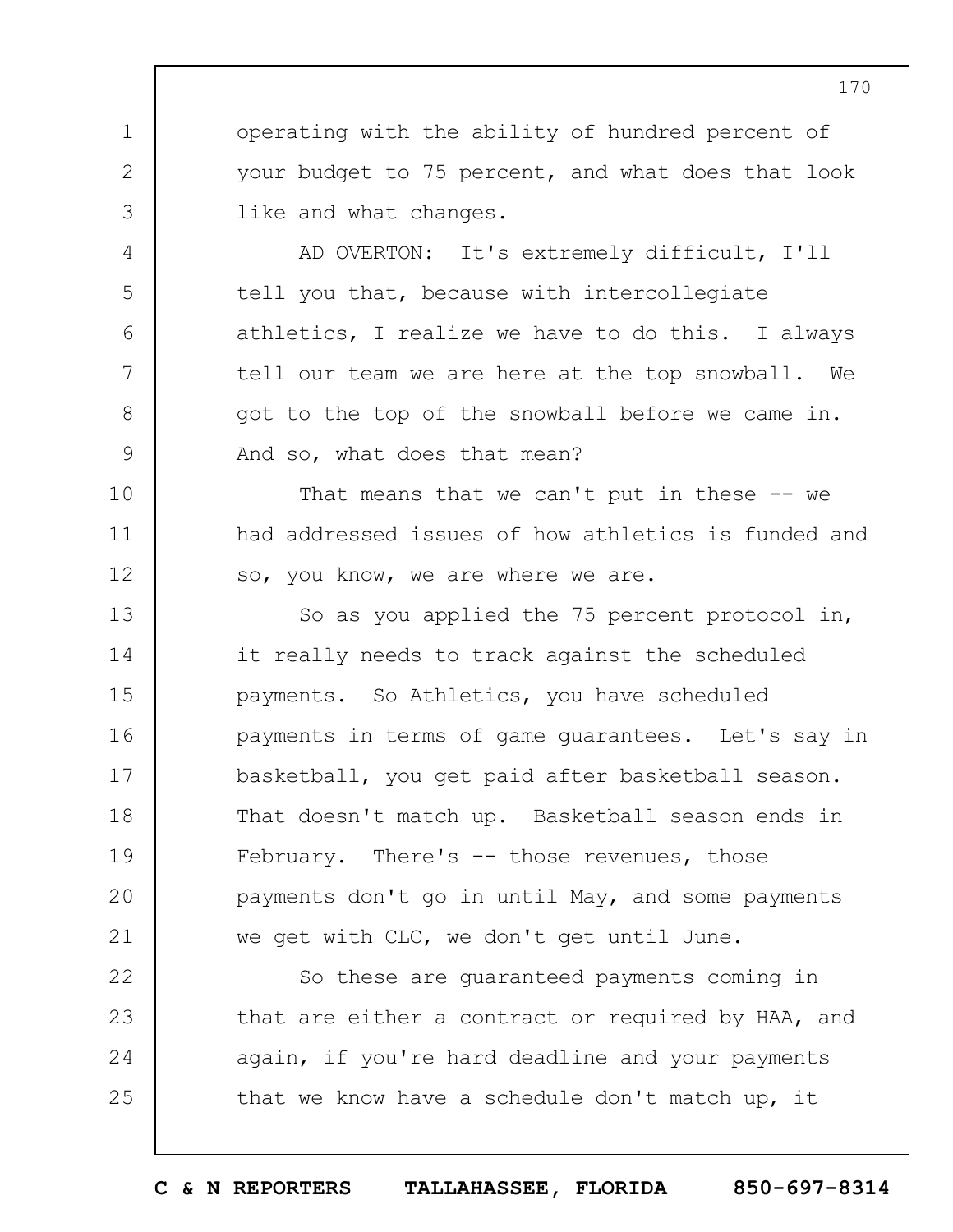operating with the ability of hundred percent of your budget to 75 percent, and what does that look like and what changes.

AD OVERTON: It's extremely difficult, I'll tell you that, because with intercollegiate athletics, I realize we have to do this. I always tell our team we are here at the top snowball. We got to the top of the snowball before we came in. And so, what does that mean?

That means that we can't put in these -- we had addressed issues of how athletics is funded and so, you know, we are where we are.

So as you applied the 75 percent protocol in, it really needs to track against the scheduled payments. So Athletics, you have scheduled payments in terms of game guarantees. Let's say in basketball, you get paid after basketball season. That doesn't match up. Basketball season ends in February. There's -- those revenues, those payments don't go in until May, and some payments we get with CLC, we don't get until June.

So these are guaranteed payments coming in that are either a contract or required by HAA, and again, if you're hard deadline and your payments that we know have a schedule don't match up, it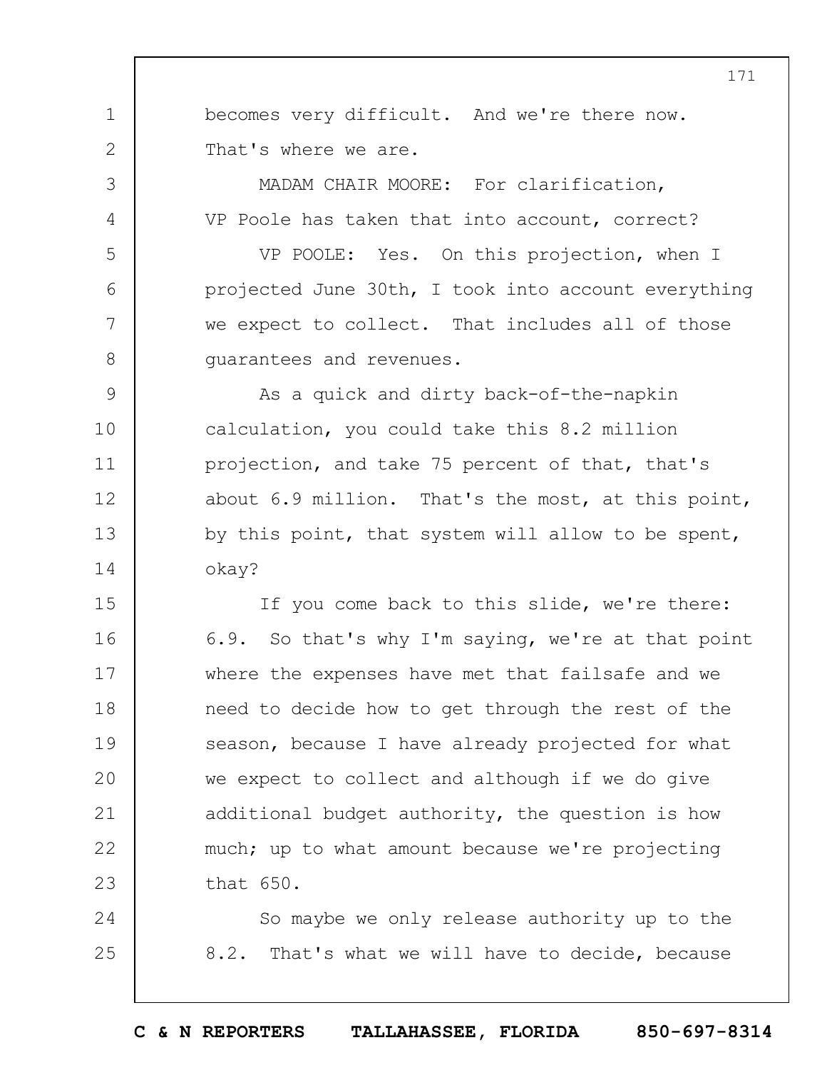becomes very difficult. And we're there now. That's where we are.

MADAM CHAIR MOORE: For clarification, VP Poole has taken that into account, correct?

VP POOLE: Yes. On this projection, when I projected June 30th, I took into account everything we expect to collect. That includes all of those guarantees and revenues.

As a quick and dirty back-of-the-napkin calculation, you could take this 8.2 million projection, and take 75 percent of that, that's about 6.9 million. That's the most, at this point, by this point, that system will allow to be spent, okay?

If you come back to this slide, we're there: 6.9. So that's why I'm saying, we're at that point where the expenses have met that failsafe and we need to decide how to get through the rest of the season, because I have already projected for what we expect to collect and although if we do give additional budget authority, the question is how much; up to what amount because we're projecting that 650.

So maybe we only release authority up to the 8.2. That's what we will have to decide, because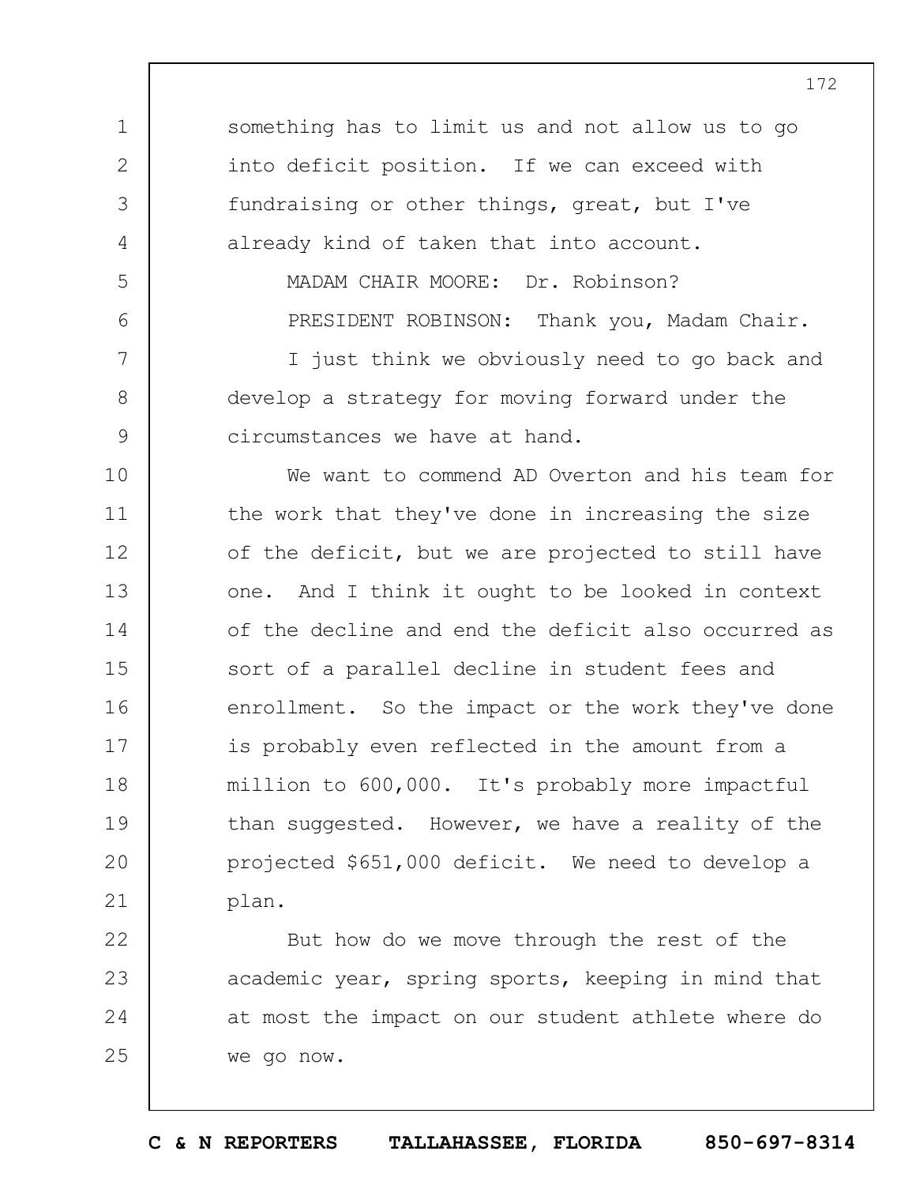something has to limit us and not allow us to go into deficit position. If we can exceed with fundraising or other things, great, but I've already kind of taken that into account.

MADAM CHAIR MOORE: Dr. Robinson?

PRESIDENT ROBINSON: Thank you, Madam Chair.

I just think we obviously need to go back and develop a strategy for moving forward under the circumstances we have at hand.

We want to commend AD Overton and his team for the work that they've done in increasing the size of the deficit, but we are projected to still have one. And I think it ought to be looked in context of the decline and end the deficit also occurred as sort of a parallel decline in student fees and enrollment. So the impact or the work they've done is probably even reflected in the amount from a million to 600,000. It's probably more impactful than suggested. However, we have a reality of the projected $651,000 deficit. We need to develop a plan.

But how do we move through the rest of the academic year, spring sports, keeping in mind that at most the impact on our student athlete where do we go now.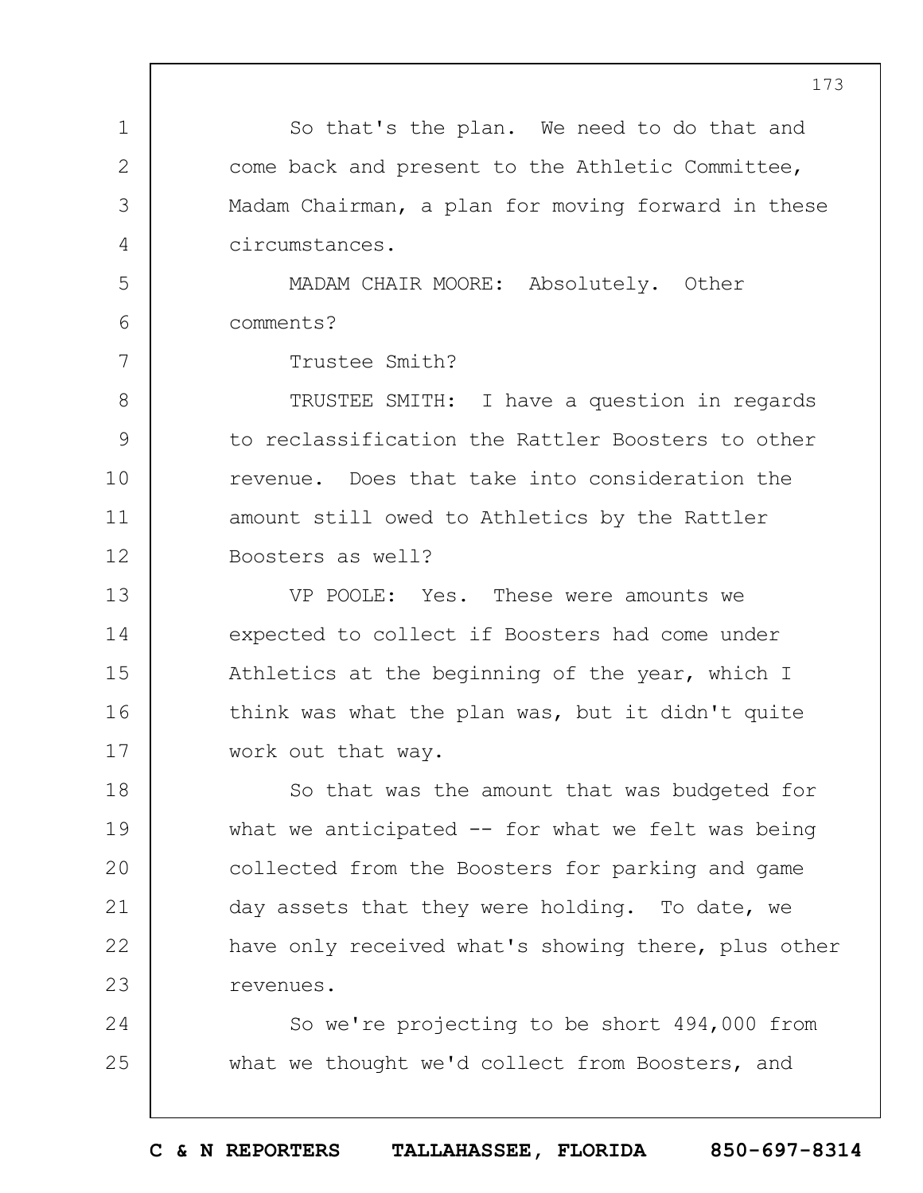So that's the plan. We need to do that and come back and present to the Athletic Committee, Madam Chairman, a plan for moving forward in these circumstances.

MADAM CHAIR MOORE: Absolutely. Other comments?

Trustee Smith?

TRUSTEE SMITH: I have a question in regards to reclassification the Rattler Boosters to other revenue. Does that take into consideration the amount still owed to Athletics by the Rattler Boosters as well?

VP POOLE: Yes. These were amounts we expected to collect if Boosters had come under Athletics at the beginning of the year, which I think was what the plan was, but it didn't quite work out that way.

So that was the amount that was budgeted for what we anticipated -- for what we felt was being collected from the Boosters for parking and game day assets that they were holding. To date, we have only received what's showing there, plus other revenues.

So we're projecting to be short 494,000 from what we thought we'd collect from Boosters, and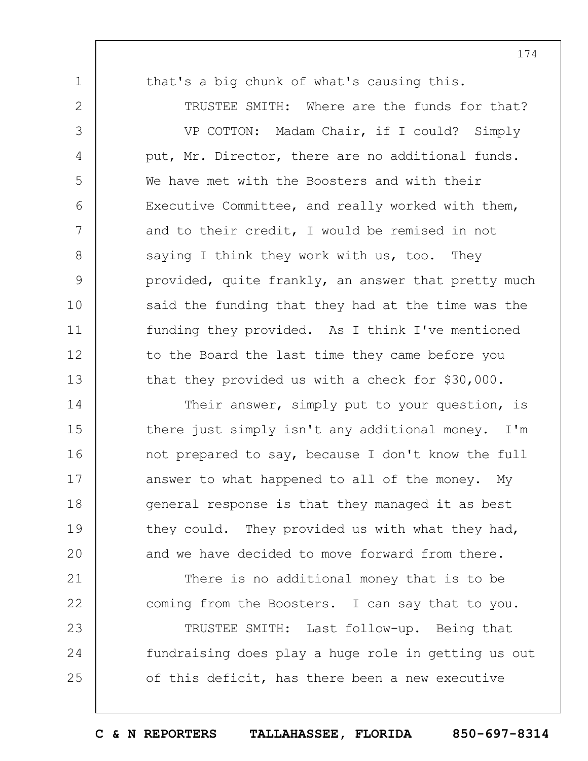that's a big chunk of what's causing this.

TRUSTEE SMITH: Where are the funds for that?

VP COTTON: Madam Chair, if I could? Simply put, Mr. Director, there are no additional funds. We have met with the Boosters and with their Executive Committee, and really worked with them, and to their credit, I would be remised in not saying I think they work with us, too. They provided, quite frankly, an answer that pretty much said the funding that they had at the time was the funding they provided. As I think I've mentioned to the Board the last time they came before you that they provided us with a check for $30,000.

Their answer, simply put to your question, is there just simply isn't any additional money. I'm not prepared to say, because I don't know the full answer to what happened to all of the money. My general response is that they managed it as best they could. They provided us with what they had, and we have decided to move forward from there.

There is no additional money that is to be coming from the Boosters. I can say that to you.

TRUSTEE SMITH: Last follow-up. Being that fundraising does play a huge role in getting us out of this deficit, has there been a new executive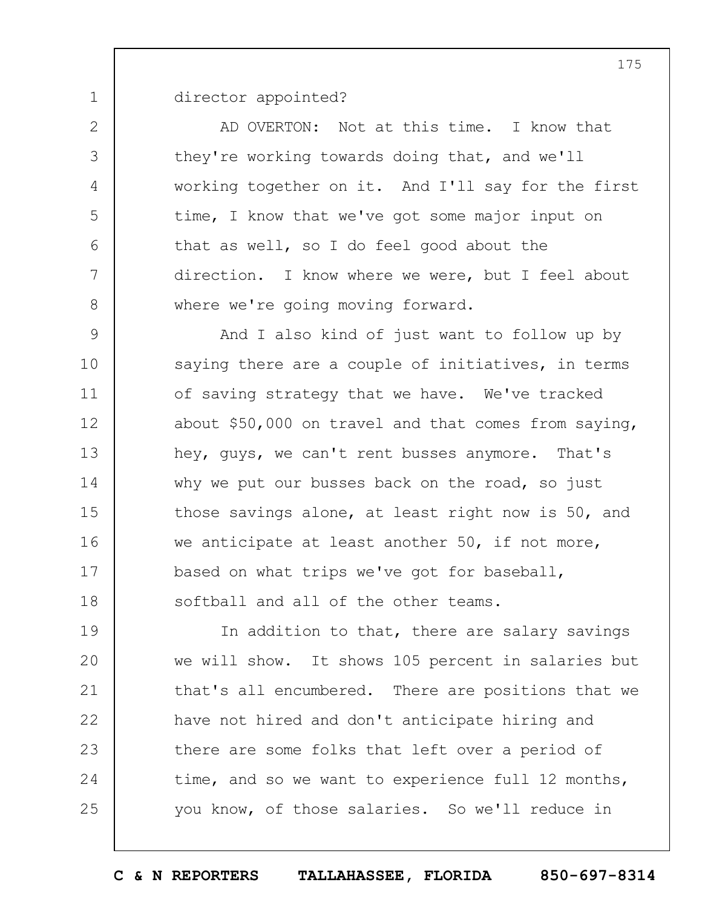director appointed?

AD OVERTON: Not at this time. I know that they're working towards doing that, and we'll working together on it. And I'll say for the first time, I know that we've got some major input on that as well, so I do feel good about the direction. I know where we were, but I feel about where we're going moving forward.

And I also kind of just want to follow up by saying there are a couple of initiatives, in terms of saving strategy that we have. We've tracked about $50,000 on travel and that comes from saying, hey, guys, we can't rent busses anymore. That's why we put our busses back on the road, so just those savings alone, at least right now is 50, and we anticipate at least another 50, if not more, based on what trips we've got for baseball, softball and all of the other teams.

In addition to that, there are salary savings we will show. It shows 105 percent in salaries but that's all encumbered. There are positions that we have not hired and don't anticipate hiring and there are some folks that left over a period of time, and so we want to experience full 12 months, you know, of those salaries. So we'll reduce in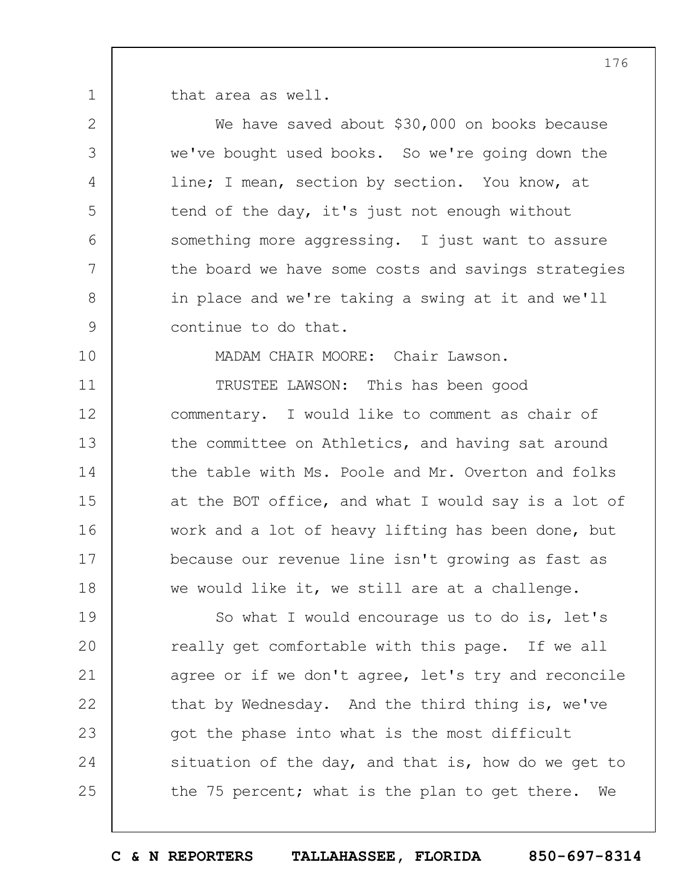that area as well.

We have saved about $30,000 on books because we've bought used books. So we're going down the line; I mean, section by section. You know, at tend of the day, it's just not enough without something more aggressing. I just want to assure the board we have some costs and savings strategies in place and we're taking a swing at it and we'll continue to do that.

MADAM CHAIR MOORE: Chair Lawson.

TRUSTEE LAWSON: This has been good commentary. I would like to comment as chair of the committee on Athletics, and having sat around the table with Ms. Poole and Mr. Overton and folks at the BOT office, and what I would say is a lot of work and a lot of heavy lifting has been done, but because our revenue line isn't growing as fast as we would like it, we still are at a challenge.

So what I would encourage us to do is, let's really get comfortable with this page. If we all agree or if we don't agree, let's try and reconcile that by Wednesday. And the third thing is, we've got the phase into what is the most difficult situation of the day, and that is, how do we get to the 75 percent; what is the plan to get there. We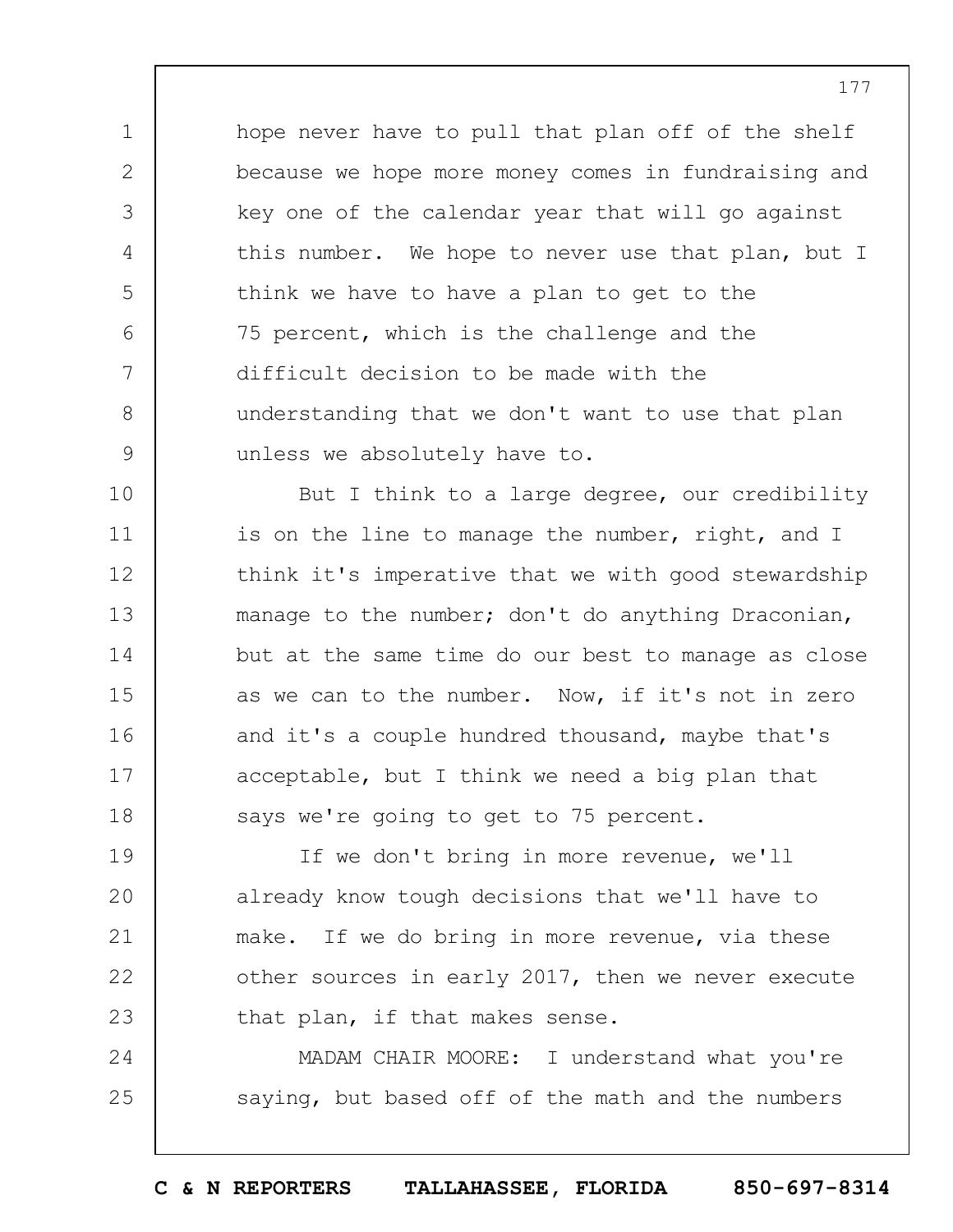hope never have to pull that plan off of the shelf because we hope more money comes in fundraising and key one of the calendar year that will go against this number. We hope to never use that plan, but I think we have to have a plan to get to the 75 percent, which is the challenge and the difficult decision to be made with the understanding that we don't want to use that plan unless we absolutely have to.

But I think to a large degree, our credibility is on the line to manage the number, right, and I think it's imperative that we with good stewardship manage to the number; don't do anything Draconian, but at the same time do our best to manage as close as we can to the number. Now, if it's not in zero and it's a couple hundred thousand, maybe that's acceptable, but I think we need a big plan that says we're going to get to 75 percent.

If we don't bring in more revenue, we'll already know tough decisions that we'll have to make. If we do bring in more revenue, via these other sources in early 2017, then we never execute that plan, if that makes sense.

MADAM CHAIR MOORE: I understand what you're saying, but based off of the math and the numbers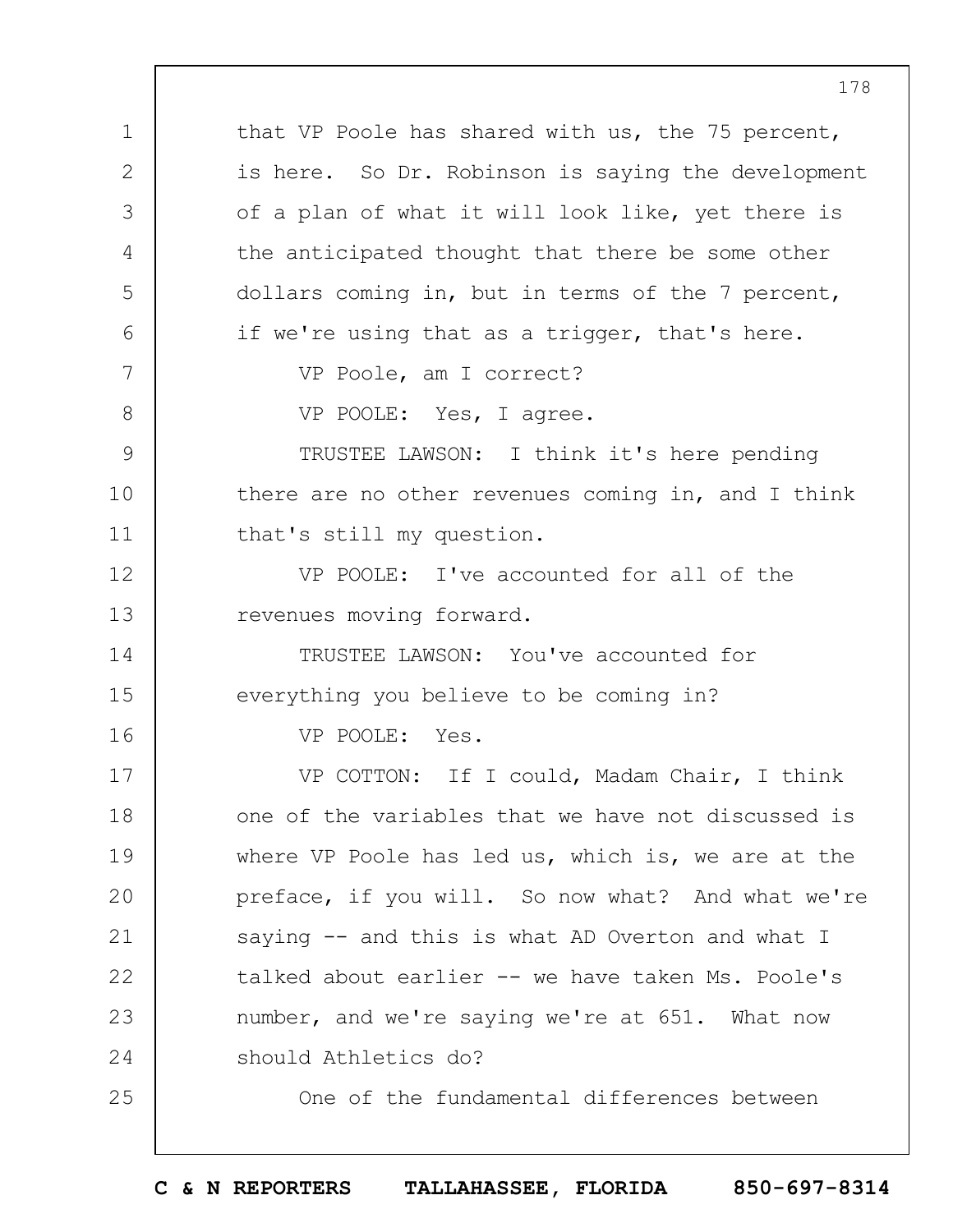that VP Poole has shared with us, the 75 percent, is here. So Dr. Robinson is saying the development of a plan of what it will look like, yet there is the anticipated thought that there be some other dollars coming in, but in terms of the 7 percent, if we're using that as a trigger, that's here.

VP Poole, am I correct?

VP POOLE: Yes, I agree.

TRUSTEE LAWSON: I think it's here pending there are no other revenues coming in, and I think that's still my question.

VP POOLE: I've accounted for all of the revenues moving forward.

TRUSTEE LAWSON: You've accounted for everything you believe to be coming in?

VP POOLE: Yes.

VP COTTON: If I could, Madam Chair, I think one of the variables that we have not discussed is where VP Poole has led us, which is, we are at the preface, if you will. So now what? And what we're saying -- and this is what AD Overton and what I talked about earlier -- we have taken Ms. Poole's number, and we're saying we're at 651. What now should Athletics do?

One of the fundamental differences between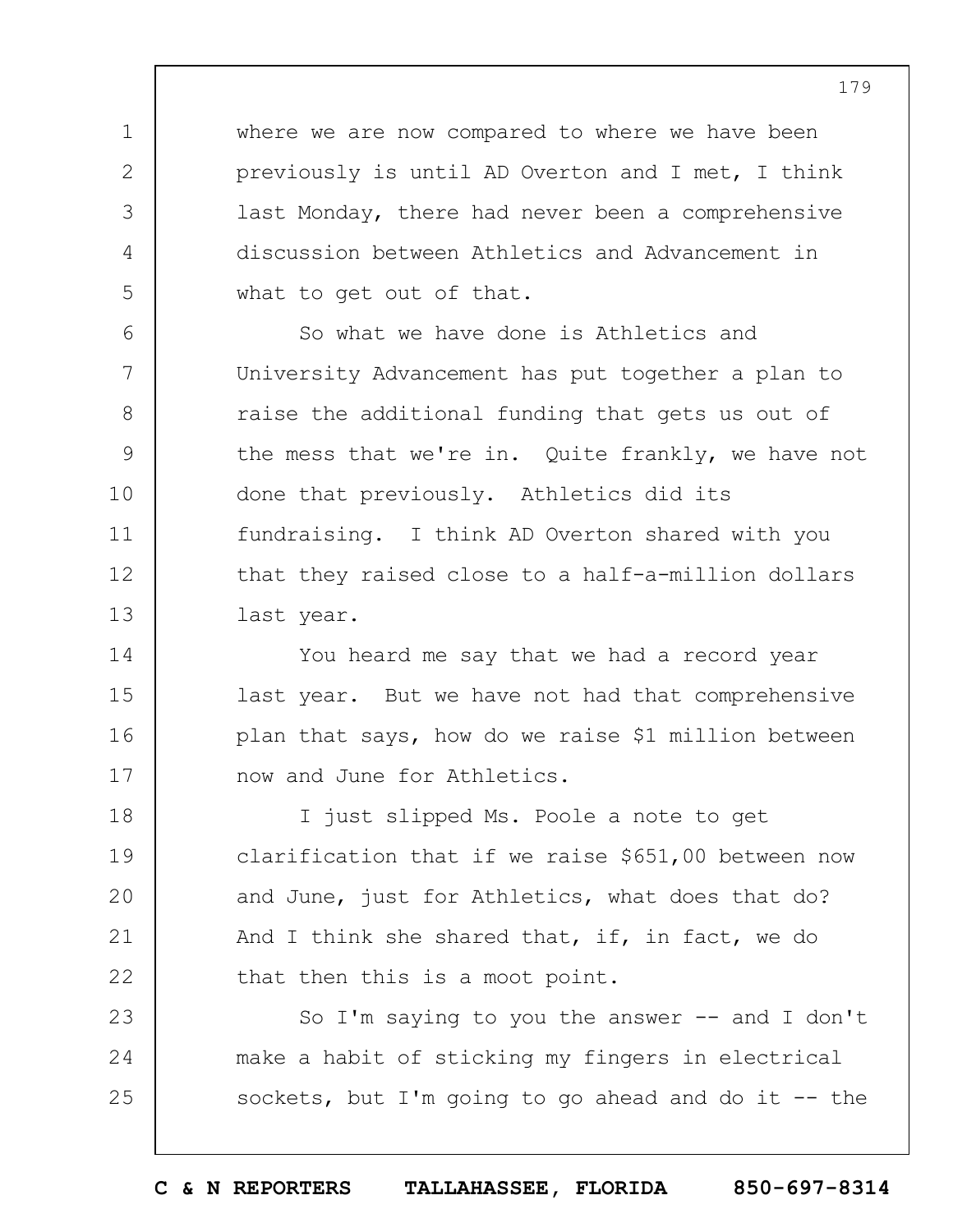where we are now compared to where we have been previously is until AD Overton and I met, I think last Monday, there had never been a comprehensive discussion between Athletics and Advancement in what to get out of that.

So what we have done is Athletics and University Advancement has put together a plan to raise the additional funding that gets us out of the mess that we're in. Quite frankly, we have not done that previously. Athletics did its fundraising. I think AD Overton shared with you that they raised close to a half-a-million dollars last year.

You heard me say that we had a record year last year. But we have not had that comprehensive plan that says, how do we raise $1 million between now and June for Athletics.

I just slipped Ms. Poole a note to get clarification that if we raise $651,00 between now and June, just for Athletics, what does that do? And I think she shared that, if, in fact, we do that then this is a moot point.

So I'm saying to you the answer -- and I don't make a habit of sticking my fingers in electrical sockets, but I'm going to go ahead and do it -- the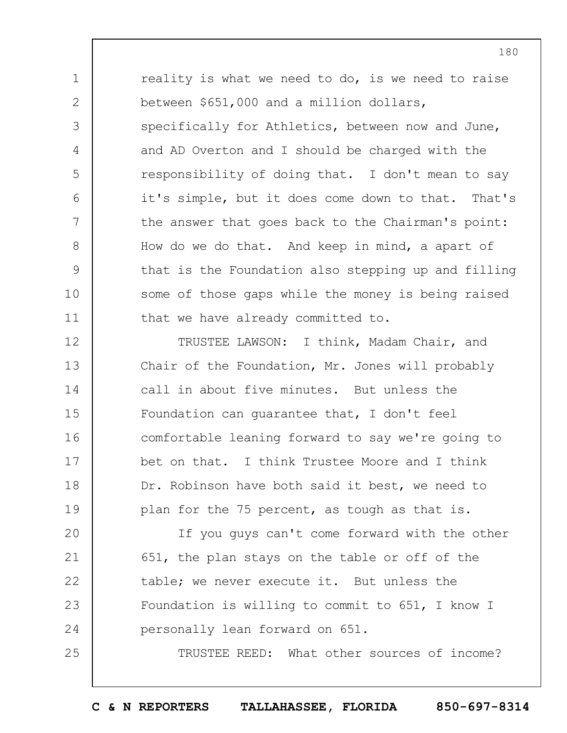reality is what we need to do, is we need to raise between $651,000 and a million dollars, specifically for Athletics, between now and June, and AD Overton and I should be charged with the responsibility of doing that. I don't mean to say it's simple, but it does come down to that. That's the answer that goes back to the Chairman's point: How do we do that. And keep in mind, a apart of that is the Foundation also stepping up and filling some of those gaps while the money is being raised that we have already committed to.

TRUSTEE LAWSON: I think, Madam Chair, and Chair of the Foundation, Mr. Jones will probably call in about five minutes. But unless the Foundation can guarantee that, I don't feel comfortable leaning forward to say we're going to bet on that. I think Trustee Moore and I think Dr. Robinson have both said it best, we need to plan for the 75 percent, as tough as that is.

If you guys can't come forward with the other 651, the plan stays on the table or off of the table; we never execute it. But unless the Foundation is willing to commit to 651, I know I personally lean forward on 651.

TRUSTEE REED: What other sources of income?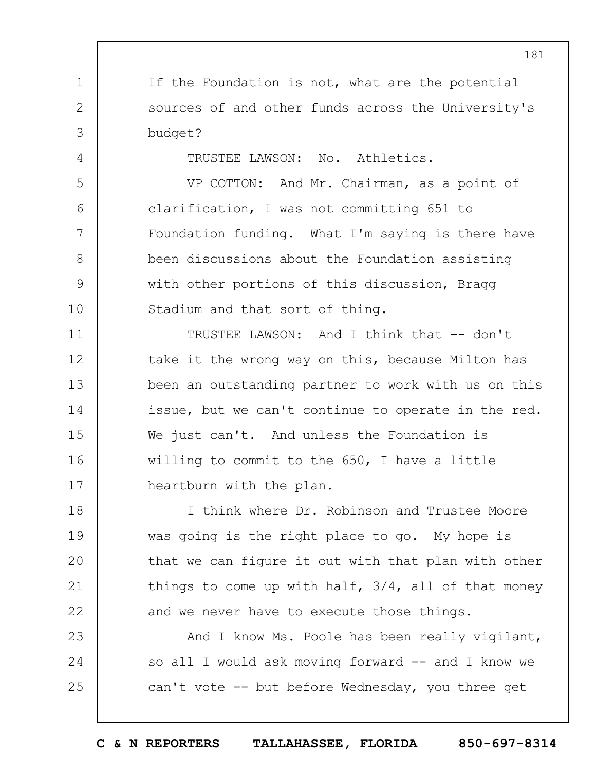If the Foundation is not, what are the potential sources of and other funds across the University's budget?

TRUSTEE LAWSON: No. Athletics.

VP COTTON: And Mr. Chairman, as a point of clarification, I was not committing 651 to Foundation funding. What I'm saying is there have been discussions about the Foundation assisting with other portions of this discussion, Bragg Stadium and that sort of thing.

TRUSTEE LAWSON: And I think that -- don't take it the wrong way on this, because Milton has been an outstanding partner to work with us on this issue, but we can't continue to operate in the red. We just can't. And unless the Foundation is willing to commit to the 650, I have a little heartburn with the plan.

I think where Dr. Robinson and Trustee Moore was going is the right place to go. My hope is that we can figure it out with that plan with other things to come up with half, 3/4, all of that money and we never have to execute those things.

And I know Ms. Poole has been really vigilant, so all I would ask moving forward -- and I know we can't vote -- but before Wednesday, you three get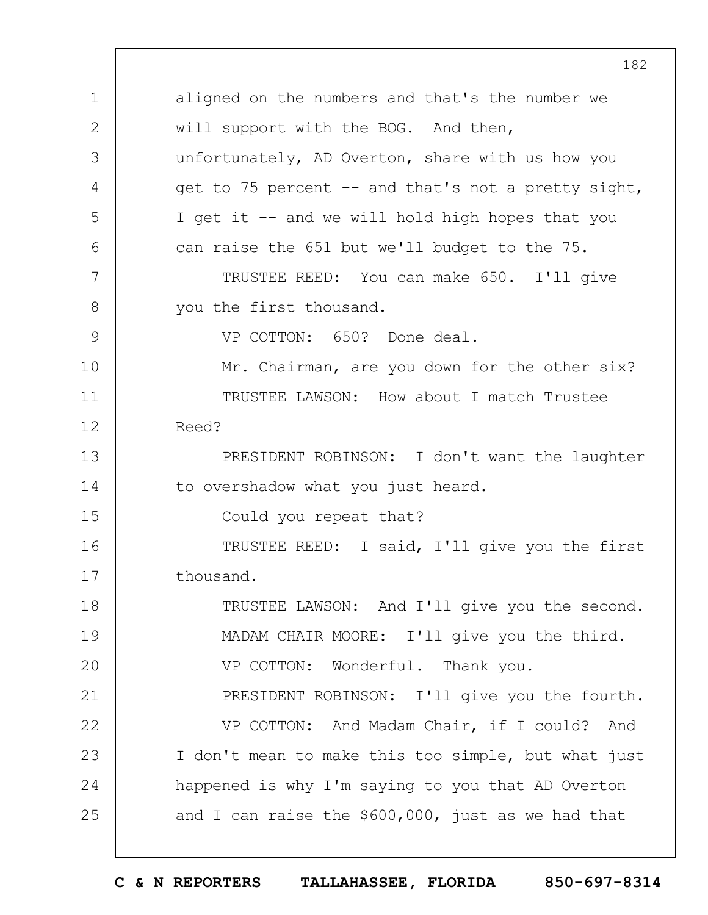aligned on the numbers and that's the number we will support with the BOG. And then, unfortunately, AD Overton, share with us how you get to 75 percent -- and that's not a pretty sight, I get it -- and we will hold high hopes that you can raise the 651 but we'll budget to the 75.

TRUSTEE REED: You can make 650. I'll give you the first thousand.

VP COTTON: 650? Done deal.

Mr. Chairman, are you down for the other six?

TRUSTEE LAWSON: How about I match Trustee Reed?

PRESIDENT ROBINSON: I don't want the laughter to overshadow what you just heard.

Could you repeat that?

TRUSTEE REED: I said, I'll give you the first thousand.

TRUSTEE LAWSON: And I'll give you the second.

MADAM CHAIR MOORE: I'll give you the third.

VP COTTON: Wonderful. Thank you.

PRESIDENT ROBINSON: I'll give you the fourth.

VP COTTON: And Madam Chair, if I could? And I don't mean to make this too simple, but what just happened is why I'm saying to you that AD Overton and I can raise the $600,000, just as we had that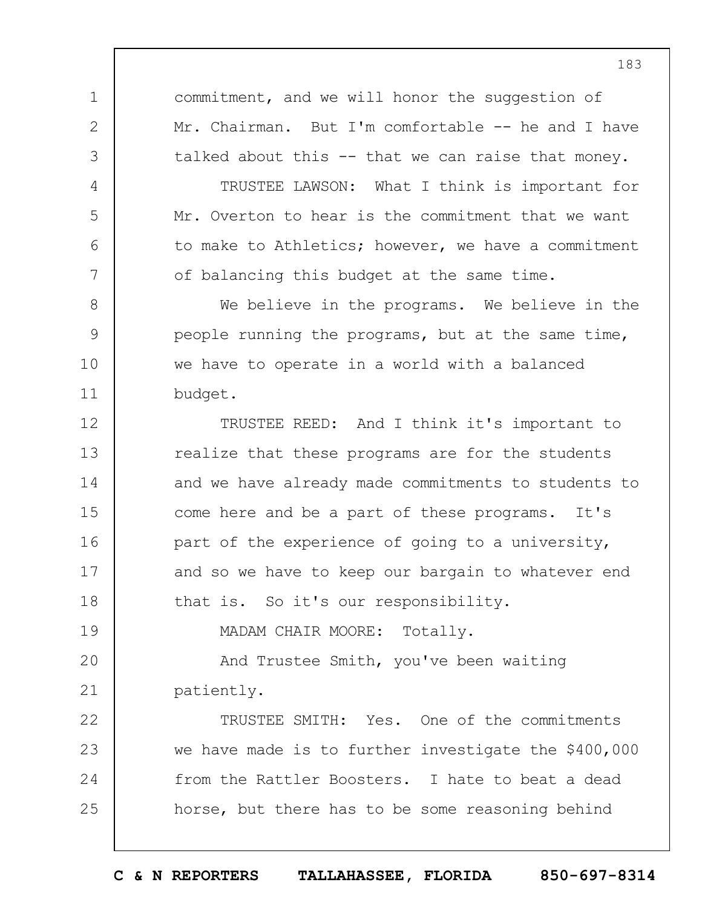commitment, and we will honor the suggestion of Mr. Chairman. But I'm comfortable -- he and I have talked about this -- that we can raise that money.

TRUSTEE LAWSON: What I think is important for Mr. Overton to hear is the commitment that we want to make to Athletics; however, we have a commitment of balancing this budget at the same time.

We believe in the programs. We believe in the people running the programs, but at the same time, we have to operate in a world with a balanced budget.

TRUSTEE REED: And I think it's important to realize that these programs are for the students and we have already made commitments to students to come here and be a part of these programs. It's part of the experience of going to a university, and so we have to keep our bargain to whatever end that is. So it's our responsibility.

MADAM CHAIR MOORE: Totally.

And Trustee Smith, you've been waiting patiently.

TRUSTEE SMITH: Yes. One of the commitments we have made is to further investigate the $400,000 from the Rattler Boosters. I hate to beat a dead horse, but there has to be some reasoning behind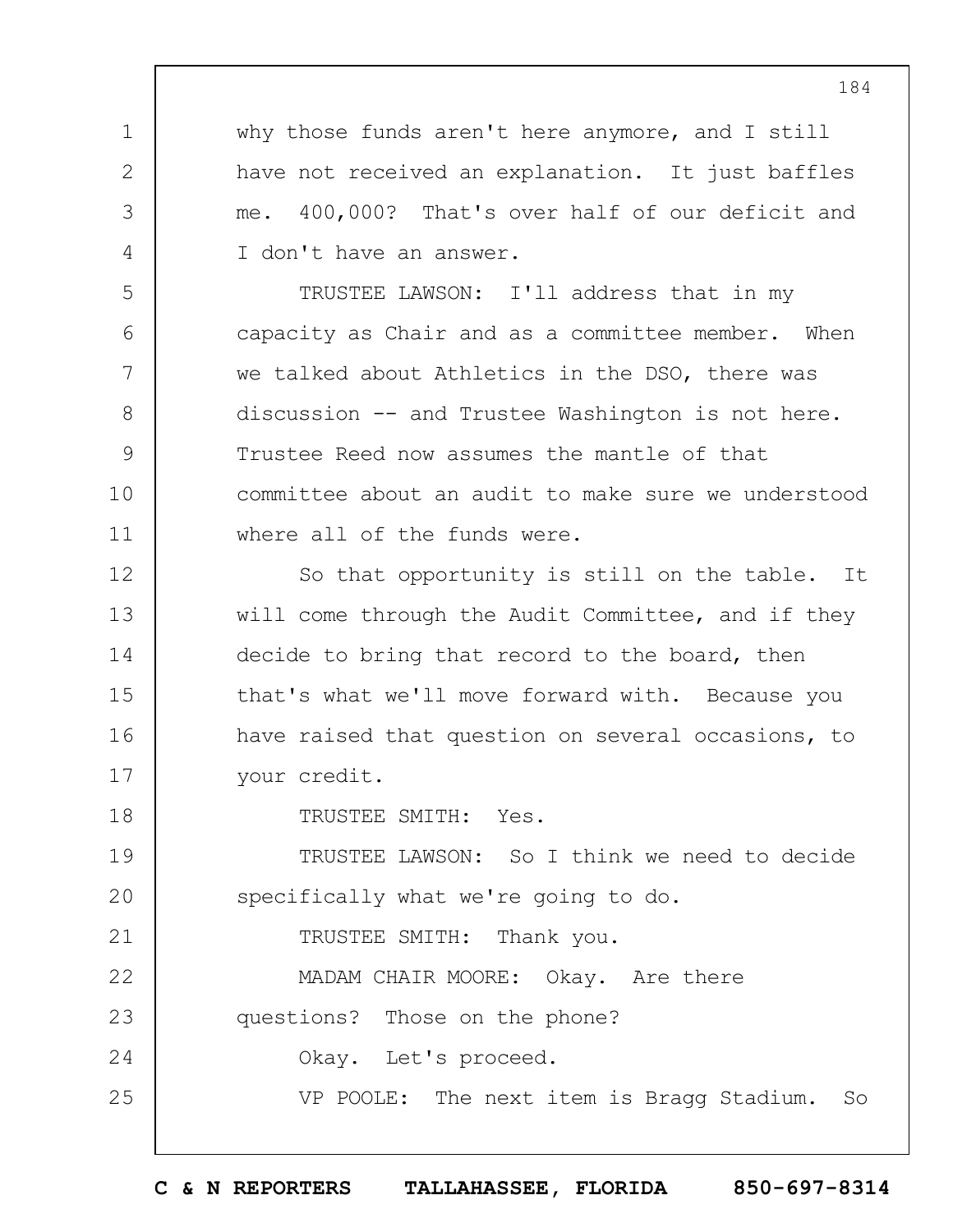why those funds aren't here anymore, and I still have not received an explanation. It just baffles me. 400,000? That's over half of our deficit and I don't have an answer.

TRUSTEE LAWSON: I'll address that in my capacity as Chair and as a committee member. When we talked about Athletics in the DSO, there was discussion -- and Trustee Washington is not here. Trustee Reed now assumes the mantle of that committee about an audit to make sure we understood where all of the funds were.

So that opportunity is still on the table. It will come through the Audit Committee, and if they decide to bring that record to the board, then that's what we'll move forward with. Because you have raised that question on several occasions, to your credit.

TRUSTEE SMITH: Yes.

TRUSTEE LAWSON: So I think we need to decide specifically what we're going to do.

TRUSTEE SMITH: Thank you.

MADAM CHAIR MOORE: Okay. Are there questions? Those on the phone?

Okay. Let's proceed.

VP POOLE: The next item is Bragg Stadium. So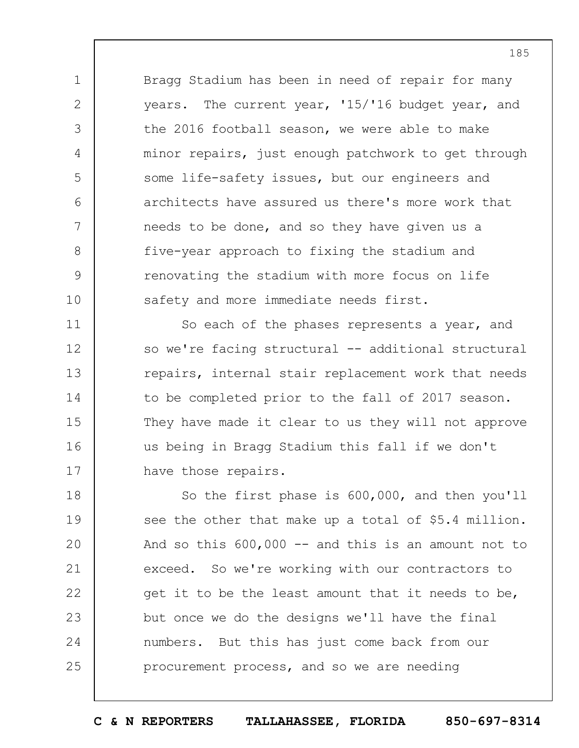Bragg Stadium has been in need of repair for many years. The current year, '15/'16 budget year, and the 2016 football season, we were able to make minor repairs, just enough patchwork to get through some life-safety issues, but our engineers and architects have assured us there's more work that needs to be done, and so they have given us a five-year approach to fixing the stadium and renovating the stadium with more focus on life safety and more immediate needs first.

So each of the phases represents a year, and so we're facing structural -- additional structural repairs, internal stair replacement work that needs to be completed prior to the fall of 2017 season. They have made it clear to us they will not approve us being in Bragg Stadium this fall if we don't have those repairs.

So the first phase is 600,000, and then you'll see the other that make up a total of $5.4 million. And so this 600,000 -- and this is an amount not to exceed. So we're working with our contractors to get it to be the least amount that it needs to be, but once we do the designs we'll have the final numbers. But this has just come back from our procurement process, and so we are needing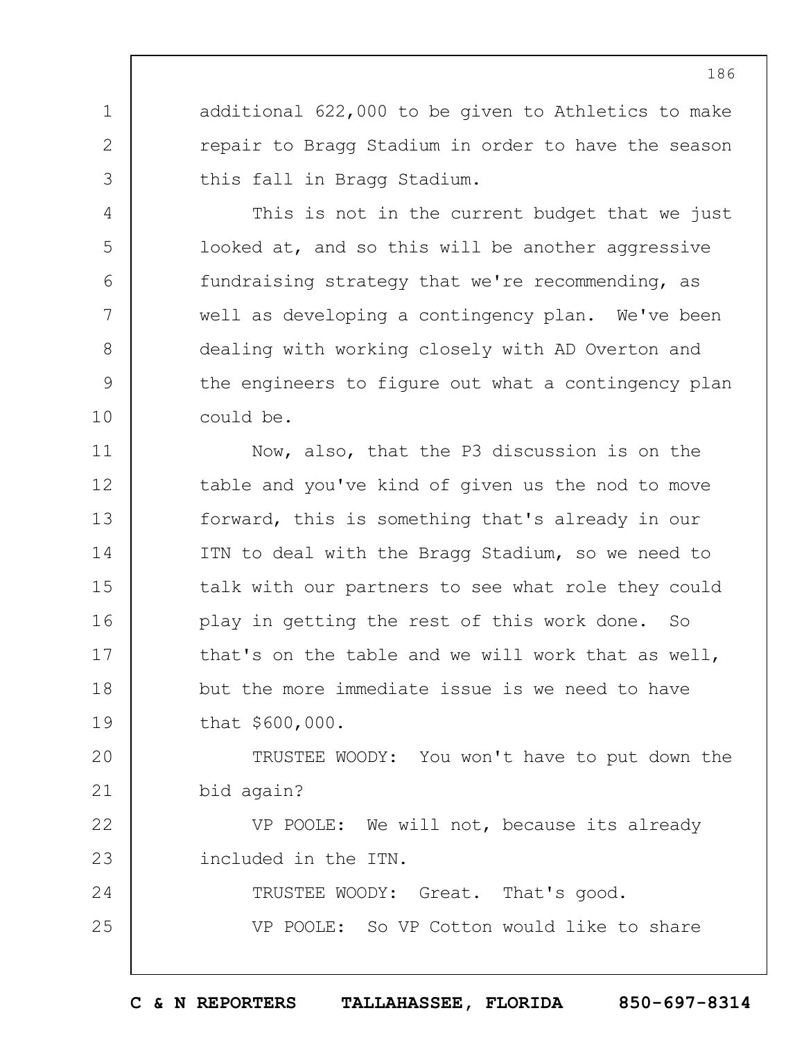additional 622,000 to be given to Athletics to make repair to Bragg Stadium in order to have the season this fall in Bragg Stadium.

This is not in the current budget that we just looked at, and so this will be another aggressive fundraising strategy that we're recommending, as well as developing a contingency plan. We've been dealing with working closely with AD Overton and the engineers to figure out what a contingency plan could be.

Now, also, that the P3 discussion is on the table and you've kind of given us the nod to move forward, this is something that's already in our ITN to deal with the Bragg Stadium, so we need to talk with our partners to see what role they could play in getting the rest of this work done. So that's on the table and we will work that as well, but the more immediate issue is we need to have that $600,000.

TRUSTEE WOODY: You won't have to put down the bid again?

VP POOLE: We will not, because its already included in the ITN.

TRUSTEE WOODY: Great. That's good.

VP POOLE: So VP Cotton would like to share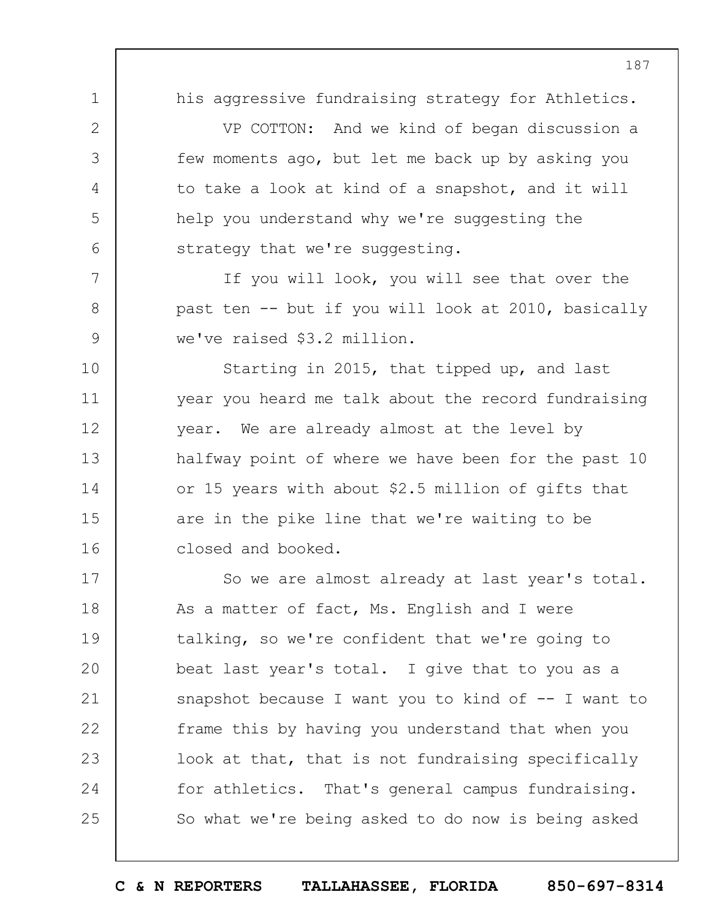his aggressive fundraising strategy for Athletics.

VP COTTON: And we kind of began discussion a few moments ago, but let me back up by asking you to take a look at kind of a snapshot, and it will help you understand why we're suggesting the strategy that we're suggesting.

If you will look, you will see that over the past ten -- but if you will look at 2010, basically we've raised $3.2 million.

Starting in 2015, that tipped up, and last year you heard me talk about the record fundraising year. We are already almost at the level by halfway point of where we have been for the past 10 or 15 years with about $2.5 million of gifts that are in the pike line that we're waiting to be closed and booked.

So we are almost already at last year's total. As a matter of fact, Ms. English and I were talking, so we're confident that we're going to beat last year's total. I give that to you as a snapshot because I want you to kind of -- I want to frame this by having you understand that when you look at that, that is not fundraising specifically for athletics. That's general campus fundraising. So what we're being asked to do now is being asked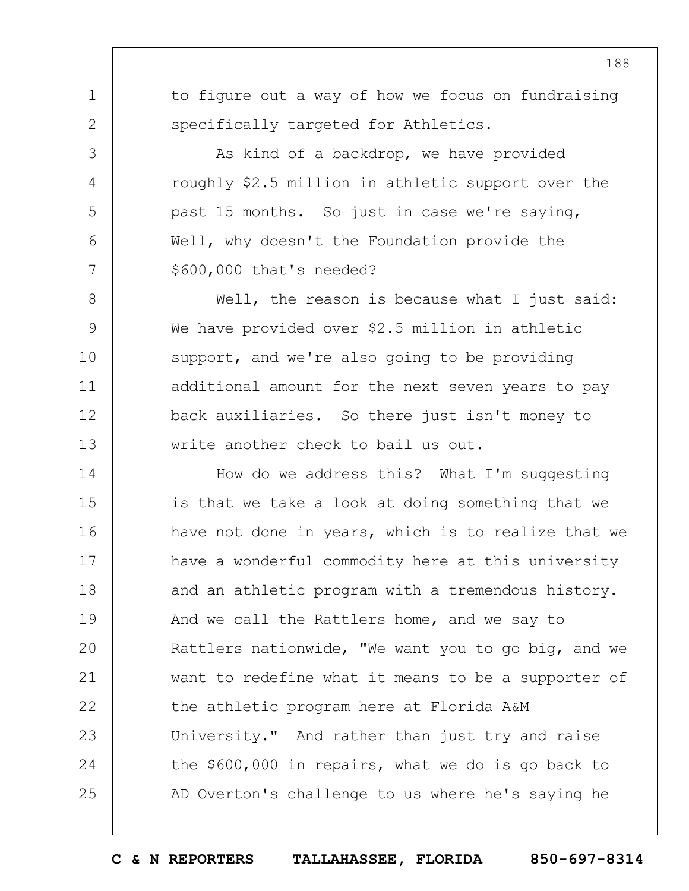to figure out a way of how we focus on fundraising specifically targeted for Athletics.

As kind of a backdrop, we have provided roughly $2.5 million in athletic support over the past 15 months. So just in case we're saying, Well, why doesn't the Foundation provide the $600,000 that's needed?

Well, the reason is because what I just said: We have provided over $2.5 million in athletic support, and we're also going to be providing additional amount for the next seven years to pay back auxiliaries. So there just isn't money to write another check to bail us out.

How do we address this? What I'm suggesting is that we take a look at doing something that we have not done in years, which is to realize that we have a wonderful commodity here at this university and an athletic program with a tremendous history. And we call the Rattlers home, and we say to Rattlers nationwide, "We want you to go big, and we want to redefine what it means to be a supporter of the athletic program here at Florida A&M University." And rather than just try and raise the $600,000 in repairs, what we do is go back to AD Overton's challenge to us where he's saying he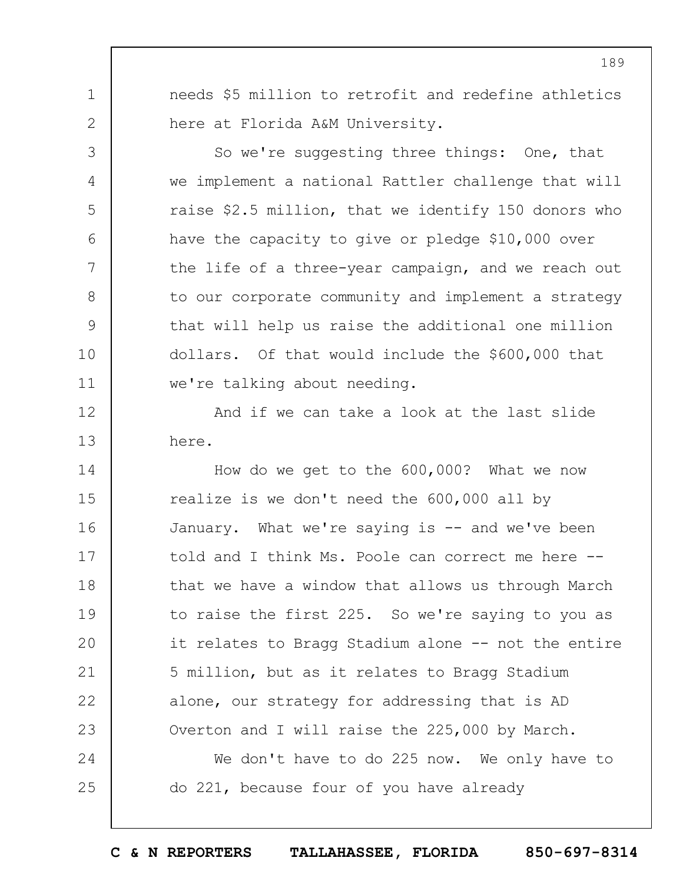needs $5 million to retrofit and redefine athletics here at Florida A&M University.

So we're suggesting three things: One, that we implement a national Rattler challenge that will raise $2.5 million, that we identify 150 donors who have the capacity to give or pledge $10,000 over the life of a three-year campaign, and we reach out to our corporate community and implement a strategy that will help us raise the additional one million dollars. Of that would include the $600,000 that we're talking about needing.

And if we can take a look at the last slide here.

How do we get to the 600,000? What we now realize is we don't need the 600,000 all by January. What we're saying is -- and we've been told and I think Ms. Poole can correct me here -- that we have a window that allows us through March to raise the first 225. So we're saying to you as it relates to Bragg Stadium alone -- not the entire 5 million, but as it relates to Bragg Stadium alone, our strategy for addressing that is AD Overton and I will raise the 225,000 by March.

We don't have to do 225 now. We only have to do 221, because four of you have already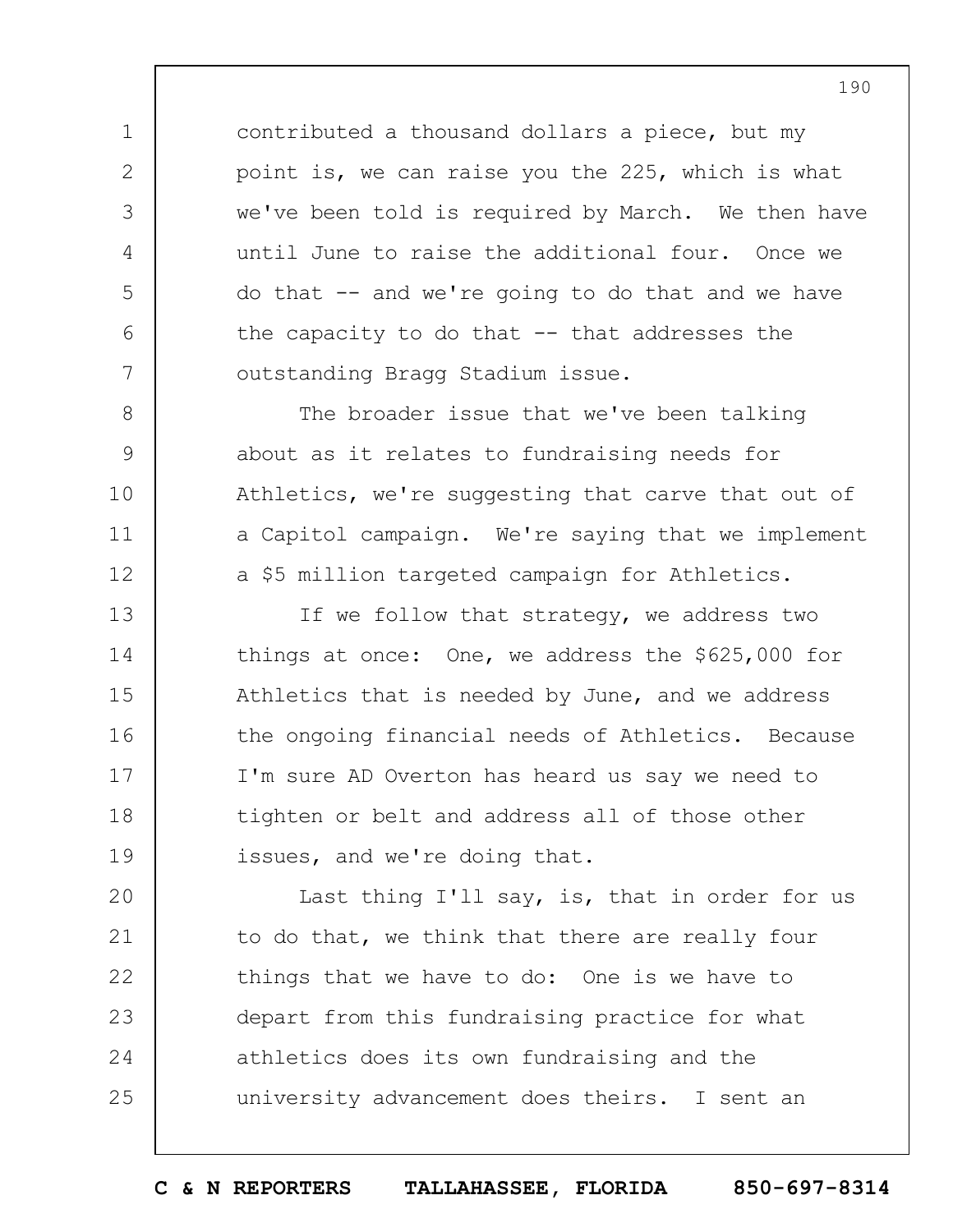contributed a thousand dollars a piece, but my point is, we can raise you the 225, which is what we've been told is required by March. We then have until June to raise the additional four. Once we do that -- and we're going to do that and we have the capacity to do that -- that addresses the outstanding Bragg Stadium issue.

The broader issue that we've been talking about as it relates to fundraising needs for Athletics, we're suggesting that carve that out of a Capitol campaign. We're saying that we implement a $5 million targeted campaign for Athletics.

If we follow that strategy, we address two things at once: One, we address the $625,000 for Athletics that is needed by June, and we address the ongoing financial needs of Athletics. Because I'm sure AD Overton has heard us say we need to tighten or belt and address all of those other issues, and we're doing that.

Last thing I'll say, is, that in order for us to do that, we think that there are really four things that we have to do: One is we have to depart from this fundraising practice for what athletics does its own fundraising and the university advancement does theirs. I sent an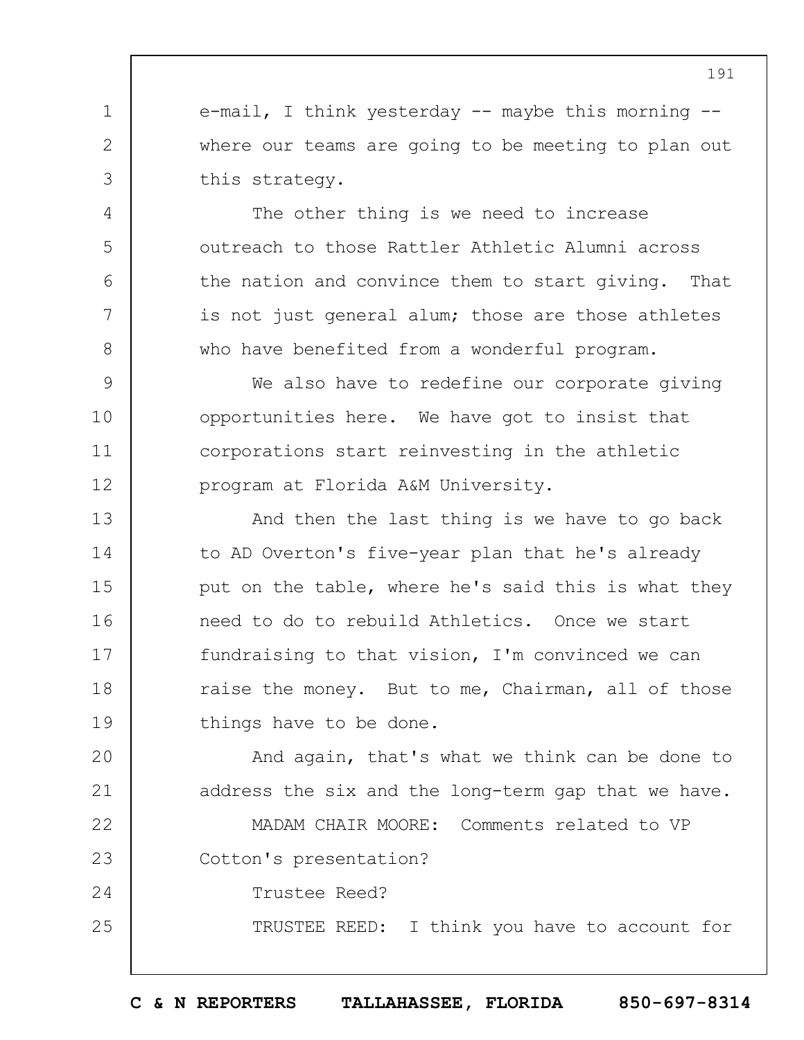e-mail, I think yesterday -- maybe this morning -- where our teams are going to be meeting to plan out this strategy.

The other thing is we need to increase outreach to those Rattler Athletic Alumni across the nation and convince them to start giving. That is not just general alum; those are those athletes who have benefited from a wonderful program.

We also have to redefine our corporate giving opportunities here. We have got to insist that corporations start reinvesting in the athletic program at Florida A&M University.

And then the last thing is we have to go back to AD Overton's five-year plan that he's already put on the table, where he's said this is what they need to do to rebuild Athletics. Once we start fundraising to that vision, I'm convinced we can raise the money. But to me, Chairman, all of those things have to be done.

And again, that's what we think can be done to address the six and the long-term gap that we have.

MADAM CHAIR MOORE: Comments related to VP Cotton's presentation?

Trustee Reed?

TRUSTEE REED: I think you have to account for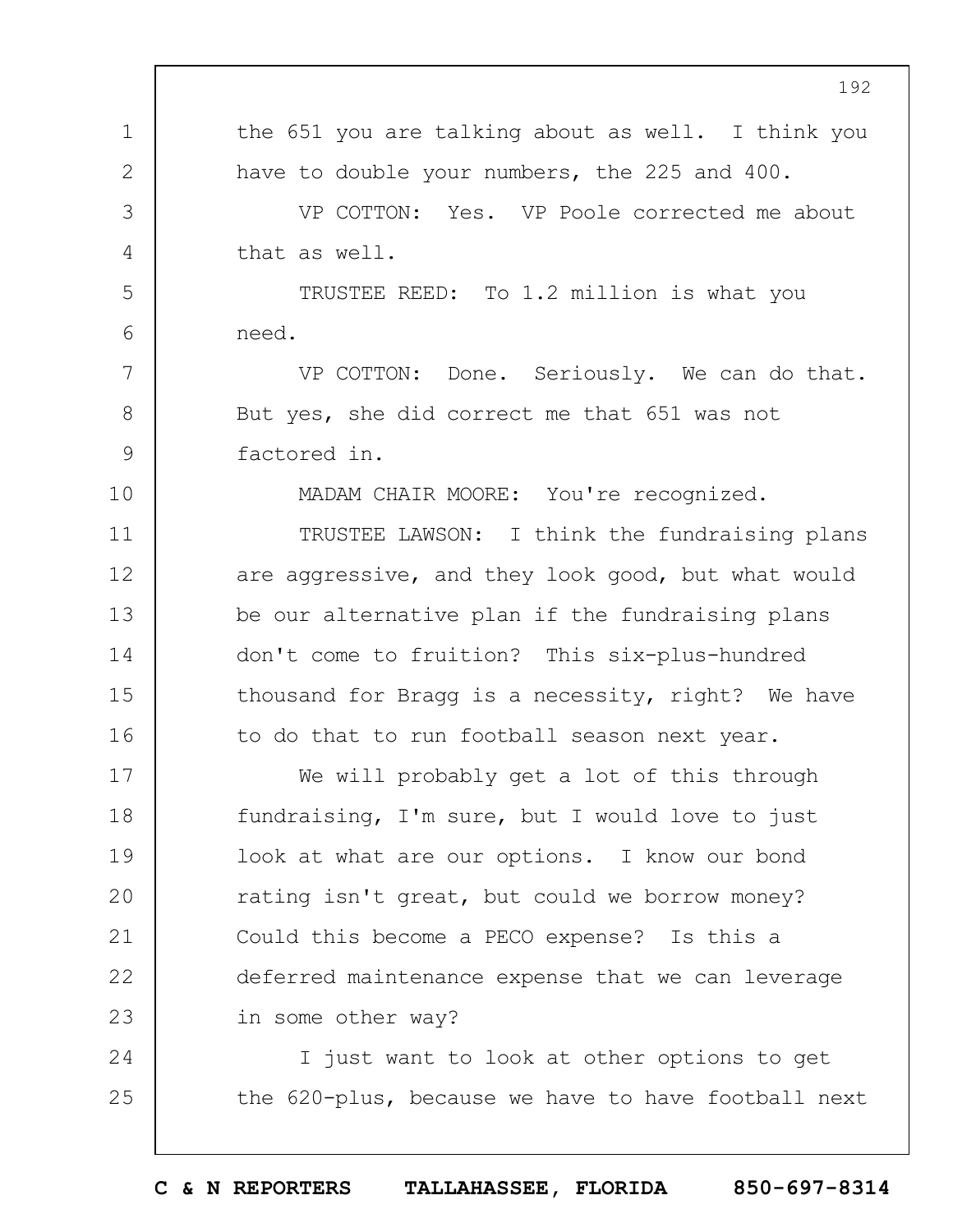the 651 you are talking about as well. I think you have to double your numbers, the 225 and 400.

VP COTTON: Yes. VP Poole corrected me about that as well.

TRUSTEE REED: To 1.2 million is what you need.

VP COTTON: Done. Seriously. We can do that. But yes, she did correct me that 651 was not factored in.

MADAM CHAIR MOORE: You're recognized.

TRUSTEE LAWSON: I think the fundraising plans are aggressive, and they look good, but what would be our alternative plan if the fundraising plans don't come to fruition? This six-plus-hundred thousand for Bragg is a necessity, right? We have to do that to run football season next year.

We will probably get a lot of this through fundraising, I'm sure, but I would love to just look at what are our options. I know our bond rating isn't great, but could we borrow money? Could this become a PECO expense? Is this a deferred maintenance expense that we can leverage in some other way?

I just want to look at other options to get the 620-plus, because we have to have football next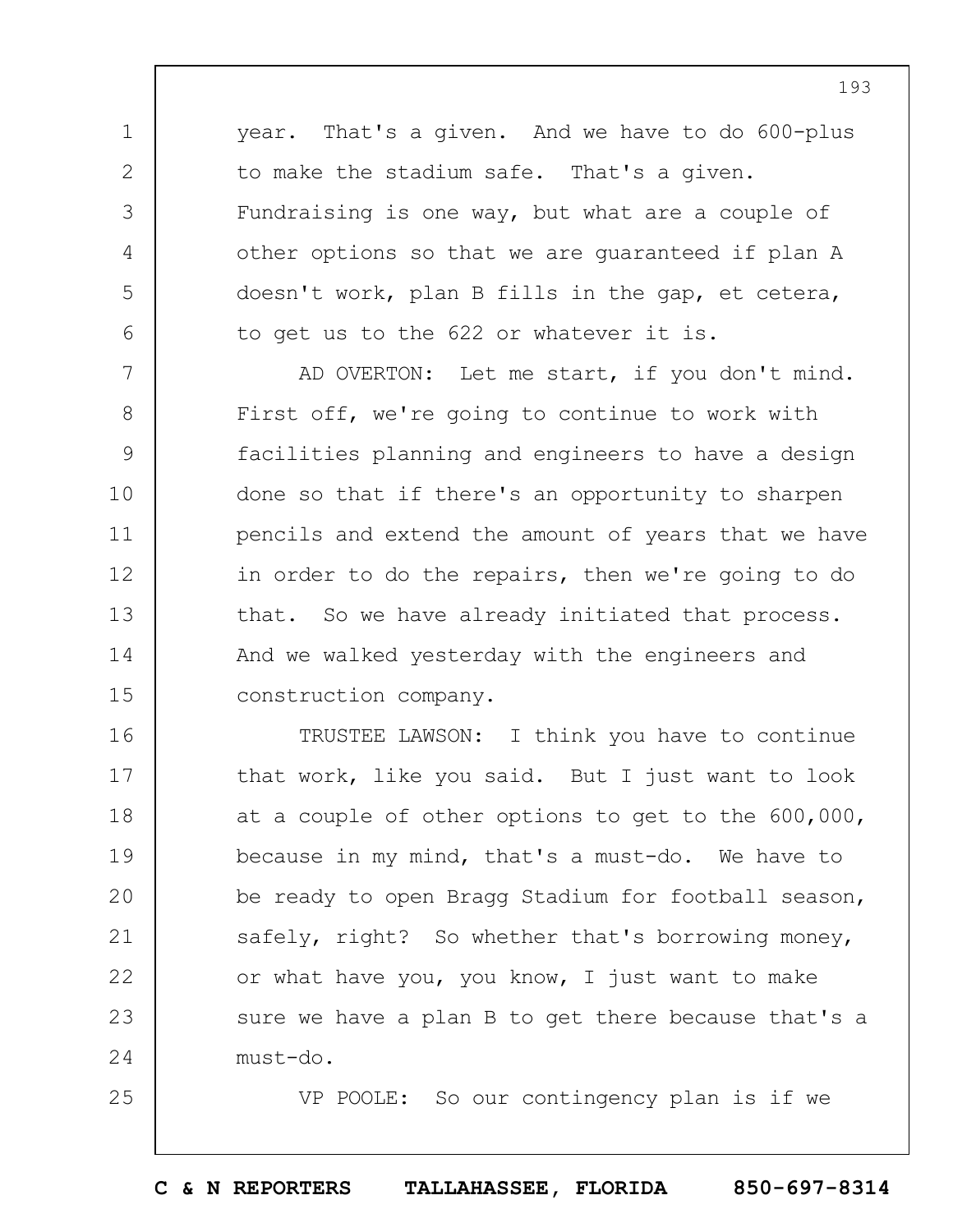year. That's a given. And we have to do 600-plus to make the stadium safe. That's a given. Fundraising is one way, but what are a couple of other options so that we are guaranteed if plan A doesn't work, plan B fills in the gap, et cetera, to get us to the 622 or whatever it is.

AD OVERTON: Let me start, if you don't mind. First off, we're going to continue to work with facilities planning and engineers to have a design done so that if there's an opportunity to sharpen pencils and extend the amount of years that we have in order to do the repairs, then we're going to do that. So we have already initiated that process. And we walked yesterday with the engineers and construction company.

TRUSTEE LAWSON: I think you have to continue that work, like you said. But I just want to look at a couple of other options to get to the 600,000, because in my mind, that's a must-do. We have to be ready to open Bragg Stadium for football season, safely, right? So whether that's borrowing money, or what have you, you know, I just want to make sure we have a plan B to get there because that's a must-do.

VP POOLE: So our contingency plan is if we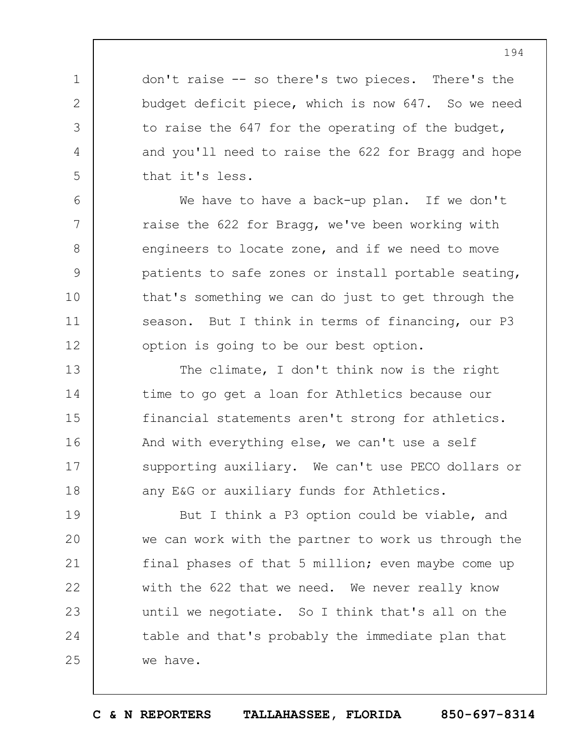don't raise -- so there's two pieces. There's the budget deficit piece, which is now 647. So we need to raise the 647 for the operating of the budget, and you'll need to raise the 622 for Bragg and hope that it's less.

We have to have a back-up plan. If we don't raise the 622 for Bragg, we've been working with engineers to locate zone, and if we need to move patients to safe zones or install portable seating, that's something we can do just to get through the season. But I think in terms of financing, our P3 option is going to be our best option.

The climate, I don't think now is the right time to go get a loan for Athletics because our financial statements aren't strong for athletics. And with everything else, we can't use a self supporting auxiliary. We can't use PECO dollars or any E&G or auxiliary funds for Athletics.

But I think a P3 option could be viable, and we can work with the partner to work us through the final phases of that 5 million; even maybe come up with the 622 that we need. We never really know until we negotiate. So I think that's all on the table and that's probably the immediate plan that we have.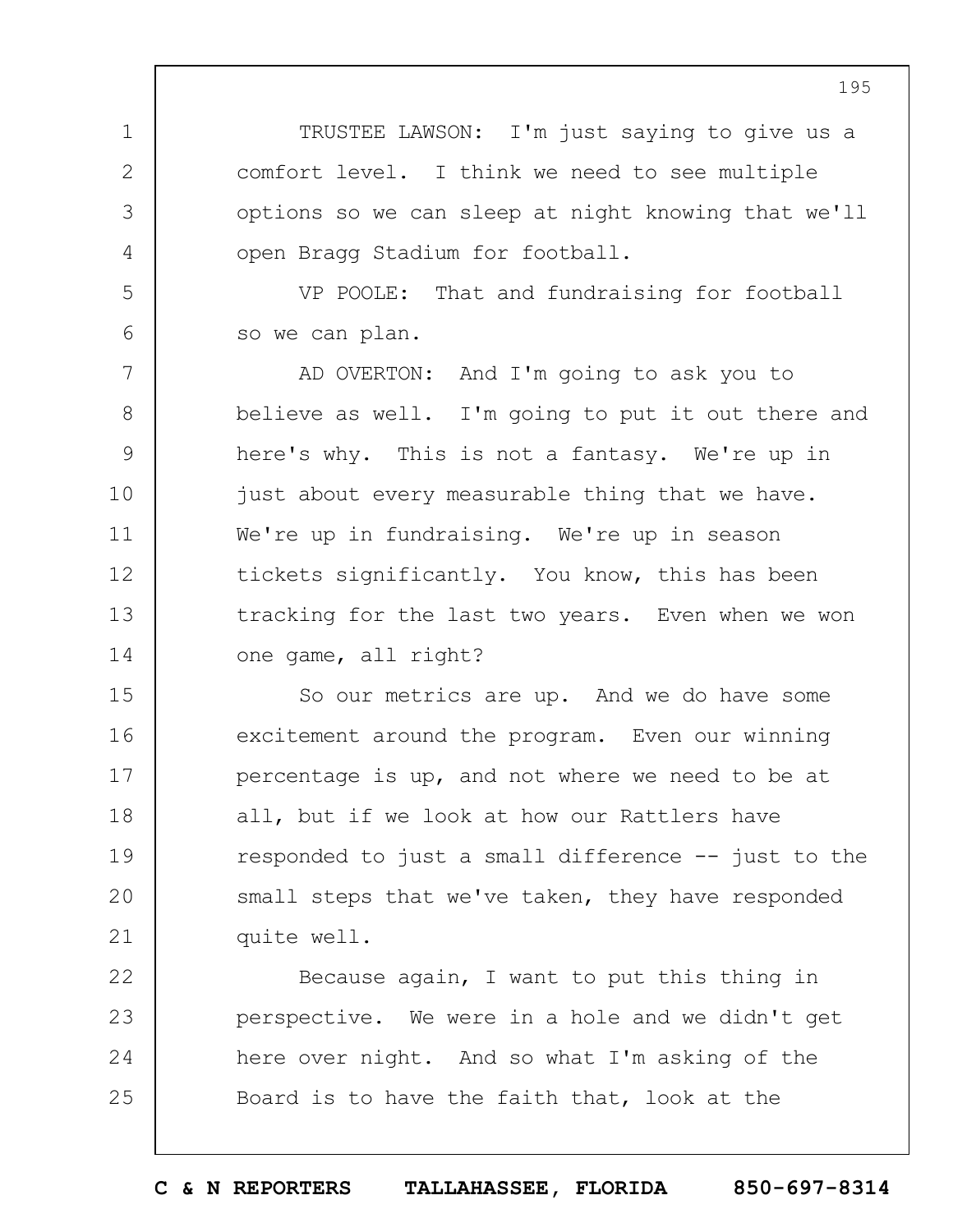TRUSTEE LAWSON: I'm just saying to give us a comfort level. I think we need to see multiple options so we can sleep at night knowing that we'll open Bragg Stadium for football.

VP POOLE: That and fundraising for football so we can plan.

AD OVERTON: And I'm going to ask you to believe as well. I'm going to put it out there and here's why. This is not a fantasy. We're up in just about every measurable thing that we have. We're up in fundraising. We're up in season tickets significantly. You know, this has been tracking for the last two years. Even when we won one game, all right?

So our metrics are up. And we do have some excitement around the program. Even our winning percentage is up, and not where we need to be at all, but if we look at how our Rattlers have responded to just a small difference -- just to the small steps that we've taken, they have responded quite well.

Because again, I want to put this thing in perspective. We were in a hole and we didn't get here over night. And so what I'm asking of the Board is to have the faith that, look at the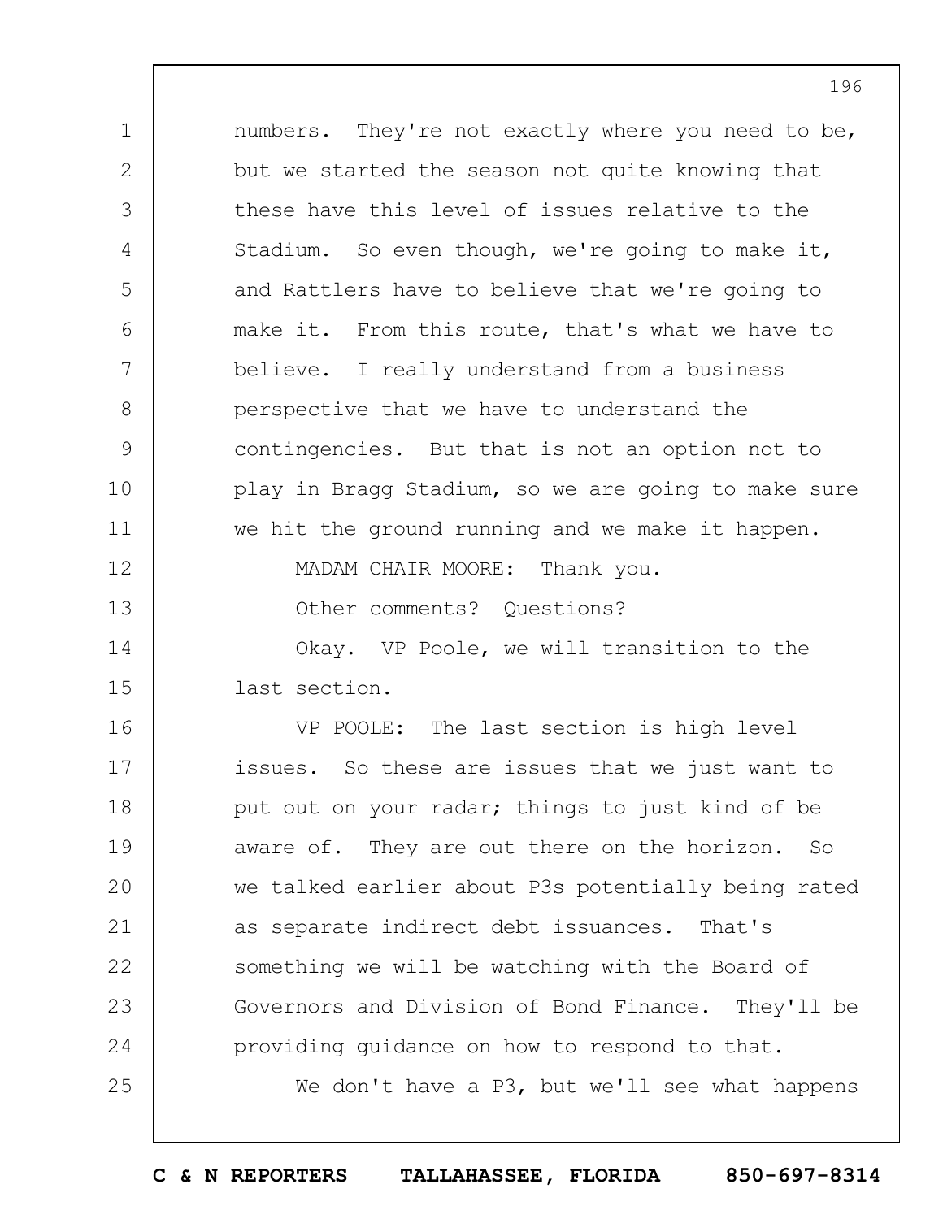numbers. They're not exactly where you need to be, but we started the season not quite knowing that these have this level of issues relative to the Stadium. So even though, we're going to make it, and Rattlers have to believe that we're going to make it. From this route, that's what we have to believe. I really understand from a business perspective that we have to understand the contingencies. But that is not an option not to play in Bragg Stadium, so we are going to make sure we hit the ground running and we make it happen.

MADAM CHAIR MOORE: Thank you.

Other comments? Questions?

Okay. VP Poole, we will transition to the last section.

VP POOLE: The last section is high level issues. So these are issues that we just want to put out on your radar; things to just kind of be aware of. They are out there on the horizon. So we talked earlier about P3s potentially being rated as separate indirect debt issuances. That's something we will be watching with the Board of Governors and Division of Bond Finance. They'll be providing guidance on how to respond to that.

We don't have a P3, but we'll see what happens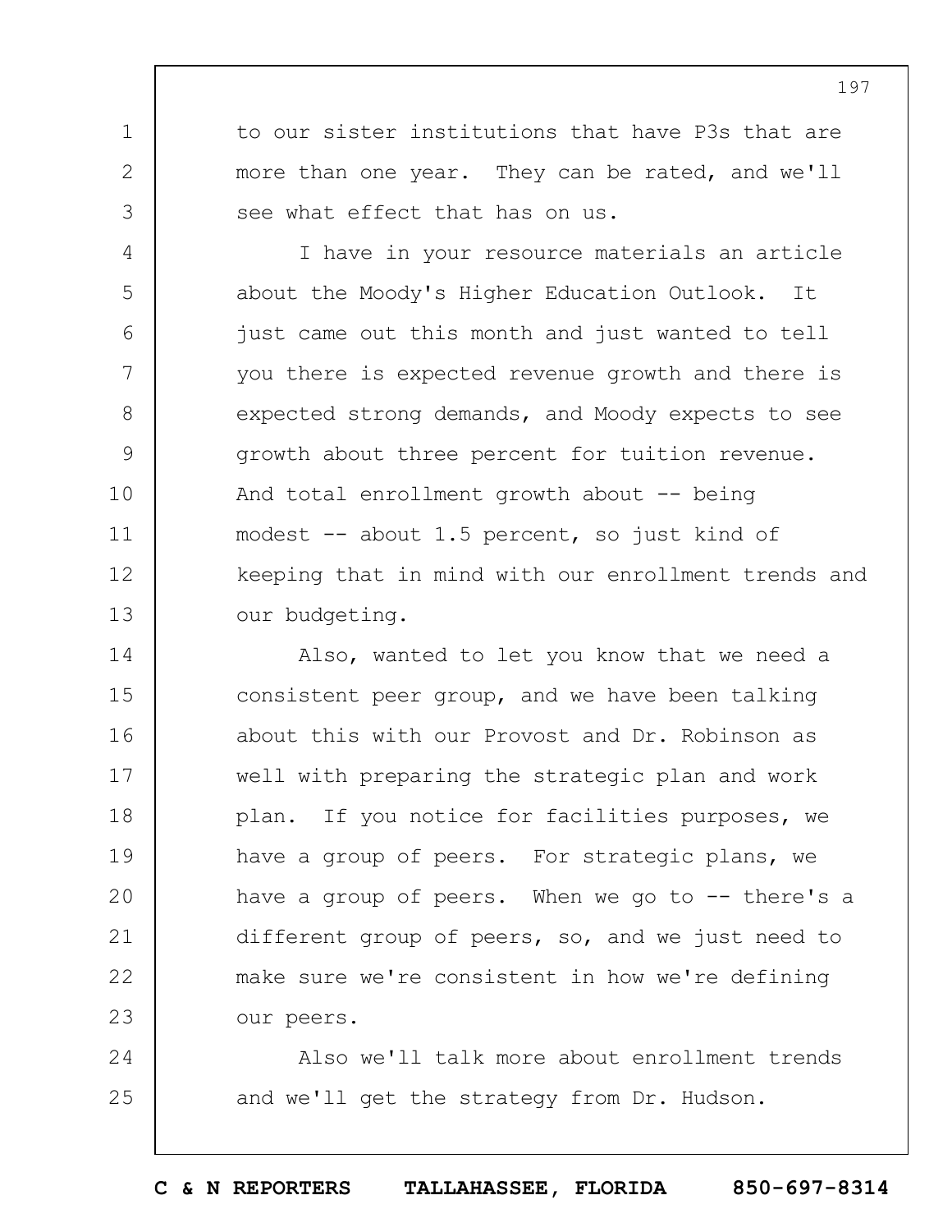to our sister institutions that have P3s that are more than one year. They can be rated, and we'll see what effect that has on us.

I have in your resource materials an article about the Moody's Higher Education Outlook. It just came out this month and just wanted to tell you there is expected revenue growth and there is expected strong demands, and Moody expects to see growth about three percent for tuition revenue. And total enrollment growth about -- being modest -- about 1.5 percent, so just kind of keeping that in mind with our enrollment trends and our budgeting.

Also, wanted to let you know that we need a consistent peer group, and we have been talking about this with our Provost and Dr. Robinson as well with preparing the strategic plan and work plan. If you notice for facilities purposes, we have a group of peers. For strategic plans, we have a group of peers. When we go to -- there's a different group of peers, so, and we just need to make sure we're consistent in how we're defining our peers.

Also we'll talk more about enrollment trends and we'll get the strategy from Dr. Hudson.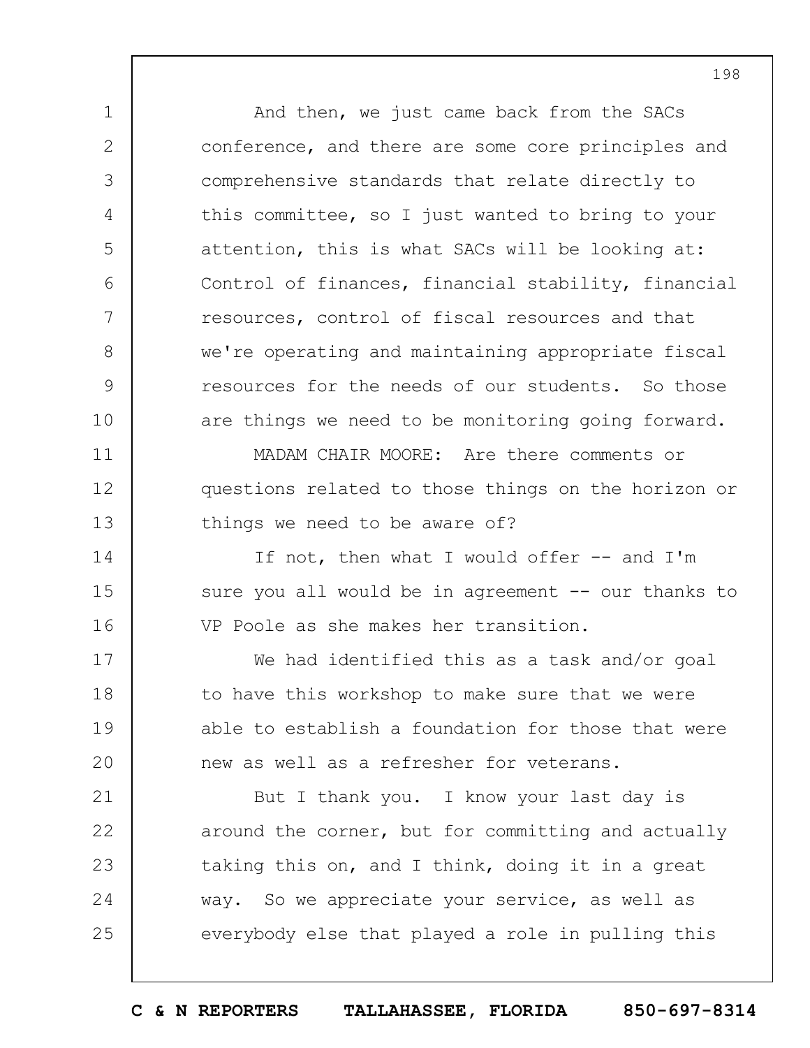And then, we just came back from the SACs conference, and there are some core principles and comprehensive standards that relate directly to this committee, so I just wanted to bring to your attention, this is what SACs will be looking at: Control of finances, financial stability, financial resources, control of fiscal resources and that we're operating and maintaining appropriate fiscal resources for the needs of our students. So those are things we need to be monitoring going forward.

MADAM CHAIR MOORE: Are there comments or questions related to those things on the horizon or things we need to be aware of?

If not, then what I would offer -- and I'm sure you all would be in agreement -- our thanks to VP Poole as she makes her transition.

We had identified this as a task and/or goal to have this workshop to make sure that we were able to establish a foundation for those that were new as well as a refresher for veterans.

But I thank you. I know your last day is around the corner, but for committing and actually taking this on, and I think, doing it in a great way. So we appreciate your service, as well as everybody else that played a role in pulling this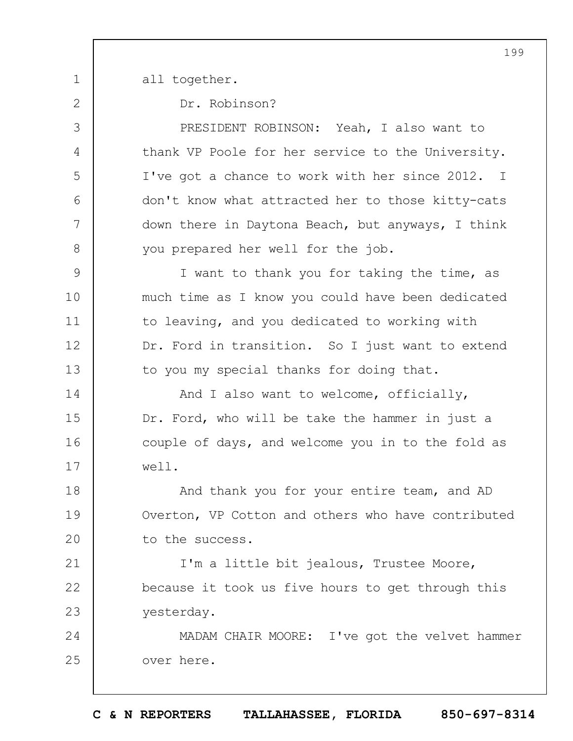all together.

Dr. Robinson?

PRESIDENT ROBINSON: Yeah, I also want to thank VP Poole for her service to the University. I've got a chance to work with her since 2012. I don't know what attracted her to those kitty-cats down there in Daytona Beach, but anyways, I think you prepared her well for the job.

I want to thank you for taking the time, as much time as I know you could have been dedicated to leaving, and you dedicated to working with Dr. Ford in transition. So I just want to extend to you my special thanks for doing that.

And I also want to welcome, officially, Dr. Ford, who will be take the hammer in just a couple of days, and welcome you in to the fold as well.

And thank you for your entire team, and AD Overton, VP Cotton and others who have contributed to the success.

I'm a little bit jealous, Trustee Moore, because it took us five hours to get through this yesterday.

MADAM CHAIR MOORE: I've got the velvet hammer over here.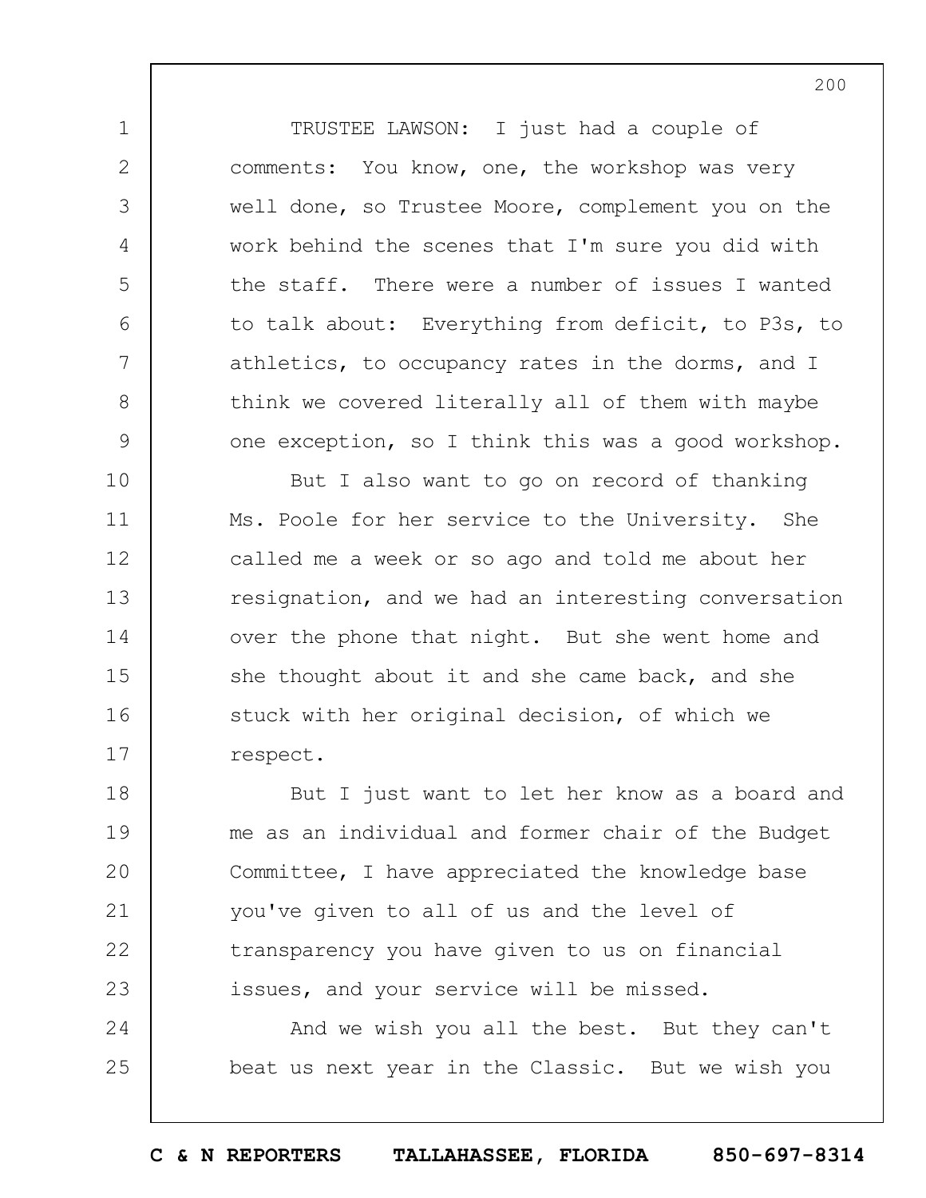TRUSTEE LAWSON: I just had a couple of comments: You know, one, the workshop was very well done, so Trustee Moore, complement you on the work behind the scenes that I'm sure you did with the staff. There were a number of issues I wanted to talk about: Everything from deficit, to P3s, to athletics, to occupancy rates in the dorms, and I think we covered literally all of them with maybe one exception, so I think this was a good workshop.

But I also want to go on record of thanking Ms. Poole for her service to the University. She called me a week or so ago and told me about her resignation, and we had an interesting conversation over the phone that night. But she went home and she thought about it and she came back, and she stuck with her original decision, of which we respect.

But I just want to let her know as a board and me as an individual and former chair of the Budget Committee, I have appreciated the knowledge base you've given to all of us and the level of transparency you have given to us on financial issues, and your service will be missed.

And we wish you all the best. But they can't beat us next year in the Classic. But we wish you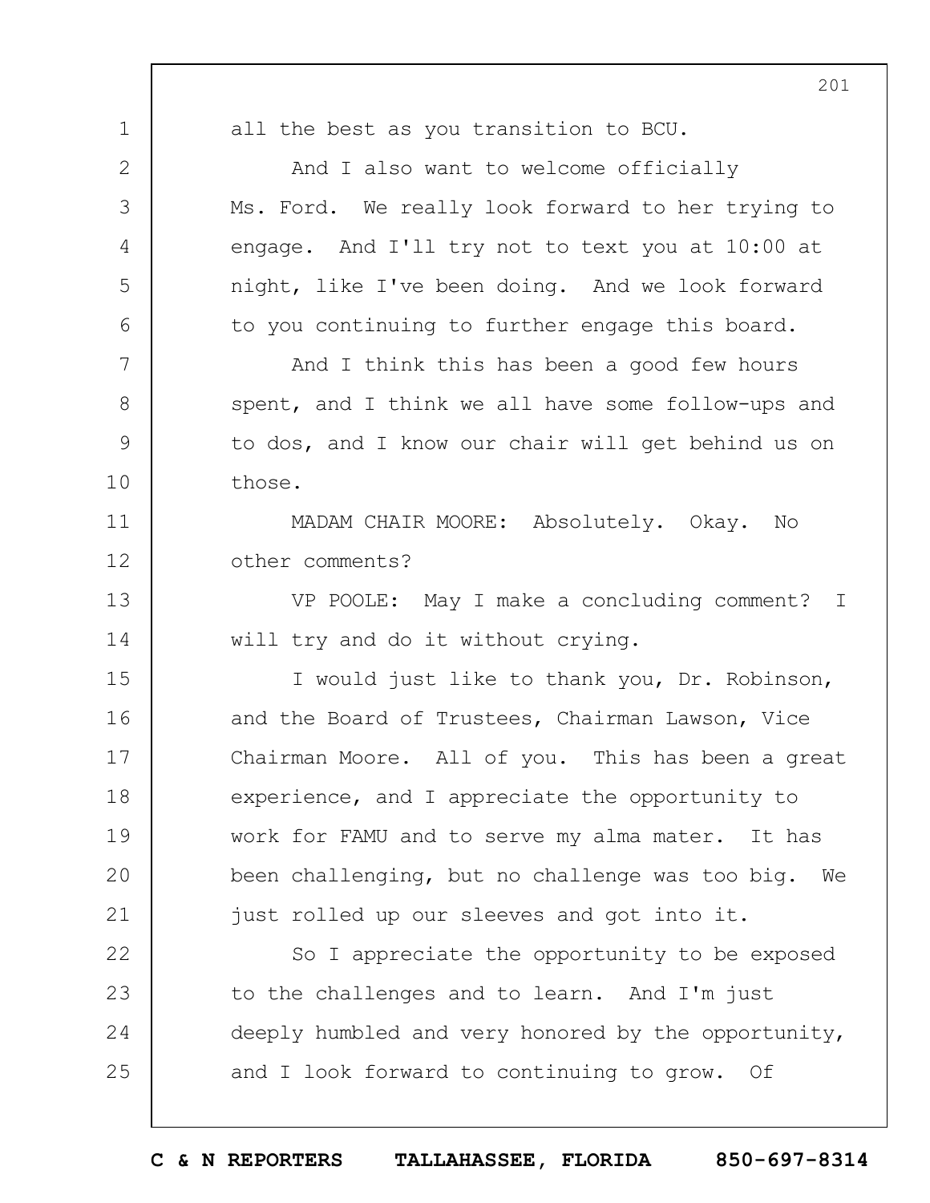all the best as you transition to BCU.

And I also want to welcome officially Ms. Ford. We really look forward to her trying to engage. And I'll try not to text you at 10:00 at night, like I've been doing. And we look forward to you continuing to further engage this board.

And I think this has been a good few hours spent, and I think we all have some follow-ups and to dos, and I know our chair will get behind us on those.

MADAM CHAIR MOORE: Absolutely. Okay. No other comments?

VP POOLE: May I make a concluding comment? I will try and do it without crying.

I would just like to thank you, Dr. Robinson, and the Board of Trustees, Chairman Lawson, Vice Chairman Moore. All of you. This has been a great experience, and I appreciate the opportunity to work for FAMU and to serve my alma mater. It has been challenging, but no challenge was too big. We just rolled up our sleeves and got into it.

So I appreciate the opportunity to be exposed to the challenges and to learn. And I'm just deeply humbled and very honored by the opportunity, and I look forward to continuing to grow. Of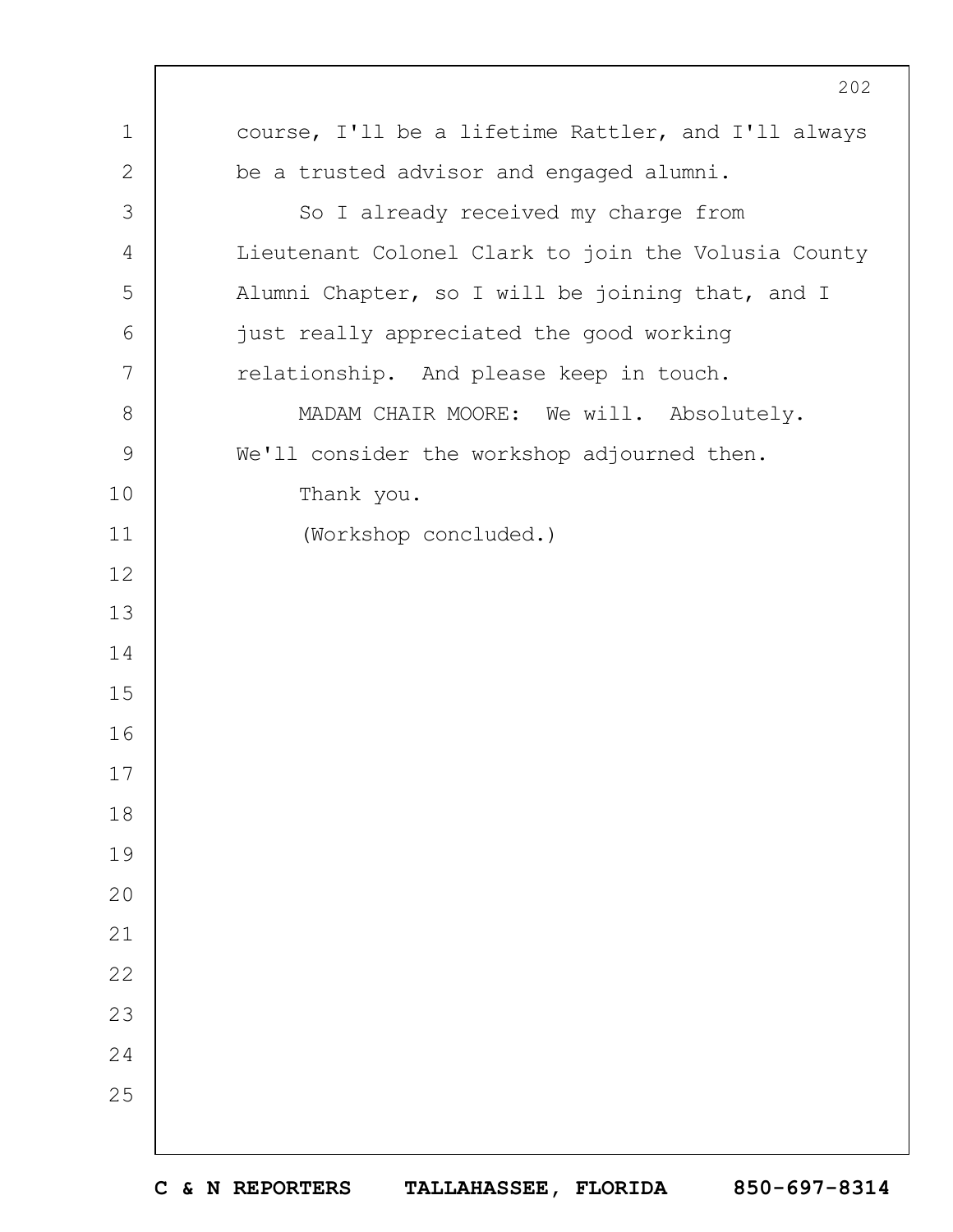course, I'll be a lifetime Rattler, and I'll always be a trusted advisor and engaged alumni.

So I already received my charge from Lieutenant Colonel Clark to join the Volusia County Alumni Chapter, so I will be joining that, and I just really appreciated the good working relationship. And please keep in touch.

MADAM CHAIR MOORE: We will. Absolutely. We'll consider the workshop adjourned then.

Thank you.

(Workshop concluded.)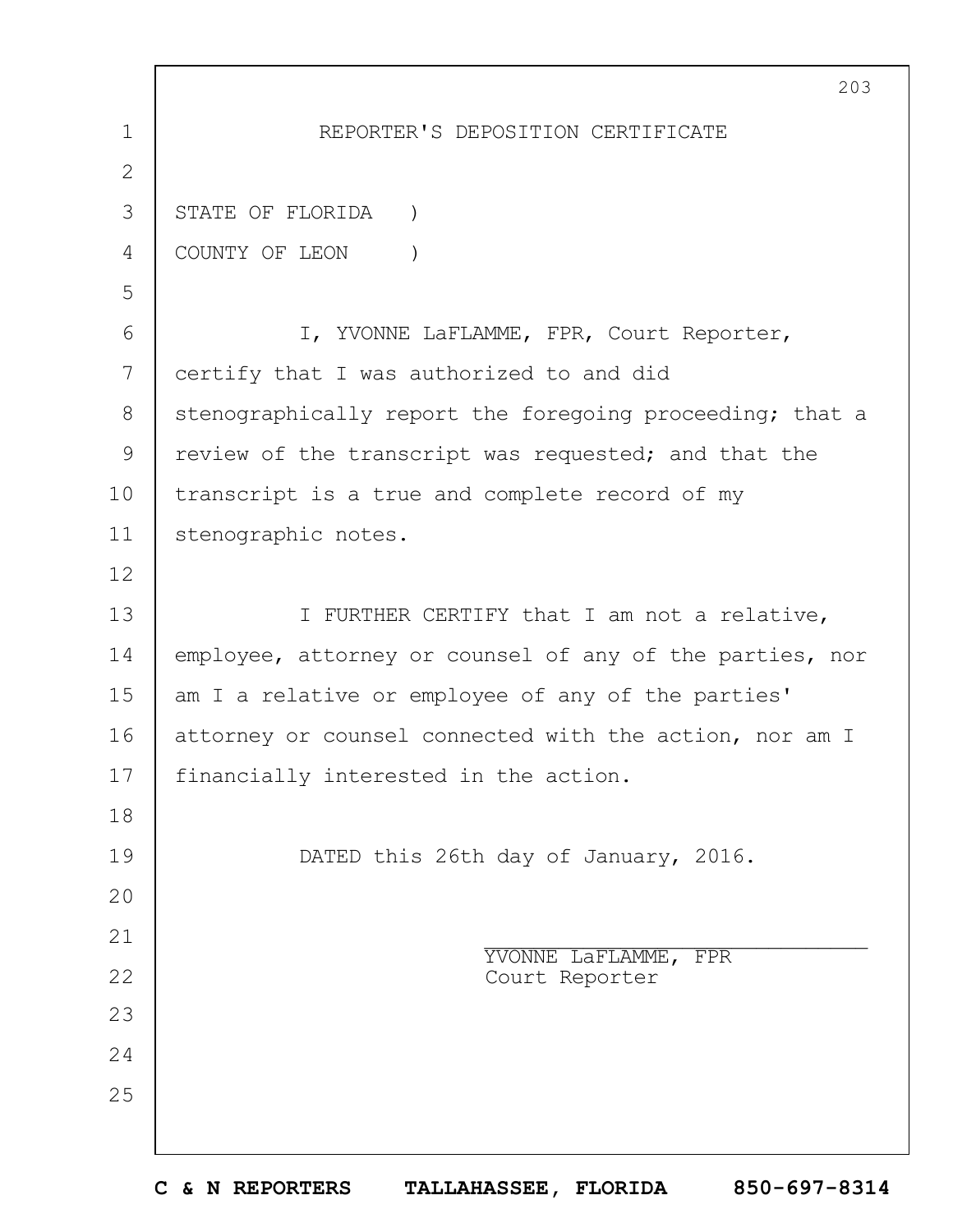# REPORTER'S DEPOSITION CERTIFICATE

STATE OF FLORIDA )
COUNTY OF LEON )

I, YVONNE LaFLAMME, FPR, Court Reporter, certify that I was authorized to and did stenographically report the foregoing proceeding; that a review of the transcript was requested; and that the transcript is a true and complete record of my stenographic notes.

I FURTHER CERTIFY that I am not a relative, employee, attorney or counsel of any of the parties, nor am I a relative or employee of any of the parties' attorney or counsel connected with the action, nor am I financially interested in the action.

DATED this 26th day of January, 2016.

________________________________
YVONNE LaFLAMME, FPR
Court Reporter

**C & N REPORTERS TALLAHASSEE, FLORIDA 850-697-8314**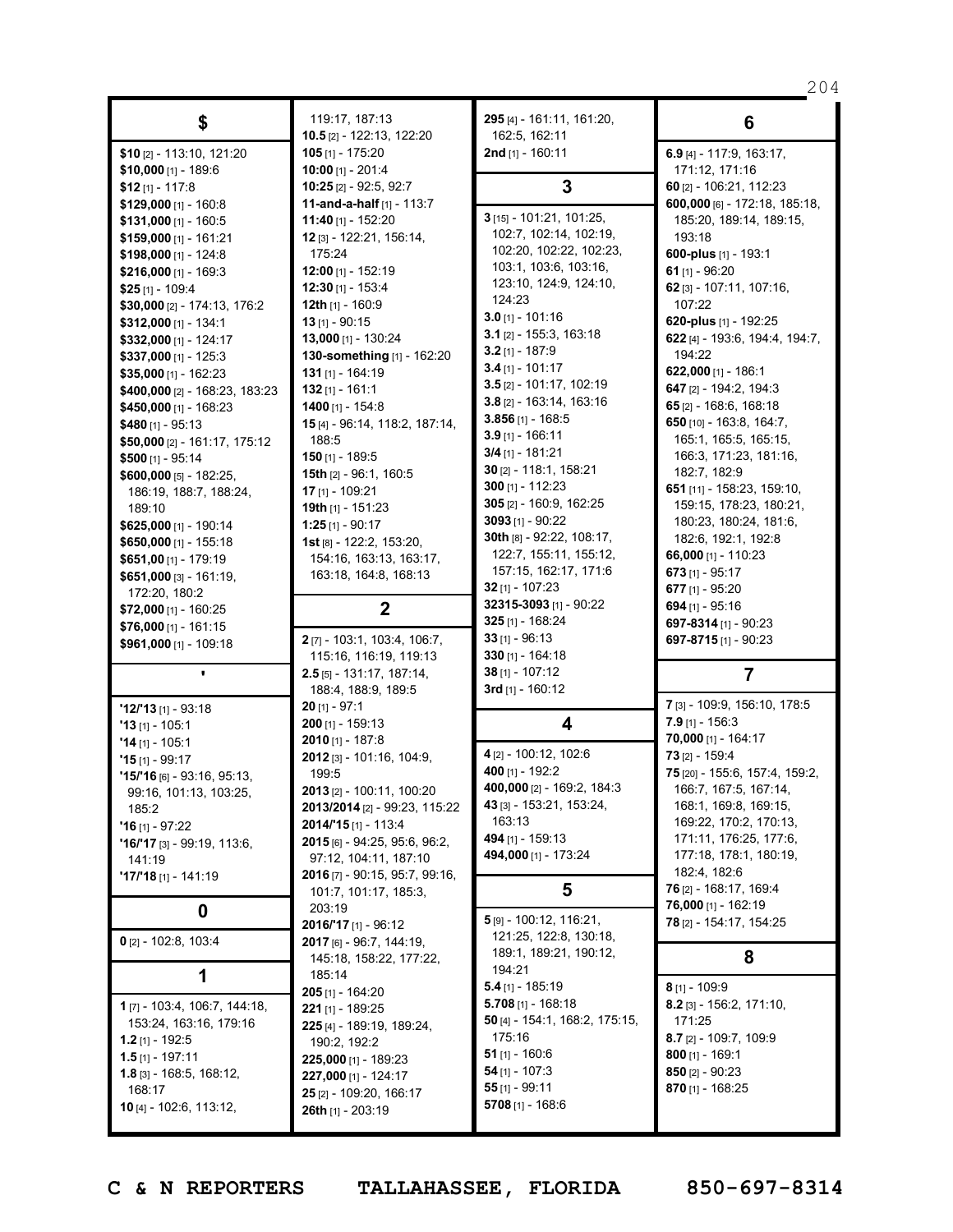## $

**$10** [2] - 113:10, 121:20
**$10,000** [1] - 189:6
**$12** [1] - 117:8
**$129,000** [1] - 160:8
**$131,000** [1] - 160:5
**$159,000** [1] - 161:21
**$198,000** [1] - 124:8
**$216,000** [1] - 169:3
**$25** [1] - 109:4
**$30,000** [2] - 174:13, 176:2
**$312,000** [1] - 134:1
**$332,000** [1] - 124:17
**$337,000** [1] - 125:3
**$35,000** [1] - 162:23
**$400,000** [2] - 168:23, 183:23
**$450,000** [1] - 168:23
**$480** [1] - 95:13
**$50,000** [2] - 161:17, 175:12
**$500** [1] - 95:14
**$600,000** [5] - 182:25, 186:19, 188:7, 188:24, 189:10
**$625,000** [1] - 190:14
**$650,000** [1] - 155:18
**$651,00** [1] - 179:19
**$651,000** [3] - 161:19, 172:20, 180:2
**$72,000** [1] - 160:25
**$76,000** [1] - 161:15
**$961,000** [1] - 109:18

## '

**'12/'13** [1] - 93:18
**'13** [1] - 105:1
**'14** [1] - 105:1
**'15** [1] - 99:17
**'15/'16** [6] - 93:16, 95:13, 99:16, 101:13, 103:25, 185:2
**'16** [1] - 97:22
**'16/'17** [3] - 99:19, 113:6, 141:19
**'17/'18** [1] - 141:19

## 0

**0** [2] - 102:8, 103:4

## 1

**1** [7] - 103:4, 106:7, 144:18, 153:24, 163:16, 179:16
**1.2** [1] - 192:5
**1.5** [1] - 197:11
**1.8** [3] - 168:5, 168:12, 168:17
**10** [4] - 102:6, 113:12, 119:17, 187:13
**10.5** [2] - 122:13, 122:20
**105** [1] - 175:20
**10:00** [1] - 201:4
**10:25** [2] - 92:5, 92:7
**11-and-a-half** [1] - 113:7
**11:40** [1] - 152:20
**12** [3] - 122:21, 156:14, 175:24
**12:00** [1] - 152:19
**12:30** [1] - 153:4
**12th** [1] - 160:9
**13** [1] - 90:15
**13,000** [1] - 130:24
**130-something** [1] - 162:20
**131** [1] - 164:19
**132** [1] - 161:1
**1400** [1] - 154:8
**15** [4] - 96:14, 118:2, 187:14, 188:5
**150** [1] - 189:5
**15th** [2] - 96:1, 160:5
**17** [1] - 109:21
**19th** [1] - 151:23
**1:25** [1] - 90:17
**1st** [8] - 122:2, 153:20, 154:16, 163:13, 163:17, 163:18, 164:8, 168:13

## 2

**2** [7] - 103:1, 103:4, 106:7, 115:16, 116:19, 119:13
**2.5** [5] - 131:17, 187:14, 188:4, 188:9, 189:5
**20** [1] - 97:1
**200** [1] - 159:13
**2010** [1] - 187:8
**2012** [3] - 101:16, 104:9, 199:5
**2013** [2] - 100:11, 100:20
**2013/2014** [2] - 99:23, 115:22
**2014/'15** [1] - 113:4
**2015** [6] - 94:25, 95:6, 96:2, 97:12, 104:11, 187:10
**2016** [7] - 90:15, 95:7, 99:16, 101:7, 101:17, 185:3, 203:19
**2016/'17** [1] - 96:12
**2017** [6] - 96:7, 144:19, 145:18, 158:22, 177:22, 185:14
**205** [1] - 164:20
**221** [1] - 189:25
**225** [4] - 189:19, 189:24, 190:2, 192:2
**225,000** [1] - 189:23
**227,000** [1] - 124:17
**25** [2] - 109:20, 166:17
**26th** [1] - 203:19
**295** [4] - 161:11, 161:20, 162:5, 162:11
**2nd** [1] - 160:11

## 3

**3** [15] - 101:21, 101:25, 102:7, 102:14, 102:19, 102:20, 102:22, 102:23, 103:1, 103:6, 103:16, 123:10, 124:9, 124:10, 124:23
**3.0** [1] - 101:16
**3.1** [2] - 155:3, 163:18
**3.2** [1] - 187:9
**3.4** [1] - 101:17
**3.5** [2] - 101:17, 102:19
**3.8** [2] - 163:14, 163:16
**3.856** [1] - 168:5
**3.9** [1] - 166:11
**3/4** [1] - 181:21
**30** [2] - 118:1, 158:21
**300** [1] - 112:23
**305** [2] - 160:9, 162:25
**3093** [1] - 90:22
**30th** [8] - 92:22, 108:17, 122:7, 155:11, 155:12, 157:15, 162:17, 171:6
**32** [1] - 107:23
**32315-3093** [1] - 90:22
**325** [1] - 168:24
**33** [1] - 96:13
**330** [1] - 164:18
**38** [1] - 107:12
**3rd** [1] - 160:12

## 4

**4** [2] - 100:12, 102:6
**400** [1] - 192:2
**400,000** [2] - 169:2, 184:3
**43** [3] - 153:21, 153:24, 163:13
**494** [1] - 159:13
**494,000** [1] - 173:24

## 5

**5** [9] - 100:12, 116:21, 121:25, 122:8, 130:18, 189:1, 189:21, 190:12, 194:21
**5.4** [1] - 185:19
**5.708** [1] - 168:18
**50** [4] - 154:1, 168:2, 175:15, 175:16
**51** [1] - 160:6
**54** [1] - 107:3
**55** [1] - 99:11
**5708** [1] - 168:6

## 6

**6.9** [4] - 117:9, 163:17, 171:12, 171:16
**60** [2] - 106:21, 112:23
**600,000** [6] - 172:18, 185:18, 185:20, 189:14, 189:15, 193:18
**600-plus** [1] - 193:1
**61** [1] - 96:20
**62** [3] - 107:11, 107:16, 107:22
**620-plus** [1] - 192:25
**622** [4] - 193:6, 194:4, 194:7, 194:22
**622,000** [1] - 186:1
**647** [2] - 194:2, 194:3
**65** [2] - 168:6, 168:18
**650** [10] - 163:8, 164:7, 165:1, 165:5, 165:15, 166:3, 171:23, 181:16, 182:7, 182:9
**651** [11] - 158:23, 159:10, 159:15, 178:23, 180:21, 180:23, 180:24, 181:6, 182:6, 192:1, 192:8
**66,000** [1] - 110:23
**673** [1] - 95:17
**677** [1] - 95:20
**694** [1] - 95:16
**697-8314** [1] - 90:23
**697-8715** [1] - 90:23

## 7

**7** [3] - 109:9, 156:10, 178:5
**7.9** [1] - 156:3
**70,000** [1] - 164:17
**73** [2] - 159:4
**75** [20] - 155:6, 157:4, 159:2, 166:7, 167:5, 167:14, 168:1, 169:8, 169:15, 169:22, 170:2, 170:13, 171:11, 176:25, 177:6, 177:18, 178:1, 180:19, 182:4, 182:6
**76** [2] - 168:17, 169:4
**76,000** [1] - 162:19
**78** [2] - 154:17, 154:25

## 8

**8** [1] - 109:9
**8.2** [3] - 156:2, 171:10, 171:25
**8.7** [2] - 109:7, 109:9
**800** [1] - 169:1
**850** [2] - 90:23
**870** [1] - 168:25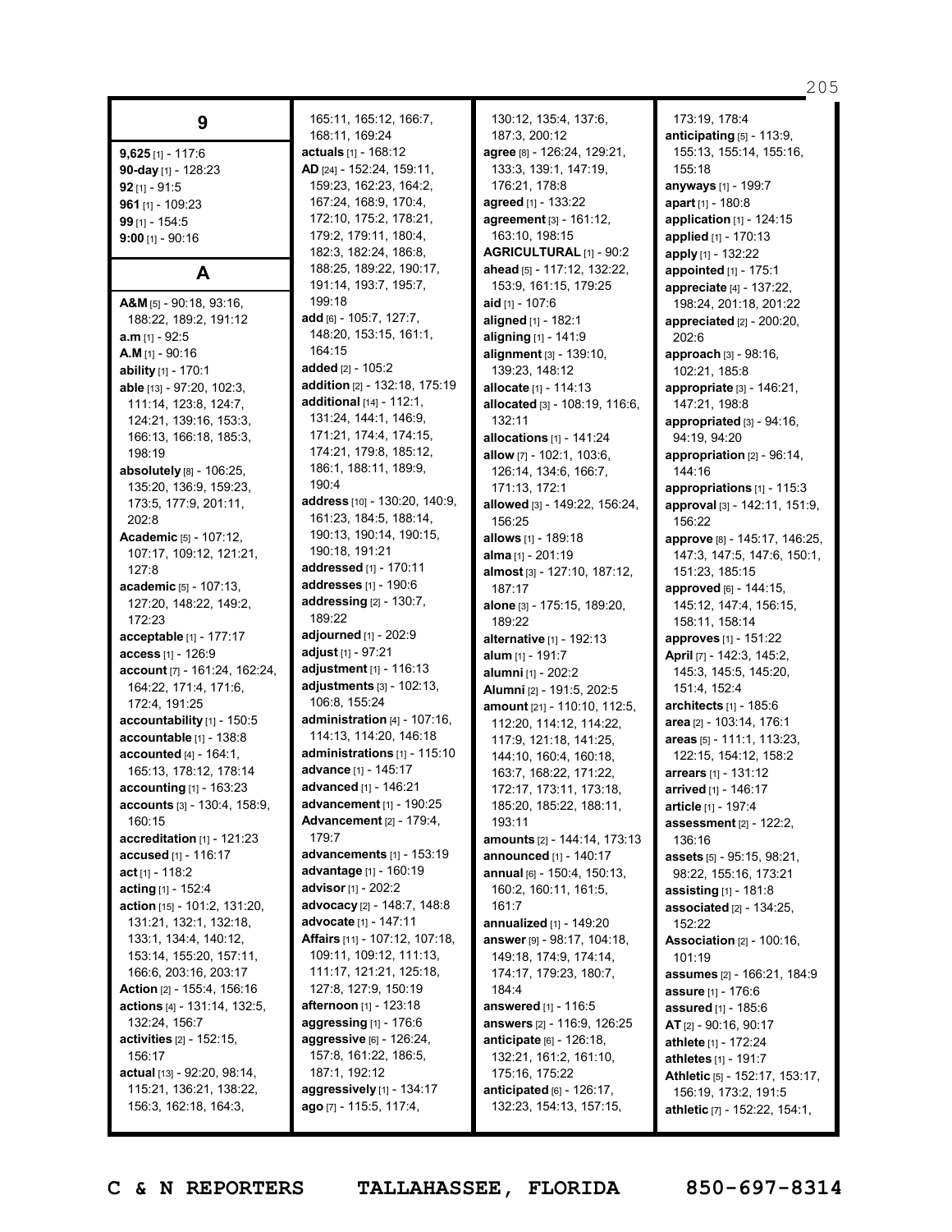## 9

**9,625** [1] - 117:6
**90-day** [1] - 128:23
**92** [1] - 91:5
**961** [1] - 109:23
**99** [1] - 154:5
**9:00** [1] - 90:16

## A

**A&M** [5] - 90:18, 93:16, 188:22, 189:2, 191:12
**a.m** [1] - 92:5
**A.M** [1] - 90:16
**ability** [1] - 170:1
**able** [13] - 97:20, 102:3, 111:14, 123:8, 124:7, 124:21, 139:16, 153:3, 166:13, 166:18, 185:3, 198:19
**absolutely** [8] - 106:25, 135:20, 136:9, 159:23, 173:5, 177:9, 201:11, 202:8
**Academic** [5] - 107:12, 107:17, 109:12, 121:21, 127:8
**academic** [5] - 107:13, 127:20, 148:22, 149:2, 172:23
**acceptable** [1] - 177:17
**access** [1] - 126:9
**account** [7] - 161:24, 162:24, 164:22, 171:4, 171:6, 172:4, 191:25
**accountability** [1] - 150:5
**accountable** [1] - 138:8
**accounted** [4] - 164:1, 165:13, 178:12, 178:14
**accounting** [1] - 163:23
**accounts** [3] - 130:4, 158:9, 160:15
**accreditation** [1] - 121:23
**accused** [1] - 116:17
**act** [1] - 118:2
**acting** [1] - 152:4
**action** [15] - 101:2, 131:20, 131:21, 132:1, 132:18, 133:1, 134:4, 140:12, 153:14, 155:20, 157:11, 166:6, 203:16, 203:17
**Action** [2] - 155:4, 156:16
**actions** [4] - 131:14, 132:5, 132:24, 156:7
**activities** [2] - 152:15, 156:17
**actual** [13] - 92:20, 98:14, 115:21, 136:21, 138:22, 156:3, 162:18, 164:3, 165:11, 165:12, 166:7, 168:11, 169:24
**actuals** [1] - 168:12
**AD** [24] - 152:24, 159:11, 159:23, 162:23, 164:2, 167:24, 168:9, 170:4, 172:10, 175:2, 178:21, 179:2, 179:11, 180:4, 182:3, 182:24, 186:8, 188:25, 189:22, 190:17, 191:14, 193:7, 195:7, 199:18
**add** [6] - 105:7, 127:7, 148:20, 153:15, 161:1, 164:15
**added** [2] - 105:2
**addition** [2] - 132:18, 175:19
**additional** [14] - 112:1, 131:24, 144:1, 146:9, 171:21, 174:4, 174:15, 174:21, 179:8, 185:12, 186:1, 188:11, 189:9, 190:4
**address** [10] - 130:20, 140:9, 161:23, 184:5, 188:14, 190:13, 190:14, 190:15, 190:18, 191:21
**addressed** [1] - 170:11
**addresses** [1] - 190:6
**addressing** [2] - 130:7, 189:22
**adjourned** [1] - 202:9
**adjust** [1] - 97:21
**adjustment** [1] - 116:13
**adjustments** [3] - 102:13, 106:8, 155:24
**administration** [4] - 107:16, 114:13, 114:20, 146:18
**administrations** [1] - 115:10
**advance** [1] - 145:17
**advanced** [1] - 146:21
**advancement** [1] - 190:25
**Advancement** [2] - 179:4, 179:7
**advancements** [1] - 153:19
**advantage** [1] - 160:19
**advisor** [1] - 202:2
**advocacy** [2] - 148:7, 148:8
**advocate** [1] - 147:11
**Affairs** [11] - 107:12, 107:18, 109:11, 109:12, 111:13, 111:17, 121:21, 125:18, 127:8, 127:9, 150:19
**afternoon** [1] - 123:18
**aggressing** [1] - 176:6
**aggressive** [6] - 126:24, 157:8, 161:22, 186:5, 187:1, 192:12
**aggressively** [1] - 134:17
**ago** [7] - 115:5, 117:4, 130:12, 135:4, 137:6, 187:3, 200:12
**agree** [8] - 126:24, 129:21, 133:3, 139:1, 147:19, 176:21, 178:8
**agreed** [1] - 133:22
**agreement** [3] - 161:12, 163:10, 198:15
**AGRICULTURAL** [1] - 90:2
**ahead** [5] - 117:12, 132:22, 153:9, 161:15, 179:25
**aid** [1] - 107:6
**aligned** [1] - 182:1
**aligning** [1] - 141:9
**alignment** [3] - 139:10, 139:23, 148:12
**allocate** [1] - 114:13
**allocated** [3] - 108:19, 116:6, 132:11
**allocations** [1] - 141:24
**allow** [7] - 102:1, 103:6, 126:14, 134:6, 166:7, 171:13, 172:1
**allowed** [3] - 149:22, 156:24, 156:25
**allows** [1] - 189:18
**alma** [1] - 201:19
**almost** [3] - 127:10, 187:12, 187:17
**alone** [3] - 175:15, 189:20, 189:22
**alternative** [1] - 192:13
**alum** [1] - 191:7
**alumni** [1] - 202:2
**Alumni** [2] - 191:5, 202:5
**amount** [21] - 110:10, 112:5, 112:20, 114:12, 114:22, 117:9, 121:18, 141:25, 144:10, 160:4, 160:18, 163:7, 168:22, 171:22, 172:17, 173:11, 173:18, 185:20, 185:22, 188:11, 193:11
**amounts** [2] - 144:14, 173:13
**announced** [1] - 140:17
**annual** [6] - 150:4, 150:13, 160:2, 160:11, 161:5, 161:7
**annualized** [1] - 149:20
**answer** [9] - 98:17, 104:18, 149:18, 174:9, 174:14, 174:17, 179:23, 180:7, 184:4
**answered** [1] - 116:5
**answers** [2] - 116:9, 126:25
**anticipate** [6] - 126:18, 132:21, 161:2, 161:10, 175:16, 175:22
**anticipated** [6] - 126:17, 132:23, 154:13, 157:15, 173:19, 178:4
**anticipating** [5] - 113:9, 155:13, 155:14, 155:16, 155:18
**anyways** [1] - 199:7
**apart** [1] - 180:8
**application** [1] - 124:15
**applied** [1] - 170:13
**apply** [1] - 132:22
**appointed** [1] - 175:1
**appreciate** [4] - 137:22, 198:24, 201:18, 201:22
**appreciated** [2] - 200:20, 202:6
**approach** [3] - 98:16, 102:21, 185:8
**appropriate** [3] - 146:21, 147:21, 198:8
**appropriated** [3] - 94:16, 94:19, 94:20
**appropriation** [2] - 96:14, 144:16
**appropriations** [1] - 115:3
**approval** [3] - 142:11, 151:9, 156:22
**approve** [8] - 145:17, 146:25, 147:3, 147:5, 147:6, 150:1, 151:23, 185:15
**approved** [6] - 144:15, 145:12, 147:4, 156:15, 158:11, 158:14
**approves** [1] - 151:22
**April** [7] - 142:3, 145:2, 145:3, 145:5, 145:20, 151:4, 152:4
**architects** [1] - 185:6
**area** [2] - 103:14, 176:1
**areas** [5] - 111:1, 113:23, 122:15, 154:12, 158:2
**arrears** [1] - 131:12
**arrived** [1] - 146:17
**article** [1] - 197:4
**assessment** [2] - 122:2, 136:16
**assets** [5] - 95:15, 98:21, 98:22, 155:16, 173:21
**assisting** [1] - 181:8
**associated** [2] - 134:25, 152:22
**Association** [2] - 100:16, 101:19
**assumes** [2] - 166:21, 184:9
**assure** [1] - 176:6
**assured** [1] - 185:6
**AT** [2] - 90:16, 90:17
**athlete** [1] - 172:24
**athletes** [1] - 191:7
**Athletic** [5] - 152:17, 153:17, 156:19, 173:2, 191:5
**athletic** [7] - 152:22, 154:1,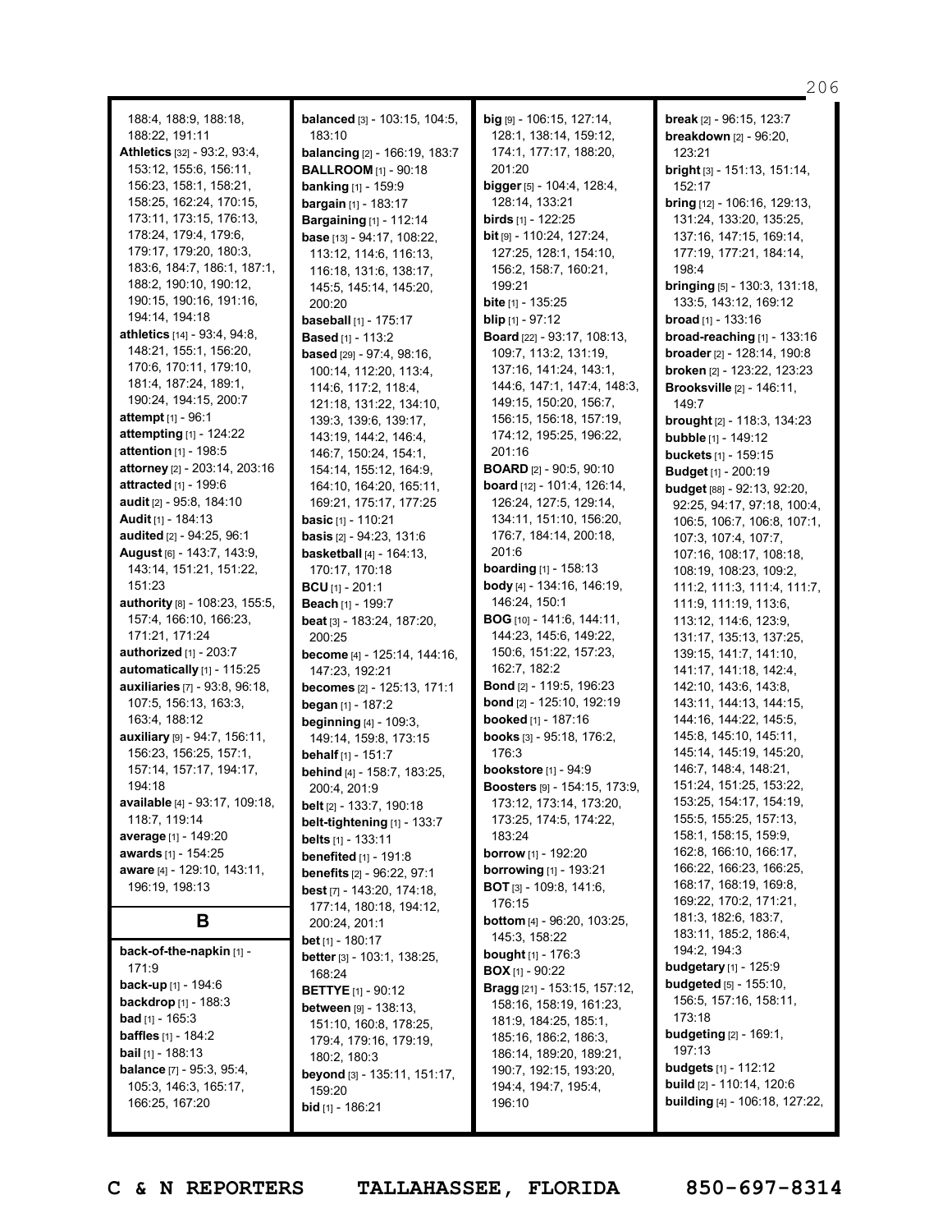188:4, 188:9, 188:18, 188:22, 191:11
**Athletics** [32] - 93:2, 93:4, 153:12, 155:6, 156:11, 156:23, 158:1, 158:21, 158:25, 162:24, 170:15, 173:11, 173:15, 176:13, 178:24, 179:4, 179:6, 179:17, 179:20, 180:3, 183:6, 184:7, 186:1, 187:1, 188:2, 190:10, 190:12, 190:15, 190:16, 191:16, 194:14, 194:18
**athletics** [14] - 93:4, 94:8, 148:21, 155:1, 156:20, 170:6, 170:11, 179:10, 181:4, 187:24, 189:1, 190:24, 194:15, 200:7
**attempt** [1] - 96:1
**attempting** [1] - 124:22
**attention** [1] - 198:5
**attorney** [2] - 203:14, 203:16
**attracted** [1] - 199:6
**audit** [2] - 95:8, 184:10
**Audit** [1] - 184:13
**audited** [2] - 94:25, 96:1
**August** [6] - 143:7, 143:9, 143:14, 151:21, 151:22, 151:23
**authority** [8] - 108:23, 155:5, 157:4, 166:10, 166:23, 171:21, 171:24
**authorized** [1] - 203:7
**automatically** [1] - 115:25
**auxiliaries** [7] - 93:8, 96:18, 107:5, 156:13, 163:3, 163:4, 188:12
**auxiliary** [9] - 94:7, 156:11, 156:23, 156:25, 157:1, 157:14, 157:17, 194:17, 194:18
**available** [4] - 93:17, 109:18, 118:7, 119:14
**average** [1] - 149:20
**awards** [1] - 154:25
**aware** [4] - 129:10, 143:11, 196:19, 198:13

## B

**back-of-the-napkin** [1] - 171:9
**back-up** [1] - 194:6
**backdrop** [1] - 188:3
**bad** [1] - 165:3
**baffles** [1] - 184:2
**bail** [1] - 188:13
**balance** [7] - 95:3, 95:4, 105:3, 146:3, 165:17, 166:25, 167:20
**balanced** [3] - 103:15, 104:5, 183:10
**balancing** [2] - 166:19, 183:7
**BALLROOM** [1] - 90:18
**banking** [1] - 159:9
**bargain** [1] - 183:17
**Bargaining** [1] - 112:14
**base** [13] - 94:17, 108:22, 113:12, 114:6, 116:13, 116:18, 131:6, 138:17, 145:5, 145:14, 145:20, 200:20
**baseball** [1] - 175:17
**Based** [1] - 113:2
**based** [29] - 97:4, 98:16, 100:14, 112:20, 113:4, 114:6, 117:2, 118:4, 121:18, 131:22, 134:10, 139:3, 139:6, 139:17, 143:19, 144:2, 146:4, 146:7, 150:24, 154:1, 154:14, 155:12, 164:9, 164:10, 164:20, 165:11, 169:21, 175:17, 177:25
**basic** [1] - 110:21
**basis** [2] - 94:23, 131:6
**basketball** [4] - 164:13, 170:17, 170:18
**BCU** [1] - 201:1
**Beach** [1] - 199:7
**beat** [3] - 183:24, 187:20, 200:25
**become** [4] - 125:14, 144:16, 147:23, 192:21
**becomes** [2] - 125:13, 171:1
**began** [1] - 187:2
**beginning** [4] - 109:3, 149:14, 159:8, 173:15
**behalf** [1] - 151:7
**behind** [4] - 158:7, 183:25, 200:4, 201:9
**belt** [2] - 133:7, 190:18
**belt-tightening** [1] - 133:7
**belts** [1] - 133:11
**benefited** [1] - 191:8
**benefits** [2] - 96:22, 97:1
**best** [7] - 143:20, 174:18, 177:14, 180:18, 194:12, 200:24, 201:1
**bet** [1] - 180:17
**better** [3] - 103:1, 138:25, 168:24
**BETTYE** [1] - 90:12
**between** [9] - 138:13, 151:10, 160:8, 178:25, 179:4, 179:16, 179:19, 180:2, 180:3
**beyond** [3] - 135:11, 151:17, 159:20
**bid** [1] - 186:21
**big** [9] - 106:15, 127:14, 128:1, 138:14, 159:12, 174:1, 177:17, 188:20, 201:20
**bigger** [5] - 104:4, 128:4, 128:14, 133:21
**birds** [1] - 122:25
**bit** [9] - 110:24, 127:24, 127:25, 128:1, 154:10, 156:2, 158:7, 160:21, 199:21
**bite** [1] - 135:25
**blip** [1] - 97:12
**Board** [22] - 93:17, 108:13, 109:7, 113:2, 131:19, 137:16, 141:24, 143:1, 144:6, 147:1, 147:4, 148:3, 149:15, 150:20, 156:7, 156:15, 156:18, 157:19, 174:12, 195:25, 196:22, 201:16
**BOARD** [2] - 90:5, 90:10
**board** [12] - 101:4, 126:14, 126:24, 127:5, 129:14, 134:11, 151:10, 156:20, 176:7, 184:14, 200:18, 201:6
**boarding** [1] - 158:13
**body** [4] - 134:16, 146:19, 146:24, 150:1
**BOG** [10] - 141:6, 144:11, 144:23, 145:6, 149:22, 150:6, 151:22, 157:23, 162:7, 182:2
**Bond** [2] - 119:5, 196:23
**bond** [2] - 125:10, 192:19
**booked** [1] - 187:16
**books** [3] - 95:18, 176:2, 176:3
**bookstore** [1] - 94:9
**Boosters** [9] - 154:15, 173:9, 173:12, 173:14, 173:20, 173:25, 174:5, 174:22, 183:24
**borrow** [1] - 192:20
**borrowing** [1] - 193:21
**BOT** [3] - 109:8, 141:6, 176:15
**bottom** [4] - 96:20, 103:25, 145:3, 158:22
**bought** [1] - 176:3
**BOX** [1] - 90:22
**Bragg** [21] - 153:15, 157:12, 158:16, 158:19, 161:23, 181:9, 184:25, 185:1, 185:16, 186:2, 186:3, 186:14, 189:20, 189:21, 190:7, 192:15, 193:20, 194:4, 194:7, 195:4, 196:10
**break** [2] - 96:15, 123:7
**breakdown** [2] - 96:20, 123:21
**bright** [3] - 151:13, 151:14, 152:17
**bring** [12] - 106:16, 129:13, 131:24, 133:20, 135:25, 137:16, 147:15, 169:14, 177:19, 177:21, 184:14, 198:4
**bringing** [5] - 130:3, 131:18, 133:5, 143:12, 169:12
**broad** [1] - 133:16
**broad-reaching** [1] - 133:16
**broader** [2] - 128:14, 190:8
**broken** [2] - 123:22, 123:23
**Brooksville** [2] - 146:11, 149:7
**brought** [2] - 118:3, 134:23
**bubble** [1] - 149:12
**buckets** [1] - 159:15
**Budget** [1] - 200:19
**budget** [88] - 92:13, 92:20, 92:25, 94:17, 97:18, 100:4, 106:5, 106:7, 106:8, 107:1, 107:3, 107:4, 107:7, 107:16, 108:17, 108:18, 108:19, 108:23, 109:2, 111:2, 111:3, 111:4, 111:7, 111:9, 111:19, 113:6, 113:12, 114:6, 123:9, 131:17, 135:13, 137:25, 139:15, 141:7, 141:10, 141:17, 141:18, 142:4, 142:10, 143:6, 143:8, 143:11, 144:13, 144:15, 144:16, 144:22, 145:5, 145:8, 145:10, 145:11, 145:14, 145:19, 145:20, 146:7, 148:4, 148:21, 151:24, 151:25, 153:22, 153:25, 154:17, 154:19, 155:5, 155:25, 157:13, 158:1, 158:15, 159:9, 162:8, 166:10, 166:17, 166:22, 166:23, 166:25, 168:17, 168:19, 169:8, 169:22, 170:2, 171:21, 181:3, 182:6, 183:7, 183:11, 185:2, 186:4, 194:2, 194:3
**budgetary** [1] - 125:9
**budgeted** [5] - 155:10, 156:5, 157:16, 158:11, 173:18
**budgeting** [2] - 169:1, 197:13
**budgets** [1] - 112:12
**build** [2] - 110:14, 120:6
**building** [4] - 106:18, 127:22,

C & N REPORTERS TALLAHASSEE, FLORIDA 850-697-8314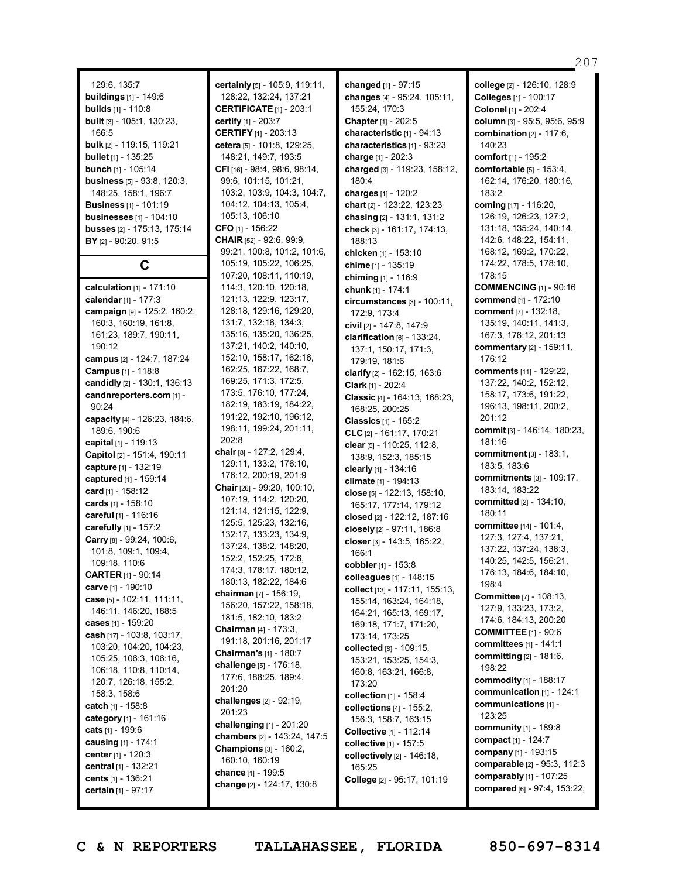129:6, 135:7
**buildings** [1] - 149:6
**builds** [1] - 110:8
**built** [3] - 105:1, 130:23, 166:5
**bulk** [2] - 119:15, 119:21
**bullet** [1] - 135:25
**bunch** [1] - 105:14
**business** [5] - 93:8, 120:3, 148:25, 158:1, 196:7
**Business** [1] - 101:19
**businesses** [1] - 104:10
**busses** [2] - 175:13, 175:14
**BY** [2] - 90:20, 91:5

## C

**calculation** [1] - 171:10
**calendar** [1] - 177:3
**campaign** [9] - 125:2, 160:2, 160:3, 160:19, 161:8, 161:23, 189:7, 190:11, 190:12
**campus** [2] - 124:7, 187:24
**Campus** [1] - 118:8
**candidly** [2] - 130:1, 136:13
**candnreporters.com** [1] - 90:24
**capacity** [4] - 126:23, 184:6, 189:6, 190:6
**capital** [1] - 119:13
**Capitol** [2] - 151:4, 190:11
**capture** [1] - 132:19
**captured** [1] - 159:14
**card** [1] - 158:12
**cards** [1] - 158:10
**careful** [1] - 116:16
**carefully** [1] - 157:2
**Carry** [8] - 99:24, 100:6, 101:8, 109:1, 109:4, 109:18, 110:6
**CARTER** [1] - 90:14
**carve** [1] - 190:10
**case** [5] - 102:11, 111:11, 146:11, 146:20, 188:5
**cases** [1] - 159:20
**cash** [17] - 103:8, 103:17, 103:20, 104:20, 104:23, 105:25, 106:3, 106:16, 106:18, 110:8, 110:14, 120:7, 126:18, 155:2, 158:3, 158:6
**catch** [1] - 158:8
**category** [1] - 161:16
**cats** [1] - 199:6
**causing** [1] - 174:1
**center** [1] - 120:3
**central** [1] - 132:21
**cents** [1] - 136:21
**certain** [1] - 97:17
**certainly** [5] - 105:9, 119:11, 128:22, 132:24, 137:21
**CERTIFICATE** [1] - 203:1
**certify** [1] - 203:7
**CERTIFY** [1] - 203:13
**cetera** [5] - 101:8, 129:25, 148:21, 149:7, 193:5
**CFI** [16] - 98:4, 98:6, 98:14, 99:6, 101:15, 101:21, 103:2, 103:9, 104:3, 104:7, 104:12, 104:13, 105:4, 105:13, 106:10
**CFO** [1] - 156:22
**CHAIR** [52] - 92:6, 99:9, 99:21, 100:8, 101:2, 101:6, 105:19, 105:22, 106:25, 107:20, 108:11, 110:19, 114:3, 120:10, 120:18, 121:13, 122:9, 123:17, 128:18, 129:16, 129:20, 131:7, 132:16, 134:3, 135:16, 135:20, 136:25, 137:21, 140:2, 140:10, 152:10, 158:17, 162:16, 162:25, 167:22, 168:7, 169:25, 171:3, 172:5, 173:5, 176:10, 177:24, 182:19, 183:19, 184:22, 191:22, 192:10, 196:12, 198:11, 199:24, 201:11, 202:8
**chair** [8] - 127:2, 129:4, 129:11, 133:2, 176:10, 176:12, 200:19, 201:9
**Chair** [26] - 99:20, 100:10, 107:19, 114:2, 120:20, 121:14, 121:15, 122:9, 125:5, 125:23, 132:16, 132:17, 133:23, 134:9, 137:24, 138:2, 148:20, 152:2, 152:25, 172:6, 174:3, 178:17, 180:12, 180:13, 182:22, 184:6
**chairman** [7] - 156:19, 156:20, 157:22, 158:18, 181:5, 182:10, 183:2
**Chairman** [4] - 173:3, 191:18, 201:16, 201:17
**Chairman's** [1] - 180:7
**challenge** [5] - 176:18, 177:6, 188:25, 189:4, 201:20
**challenges** [2] - 92:19, 201:23
**challenging** [1] - 201:20
**chambers** [2] - 143:24, 147:5
**Champions** [3] - 160:2, 160:10, 160:19
**chance** [1] - 199:5
**change** [2] - 124:17, 130:8
**changed** [1] - 97:15
**changes** [4] - 95:24, 105:11, 155:24, 170:3
**Chapter** [1] - 202:5
**characteristic** [1] - 94:13
**characteristics** [1] - 93:23
**charge** [1] - 202:3
**charged** [3] - 119:23, 158:12, 180:4
**charges** [1] - 120:2
**chart** [2] - 123:22, 123:23
**chasing** [2] - 131:1, 131:2
**check** [3] - 161:17, 174:13, 188:13
**chicken** [1] - 153:10
**chime** [1] - 135:19
**chiming** [1] - 116:9
**chunk** [1] - 174:1
**circumstances** [3] - 100:11, 172:9, 173:4
**civil** [2] - 147:8, 147:9
**clarification** [6] - 133:24, 137:1, 150:17, 171:3, 179:19, 181:6
**clarify** [2] - 162:15, 163:6
**Clark** [1] - 202:4
**Classic** [4] - 164:13, 168:23, 168:25, 200:25
**Classics** [1] - 165:2
**CLC** [2] - 161:17, 170:21
**clear** [5] - 110:25, 112:8, 138:9, 152:3, 185:15
**clearly** [1] - 134:16
**climate** [1] - 194:13
**close** [5] - 122:13, 158:10, 165:17, 177:14, 179:12
**closed** [2] - 122:12, 187:16
**closely** [2] - 97:11, 186:8
**closer** [3] - 143:5, 165:22, 166:1
**cobbler** [1] - 153:8
**colleagues** [1] - 148:15
**collect** [13] - 117:11, 155:13, 155:14, 163:24, 164:18, 164:21, 165:13, 169:17, 169:18, 171:7, 171:20, 173:14, 173:25
**collected** [8] - 109:15, 153:21, 153:25, 154:3, 160:8, 163:21, 166:8, 173:20
**collection** [1] - 158:4
**collections** [4] - 155:2, 156:3, 158:7, 163:15
**Collective** [1] - 112:14
**collective** [1] - 157:5
**collectively** [2] - 146:18, 165:25
**College** [2] - 95:17, 101:19
**college** [2] - 126:10, 128:9
**Colleges** [1] - 100:17
**Colonel** [1] - 202:4
**column** [3] - 95:5, 95:6, 95:9
**combination** [2] - 117:6, 140:23
**comfort** [1] - 195:2
**comfortable** [5] - 153:4, 162:14, 176:20, 180:16, 183:2
**coming** [17] - 116:20, 126:19, 126:23, 127:2, 131:18, 135:24, 140:14, 142:6, 148:22, 154:11, 168:12, 169:2, 170:22, 174:22, 178:5, 178:10, 178:15
**COMMENCING** [1] - 90:16
**commend** [1] - 172:10
**comment** [7] - 132:18, 135:19, 140:11, 141:3, 167:3, 176:12, 201:13
**commentary** [2] - 159:11, 176:12
**comments** [11] - 129:22, 137:22, 140:2, 152:12, 158:17, 173:6, 191:22, 196:13, 198:11, 200:2, 201:12
**commit** [3] - 146:14, 180:23, 181:16
**commitment** [3] - 183:1, 183:5, 183:6
**commitments** [3] - 109:17, 183:14, 183:22
**committed** [2] - 134:10, 180:11
**committee** [14] - 101:4, 127:3, 127:4, 137:21, 137:22, 137:24, 138:3, 140:25, 142:5, 156:21, 176:13, 184:6, 184:10, 198:4
**Committee** [7] - 108:13, 127:9, 133:23, 173:2, 174:6, 184:13, 200:20
**COMMITTEE** [1] - 90:6
**committees** [1] - 141:1
**committing** [2] - 181:6, 198:22
**commodity** [1] - 188:17
**communication** [1] - 124:1
**communications** [1] - 123:25
**community** [1] - 189:8
**compact** [1] - 124:7
**company** [1] - 193:15
**comparable** [2] - 95:3, 112:3
**comparably** [1] - 107:25
**compared** [6] - 97:4, 153:22,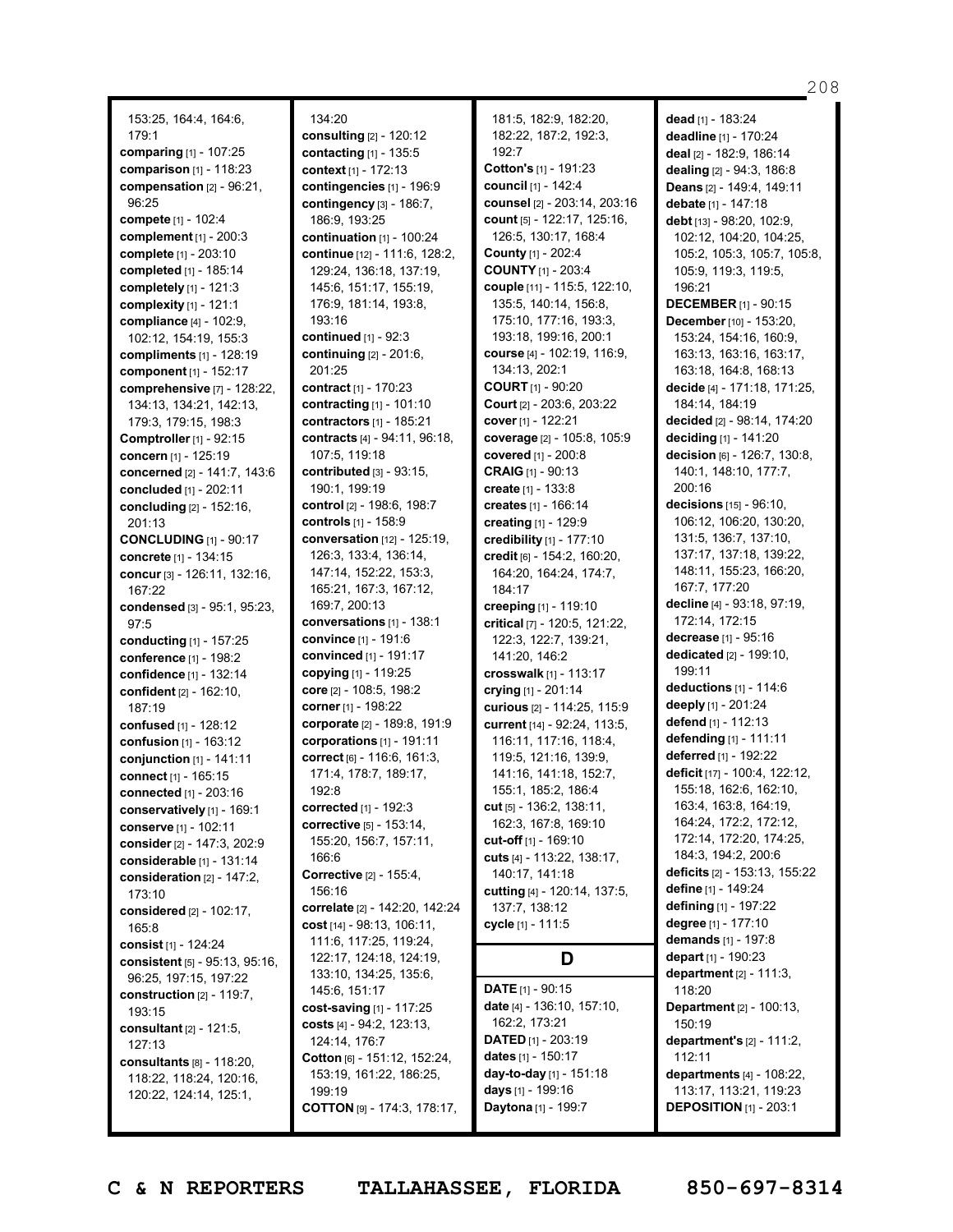153:25, 164:4, 164:6, 179:1
**comparing** [1] - 107:25
**comparison** [1] - 118:23
**compensation** [2] - 96:21, 96:25
**compete** [1] - 102:4
**complement** [1] - 200:3
**complete** [1] - 203:10
**completed** [1] - 185:14
**completely** [1] - 121:3
**complexity** [1] - 121:1
**compliance** [4] - 102:9, 102:12, 154:19, 155:3
**compliments** [1] - 128:19
**component** [1] - 152:17
**comprehensive** [7] - 128:22, 134:13, 134:21, 142:13, 179:3, 179:15, 198:3
**Comptroller** [1] - 92:15
**concern** [1] - 125:19
**concerned** [2] - 141:7, 143:6
**concluded** [1] - 202:11
**concluding** [2] - 152:16, 201:13
**CONCLUDING** [1] - 90:17
**concrete** [1] - 134:15
**concur** [3] - 126:11, 132:16, 167:22
**condensed** [3] - 95:1, 95:23, 97:5
**conducting** [1] - 157:25
**conference** [1] - 198:2
**confidence** [1] - 132:14
**confident** [2] - 162:10, 187:19
**confused** [1] - 128:12
**confusion** [1] - 163:12
**conjunction** [1] - 141:11
**connect** [1] - 165:15
**connected** [1] - 203:16
**conservatively** [1] - 169:1
**conserve** [1] - 102:11
**consider** [2] - 147:3, 202:9
**considerable** [1] - 131:14
**consideration** [2] - 147:2, 173:10
**considered** [2] - 102:17, 165:8
**consist** [1] - 124:24
**consistent** [5] - 95:13, 95:16, 96:25, 197:15, 197:22
**construction** [2] - 119:7, 193:15
**consultant** [2] - 121:5, 127:13
**consultants** [8] - 118:20, 118:22, 118:24, 120:16, 120:22, 124:14, 125:1, 134:20
**consulting** [2] - 120:12
**contacting** [1] - 135:5
**context** [1] - 172:13
**contingencies** [1] - 196:9
**contingency** [3] - 186:7, 186:9, 193:25
**continuation** [1] - 100:24
**continue** [12] - 111:6, 128:2, 129:24, 136:18, 137:19, 145:6, 151:17, 155:19, 176:9, 181:14, 193:8, 193:16
**continued** [1] - 92:3
**continuing** [2] - 201:6, 201:25
**contract** [1] - 170:23
**contracting** [1] - 101:10
**contractors** [1] - 185:21
**contracts** [4] - 94:11, 96:18, 107:5, 119:18
**contributed** [3] - 93:15, 190:1, 199:19
**control** [2] - 198:6, 198:7
**controls** [1] - 158:9
**conversation** [12] - 125:19, 126:3, 133:4, 136:14, 147:14, 152:22, 153:3, 165:21, 167:3, 167:12, 169:7, 200:13
**conversations** [1] - 138:1
**convince** [1] - 191:6
**convinced** [1] - 191:17
**copying** [1] - 119:25
**core** [2] - 108:5, 198:2
**corner** [1] - 198:22
**corporate** [2] - 189:8, 191:9
**corporations** [1] - 191:11
**correct** [6] - 116:6, 161:3, 171:4, 178:7, 189:17, 192:8
**corrected** [1] - 192:3
**corrective** [5] - 153:14, 155:20, 156:7, 157:11, 166:6
**Corrective** [2] - 155:4, 156:16
**correlate** [2] - 142:20, 142:24
**cost** [14] - 98:13, 106:11, 111:6, 117:25, 119:24, 122:17, 124:18, 124:19, 133:10, 134:25, 135:6, 145:6, 151:17
**cost-saving** [1] - 117:25
**costs** [4] - 94:2, 123:13, 124:14, 176:7
**Cotton** [6] - 151:12, 152:24, 153:19, 161:22, 186:25, 199:19
**COTTON** [9] - 174:3, 178:17, 181:5, 182:9, 182:20, 182:22, 187:2, 192:3, 192:7
**Cotton's** [1] - 191:23
**council** [1] - 142:4
**counsel** [2] - 203:14, 203:16
**count** [5] - 122:17, 125:16, 126:5, 130:17, 168:4
**County** [1] - 202:4
**COUNTY** [1] - 203:4
**couple** [11] - 115:5, 122:10, 135:5, 140:14, 156:8, 175:10, 177:16, 193:3, 193:18, 199:16, 200:1
**course** [4] - 102:19, 116:9, 134:13, 202:1
**COURT** [1] - 90:20
**Court** [2] - 203:6, 203:22
**cover** [1] - 122:21
**coverage** [2] - 105:8, 105:9
**covered** [1] - 200:8
**CRAIG** [1] - 90:13
**create** [1] - 133:8
**creates** [1] - 166:14
**creating** [1] - 129:9
**credibility** [1] - 177:10
**credit** [6] - 154:2, 160:20, 164:20, 164:24, 174:7, 184:17
**creeping** [1] - 119:10
**critical** [7] - 120:5, 121:22, 122:3, 122:7, 139:21, 141:20, 146:2
**crosswalk** [1] - 113:17
**crying** [1] - 201:14
**curious** [2] - 114:25, 115:9
**current** [14] - 92:24, 113:5, 116:11, 117:16, 118:4, 119:5, 121:16, 139:9, 141:16, 141:18, 152:7, 155:1, 185:2, 186:4
**cut** [5] - 136:2, 138:11, 162:3, 167:8, 169:10
**cut-off** [1] - 169:10
**cuts** [4] - 113:22, 138:17, 140:17, 141:18
**cutting** [4] - 120:14, 137:5, 137:7, 138:12
**cycle** [1] - 111:5

## D

**DATE** [1] - 90:15
**date** [4] - 136:10, 157:10, 162:2, 173:21
**DATED** [1] - 203:19
**dates** [1] - 150:17
**day-to-day** [1] - 151:18
**days** [1] - 199:16
**Daytona** [1] - 199:7
**dead** [1] - 183:24
**deadline** [1] - 170:24
**deal** [2] - 182:9, 186:14
**dealing** [2] - 94:3, 186:8
**Deans** [2] - 149:4, 149:11
**debate** [1] - 147:18
**debt** [13] - 98:20, 102:9, 102:12, 104:20, 104:25, 105:2, 105:3, 105:7, 105:8, 105:9, 119:3, 119:5, 196:21
**DECEMBER** [1] - 90:15
**December** [10] - 153:20, 153:24, 154:16, 160:9, 163:13, 163:16, 163:17, 163:18, 164:8, 168:13
**decide** [4] - 171:18, 171:25, 184:14, 184:19
**decided** [2] - 98:14, 174:20
**deciding** [1] - 141:20
**decision** [6] - 126:7, 130:8, 140:1, 148:10, 177:7, 200:16
**decisions** [15] - 96:10, 106:12, 106:20, 130:20, 131:5, 136:7, 137:10, 137:17, 137:18, 139:22, 148:11, 155:23, 166:20, 167:7, 177:20
**decline** [4] - 93:18, 97:19, 172:14, 172:15
**decrease** [1] - 95:16
**dedicated** [2] - 199:10, 199:11
**deductions** [1] - 114:6
**deeply** [1] - 201:24
**defend** [1] - 112:13
**defending** [1] - 111:11
**deferred** [1] - 192:22
**deficit** [17] - 100:4, 122:12, 155:18, 162:6, 162:10, 163:4, 163:8, 164:19, 164:24, 172:2, 172:12, 172:14, 172:20, 174:25, 184:3, 194:2, 200:6
**deficits** [2] - 153:13, 155:22
**define** [1] - 149:24
**defining** [1] - 197:22
**degree** [1] - 177:10
**demands** [1] - 197:8
**depart** [1] - 190:23
**department** [2] - 111:3, 118:20
**Department** [2] - 100:13, 150:19
**department's** [2] - 111:2, 112:11
**departments** [4] - 108:22, 113:17, 113:21, 119:23
**DEPOSITION** [1] - 203:1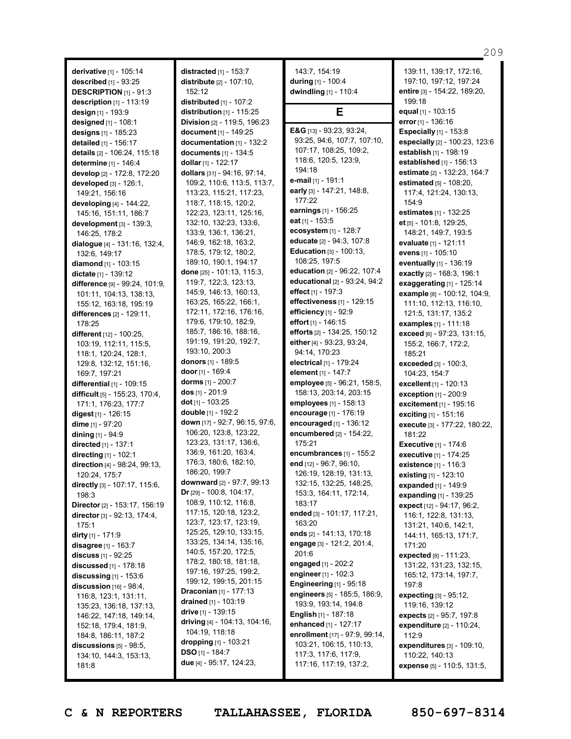**derivative** [1] - 105:14
**described** [1] - 93:25
**DESCRIPTION** [1] - 91:3
**description** [1] - 113:19
**design** [1] - 193:9
**designed** [1] - 108:1
**designs** [1] - 185:23
**detailed** [1] - 156:17
**details** [2] - 106:24, 115:18
**determine** [1] - 146:4
**develop** [2] - 172:8, 172:20
**developed** [3] - 126:1, 149:21, 156:16
**developing** [4] - 144:22, 145:16, 151:11, 186:7
**development** [3] - 139:3, 146:25, 178:2
**dialogue** [4] - 131:16, 132:4, 132:6, 149:17
**diamond** [1] - 103:15
**dictate** [1] - 139:12
**difference** [9] - 99:24, 101:9, 101:11, 104:13, 138:13, 155:12, 163:18, 195:19
**differences** [2] - 129:11, 178:25
**different** [12] - 100:25, 103:19, 112:11, 115:5, 118:1, 120:24, 128:1, 129:8, 132:12, 151:16, 169:7, 197:21
**differential** [1] - 109:15
**difficult** [5] - 155:23, 170:4, 171:1, 176:23, 177:7
**digest** [1] - 126:15
**dime** [1] - 97:20
**dining** [1] - 94:9
**directed** [1] - 137:1
**directing** [1] - 102:1
**direction** [4] - 98:24, 99:13, 120:24, 175:7
**directly** [3] - 107:17, 115:6, 198:3
**Director** [2] - 153:17, 156:19
**director** [3] - 92:13, 174:4, 175:1
**dirty** [1] - 171:9
**disagree** [1] - 163:7
**discuss** [1] - 92:25
**discussed** [1] - 178:18
**discussing** [1] - 153:6
**discussion** [16] - 98:4, 116:8, 123:1, 131:11, 135:23, 136:18, 137:13, 146:22, 147:18, 149:14, 152:18, 179:4, 181:9, 184:8, 186:11, 187:2
**discussions** [5] - 98:5, 134:10, 144:3, 153:13, 181:8
**distracted** [1] - 153:7
**distribute** [2] - 107:10, 152:12
**distributed** [1] - 107:2
**distribution** [1] - 115:25
**Division** [2] - 119:5, 196:23
**document** [1] - 149:25
**documentation** [1] - 132:2
**documents** [1] - 134:5
**dollar** [1] - 122:17
**dollars** [31] - 94:16, 97:14, 109:2, 110:6, 113:5, 113:7, 113:23, 115:21, 117:23, 118:7, 118:15, 120:2, 122:23, 123:11, 125:16, 132:10, 132:23, 133:6, 133:9, 136:1, 136:21, 146:9, 162:18, 163:2, 178:5, 179:12, 180:2, 189:10, 190:1, 194:17
**done** [25] - 101:13, 115:3, 119:7, 122:3, 123:13, 145:9, 146:13, 160:13, 163:25, 165:22, 166:1, 172:11, 172:16, 176:16, 179:6, 179:10, 182:9, 185:7, 186:16, 188:16, 191:19, 191:20, 192:7, 193:10, 200:3
**donors** [1] - 189:5
**door** [1] - 169:4
**dorms** [1] - 200:7
**dos** [1] - 201:9
**dot** [1] - 103:25
**double** [1] - 192:2
**down** [17] - 92:7, 96:15, 97:6, 106:20, 123:8, 123:22, 123:23, 131:17, 136:6, 136:9, 161:20, 163:4, 176:3, 180:6, 182:10, 186:20, 199:7
**downward** [2] - 97:7, 99:13
**Dr** [29] - 100:8, 104:17, 108:9, 110:12, 116:8, 117:15, 120:18, 123:2, 123:7, 123:17, 123:19, 125:25, 129:10, 133:15, 133:25, 134:14, 135:16, 140:5, 157:20, 172:5, 178:2, 180:18, 181:18, 197:16, 197:25, 199:2, 199:12, 199:15, 201:15
**Draconian** [1] - 177:13
**drained** [1] - 103:19
**drive** [1] - 139:15
**driving** [4] - 104:13, 104:16, 104:19, 118:18
**dropping** [1] - 103:21
**DSO** [1] - 184:7
**due** [4] - 95:17, 124:23, 143:7, 154:19
**during** [1] - 100:4
**dwindling** [1] - 110:4

## E

**E&G** [13] - 93:23, 93:24, 93:25, 94:6, 107:7, 107:10, 107:17, 108:25, 109:2, 118:6, 120:5, 123:9, 194:18
**e-mail** [1] - 191:1
**early** [3] - 147:21, 148:8, 177:22
**earnings** [1] - 156:25
**eat** [1] - 153:5
**ecosystem** [1] - 128:7
**educate** [2] - 94:3, 107:8
**Education** [3] - 100:13, 108:25, 197:5
**education** [2] - 96:22, 107:4
**educational** [2] - 93:24, 94:2
**effect** [1] - 197:3
**effectiveness** [1] - 129:15
**efficiency** [1] - 92:9
**effort** [1] - 146:15
**efforts** [2] - 134:25, 150:12
**either** [4] - 93:23, 93:24, 94:14, 170:23
**electrical** [1] - 179:24
**element** [1] - 147:7
**employee** [5] - 96:21, 158:5, 158:13, 203:14, 203:15
**employees** [1] - 158:13
**encourage** [1] - 176:19
**encouraged** [1] - 136:12
**encumbered** [2] - 154:22, 175:21
**encumbrances** [1] - 155:2
**end** [12] - 96:7, 96:10, 126:19, 128:19, 131:13, 132:15, 132:25, 148:25, 153:3, 164:11, 172:14, 183:17
**ended** [3] - 101:17, 117:21, 163:20
**ends** [2] - 141:13, 170:18
**engage** [3] - 121:2, 201:4, 201:6
**engaged** [1] - 202:2
**engineer** [1] - 102:3
**Engineering** [1] - 95:18
**engineers** [5] - 185:5, 186:9, 193:9, 193:14, 194:8
**English** [1] - 187:18
**enhanced** [1] - 127:17
**enrollment** [17] - 97:9, 99:14, 103:21, 106:15, 110:13, 117:3, 117:6, 117:9, 117:16, 117:19, 137:2, 139:11, 139:17, 172:16, 197:10, 197:12, 197:24
**entire** [3] - 154:22, 189:20, 199:18
**equal** [1] - 103:15
**error** [1] - 136:16
**Especially** [1] - 153:8
**especially** [2] - 100:23, 123:6
**establish** [1] - 198:19
**established** [1] - 156:13
**estimate** [2] - 132:23, 164:7
**estimated** [5] - 108:20, 117:4, 121:24, 130:13, 154:9
**estimates** [1] - 132:25
**et** [5] - 101:8, 129:25, 148:21, 149:7, 193:5
**evaluate** [1] - 121:11
**evens** [1] - 105:10
**eventually** [1] - 136:19
**exactly** [2] - 168:3, 196:1
**exaggerating** [1] - 125:14
**example** [8] - 100:12, 104:9, 111:10, 112:13, 116:10, 121:5, 131:17, 135:2
**examples** [1] - 111:18
**exceed** [6] - 97:23, 131:15, 155:2, 166:7, 172:2, 185:21
**exceeded** [3] - 100:3, 104:23, 154:7
**excellent** [1] - 120:13
**exception** [1] - 200:9
**excitement** [1] - 195:16
**exciting** [1] - 151:16
**execute** [3] - 177:22, 180:22, 181:22
**Executive** [1] - 174:6
**executive** [1] - 174:25
**existence** [1] - 116:3
**existing** [1] - 123:10
**expanded** [1] - 149:9
**expanding** [1] - 139:25
**expect** [12] - 94:17, 96:2, 116:1, 122:8, 131:13, 131:21, 140:6, 142:1, 144:11, 165:13, 171:7, 171:20
**expected** [8] - 111:23, 131:22, 131:23, 132:15, 165:12, 173:14, 197:7, 197:8
**expecting** [3] - 95:12, 119:16, 139:12
**expects** [2] - 95:7, 197:8
**expenditure** [2] - 110:24, 112:9
**expenditures** [3] - 109:10, 110:22, 140:13
**expense** [5] - 110:5, 131:5,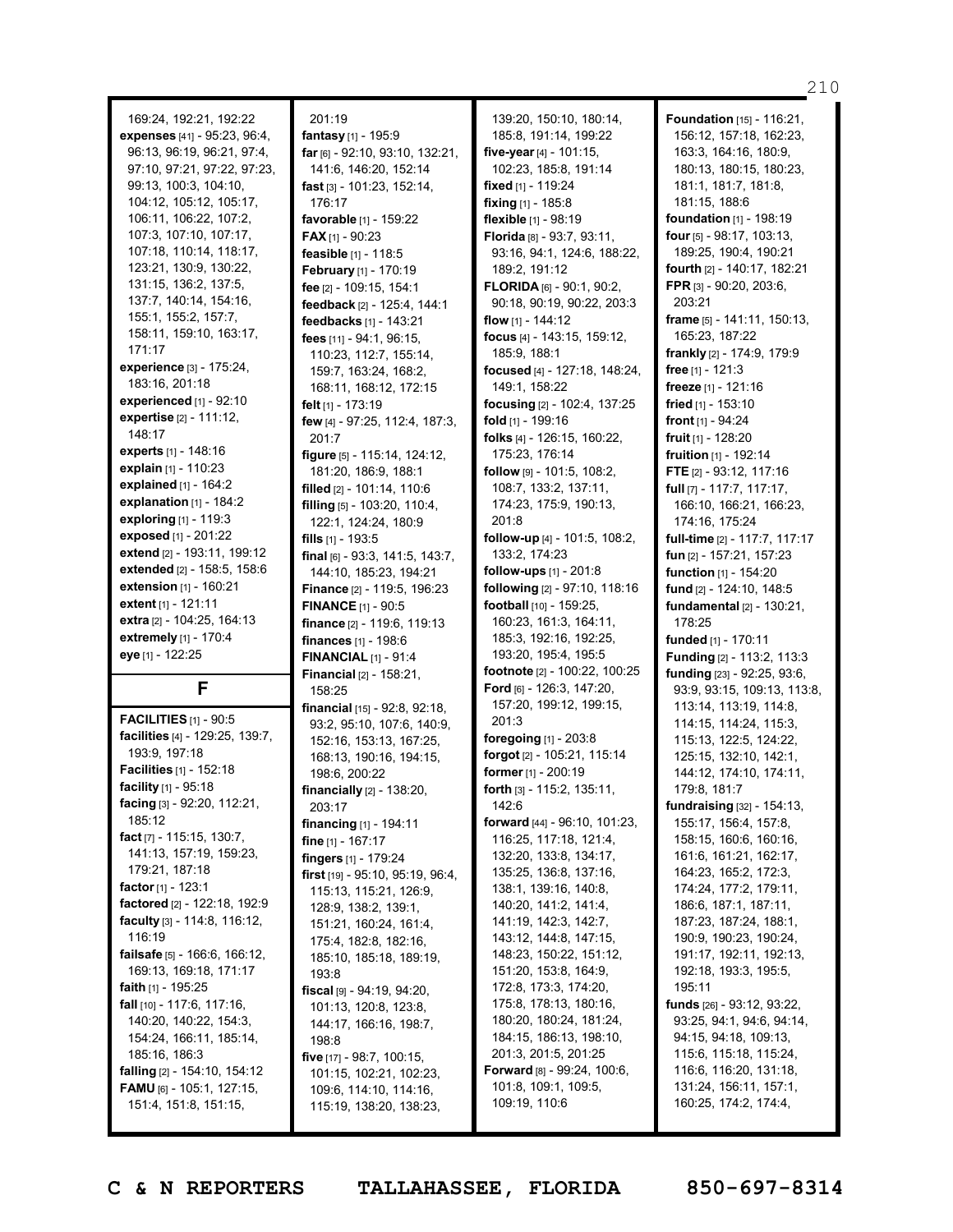169:24, 192:21, 192:22
**expenses** [41] - 95:23, 96:4, 96:13, 96:19, 96:21, 97:4, 97:10, 97:21, 97:22, 97:23, 99:13, 100:3, 104:10, 104:12, 105:12, 105:17, 106:11, 106:22, 107:2, 107:3, 107:10, 107:17, 107:18, 110:14, 118:17, 123:21, 130:9, 130:22, 131:15, 136:2, 137:5, 137:7, 140:14, 154:16, 155:1, 155:2, 157:7, 158:11, 159:10, 163:17, 171:17
**experience** [3] - 175:24, 183:16, 201:18
**experienced** [1] - 92:10
**expertise** [2] - 111:12, 148:17
**experts** [1] - 148:16
**explain** [1] - 110:23
**explained** [1] - 164:2
**explanation** [1] - 184:2
**exploring** [1] - 119:3
**exposed** [1] - 201:22
**extend** [2] - 193:11, 199:12
**extended** [2] - 158:5, 158:6
**extension** [1] - 160:21
**extent** [1] - 121:11
**extra** [2] - 104:25, 164:13
**extremely** [1] - 170:4
**eye** [1] - 122:25

## F

**FACILITIES** [1] - 90:5
**facilities** [4] - 129:25, 139:7, 193:9, 197:18
**Facilities** [1] - 152:18
**facility** [1] - 95:18
**facing** [3] - 92:20, 112:21, 185:12
**fact** [7] - 115:15, 130:7, 141:13, 157:19, 159:23, 179:21, 187:18
**factor** [1] - 123:1
**factored** [2] - 122:18, 192:9
**faculty** [3] - 114:8, 116:12, 116:19
**failsafe** [5] - 166:6, 166:12, 169:13, 169:18, 171:17
**faith** [1] - 195:25
**fall** [10] - 117:6, 117:16, 140:20, 140:22, 154:3, 154:24, 166:11, 185:14, 185:16, 186:3
**falling** [2] - 154:10, 154:12
**FAMU** [6] - 105:1, 127:15, 151:4, 151:8, 151:15, 201:19
**fantasy** [1] - 195:9
**far** [6] - 92:10, 93:10, 132:21, 141:6, 146:20, 152:14
**fast** [3] - 101:23, 152:14, 176:17
**favorable** [1] - 159:22
**FAX** [1] - 90:23
**feasible** [1] - 118:5
**February** [1] - 170:19
**fee** [2] - 109:15, 154:1
**feedback** [2] - 125:4, 144:1
**feedbacks** [1] - 143:21
**fees** [11] - 94:1, 96:15, 110:23, 112:7, 155:14, 159:7, 163:24, 168:2, 168:11, 168:12, 172:15
**felt** [1] - 173:19
**few** [4] - 97:25, 112:4, 187:3, 201:7
**figure** [5] - 115:14, 124:12, 181:20, 186:9, 188:1
**filled** [2] - 101:14, 110:6
**filling** [5] - 103:20, 110:4, 122:1, 124:24, 180:9
**fills** [1] - 193:5
**final** [6] - 93:3, 141:5, 143:7, 144:10, 185:23, 194:21
**Finance** [2] - 119:5, 196:23
**FINANCE** [1] - 90:5
**finance** [2] - 119:6, 119:13
**finances** [1] - 198:6
**FINANCIAL** [1] - 91:4
**Financial** [2] - 158:21, 158:25
**financial** [15] - 92:8, 92:18, 93:2, 95:10, 107:6, 140:9, 152:16, 153:13, 167:25, 168:13, 190:16, 194:15, 198:6, 200:22
**financially** [2] - 138:20, 203:17
**financing** [1] - 194:11
**fine** [1] - 167:17
**fingers** [1] - 179:24
**first** [19] - 95:10, 95:19, 96:4, 115:13, 115:21, 126:9, 128:9, 138:2, 139:1, 151:21, 160:24, 161:4, 175:4, 182:8, 182:16, 185:10, 185:18, 189:19, 193:8
**fiscal** [9] - 94:19, 94:20, 101:13, 120:8, 123:8, 144:17, 166:16, 198:7, 198:8
**five** [17] - 98:7, 100:15, 101:15, 102:21, 102:23, 109:6, 114:10, 114:16, 115:19, 138:20, 138:23, 139:20, 150:10, 180:14, 185:8, 191:14, 199:22
**five-year** [4] - 101:15, 102:23, 185:8, 191:14
**fixed** [1] - 119:24
**fixing** [1] - 185:8
**flexible** [1] - 98:19
**Florida** [8] - 93:7, 93:11, 93:16, 94:1, 124:6, 188:22, 189:2, 191:12
**FLORIDA** [6] - 90:1, 90:2, 90:18, 90:19, 90:22, 203:3
**flow** [1] - 144:12
**focus** [4] - 143:15, 159:12, 185:9, 188:1
**focused** [4] - 127:18, 148:24, 149:1, 158:22
**focusing** [2] - 102:4, 137:25
**fold** [1] - 199:16
**folks** [4] - 126:15, 160:22, 175:23, 176:14
**follow** [9] - 101:5, 108:2, 108:7, 133:2, 137:11, 174:23, 175:9, 190:13, 201:8
**follow-up** [4] - 101:5, 108:2, 133:2, 174:23
**follow-ups** [1] - 201:8
**following** [2] - 97:10, 118:16
**football** [10] - 159:25, 160:23, 161:3, 164:11, 185:3, 192:16, 192:25, 193:20, 195:4, 195:5
**footnote** [2] - 100:22, 100:25
**Ford** [6] - 126:3, 147:20, 157:20, 199:12, 199:15, 201:3
**foregoing** [1] - 203:8
**forgot** [2] - 105:21, 115:14
**former** [1] - 200:19
**forth** [3] - 115:2, 135:11, 142:6
**forward** [44] - 96:10, 101:23, 116:25, 117:18, 121:4, 132:20, 133:8, 134:17, 135:25, 136:8, 137:16, 138:1, 139:16, 140:8, 140:20, 141:2, 141:4, 141:19, 142:3, 142:7, 143:12, 144:8, 147:15, 148:23, 150:22, 151:12, 151:20, 153:8, 164:9, 172:8, 173:3, 174:20, 175:8, 178:13, 180:16, 180:20, 180:24, 181:24, 184:15, 186:13, 198:10, 201:3, 201:5, 201:25
**Forward** [8] - 99:24, 100:6, 101:8, 109:1, 109:5, 109:19, 110:6
**Foundation** [15] - 116:21, 156:12, 157:18, 162:23, 163:3, 164:16, 180:9, 180:13, 180:15, 180:23, 181:1, 181:7, 181:8, 181:15, 188:6
**foundation** [1] - 198:19
**four** [5] - 98:17, 103:13, 189:25, 190:4, 190:21
**fourth** [2] - 140:17, 182:21
**FPR** [3] - 90:20, 203:6, 203:21
**frame** [5] - 141:11, 150:13, 165:23, 187:22
**frankly** [2] - 174:9, 179:9
**free** [1] - 121:3
**freeze** [1] - 121:16
**fried** [1] - 153:10
**front** [1] - 94:24
**fruit** [1] - 128:20
**fruition** [1] - 192:14
**FTE** [2] - 93:12, 117:16
**full** [7] - 117:7, 117:17, 166:10, 166:21, 166:23, 174:16, 175:24
**full-time** [2] - 117:7, 117:17
**fun** [2] - 157:21, 157:23
**function** [1] - 154:20
**fund** [2] - 124:10, 148:5
**fundamental** [2] - 130:21, 178:25
**funded** [1] - 170:11
**Funding** [2] - 113:2, 113:3
**funding** [23] - 92:25, 93:6, 93:9, 93:15, 109:13, 113:8, 113:14, 113:19, 114:8, 114:15, 114:24, 115:3, 115:13, 122:5, 124:22, 125:15, 132:10, 142:1, 144:12, 174:10, 174:11, 179:8, 181:7
**fundraising** [32] - 154:13, 155:17, 156:4, 157:8, 158:15, 160:6, 160:16, 161:6, 161:21, 162:17, 164:23, 165:2, 172:3, 174:24, 177:2, 179:11, 186:6, 187:1, 187:11, 187:23, 187:24, 188:1, 190:9, 190:23, 190:24, 191:17, 192:11, 192:13, 192:18, 193:3, 195:5, 195:11
**funds** [26] - 93:12, 93:22, 93:25, 94:1, 94:6, 94:14, 94:15, 94:18, 109:13, 115:6, 115:18, 115:24, 116:6, 116:20, 131:18, 131:24, 156:11, 157:1, 160:25, 174:2, 174:4,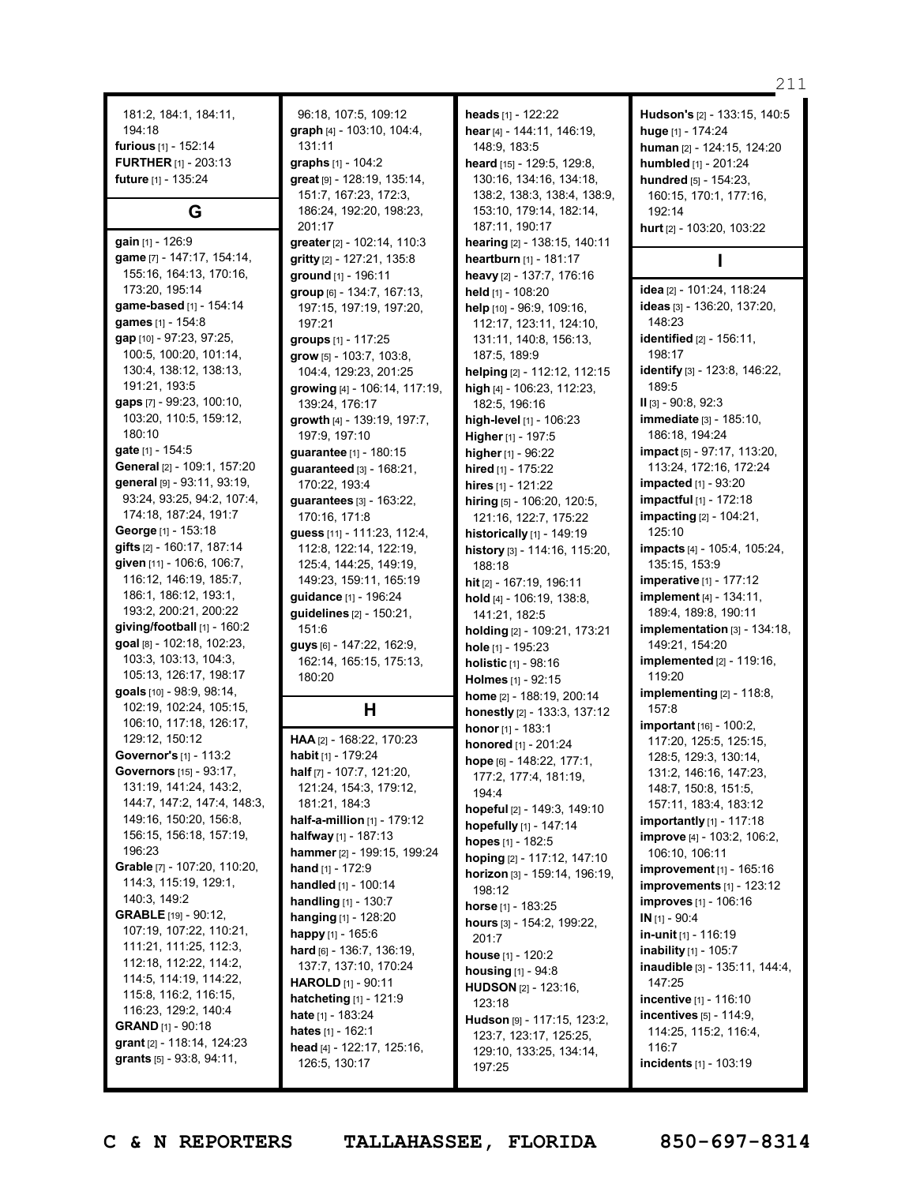181:2, 184:1, 184:11, 194:18
**furious** [1] - 152:14
**FURTHER** [1] - 203:13
**future** [1] - 135:24

## G

**gain** [1] - 126:9
**game** [7] - 147:17, 154:14, 155:16, 164:13, 170:16, 173:20, 195:14
**game-based** [1] - 154:14
**games** [1] - 154:8
**gap** [10] - 97:23, 97:25, 100:5, 100:20, 101:14, 130:4, 138:12, 138:13, 191:21, 193:5
**gaps** [7] - 99:23, 100:10, 103:20, 110:5, 159:12, 180:10
**gate** [1] - 154:5
**General** [2] - 109:1, 157:20
**general** [9] - 93:11, 93:19, 93:24, 93:25, 94:2, 107:4, 174:18, 187:24, 191:7
**George** [1] - 153:18
**gifts** [2] - 160:17, 187:14
**given** [11] - 106:6, 106:7, 116:12, 146:19, 185:7, 186:1, 186:12, 193:1, 193:2, 200:21, 200:22
**giving/football** [1] - 160:2
**goal** [8] - 102:18, 102:23, 103:3, 103:13, 104:3, 105:13, 126:17, 198:17
**goals** [10] - 98:9, 98:14, 102:19, 102:24, 105:15, 106:10, 117:18, 126:17, 129:12, 150:12
**Governor's** [1] - 113:2
**Governors** [15] - 93:17, 131:19, 141:24, 143:2, 144:7, 147:2, 147:4, 148:3, 149:16, 150:20, 156:8, 156:15, 156:18, 157:19, 196:23
**Grable** [7] - 107:20, 110:20, 114:3, 115:19, 129:1, 140:3, 149:2
**GRABLE** [19] - 90:12, 107:19, 107:22, 110:21, 111:21, 111:25, 112:3, 112:18, 112:22, 114:2, 114:5, 114:19, 114:22, 115:8, 116:2, 116:15, 116:23, 129:2, 140:4
**GRAND** [1] - 90:18
**grant** [2] - 118:14, 124:23
**grants** [5] - 93:8, 94:11, 96:18, 107:5, 109:12
**graph** [4] - 103:10, 104:4, 131:11
**graphs** [1] - 104:2
**great** [9] - 128:19, 135:14, 151:7, 167:23, 172:3, 186:24, 192:20, 198:23, 201:17
**greater** [2] - 102:14, 110:3
**gritty** [2] - 127:21, 135:8
**ground** [1] - 196:11
**group** [6] - 134:7, 167:13, 197:15, 197:19, 197:20, 197:21
**groups** [1] - 117:25
**grow** [5] - 103:7, 103:8, 104:4, 129:23, 201:25
**growing** [4] - 106:14, 117:19, 139:24, 176:17
**growth** [4] - 139:19, 197:7, 197:9, 197:10
**guarantee** [1] - 180:15
**guaranteed** [3] - 168:21, 170:22, 193:4
**guarantees** [3] - 163:22, 170:16, 171:8
**guess** [11] - 111:23, 112:4, 112:8, 122:14, 122:19, 125:4, 144:25, 149:19, 149:23, 159:11, 165:19
**guidance** [1] - 196:24
**guidelines** [2] - 150:21, 151:6
**guys** [6] - 147:22, 162:9, 162:14, 165:15, 175:13, 180:20

## H

**HAA** [2] - 168:22, 170:23
**habit** [1] - 179:24
**half** [7] - 107:7, 121:20, 121:24, 154:3, 179:12, 181:21, 184:3
**half-a-million** [1] - 179:12
**halfway** [1] - 187:13
**hammer** [2] - 199:15, 199:24
**hand** [1] - 172:9
**handled** [1] - 100:14
**handling** [1] - 130:7
**hanging** [1] - 128:20
**happy** [1] - 165:6
**hard** [6] - 136:7, 136:19, 137:7, 137:10, 170:24
**HAROLD** [1] - 90:11
**hatcheting** [1] - 121:9
**hate** [1] - 183:24
**hates** [1] - 162:1
**head** [4] - 122:17, 125:16, 126:5, 130:17
**heads** [1] - 122:22
**hear** [4] - 144:11, 146:19, 148:9, 183:5
**heard** [15] - 129:5, 129:8, 130:16, 134:16, 134:18, 138:2, 138:3, 138:4, 138:9, 153:10, 179:14, 182:14, 187:11, 190:17
**hearing** [2] - 138:15, 140:11
**heartburn** [1] - 181:17
**heavy** [2] - 137:7, 176:16
**held** [1] - 108:20
**help** [10] - 96:9, 109:16, 112:17, 123:11, 124:10, 131:11, 140:8, 156:13, 187:5, 189:9
**helping** [2] - 112:12, 112:15
**high** [4] - 106:23, 112:23, 182:5, 196:16
**high-level** [1] - 106:23
**Higher** [1] - 197:5
**higher** [1] - 96:22
**hired** [1] - 175:22
**hires** [1] - 121:22
**hiring** [5] - 106:20, 120:5, 121:16, 122:7, 175:22
**historically** [1] - 149:19
**history** [3] - 114:16, 115:20, 188:18
**hit** [2] - 167:19, 196:11
**hold** [4] - 106:19, 138:8, 141:21, 182:5
**holding** [2] - 109:21, 173:21
**hole** [1] - 195:23
**holistic** [1] - 98:16
**Holmes** [1] - 92:15
**home** [2] - 188:19, 200:14
**honestly** [2] - 133:3, 137:12
**honor** [1] - 183:1
**honored** [1] - 201:24
**hope** [6] - 148:22, 177:1, 177:2, 177:4, 181:19, 194:4
**hopeful** [2] - 149:3, 149:10
**hopefully** [1] - 147:14
**hopes** [1] - 182:5
**hoping** [2] - 117:12, 147:10
**horizon** [3] - 159:14, 196:19, 198:12
**horse** [1] - 183:25
**hours** [3] - 154:2, 199:22, 201:7
**house** [1] - 120:2
**housing** [1] - 94:8
**HUDSON** [2] - 123:16, 123:18
**Hudson** [9] - 117:15, 123:2, 123:7, 123:17, 125:25, 129:10, 133:25, 134:14, 197:25
**Hudson's** [2] - 133:15, 140:5
**huge** [1] - 174:24
**human** [2] - 124:15, 124:20
**humbled** [1] - 201:24
**hundred** [5] - 154:23, 160:15, 170:1, 177:16, 192:14
**hurt** [2] - 103:20, 103:22

## I

**idea** [2] - 101:24, 118:24
**ideas** [3] - 136:20, 137:20, 148:23
**identified** [2] - 156:11, 198:17
**identify** [3] - 123:8, 146:22, 189:5
**II** [3] - 90:8, 92:3
**immediate** [3] - 185:10, 186:18, 194:24
**impact** [5] - 97:17, 113:20, 113:24, 172:16, 172:24
**impacted** [1] - 93:20
**impactful** [1] - 172:18
**impacting** [2] - 104:21, 125:10
**impacts** [4] - 105:4, 105:24, 135:15, 153:9
**imperative** [1] - 177:12
**implement** [4] - 134:11, 189:4, 189:8, 190:11
**implementation** [3] - 134:18, 149:21, 154:20
**implemented** [2] - 119:16, 119:20
**implementing** [2] - 118:8, 157:8
**important** [16] - 100:2, 117:20, 125:5, 125:15, 128:5, 129:3, 130:14, 131:2, 146:16, 147:23, 148:7, 150:8, 151:5, 157:11, 183:4, 183:12
**importantly** [1] - 117:18
**improve** [4] - 103:2, 106:2, 106:10, 106:11
**improvement** [1] - 165:16
**improvements** [1] - 123:12
**improves** [1] - 106:16
**IN** [1] - 90:4
**in-unit** [1] - 116:19
**inability** [1] - 105:7
**inaudible** [3] - 135:11, 144:4, 147:25
**incentive** [1] - 116:10
**incentives** [5] - 114:9, 114:25, 115:2, 116:4, 116:7
**incidents** [1] - 103:19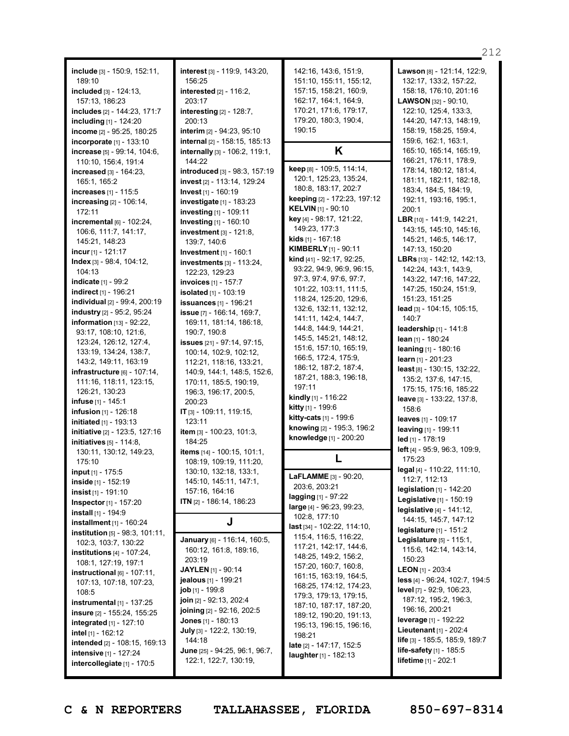**include** [3] - 150:9, 152:11, 189:10
**included** [3] - 124:13, 157:13, 186:23
**includes** [2] - 144:23, 171:7
**including** [1] - 124:20
**income** [2] - 95:25, 180:25
**incorporate** [1] - 133:10
**increase** [5] - 99:14, 104:6, 110:10, 156:4, 191:4
**increased** [3] - 164:23, 165:1, 165:2
**increases** [1] - 115:5
**increasing** [2] - 106:14, 172:11
**incremental** [6] - 102:24, 106:6, 111:7, 141:17, 145:21, 148:23
**incur** [1] - 121:17
**Index** [3] - 98:4, 104:12, 104:13
**indicate** [1] - 99:2
**indirect** [1] - 196:21
**individual** [2] - 99:4, 200:19
**industry** [2] - 95:2, 95:24
**information** [13] - 92:22, 93:17, 108:10, 121:6, 123:24, 126:12, 127:4, 133:19, 134:24, 138:7, 143:2, 149:11, 163:19
**infrastructure** [6] - 107:14, 111:16, 118:11, 123:15, 126:21, 130:23
**infuse** [1] - 145:1
**infusion** [1] - 126:18
**initiated** [1] - 193:13
**initiative** [2] - 123:5, 127:16
**initiatives** [5] - 114:8, 130:11, 130:12, 149:23, 175:10
**input** [1] - 175:5
**inside** [1] - 152:19
**insist** [1] - 191:10
**Inspector** [1] - 157:20
**install** [1] - 194:9
**installment** [1] - 160:24
**institution** [5] - 98:3, 101:11, 102:3, 103:7, 130:22
**institutions** [4] - 107:24, 108:1, 127:19, 197:1
**instructional** [6] - 107:11, 107:13, 107:18, 107:23, 108:5
**instrumental** [1] - 137:25
**insure** [2] - 155:24, 155:25
**integrated** [1] - 127:10
**intel** [1] - 162:12
**intended** [2] - 108:15, 169:13
**intensive** [1] - 127:24
**intercollegiate** [1] - 170:5
**interest** [3] - 119:9, 143:20, 156:25
**interested** [2] - 116:2, 203:17
**interesting** [2] - 128:7, 200:13
**interim** [2] - 94:23, 95:10
**internal** [2] - 158:15, 185:13
**internally** [3] - 106:2, 119:1, 144:22
**introduced** [3] - 98:3, 157:19
**invest** [2] - 113:14, 129:24
**Invest** [1] - 160:19
**investigate** [1] - 183:23
**investing** [1] - 109:11
**Investing** [1] - 160:10
**investment** [3] - 121:8, 139:7, 140:6
**Investment** [1] - 160:1
**investments** [3] - 113:24, 122:23, 129:23
**invoices** [1] - 157:7
**isolated** [1] - 103:19
**issuances** [1] - 196:21
**issue** [7] - 166:14, 169:7, 169:11, 181:14, 186:18, 190:7, 190:8
**issues** [21] - 97:14, 97:15, 100:14, 102:9, 102:12, 112:21, 118:16, 133:21, 140:9, 144:1, 148:5, 152:6, 170:11, 185:5, 190:19, 196:3, 196:17, 200:5, 200:23
**IT** [3] - 109:11, 119:15, 123:11
**item** [3] - 100:23, 101:3, 184:25
**items** [14] - 100:15, 101:1, 108:19, 109:19, 111:20, 130:10, 132:18, 133:1, 145:10, 145:11, 147:1, 157:16, 164:16
**ITN** [2] - 186:14, 186:23

## J

**January** [6] - 116:14, 160:5, 160:12, 161:8, 189:16, 203:19
**JAYLEN** [1] - 90:14
**jealous** [1] - 199:21
**job** [1] - 199:8
**join** [2] - 92:13, 202:4
**joining** [2] - 92:16, 202:5
**Jones** [1] - 180:13
**July** [3] - 122:2, 130:19, 144:18
**June** [25] - 94:25, 96:1, 96:7, 122:1, 122:7, 130:19, 142:16, 143:6, 151:9, 151:10, 155:11, 155:12, 157:15, 158:21, 160:9, 162:17, 164:1, 164:9, 170:21, 171:6, 179:17, 179:20, 180:3, 190:4, 190:15

## K

**keep** [8] - 109:5, 114:14, 120:1, 125:23, 135:24, 180:8, 183:17, 202:7
**keeping** [2] - 172:23, 197:12
**KELVIN** [1] - 90:10
**key** [4] - 98:17, 121:22, 149:23, 177:3
**kids** [1] - 167:18
**KIMBERLY** [1] - 90:11
**kind** [41] - 92:17, 92:25, 93:22, 94:9, 96:9, 96:15, 97:3, 97:4, 97:6, 97:7, 101:22, 103:11, 111:5, 118:24, 125:20, 129:6, 132:6, 132:11, 132:12, 141:11, 142:4, 144:7, 144:8, 144:9, 144:21, 145:5, 145:21, 148:12, 151:6, 157:10, 165:19, 166:5, 172:4, 175:9, 186:12, 187:2, 187:4, 187:21, 188:3, 196:18, 197:11
**kindly** [1] - 116:22
**kitty** [1] - 199:6
**kitty-cats** [1] - 199:6
**knowing** [2] - 195:3, 196:2
**knowledge** [1] - 200:20

## L

**LaFLAMME** [3] - 90:20, 203:6, 203:21
**lagging** [1] - 97:22
**large** [4] - 96:23, 99:23, 102:8, 177:10
**last** [34] - 102:22, 114:10, 115:4, 116:5, 116:22, 117:21, 142:17, 144:6, 148:25, 149:2, 156:2, 157:20, 160:7, 160:8, 161:15, 163:19, 164:5, 168:25, 174:12, 174:23, 179:3, 179:13, 179:15, 187:10, 187:17, 187:20, 189:12, 190:20, 191:13, 195:13, 196:15, 196:16, 198:21
**late** [2] - 147:17, 152:5
**laughter** [1] - 182:13
**Lawson** [8] - 121:14, 122:9, 132:17, 133:2, 157:22, 158:18, 176:10, 201:16
**LAWSON** [32] - 90:10, 122:10, 125:4, 133:3, 144:20, 147:13, 148:19, 158:19, 158:25, 159:4, 159:6, 162:1, 163:1, 165:10, 165:14, 165:19, 166:21, 176:11, 178:9, 178:14, 180:12, 181:4, 181:11, 182:11, 182:18, 183:4, 184:5, 184:19, 192:11, 193:16, 195:1, 200:1
**LBR** [10] - 141:9, 142:21, 143:15, 145:10, 145:16, 145:21, 146:5, 146:17, 147:13, 150:20
**LBRs** [13] - 142:12, 142:13, 142:24, 143:1, 143:9, 143:22, 147:16, 147:22, 147:25, 150:24, 151:9, 151:23, 151:25
**lead** [3] - 104:15, 105:15, 140:7
**leadership** [1] - 141:8
**lean** [1] - 180:24
**leaning** [1] - 180:16
**learn** [1] - 201:23
**least** [8] - 130:15, 132:22, 135:2, 137:6, 147:15, 175:15, 175:16, 185:22
**leave** [3] - 133:22, 137:8, 158:6
**leaves** [1] - 109:17
**leaving** [1] - 199:11
**led** [1] - 178:19
**left** [4] - 95:9, 96:3, 109:9, 175:23
**legal** [4] - 110:22, 111:10, 112:7, 112:13
**legislation** [1] - 142:20
**Legislative** [1] - 150:19
**legislative** [4] - 141:12, 144:15, 145:7, 147:12
**legislature** [1] - 151:2
**Legislature** [5] - 115:1, 115:6, 142:14, 143:14, 150:23
**LEON** [1] - 203:4
**less** [4] - 96:24, 102:7, 194:5
**level** [7] - 92:9, 106:23, 187:12, 195:2, 196:3, 196:16, 200:21
**leverage** [1] - 192:22
**Lieutenant** [1] - 202:4
**life** [3] - 185:5, 185:9, 189:7
**life-safety** [1] - 185:5
**lifetime** [1] - 202:1

C & N REPORTERS TALLAHASSEE, FLORIDA 850-697-8314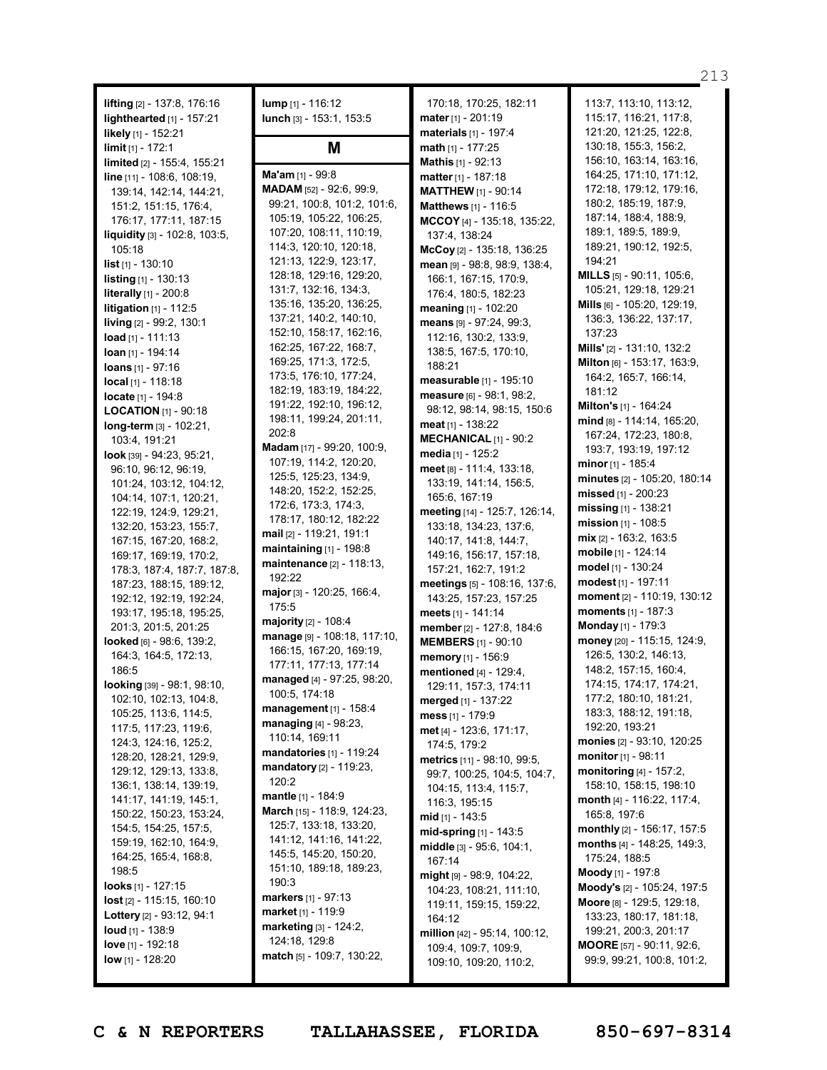**lifting** [2] - 137:8, 176:16
**lighthearted** [1] - 157:21
**likely** [1] - 152:21
**limit** [1] - 172:1
**limited** [2] - 155:4, 155:21
**line** [11] - 108:6, 108:19, 139:14, 142:14, 144:21, 151:2, 151:15, 176:4, 176:17, 177:11, 187:15
**liquidity** [3] - 102:8, 103:5, 105:18
**list** [1] - 130:10
**listing** [1] - 130:13
**literally** [1] - 200:8
**litigation** [1] - 112:5
**living** [2] - 99:2, 130:1
**load** [1] - 111:13
**loan** [1] - 194:14
**loans** [1] - 97:16
**local** [1] - 118:18
**locate** [1] - 194:8
**LOCATION** [1] - 90:18
**long-term** [3] - 102:21, 103:4, 191:21
**look** [39] - 94:23, 95:21, 96:10, 96:12, 96:19, 101:24, 103:12, 104:12, 104:14, 107:1, 120:21, 122:19, 124:9, 129:21, 132:20, 153:23, 155:7, 167:15, 167:20, 168:2, 169:17, 169:19, 170:2, 178:3, 187:4, 187:7, 187:8, 187:23, 188:15, 189:12, 192:12, 192:19, 192:24, 193:17, 195:18, 195:25, 201:3, 201:5, 201:25
**looked** [6] - 98:6, 139:2, 164:3, 164:5, 172:13, 186:5
**looking** [39] - 98:1, 98:10, 102:10, 102:13, 104:8, 105:25, 113:6, 114:5, 117:5, 117:23, 119:6, 124:3, 124:16, 125:2, 128:20, 128:21, 129:9, 129:12, 129:13, 133:8, 136:1, 138:14, 139:19, 141:17, 141:19, 145:1, 150:22, 150:23, 153:24, 154:5, 154:25, 157:5, 159:19, 162:10, 164:9, 164:25, 165:4, 168:8, 198:5
**looks** [1] - 127:15
**lost** [2] - 115:15, 160:10
**Lottery** [2] - 93:12, 94:1
**loud** [1] - 138:9
**love** [1] - 192:18
**low** [1] - 128:20
**lump** [1] - 116:12
**lunch** [3] - 153:1, 153:5

## M

**Ma'am** [1] - 99:8
**MADAM** [52] - 92:6, 99:9, 99:21, 100:8, 101:2, 101:6, 105:19, 105:22, 106:25, 107:20, 108:11, 110:19, 114:3, 120:10, 120:18, 121:13, 122:9, 123:17, 128:18, 129:16, 129:20, 131:7, 132:16, 134:3, 135:16, 135:20, 136:25, 137:21, 140:2, 140:10, 152:10, 158:17, 162:16, 162:25, 167:22, 168:7, 169:25, 171:3, 172:5, 173:5, 176:10, 177:24, 182:19, 183:19, 184:22, 191:22, 192:10, 196:12, 198:11, 199:24, 201:11, 202:8
**Madam** [17] - 99:20, 100:9, 107:19, 114:2, 120:20, 125:5, 125:23, 134:9, 148:20, 152:2, 152:25, 172:6, 173:3, 174:3, 178:17, 180:12, 182:22
**mail** [2] - 119:21, 191:1
**maintaining** [1] - 198:8
**maintenance** [2] - 118:13, 192:22
**major** [3] - 120:25, 166:4, 175:5
**majority** [2] - 108:4
**manage** [9] - 108:18, 117:10, 166:15, 167:20, 169:19, 177:11, 177:13, 177:14
**managed** [4] - 97:25, 98:20, 100:5, 174:18
**management** [1] - 158:4
**managing** [4] - 98:23, 110:14, 169:11
**mandatories** [1] - 119:24
**mandatory** [2] - 119:23, 120:2
**mantle** [1] - 184:9
**March** [15] - 118:9, 124:23, 125:7, 133:18, 133:20, 141:12, 141:16, 141:22, 145:5, 145:20, 150:20, 151:10, 189:18, 189:23, 190:3
**markers** [1] - 97:13
**market** [1] - 119:9
**marketing** [3] - 124:2, 124:18, 129:8
**match** [5] - 109:7, 130:22, 170:18, 170:25, 182:11
**mater** [1] - 201:19
**materials** [1] - 197:4
**math** [1] - 177:25
**Mathis** [1] - 92:13
**matter** [1] - 187:18
**MATTHEW** [1] - 90:14
**Matthews** [1] - 116:5
**MCCOY** [4] - 135:18, 135:22, 137:4, 138:24
**McCoy** [2] - 135:18, 136:25
**mean** [9] - 98:8, 98:9, 138:4, 166:1, 167:15, 170:9, 176:4, 180:5, 182:23
**meaning** [1] - 102:20
**means** [9] - 97:24, 99:3, 112:16, 130:2, 133:9, 138:5, 167:5, 170:10, 188:21
**measurable** [1] - 195:10
**measure** [6] - 98:1, 98:2, 98:12, 98:14, 98:15, 150:6
**meat** [1] - 138:22
**MECHANICAL** [1] - 90:2
**media** [1] - 125:2
**meet** [8] - 111:4, 133:18, 133:19, 141:14, 156:5, 165:6, 167:19
**meeting** [14] - 125:7, 126:14, 133:18, 134:23, 137:6, 140:17, 141:8, 144:7, 149:16, 156:17, 157:18, 157:21, 162:7, 191:2
**meetings** [5] - 108:16, 137:6, 143:25, 157:23, 157:25
**meets** [1] - 141:14
**member** [2] - 127:8, 184:6
**MEMBERS** [1] - 90:10
**memory** [1] - 156:9
**mentioned** [4] - 129:4, 129:11, 157:3, 174:11
**merged** [1] - 137:22
**mess** [1] - 179:9
**met** [4] - 123:6, 171:17, 174:5, 179:2
**metrics** [11] - 98:10, 99:5, 99:7, 100:25, 104:5, 104:7, 104:15, 113:4, 115:7, 116:3, 195:15
**mid** [1] - 143:5
**mid-spring** [1] - 143:5
**middle** [3] - 95:6, 104:1, 167:14
**might** [9] - 98:9, 104:22, 104:23, 108:21, 111:10, 119:11, 159:15, 159:22, 164:12
**million** [42] - 95:14, 100:12, 109:4, 109:7, 109:9, 109:10, 109:20, 110:2, 113:7, 113:10, 113:12, 115:17, 116:21, 117:8, 121:20, 121:25, 122:8, 130:18, 155:3, 156:2, 156:10, 163:14, 163:16, 164:25, 171:10, 171:12, 172:18, 179:12, 179:16, 180:2, 185:19, 187:9, 187:14, 188:4, 188:9, 189:1, 189:5, 189:9, 189:21, 190:12, 192:5, 194:21
**MILLS** [5] - 90:11, 105:6, 105:21, 129:18, 129:21
**Mills** [6] - 105:20, 129:19, 136:3, 136:22, 137:17, 137:23
**Mills'** [2] - 131:10, 132:2
**Milton** [6] - 153:17, 163:9, 164:2, 165:7, 166:14, 181:12
**Milton's** [1] - 164:24
**mind** [8] - 114:14, 165:20, 167:24, 172:23, 180:8, 193:7, 193:19, 197:12
**minor** [1] - 185:4
**minutes** [2] - 105:20, 180:14
**missed** [1] - 200:23
**missing** [1] - 138:21
**mission** [1] - 108:5
**mix** [2] - 163:2, 163:5
**mobile** [1] - 124:14
**model** [1] - 130:24
**modest** [1] - 197:11
**moment** [2] - 110:19, 130:12
**moments** [1] - 187:3
**Monday** [1] - 179:3
**money** [20] - 115:15, 124:9, 126:5, 130:2, 146:13, 148:2, 157:15, 160:4, 174:15, 174:17, 174:21, 177:2, 180:10, 181:21, 183:3, 188:12, 191:18, 192:20, 193:21
**monies** [2] - 93:10, 120:25
**monitor** [1] - 98:11
**monitoring** [4] - 157:2, 158:10, 158:15, 198:10
**month** [4] - 116:22, 117:4, 165:8, 197:6
**monthly** [2] - 156:17, 157:5
**months** [4] - 148:25, 149:3, 175:24, 188:5
**Moody** [1] - 197:8
**Moody's** [2] - 105:24, 197:5
**Moore** [8] - 129:5, 129:18, 133:23, 180:17, 181:18, 199:21, 200:3, 201:17
**MOORE** [57] - 90:11, 92:6, 99:9, 99:21, 100:8, 101:2,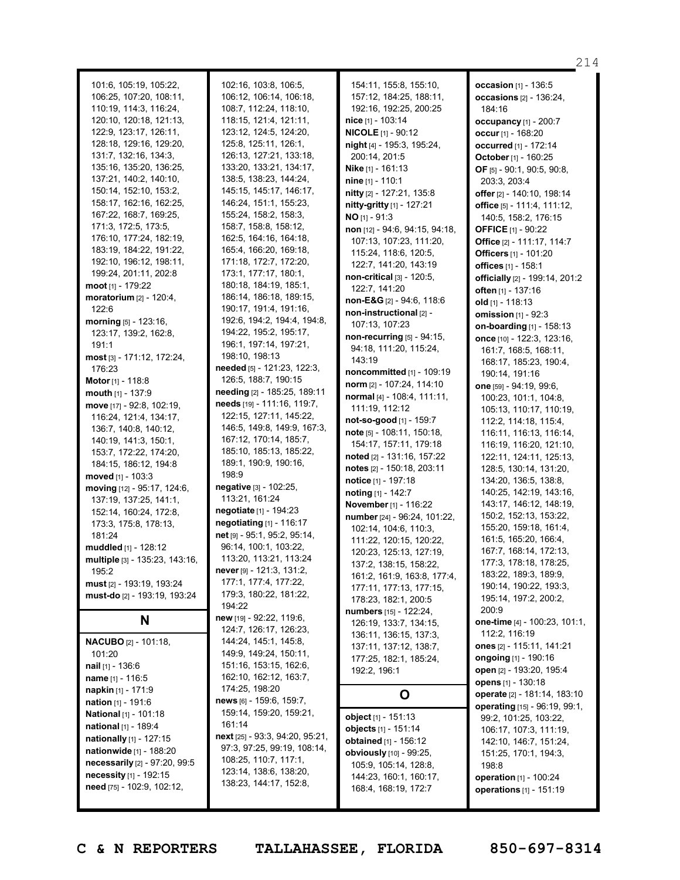101:6, 105:19, 105:22, 106:25, 107:20, 108:11, 110:19, 114:3, 116:24, 120:10, 120:18, 121:13, 122:9, 123:17, 126:11, 128:18, 129:16, 129:20, 131:7, 132:16, 134:3, 135:16, 135:20, 136:25, 137:21, 140:2, 140:10, 150:14, 152:10, 153:2, 158:17, 162:16, 162:25, 167:22, 168:7, 169:25, 171:3, 172:5, 173:5, 176:10, 177:24, 182:19, 183:19, 184:22, 191:22, 192:10, 196:12, 198:11, 199:24, 201:11, 202:8

**moot** [1] - 179:22
**moratorium** [2] - 120:4, 122:6
**morning** [5] - 123:16, 123:17, 139:2, 162:8, 191:1
**most** [3] - 171:12, 172:24, 176:23
**Motor** [1] - 118:8
**mouth** [1] - 137:9
**move** [17] - 92:8, 102:19, 116:24, 121:4, 134:17, 136:7, 140:8, 140:12, 140:19, 141:3, 150:1, 153:7, 172:22, 174:20, 184:15, 186:12, 194:8
**moved** [1] - 103:3
**moving** [12] - 95:17, 124:6, 137:19, 137:25, 141:1, 152:14, 160:24, 172:8, 173:3, 175:8, 178:13, 181:24
**muddled** [1] - 128:12
**multiple** [3] - 135:23, 143:16, 195:2
**must** [2] - 193:19, 193:24
**must-do** [2] - 193:19, 193:24

## N

**NACUBO** [2] - 101:18, 101:20
**nail** [1] - 136:6
**name** [1] - 116:5
**napkin** [1] - 171:9
**nation** [1] - 191:6
**National** [1] - 101:18
**national** [1] - 189:4
**nationally** [1] - 127:15
**nationwide** [1] - 188:20
**necessarily** [2] - 97:20, 99:5
**necessity** [1] - 192:15
**need** [75] - 102:9, 102:12, 102:16, 103:8, 106:5, 106:12, 106:14, 106:18, 108:7, 112:24, 118:10, 118:15, 121:4, 121:11, 123:12, 124:5, 124:20, 125:8, 125:11, 126:1, 126:13, 127:21, 133:18, 133:20, 133:21, 134:17, 138:5, 138:23, 144:24, 145:15, 145:17, 146:17, 146:24, 151:1, 155:23, 155:24, 158:2, 158:3, 158:7, 158:8, 158:12, 162:5, 164:16, 164:18, 165:4, 166:20, 169:18, 171:18, 172:7, 172:20, 173:1, 177:17, 180:1, 180:18, 184:19, 185:1, 186:14, 186:18, 189:15, 190:17, 191:4, 191:16, 192:6, 194:2, 194:4, 194:8, 194:22, 195:2, 195:17, 196:1, 197:14, 197:21, 198:10, 198:13
**needed** [5] - 121:23, 122:3, 126:5, 188:7, 190:15
**needing** [2] - 185:25, 189:11
**needs** [19] - 111:16, 119:7, 122:15, 127:11, 145:22, 146:5, 149:8, 149:9, 167:3, 167:12, 170:14, 185:7, 185:10, 185:13, 185:22, 189:1, 190:9, 190:16, 198:9
**negative** [3] - 102:25, 113:21, 161:24
**negotiate** [1] - 194:23
**negotiating** [1] - 116:17
**net** [9] - 95:1, 95:2, 95:14, 96:14, 100:1, 103:22, 113:20, 113:21, 113:24
**never** [9] - 121:3, 131:2, 177:1, 177:4, 177:22, 179:3, 180:22, 181:22, 194:22
**new** [19] - 92:22, 119:6, 124:7, 126:17, 126:23, 144:24, 145:1, 145:8, 149:9, 149:24, 150:11, 151:16, 153:15, 162:6, 162:10, 162:12, 163:7, 174:25, 198:20
**news** [6] - 159:6, 159:7, 159:14, 159:20, 159:21, 161:14
**next** [25] - 93:3, 94:20, 95:21, 97:3, 97:25, 99:19, 108:14, 108:25, 110:7, 117:1, 123:14, 138:6, 138:20, 138:23, 144:17, 152:8, 154:11, 155:8, 155:10, 157:12, 184:25, 188:11, 192:16, 192:25, 200:25
**nice** [1] - 103:14
**NICOLE** [1] - 90:12
**night** [4] - 195:3, 195:24, 200:14, 201:5
**Nike** [1] - 161:13
**nine** [1] - 110:1
**nitty** [2] - 127:21, 135:8
**nitty-gritty** [1] - 127:21
**NO** [1] - 91:3
**non** [12] - 94:6, 94:15, 94:18, 107:13, 107:23, 111:20, 115:24, 118:6, 120:5, 122:7, 141:20, 143:19
**non-critical** [3] - 120:5, 122:7, 141:20
**non-E&G** [2] - 94:6, 118:6
**non-instructional** [2] - 107:13, 107:23
**non-recurring** [5] - 94:15, 94:18, 111:20, 115:24, 143:19
**noncommitted** [1] - 109:19
**norm** [2] - 107:24, 114:10
**normal** [4] - 108:4, 111:11, 111:19, 112:12
**not-so-good** [1] - 159:7
**note** [5] - 108:11, 150:18, 154:17, 157:11, 179:18
**noted** [2] - 131:16, 157:22
**notes** [2] - 150:18, 203:11
**notice** [1] - 197:18
**noting** [1] - 142:7
**November** [1] - 116:22
**number** [24] - 96:24, 101:22, 102:14, 104:6, 110:3, 111:22, 120:15, 120:22, 120:23, 125:13, 127:19, 137:2, 138:15, 158:22, 161:2, 161:9, 163:8, 177:4, 177:11, 177:13, 177:15, 178:23, 182:1, 200:5
**numbers** [15] - 122:24, 126:19, 133:7, 134:15, 136:11, 136:15, 137:3, 137:11, 137:12, 138:7, 177:25, 182:1, 185:24, 192:2, 196:1

## O

**object** [1] - 151:13
**objects** [1] - 151:14
**obtained** [1] - 156:12
**obviously** [10] - 99:25, 105:9, 105:14, 128:8, 144:23, 160:1, 160:17, 168:4, 168:19, 172:7
**occasion** [1] - 136:5
**occasions** [2] - 136:24, 184:16
**occupancy** [1] - 200:7
**occur** [1] - 168:20
**occurred** [1] - 172:14
**October** [1] - 160:25
**OF** [5] - 90:1, 90:5, 90:8, 203:3, 203:4
**offer** [2] - 140:10, 198:14
**office** [5] - 111:4, 111:12, 140:5, 158:2, 176:15
**OFFICE** [1] - 90:22
**Office** [2] - 111:17, 114:7
**Officers** [1] - 101:20
**offices** [1] - 158:1
**officially** [2] - 199:14, 201:2
**often** [1] - 137:16
**old** [1] - 118:13
**omission** [1] - 92:3
**on-boarding** [1] - 158:13
**once** [10] - 122:3, 123:16, 161:7, 168:5, 168:11, 168:14, 185:23, 190:4, 190:14, 191:16
**one** [59] - 94:19, 99:6, 100:23, 101:1, 104:8, 105:13, 110:17, 110:19, 112:2, 114:18, 115:4, 116:11, 116:13, 116:14, 116:19, 116:20, 121:10, 122:11, 124:11, 125:13, 128:5, 130:14, 131:20, 134:20, 136:5, 138:8, 140:25, 142:19, 143:16, 143:17, 146:12, 148:19, 150:2, 152:13, 153:22, 155:20, 159:18, 161:4, 161:5, 165:20, 166:4, 167:7, 168:14, 172:13, 177:3, 178:18, 178:25, 183:22, 189:3, 189:9, 190:14, 190:22, 193:3, 195:14, 197:2, 200:2, 200:9
**one-time** [4] - 100:23, 101:1, 112:2, 116:19
**ones** [2] - 115:11, 141:21
**ongoing** [1] - 190:16
**open** [2] - 193:20, 195:4
**opens** [1] - 130:18
**operate** [2] - 181:14, 183:10
**operating** [15] - 96:19, 99:1, 99:2, 101:25, 103:22, 106:17, 107:3, 111:19, 142:10, 146:7, 151:24, 151:25, 170:1, 194:3, 198:8
**operation** [1] - 100:24
**operations** [1] - 151:19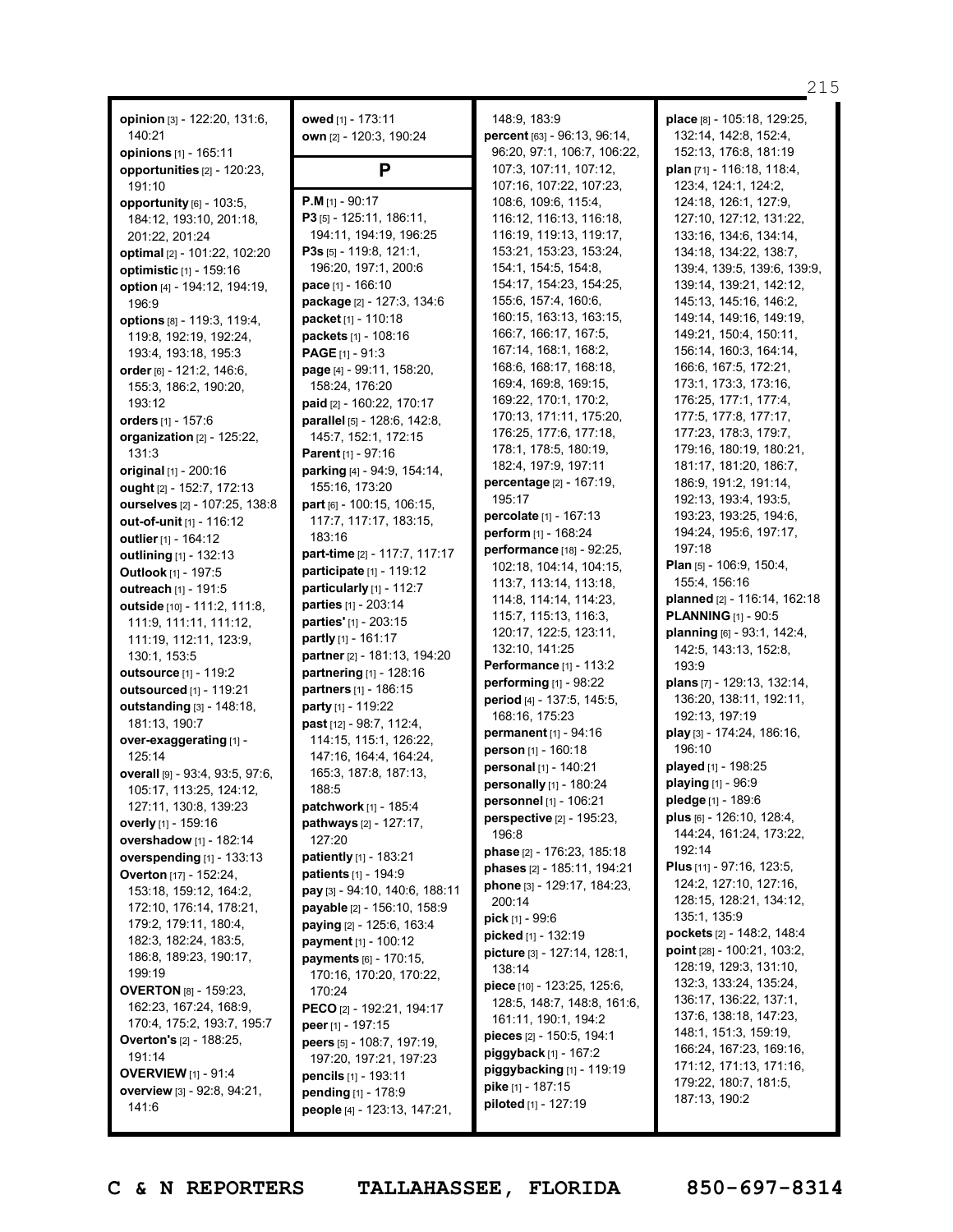**opinion** [3] - 122:20, 131:6, 140:21
**opinions** [1] - 165:11
**opportunities** [2] - 120:23, 191:10
**opportunity** [6] - 103:5, 184:12, 193:10, 201:18, 201:22, 201:24
**optimal** [2] - 101:22, 102:20
**optimistic** [1] - 159:16
**option** [4] - 194:12, 194:19, 196:9
**options** [8] - 119:3, 119:4, 119:8, 192:19, 192:24, 193:4, 193:18, 195:3
**order** [6] - 121:2, 146:6, 155:3, 186:2, 190:20, 193:12
**orders** [1] - 157:6
**organization** [2] - 125:22, 131:3
**original** [1] - 200:16
**ought** [2] - 152:7, 172:13
**ourselves** [2] - 107:25, 138:8
**out-of-unit** [1] - 116:12
**outlier** [1] - 164:12
**outlining** [1] - 132:13
**Outlook** [1] - 197:5
**outreach** [1] - 191:5
**outside** [10] - 111:2, 111:8, 111:9, 111:11, 111:12, 111:19, 112:11, 123:9, 130:1, 153:5
**outsource** [1] - 119:2
**outsourced** [1] - 119:21
**outstanding** [3] - 148:18, 181:13, 190:7
**over-exaggerating** [1] - 125:14
**overall** [9] - 93:4, 93:5, 97:6, 105:17, 113:25, 124:12, 127:11, 130:8, 139:23
**overly** [1] - 159:16
**overshadow** [1] - 182:14
**overspending** [1] - 133:13
**Overton** [17] - 152:24, 153:18, 159:12, 164:2, 172:10, 176:14, 178:21, 179:2, 179:11, 180:4, 182:3, 182:24, 183:5, 186:8, 189:23, 190:17, 199:19
**OVERTON** [8] - 159:23, 162:23, 167:24, 168:9, 170:4, 175:2, 193:7, 195:7
**Overton's** [2] - 188:25, 191:14
**OVERVIEW** [1] - 91:4
**overview** [3] - 92:8, 94:21, 141:6
**owed** [1] - 173:11
**own** [2] - 120:3, 190:24

## P

**P.M** [1] - 90:17
**P3** [5] - 125:11, 186:11, 194:11, 194:19, 196:25
**P3s** [5] - 119:8, 121:1, 196:20, 197:1, 200:6
**pace** [1] - 166:10
**package** [2] - 127:3, 134:6
**packet** [1] - 110:18
**packets** [1] - 108:16
**PAGE** [1] - 91:3
**page** [4] - 99:11, 158:20, 158:24, 176:20
**paid** [2] - 160:22, 170:17
**parallel** [5] - 128:6, 142:8, 145:7, 152:1, 172:15
**Parent** [1] - 97:16
**parking** [4] - 94:9, 154:14, 155:16, 173:20
**part** [6] - 100:15, 106:15, 117:7, 117:17, 183:15, 183:16
**part-time** [2] - 117:7, 117:17
**participate** [1] - 119:12
**particularly** [1] - 112:7
**parties** [1] - 203:14
**parties'** [1] - 203:15
**partly** [1] - 161:17
**partner** [2] - 181:13, 194:20
**partnering** [1] - 128:16
**partners** [1] - 186:15
**party** [1] - 119:22
**past** [12] - 98:7, 112:4, 114:15, 115:1, 126:22, 147:16, 164:4, 164:24, 165:3, 187:8, 187:13, 188:5
**patchwork** [1] - 185:4
**pathways** [2] - 127:17, 127:20
**patiently** [1] - 183:21
**patients** [1] - 194:9
**pay** [3] - 94:10, 140:6, 188:11
**payable** [2] - 156:10, 158:9
**paying** [2] - 125:6, 163:4
**payment** [1] - 100:12
**payments** [6] - 170:15, 170:16, 170:20, 170:22, 170:24
**PECO** [2] - 192:21, 194:17
**peer** [1] - 197:15
**peers** [5] - 108:7, 197:19, 197:20, 197:21, 197:23
**pencils** [1] - 193:11
**pending** [1] - 178:9
**people** [4] - 123:13, 147:21, 148:9, 183:9
**percent** [63] - 96:13, 96:14, 96:20, 97:1, 106:7, 106:22, 107:3, 107:11, 107:12, 107:16, 107:22, 107:23, 108:6, 109:6, 115:4, 116:12, 116:13, 116:18, 116:19, 119:13, 119:17, 153:21, 153:23, 153:24, 154:1, 154:5, 154:8, 154:17, 154:23, 154:25, 155:6, 157:4, 160:6, 160:15, 163:13, 163:15, 166:7, 166:17, 167:5, 167:14, 168:1, 168:2, 168:6, 168:17, 168:18, 169:4, 169:8, 169:15, 169:22, 170:1, 170:2, 170:13, 171:11, 175:20, 176:25, 177:6, 177:18, 178:1, 178:5, 180:19, 182:4, 197:9, 197:11
**percentage** [2] - 167:19, 195:17
**percolate** [1] - 167:13
**perform** [1] - 168:24
**performance** [18] - 92:25, 102:18, 104:14, 104:15, 113:7, 113:14, 113:18, 114:8, 114:14, 114:23, 115:7, 115:13, 116:3, 120:17, 122:5, 123:11, 132:10, 141:25
**Performance** [1] - 113:2
**performing** [1] - 98:22
**period** [4] - 137:5, 145:5, 168:16, 175:23
**permanent** [1] - 94:16
**person** [1] - 160:18
**personal** [1] - 140:21
**personally** [1] - 180:24
**personnel** [1] - 106:21
**perspective** [2] - 195:23, 196:8
**phase** [2] - 176:23, 185:18
**phases** [2] - 185:11, 194:21
**phone** [3] - 129:17, 184:23, 200:14
**pick** [1] - 99:6
**picked** [1] - 132:19
**picture** [3] - 127:14, 128:1, 138:14
**piece** [10] - 123:25, 125:6, 128:5, 148:7, 148:8, 161:6, 161:11, 190:1, 194:2
**pieces** [2] - 150:5, 194:1
**piggyback** [1] - 167:2
**piggybacking** [1] - 119:19
**pike** [1] - 187:15
**piloted** [1] - 127:19
**place** [8] - 105:18, 129:25, 132:14, 142:8, 152:4, 152:13, 176:8, 181:19
**plan** [71] - 116:18, 118:4, 123:4, 124:1, 124:2, 124:18, 126:1, 127:9, 127:10, 127:12, 131:22, 133:16, 134:6, 134:14, 134:18, 134:22, 138:7, 139:4, 139:5, 139:6, 139:9, 139:14, 139:21, 142:12, 145:13, 145:16, 146:2, 149:14, 149:16, 149:19, 149:21, 150:4, 150:11, 156:14, 160:3, 164:14, 166:6, 167:5, 172:21, 173:1, 173:3, 173:16, 176:25, 177:1, 177:4, 177:5, 177:8, 177:17, 177:23, 178:3, 179:7, 179:16, 180:19, 180:21, 181:17, 181:20, 186:7, 186:9, 191:2, 191:14, 192:13, 193:4, 193:5, 193:23, 193:25, 194:6, 194:24, 195:6, 197:17, 197:18
**Plan** [5] - 106:9, 150:4, 155:4, 156:16
**planned** [2] - 116:14, 162:18
**PLANNING** [1] - 90:5
**planning** [6] - 93:1, 142:4, 142:5, 143:13, 152:8, 193:9
**plans** [7] - 129:13, 132:14, 136:20, 138:11, 192:11, 192:13, 197:19
**play** [3] - 174:24, 186:16, 196:10
**played** [1] - 198:25
**playing** [1] - 96:9
**pledge** [1] - 189:6
**plus** [6] - 126:10, 128:4, 144:24, 161:24, 173:22, 192:14
**Plus** [11] - 97:16, 123:5, 124:2, 127:10, 127:16, 128:15, 128:21, 134:12, 135:1, 135:9
**pockets** [2] - 148:2, 148:4
**point** [28] - 100:21, 103:2, 128:19, 129:3, 131:10, 132:3, 133:24, 135:24, 136:17, 136:22, 137:1, 137:6, 138:18, 147:23, 148:1, 151:3, 159:19, 166:24, 167:23, 169:16, 171:12, 171:13, 171:16, 179:22, 180:7, 181:5, 187:13, 190:2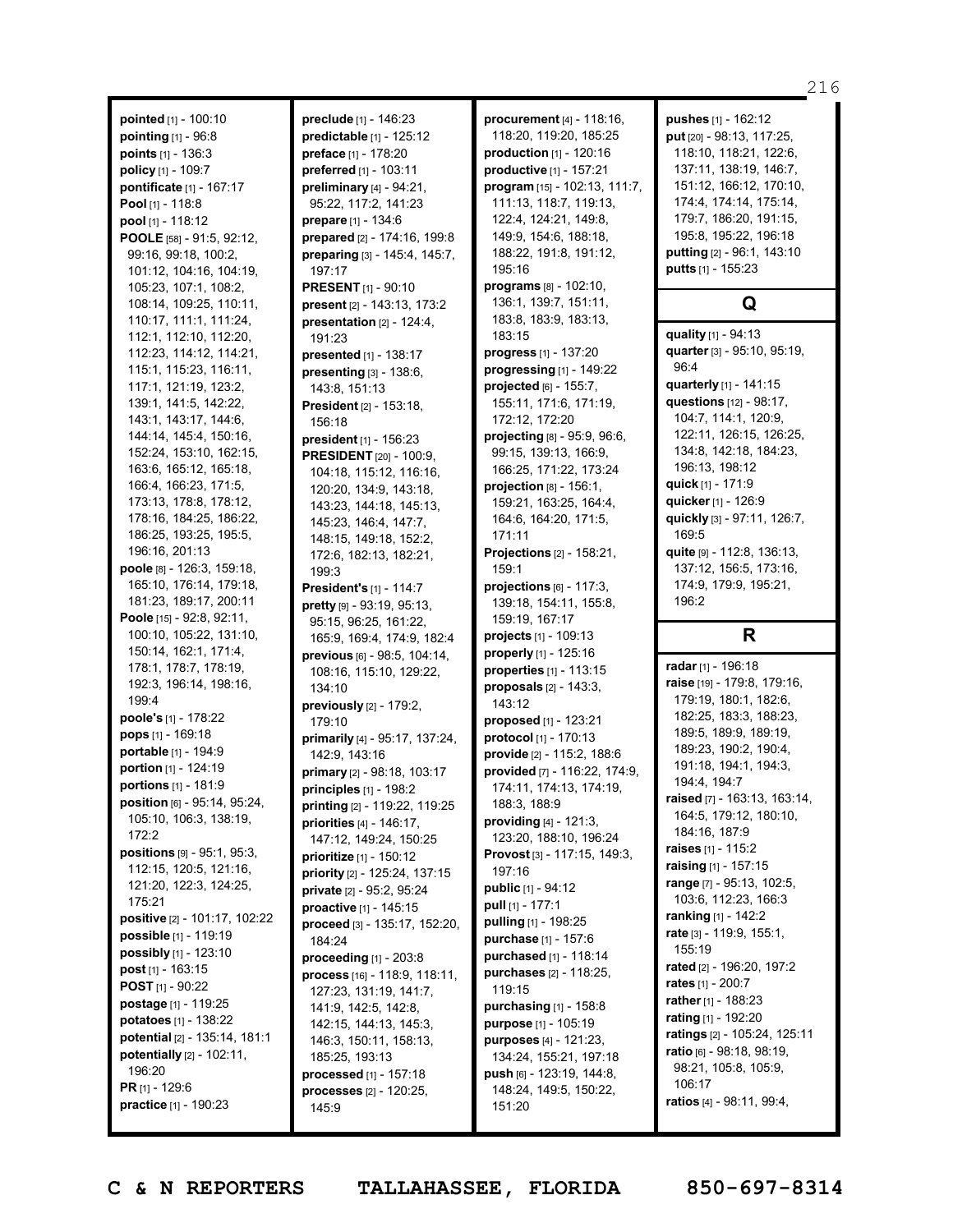**pointed** [1] - 100:10
**pointing** [1] - 96:8
**points** [1] - 136:3
**policy** [1] - 109:7
**pontificate** [1] - 167:17
**Pool** [1] - 118:8
**pool** [1] - 118:12
**POOLE** [58] - 91:5, 92:12, 99:16, 99:18, 100:2, 101:12, 104:16, 104:19, 105:23, 107:1, 108:2, 108:14, 109:25, 110:11, 110:17, 111:1, 111:24, 112:1, 112:10, 112:20, 112:23, 114:12, 114:21, 115:1, 115:23, 116:11, 117:1, 121:19, 123:2, 139:1, 141:5, 142:22, 143:1, 143:17, 144:6, 144:14, 145:4, 150:16, 152:24, 153:10, 162:15, 163:6, 165:12, 165:18, 166:4, 166:23, 171:5, 173:13, 178:8, 178:12, 178:16, 184:25, 186:22, 186:25, 193:25, 195:5, 196:16, 201:13
**poole** [8] - 126:3, 159:18, 165:10, 176:14, 179:18, 181:23, 189:17, 200:11
**Poole** [15] - 92:8, 92:11, 100:10, 105:22, 131:10, 150:14, 162:1, 171:4, 178:1, 178:7, 178:19, 192:3, 196:14, 198:16, 199:4
**poole's** [1] - 178:22
**pops** [1] - 169:18
**portable** [1] - 194:9
**portion** [1] - 124:19
**portions** [1] - 181:9
**position** [6] - 95:14, 95:24, 105:10, 106:3, 138:19, 172:2
**positions** [9] - 95:1, 95:3, 112:15, 120:5, 121:16, 121:20, 122:3, 124:25, 175:21
**positive** [2] - 101:17, 102:22
**possible** [1] - 119:19
**possibly** [1] - 123:10
**post** [1] - 163:15
**POST** [1] - 90:22
**postage** [1] - 119:25
**potatoes** [1] - 138:22
**potential** [2] - 135:14, 181:1
**potentially** [2] - 102:11, 196:20
**PR** [1] - 129:6
**practice** [1] - 190:23
**preclude** [1] - 146:23
**predictable** [1] - 125:12
**preface** [1] - 178:20
**preferred** [1] - 103:11
**preliminary** [4] - 94:21, 95:22, 117:2, 141:23
**prepare** [1] - 134:6
**prepared** [2] - 174:16, 199:8
**preparing** [3] - 145:4, 145:7, 197:17
**PRESENT** [1] - 90:10
**present** [2] - 143:13, 173:2
**presentation** [2] - 124:4, 191:23
**presented** [1] - 138:17
**presenting** [3] - 138:6, 143:8, 151:13
**President** [2] - 153:18, 156:18
**president** [1] - 156:23
**PRESIDENT** [20] - 100:9, 104:18, 115:12, 116:16, 120:20, 134:9, 143:18, 143:23, 144:18, 145:13, 145:23, 146:4, 147:7, 148:15, 149:18, 152:2, 172:6, 182:13, 182:21, 199:3
**President's** [1] - 114:7
**pretty** [9] - 93:19, 95:13, 95:15, 96:25, 161:22, 165:9, 169:4, 174:9, 182:4
**previous** [6] - 98:5, 104:14, 108:16, 115:10, 129:22, 134:10
**previously** [2] - 179:2, 179:10
**primarily** [4] - 95:17, 137:24, 142:9, 143:16
**primary** [2] - 98:18, 103:17
**principles** [1] - 198:2
**printing** [2] - 119:22, 119:25
**priorities** [4] - 146:17, 147:12, 149:24, 150:25
**prioritize** [1] - 150:12
**priority** [2] - 125:24, 137:15
**private** [2] - 95:2, 95:24
**proactive** [1] - 145:15
**proceed** [3] - 135:17, 152:20, 184:24
**proceeding** [1] - 203:8
**process** [16] - 118:9, 118:11, 127:23, 131:19, 141:7, 141:9, 142:5, 142:8, 142:15, 144:13, 145:3, 146:3, 150:11, 158:13, 185:25, 193:13
**processed** [1] - 157:18
**processes** [2] - 120:25, 145:9
**procurement** [4] - 118:16, 118:20, 119:20, 185:25
**production** [1] - 120:16
**productive** [1] - 157:21
**program** [15] - 102:13, 111:7, 111:13, 118:7, 119:13, 122:4, 124:21, 149:8, 149:9, 154:6, 188:18, 188:22, 191:8, 191:12, 195:16
**programs** [8] - 102:10, 136:1, 139:7, 151:11, 183:8, 183:9, 183:13, 183:15
**progress** [1] - 137:20
**progressing** [1] - 149:22
**projected** [6] - 155:7, 155:11, 171:6, 171:19, 172:12, 172:20
**projecting** [8] - 95:9, 96:6, 99:15, 139:13, 166:9, 166:25, 171:22, 173:24
**projection** [8] - 156:1, 159:21, 163:25, 164:4, 164:6, 164:20, 171:5, 171:11
**Projections** [2] - 158:21, 159:1
**projections** [6] - 117:3, 139:18, 154:11, 155:8, 159:19, 167:17
**projects** [1] - 109:13
**properly** [1] - 125:16
**properties** [1] - 113:15
**proposals** [2] - 143:3, 143:12
**proposed** [1] - 123:21
**protocol** [1] - 170:13
**provide** [2] - 115:2, 188:6
**provided** [7] - 116:22, 174:9, 174:11, 174:13, 174:19, 188:3, 188:9
**providing** [4] - 121:3, 123:20, 188:10, 196:24
**Provost** [3] - 117:15, 149:3, 197:16
**public** [1] - 94:12
**pull** [1] - 177:1
**pulling** [1] - 198:25
**purchase** [1] - 157:6
**purchased** [1] - 118:14
**purchases** [2] - 118:25, 119:15
**purchasing** [1] - 158:8
**purpose** [1] - 105:19
**purposes** [4] - 121:23, 134:24, 155:21, 197:18
**push** [6] - 123:19, 144:8, 148:24, 149:5, 150:22, 151:20
**pushes** [1] - 162:12
**put** [20] - 98:13, 117:25, 118:10, 118:21, 122:6, 137:11, 138:19, 146:7, 151:12, 166:12, 170:10, 174:4, 174:14, 175:14, 179:7, 186:20, 191:15, 195:8, 195:22, 196:18
**putting** [2] - 96:1, 143:10
**puts** [1] - 155:23

## Q

**quality** [1] - 94:13
**quarter** [3] - 95:10, 95:19, 96:4
**quarterly** [1] - 141:15
**questions** [12] - 98:17, 104:7, 114:1, 120:9, 122:11, 126:15, 126:25, 134:8, 142:18, 184:23, 196:13, 198:12
**quick** [1] - 171:9
**quicker** [1] - 126:9
**quickly** [3] - 97:11, 126:7, 169:5
**quite** [9] - 112:8, 136:13, 137:12, 156:5, 173:16, 174:9, 179:9, 195:21, 196:2

## R

**radar** [1] - 196:18
**raise** [19] - 179:8, 179:16, 179:19, 180:1, 182:6, 182:25, 183:3, 188:23, 189:5, 189:9, 189:19, 189:23, 190:2, 190:4, 191:18, 194:1, 194:3, 194:4, 194:7
**raised** [7] - 163:13, 163:14, 164:5, 179:12, 180:10, 184:16, 187:9
**raises** [1] - 115:2
**raising** [1] - 157:15
**range** [7] - 95:13, 102:5, 103:6, 112:23, 166:3
**ranking** [1] - 142:2
**rate** [3] - 119:9, 155:1, 155:19
**rated** [2] - 196:20, 197:2
**rates** [1] - 200:7
**rather** [1] - 188:23
**rating** [1] - 192:20
**ratings** [2] - 105:24, 125:11
**ratio** [6] - 98:18, 98:19, 98:21, 105:8, 105:9, 106:17
**ratios** [4] - 98:11, 99:4,

C & N REPORTERS TALLAHASSEE, FLORIDA 850-697-8314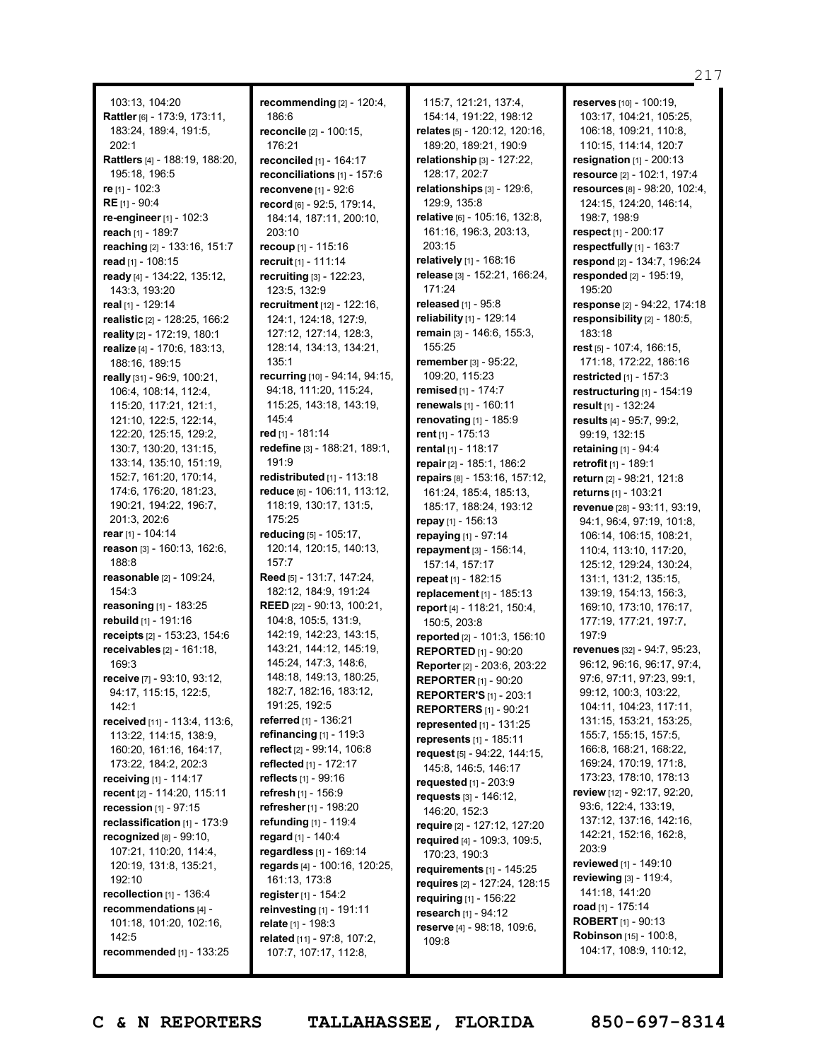103:13, 104:20
**Rattler** [6] - 173:9, 173:11, 183:24, 189:4, 191:5, 202:1
**Rattlers** [4] - 188:19, 188:20, 195:18, 196:5
**re** [1] - 102:3
**RE** [1] - 90:4
**re-engineer** [1] - 102:3
**reach** [1] - 189:7
**reaching** [2] - 133:16, 151:7
**read** [1] - 108:15
**ready** [4] - 134:22, 135:12, 143:3, 193:20
**real** [1] - 129:14
**realistic** [2] - 128:25, 166:2
**reality** [2] - 172:19, 180:1
**realize** [4] - 170:6, 183:13, 188:16, 189:15
**really** [31] - 96:9, 100:21, 106:4, 108:14, 112:4, 115:20, 117:21, 121:1, 121:10, 122:5, 122:14, 122:20, 125:15, 129:2, 130:7, 130:20, 131:15, 133:14, 135:10, 151:19, 152:7, 161:20, 170:14, 174:6, 176:20, 181:23, 190:21, 194:22, 196:7, 201:3, 202:6
**rear** [1] - 104:14
**reason** [3] - 160:13, 162:6, 188:8
**reasonable** [2] - 109:24, 154:3
**reasoning** [1] - 183:25
**rebuild** [1] - 191:16
**receipts** [2] - 153:23, 154:6
**receivables** [2] - 161:18, 169:3
**receive** [7] - 93:10, 93:12, 94:17, 115:15, 122:5, 142:1
**received** [11] - 113:4, 113:6, 113:22, 114:15, 138:9, 160:20, 161:16, 164:17, 173:22, 184:2, 202:3
**receiving** [1] - 114:17
**recent** [2] - 114:20, 115:11
**recession** [1] - 97:15
**reclassification** [1] - 173:9
**recognized** [8] - 99:10, 107:21, 110:20, 114:4, 120:19, 131:8, 135:21, 192:10
**recollection** [1] - 136:4
**recommendations** [4] - 101:18, 101:20, 102:16, 142:5
**recommended** [1] - 133:25
**recommending** [2] - 120:4, 186:6
**reconcile** [2] - 100:15, 176:21
**reconciled** [1] - 164:17
**reconciliations** [1] - 157:6
**reconvene** [1] - 92:6
**record** [6] - 92:5, 179:14, 184:14, 187:11, 200:10, 203:10
**recoup** [1] - 115:16
**recruit** [1] - 111:14
**recruiting** [3] - 122:23, 123:5, 132:9
**recruitment** [12] - 122:16, 124:1, 124:18, 127:9, 127:12, 127:14, 128:3, 128:14, 134:13, 134:21, 135:1
**recurring** [10] - 94:14, 94:15, 94:18, 111:20, 115:24, 115:25, 143:18, 143:19, 145:4
**red** [1] - 181:14
**redefine** [3] - 188:21, 189:1, 191:9
**redistributed** [1] - 113:18
**reduce** [6] - 106:11, 113:12, 118:19, 130:17, 131:5, 175:25
**reducing** [5] - 105:17, 120:14, 120:15, 140:13, 157:7
**Reed** [5] - 131:7, 147:24, 182:12, 184:9, 191:24
**REED** [22] - 90:13, 100:21, 104:8, 105:5, 131:9, 142:19, 142:23, 143:15, 143:21, 144:12, 145:19, 145:24, 147:3, 148:6, 148:18, 149:13, 180:25, 182:7, 182:16, 183:12, 191:25, 192:5
**referred** [1] - 136:21
**refinancing** [1] - 119:3
**reflect** [2] - 99:14, 106:8
**reflected** [1] - 172:17
**reflects** [1] - 99:16
**refresh** [1] - 156:9
**refresher** [1] - 198:20
**refunding** [1] - 119:4
**regard** [1] - 140:4
**regardless** [1] - 169:14
**regards** [4] - 100:16, 120:25, 161:13, 173:8
**register** [1] - 154:2
**reinvesting** [1] - 191:11
**relate** [1] - 198:3
**related** [11] - 97:8, 107:2, 107:7, 107:17, 112:8, 115:7, 121:21, 137:4, 154:14, 191:22, 198:12
**relates** [5] - 120:12, 120:16, 189:20, 189:21, 190:9
**relationship** [3] - 127:22, 128:17, 202:7
**relationships** [3] - 129:6, 129:9, 135:8
**relative** [6] - 105:16, 132:8, 161:16, 196:3, 203:13, 203:15
**relatively** [1] - 168:16
**release** [3] - 152:21, 166:24, 171:24
**released** [1] - 95:8
**reliability** [1] - 129:14
**remain** [3] - 146:6, 155:3, 155:25
**remember** [3] - 95:22, 109:20, 115:23
**remised** [1] - 174:7
**renewals** [1] - 160:11
**renovating** [1] - 185:9
**rent** [1] - 175:13
**rental** [1] - 118:17
**repair** [2] - 185:1, 186:2
**repairs** [8] - 153:16, 157:12, 161:24, 185:4, 185:13, 185:17, 188:24, 193:12
**repay** [1] - 156:13
**repaying** [1] - 97:14
**repayment** [3] - 156:14, 157:14, 157:17
**repeat** [1] - 182:15
**replacement** [1] - 185:13
**report** [4] - 118:21, 150:4, 150:5, 203:8
**reported** [2] - 101:3, 156:10
**REPORTED** [1] - 90:20
**Reporter** [2] - 203:6, 203:22
**REPORTER** [1] - 90:20
**REPORTER'S** [1] - 203:1
**REPORTERS** [1] - 90:21
**represented** [1] - 131:25
**represents** [1] - 185:11
**request** [5] - 94:22, 144:15, 145:8, 146:5, 146:17
**requested** [1] - 203:9
**requests** [3] - 146:12, 146:20, 152:3
**require** [2] - 127:12, 127:20
**required** [4] - 109:3, 109:5, 170:23, 190:3
**requirements** [1] - 145:25
**requires** [2] - 127:24, 128:15
**requiring** [1] - 156:22
**research** [1] - 94:12
**reserve** [4] - 98:18, 109:6, 109:8
**reserves** [10] - 100:19, 103:17, 104:21, 105:25, 106:18, 109:21, 110:8, 110:15, 114:14, 120:7
**resignation** [1] - 200:13
**resource** [2] - 102:1, 197:4
**resources** [8] - 98:20, 102:4, 124:15, 124:20, 146:14, 198:7, 198:9
**respect** [1] - 200:17
**respectfully** [1] - 163:7
**respond** [2] - 134:7, 196:24
**responded** [2] - 195:19, 195:20
**response** [2] - 94:22, 174:18
**responsibility** [2] - 180:5, 183:18
**rest** [5] - 107:4, 166:15, 171:18, 172:22, 186:16
**restricted** [1] - 157:3
**restructuring** [1] - 154:19
**result** [1] - 132:24
**results** [4] - 95:7, 99:2, 99:19, 132:15
**retaining** [1] - 94:4
**retrofit** [1] - 189:1
**return** [2] - 98:21, 121:8
**returns** [1] - 103:21
**revenue** [28] - 93:11, 93:19, 94:1, 96:4, 97:19, 101:8, 106:14, 106:15, 108:21, 110:4, 113:10, 117:20, 125:12, 129:24, 130:24, 131:1, 131:2, 135:15, 139:19, 154:13, 156:3, 169:10, 173:10, 176:17, 177:19, 177:21, 197:7, 197:9
**revenues** [32] - 94:7, 95:23, 96:12, 96:16, 96:17, 97:4, 97:6, 97:11, 97:23, 99:1, 99:12, 100:3, 103:22, 104:11, 104:23, 117:11, 131:15, 153:21, 153:25, 155:7, 155:15, 157:5, 166:8, 168:21, 168:22, 169:24, 170:19, 171:8, 173:23, 178:10, 178:13
**review** [12] - 92:17, 92:20, 93:6, 122:4, 133:19, 137:12, 137:16, 142:16, 142:21, 152:16, 162:8, 203:9
**reviewed** [1] - 149:10
**reviewing** [3] - 119:4, 141:18, 141:20
**road** [1] - 175:14
**ROBERT** [1] - 90:13
**Robinson** [15] - 100:8, 104:17, 108:9, 110:12,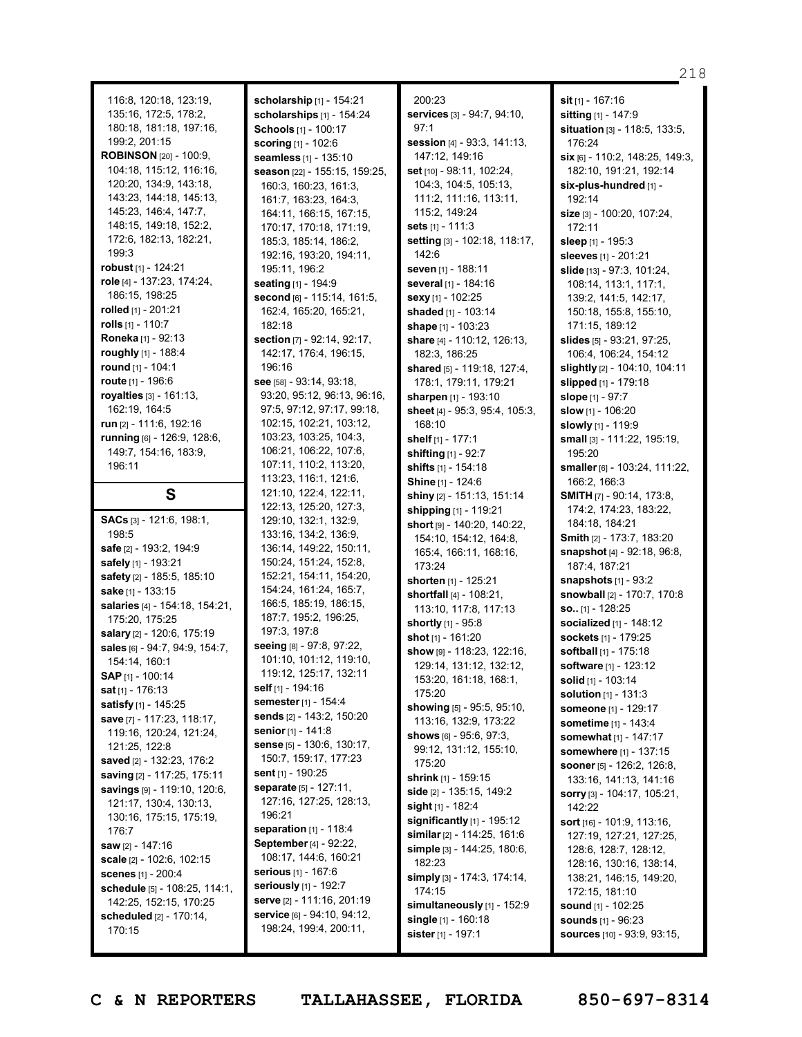116:8, 120:18, 123:19, 135:16, 172:5, 178:2, 180:18, 181:18, 197:16, 199:2, 201:15
**ROBINSON** [20] - 100:9, 104:18, 115:12, 116:16, 120:20, 134:9, 143:18, 143:23, 144:18, 145:13, 145:23, 146:4, 147:7, 148:15, 149:18, 152:2, 172:6, 182:13, 182:21, 199:3
**robust** [1] - 124:21
**role** [4] - 137:23, 174:24, 186:15, 198:25
**rolled** [1] - 201:21
**rolls** [1] - 110:7
**Roneka** [1] - 92:13
**roughly** [1] - 188:4
**round** [1] - 104:1
**route** [1] - 196:6
**royalties** [3] - 161:13, 162:19, 164:5
**run** [2] - 111:6, 192:16
**running** [6] - 126:9, 128:6, 149:7, 154:16, 183:9, 196:11

## S

**SACs** [3] - 121:6, 198:1, 198:5
**safe** [2] - 193:2, 194:9
**safely** [1] - 193:21
**safety** [2] - 185:5, 185:10
**sake** [1] - 133:15
**salaries** [4] - 154:18, 154:21, 175:20, 175:25
**salary** [2] - 120:6, 175:19
**sales** [6] - 94:7, 94:9, 154:7, 154:14, 160:1
**SAP** [1] - 100:14
**sat** [1] - 176:13
**satisfy** [1] - 145:25
**save** [7] - 117:23, 118:17, 119:16, 120:24, 121:24, 121:25, 122:8
**saved** [2] - 132:23, 176:2
**saving** [2] - 117:25, 175:11
**savings** [9] - 119:10, 120:6, 121:17, 130:4, 130:13, 130:16, 175:15, 175:19, 176:7
**saw** [2] - 147:16
**scale** [2] - 102:6, 102:15
**scenes** [1] - 200:4
**schedule** [5] - 108:25, 114:1, 142:25, 152:15, 170:25
**scheduled** [2] - 170:14, 170:15
**scholarship** [1] - 154:21
**scholarships** [1] - 154:24
**Schools** [1] - 100:17
**scoring** [1] - 102:6
**seamless** [1] - 135:10
**season** [22] - 155:15, 159:25, 160:3, 160:23, 161:3, 161:7, 163:23, 164:3, 164:11, 166:15, 167:15, 170:17, 170:18, 171:19, 185:3, 185:14, 186:2, 192:16, 193:20, 194:11, 195:11, 196:2
**seating** [1] - 194:9
**second** [6] - 115:14, 161:5, 162:4, 165:20, 165:21, 182:18
**section** [7] - 92:14, 92:17, 142:17, 176:4, 196:15, 196:16
**see** [58] - 93:14, 93:18, 93:20, 95:12, 96:13, 96:16, 97:5, 97:12, 97:17, 99:18, 102:15, 102:21, 103:12, 103:23, 103:25, 104:3, 106:21, 106:22, 107:6, 107:11, 110:2, 113:20, 113:23, 116:1, 121:6, 121:10, 122:4, 122:11, 122:13, 125:20, 127:3, 129:10, 132:1, 132:9, 133:16, 134:2, 136:9, 136:14, 149:22, 150:11, 150:24, 151:24, 152:8, 152:21, 154:11, 154:20, 154:24, 161:24, 165:7, 166:5, 185:19, 186:15, 187:7, 195:2, 196:25, 197:3, 197:8
**seeing** [8] - 97:8, 97:22, 101:10, 101:12, 119:10, 119:12, 125:17, 132:11
**self** [1] - 194:16
**semester** [1] - 154:4
**sends** [2] - 143:2, 150:20
**senior** [1] - 141:8
**sense** [5] - 130:6, 130:17, 150:7, 159:17, 177:23
**sent** [1] - 190:25
**separate** [5] - 127:11, 127:16, 127:25, 128:13, 196:21
**separation** [1] - 118:4
**September** [4] - 92:22, 108:17, 144:6, 160:21
**serious** [1] - 167:6
**seriously** [1] - 192:7
**serve** [2] - 111:16, 201:19
**service** [6] - 94:10, 94:12, 198:24, 199:4, 200:11, 200:23
**services** [3] - 94:7, 94:10, 97:1
**session** [4] - 93:3, 141:13, 147:12, 149:16
**set** [10] - 98:11, 102:24, 104:3, 104:5, 105:13, 111:2, 111:16, 113:11, 115:2, 149:24
**sets** [1] - 111:3
**setting** [3] - 102:18, 118:17, 142:6
**seven** [1] - 188:11
**several** [1] - 184:16
**sexy** [1] - 102:25
**shaded** [1] - 103:14
**shape** [1] - 103:23
**share** [4] - 110:12, 126:13, 182:3, 186:25
**shared** [5] - 119:18, 127:4, 178:1, 179:11, 179:21
**sharpen** [1] - 193:10
**sheet** [4] - 95:3, 95:4, 105:3, 168:10
**shelf** [1] - 177:1
**shifting** [1] - 92:7
**shifts** [1] - 154:18
**Shine** [1] - 124:6
**shiny** [2] - 151:13, 151:14
**shipping** [1] - 119:21
**short** [9] - 140:20, 140:22, 154:10, 154:12, 164:8, 165:4, 166:11, 168:16, 173:24
**shorten** [1] - 125:21
**shortfall** [4] - 108:21, 113:10, 117:8, 117:13
**shortly** [1] - 95:8
**shot** [1] - 161:20
**show** [9] - 118:23, 122:16, 129:14, 131:12, 132:12, 153:20, 161:18, 168:1, 175:20
**showing** [5] - 95:5, 95:10, 113:16, 132:9, 173:22
**shows** [6] - 95:6, 97:3, 99:12, 131:12, 155:10, 175:20
**shrink** [1] - 159:15
**side** [2] - 135:15, 149:2
**sight** [1] - 182:4
**significantly** [1] - 195:12
**similar** [2] - 114:25, 161:6
**simple** [3] - 144:25, 180:6, 182:23
**simply** [3] - 174:3, 174:14, 174:15
**simultaneously** [1] - 152:9
**single** [1] - 160:18
**sister** [1] - 197:1
**sit** [1] - 167:16
**sitting** [1] - 147:9
**situation** [3] - 118:5, 133:5, 176:24
**six** [6] - 110:2, 148:25, 149:3, 182:10, 191:21, 192:14
**six-plus-hundred** [1] - 192:14
**size** [3] - 100:20, 107:24, 172:11
**sleep** [1] - 195:3
**sleeves** [1] - 201:21
**slide** [13] - 97:3, 101:24, 108:14, 113:1, 117:1, 139:2, 141:5, 142:17, 150:18, 155:8, 155:10, 171:15, 189:12
**slides** [5] - 93:21, 97:25, 106:4, 106:24, 154:12
**slightly** [2] - 104:10, 104:11
**slipped** [1] - 179:18
**slope** [1] - 97:7
**slow** [1] - 106:20
**slowly** [1] - 119:9
**small** [3] - 111:22, 195:19, 195:20
**smaller** [6] - 103:24, 111:22, 166:2, 166:3
**SMITH** [7] - 90:14, 173:8, 174:2, 174:23, 183:22, 184:18, 184:21
**Smith** [2] - 173:7, 183:20
**snapshot** [4] - 92:18, 96:8, 187:4, 187:21
**snapshots** [1] - 93:2
**snowball** [2] - 170:7, 170:8
**so..** [1] - 128:25
**socialized** [1] - 148:12
**sockets** [1] - 179:25
**softball** [1] - 175:18
**software** [1] - 123:12
**solid** [1] - 103:14
**solution** [1] - 131:3
**someone** [1] - 129:17
**sometime** [1] - 143:4
**somewhat** [1] - 147:17
**somewhere** [1] - 137:15
**sooner** [5] - 126:2, 126:8, 133:16, 141:13, 141:16
**sorry** [3] - 104:17, 105:21, 142:22
**sort** [16] - 101:9, 113:16, 127:19, 127:21, 127:25, 128:6, 128:7, 128:12, 128:16, 130:16, 138:14, 138:21, 146:15, 149:20, 172:15, 181:10
**sound** [1] - 102:25
**sounds** [1] - 96:23
**sources** [10] - 93:9, 93:15,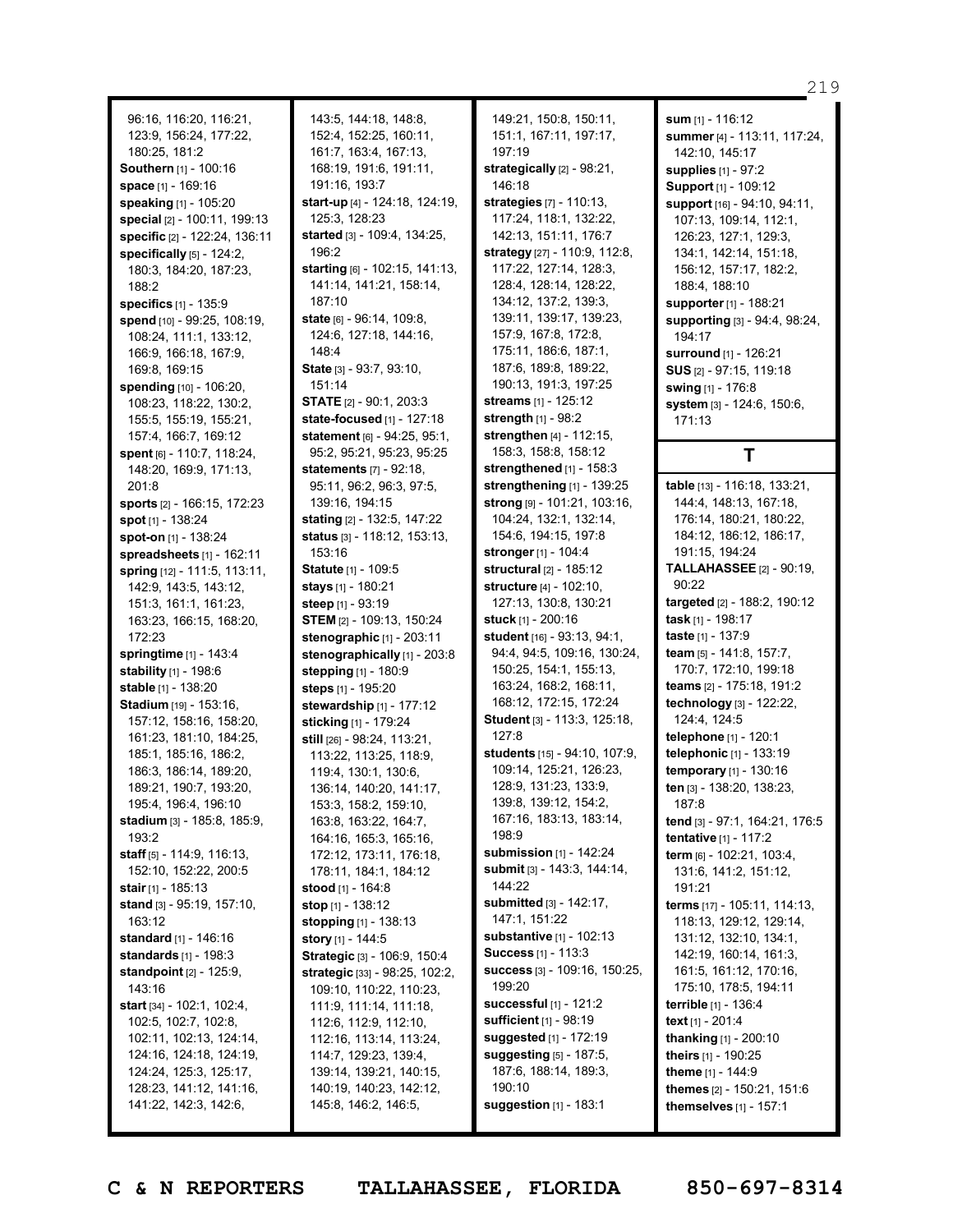96:16, 116:20, 116:21, 123:9, 156:24, 177:22, 180:25, 181:2
**Southern** [1] - 100:16
**space** [1] - 169:16
**speaking** [1] - 105:20
**special** [2] - 100:11, 199:13
**specific** [2] - 122:24, 136:11
**specifically** [5] - 124:2, 180:3, 184:20, 187:23, 188:2
**specifics** [1] - 135:9
**spend** [10] - 99:25, 108:19, 108:24, 111:1, 133:12, 166:9, 166:18, 167:9, 169:8, 169:15
**spending** [10] - 106:20, 108:23, 118:22, 130:2, 155:5, 155:19, 155:21, 157:4, 166:7, 169:12
**spent** [6] - 110:7, 118:24, 148:20, 169:9, 171:13, 201:8
**sports** [2] - 166:15, 172:23
**spot** [1] - 138:24
**spot-on** [1] - 138:24
**spreadsheets** [1] - 162:11
**spring** [12] - 111:5, 113:11, 142:9, 143:5, 143:12, 151:3, 161:1, 161:23, 163:23, 166:15, 168:20, 172:23
**springtime** [1] - 143:4
**stability** [1] - 198:6
**stable** [1] - 138:20
**Stadium** [19] - 153:16, 157:12, 158:16, 158:20, 161:23, 181:10, 184:25, 185:1, 185:16, 186:2, 186:3, 186:14, 189:20, 189:21, 190:7, 193:20, 195:4, 196:4, 196:10
**stadium** [3] - 185:8, 185:9, 193:2
**staff** [5] - 114:9, 116:13, 152:10, 152:22, 200:5
**stair** [1] - 185:13
**stand** [3] - 95:19, 157:10, 163:12
**standard** [1] - 146:16
**standards** [1] - 198:3
**standpoint** [2] - 125:9, 143:16
**start** [34] - 102:1, 102:4, 102:5, 102:7, 102:8, 102:11, 102:13, 124:14, 124:16, 124:18, 124:19, 124:24, 125:3, 125:17, 128:23, 141:12, 141:16, 141:22, 142:3, 142:6, 143:5, 144:18, 148:8, 152:4, 152:25, 160:11, 161:7, 163:4, 167:13, 168:19, 191:6, 191:11, 191:16, 193:7
**start-up** [4] - 124:18, 124:19, 125:3, 128:23
**started** [3] - 109:4, 134:25, 196:2
**starting** [6] - 102:15, 141:13, 141:14, 141:21, 158:14, 187:10
**state** [6] - 96:14, 109:8, 124:6, 127:18, 144:16, 148:4
**State** [3] - 93:7, 93:10, 151:14
**STATE** [2] - 90:1, 203:3
**state-focused** [1] - 127:18
**statement** [6] - 94:25, 95:1, 95:2, 95:21, 95:23, 95:25
**statements** [7] - 92:18, 95:11, 96:2, 96:3, 97:5, 139:16, 194:15
**stating** [2] - 132:5, 147:22
**status** [3] - 118:12, 153:13, 153:16
**Statute** [1] - 109:5
**stays** [1] - 180:21
**steep** [1] - 93:19
**STEM** [2] - 109:13, 150:24
**stenographic** [1] - 203:11
**stenographically** [1] - 203:8
**stepping** [1] - 180:9
**steps** [1] - 195:20
**stewardship** [1] - 177:12
**sticking** [1] - 179:24
**still** [26] - 98:24, 113:21, 113:22, 113:25, 118:9, 119:4, 130:1, 130:6, 136:14, 140:20, 141:17, 153:3, 158:2, 159:10, 163:8, 163:22, 164:7, 164:16, 165:3, 165:16, 172:12, 173:11, 176:18, 178:11, 184:1, 184:12
**stood** [1] - 164:8
**stop** [1] - 138:12
**stopping** [1] - 138:13
**story** [1] - 144:5
**Strategic** [3] - 106:9, 150:4
**strategic** [33] - 98:25, 102:2, 109:10, 110:22, 110:23, 111:9, 111:14, 111:18, 112:6, 112:9, 112:10, 112:16, 113:14, 113:24, 114:7, 129:23, 139:4, 139:14, 139:21, 140:15, 140:19, 140:23, 142:12, 145:8, 146:2, 146:5, 149:21, 150:8, 150:11, 151:1, 167:11, 197:17, 197:19
**strategically** [2] - 98:21, 146:18
**strategies** [7] - 110:13, 117:24, 118:1, 132:22, 142:13, 151:11, 176:7
**strategy** [27] - 110:9, 112:8, 117:22, 127:14, 128:3, 128:4, 128:14, 128:22, 134:12, 137:2, 139:3, 139:11, 139:17, 139:23, 157:9, 167:8, 172:8, 175:11, 186:6, 187:1, 187:6, 189:8, 189:22, 190:13, 191:3, 197:25
**streams** [1] - 125:12
**strength** [1] - 98:2
**strengthen** [4] - 112:15, 158:3, 158:8, 158:12
**strengthened** [1] - 158:3
**strengthening** [1] - 139:25
**strong** [9] - 101:21, 103:16, 104:24, 132:1, 132:14, 154:6, 194:15, 197:8
**stronger** [1] - 104:4
**structural** [2] - 185:12
**structure** [4] - 102:10, 127:13, 130:8, 130:21
**stuck** [1] - 200:16
**student** [16] - 93:13, 94:1, 94:4, 94:5, 109:16, 130:24, 150:25, 154:1, 155:13, 163:24, 168:2, 168:11, 168:12, 172:15, 172:24
**Student** [3] - 113:3, 125:18, 127:8
**students** [15] - 94:10, 107:9, 109:14, 125:21, 126:23, 128:9, 131:23, 133:9, 139:8, 139:12, 154:2, 167:16, 183:13, 183:14, 198:9
**submission** [1] - 142:24
**submit** [3] - 143:3, 144:14, 144:22
**submitted** [3] - 142:17, 147:1, 151:22
**substantive** [1] - 102:13
**Success** [1] - 113:3
**success** [3] - 109:16, 150:25, 199:20
**successful** [1] - 121:2
**sufficient** [1] - 98:19
**suggested** [1] - 172:19
**suggesting** [5] - 187:5, 187:6, 188:14, 189:3, 190:10
**suggestion** [1] - 183:1
**sum** [1] - 116:12
**summer** [4] - 113:11, 117:24, 142:10, 145:17
**supplies** [1] - 97:2
**Support** [1] - 109:12
**support** [16] - 94:10, 94:11, 107:13, 109:14, 112:1, 126:23, 127:1, 129:3, 134:1, 142:14, 151:18, 156:12, 157:17, 182:2, 188:4, 188:10
**supporter** [1] - 188:21
**supporting** [3] - 94:4, 98:24, 194:17
**surround** [1] - 126:21
**SUS** [2] - 97:15, 119:18
**swing** [1] - 176:8
**system** [3] - 124:6, 150:6, 171:13

## T

**table** [13] - 116:18, 133:21, 144:4, 148:13, 167:18, 176:14, 180:21, 180:22, 184:12, 186:12, 186:17, 191:15, 194:24
**TALLAHASSEE** [2] - 90:19, 90:22
**targeted** [2] - 188:2, 190:12
**task** [1] - 198:17
**taste** [1] - 137:9
**team** [5] - 141:8, 157:7, 170:7, 172:10, 199:18
**teams** [2] - 175:18, 191:2
**technology** [3] - 122:22, 124:4, 124:5
**telephone** [1] - 120:1
**telephonic** [1] - 133:19
**temporary** [1] - 130:16
**ten** [3] - 138:20, 138:23, 187:8
**tend** [3] - 97:1, 164:21, 176:5
**tentative** [1] - 117:2
**term** [6] - 102:21, 103:4, 131:6, 141:2, 151:12, 191:21
**terms** [17] - 105:11, 114:13, 118:13, 129:12, 129:14, 131:12, 132:10, 134:1, 142:19, 160:14, 161:3, 161:5, 161:12, 170:16, 175:10, 178:5, 194:11
**terrible** [1] - 136:4
**text** [1] - 201:4
**thanking** [1] - 200:10
**theirs** [1] - 190:25
**theme** [1] - 144:9
**themes** [2] - 150:21, 151:6
**themselves** [1] - 157:1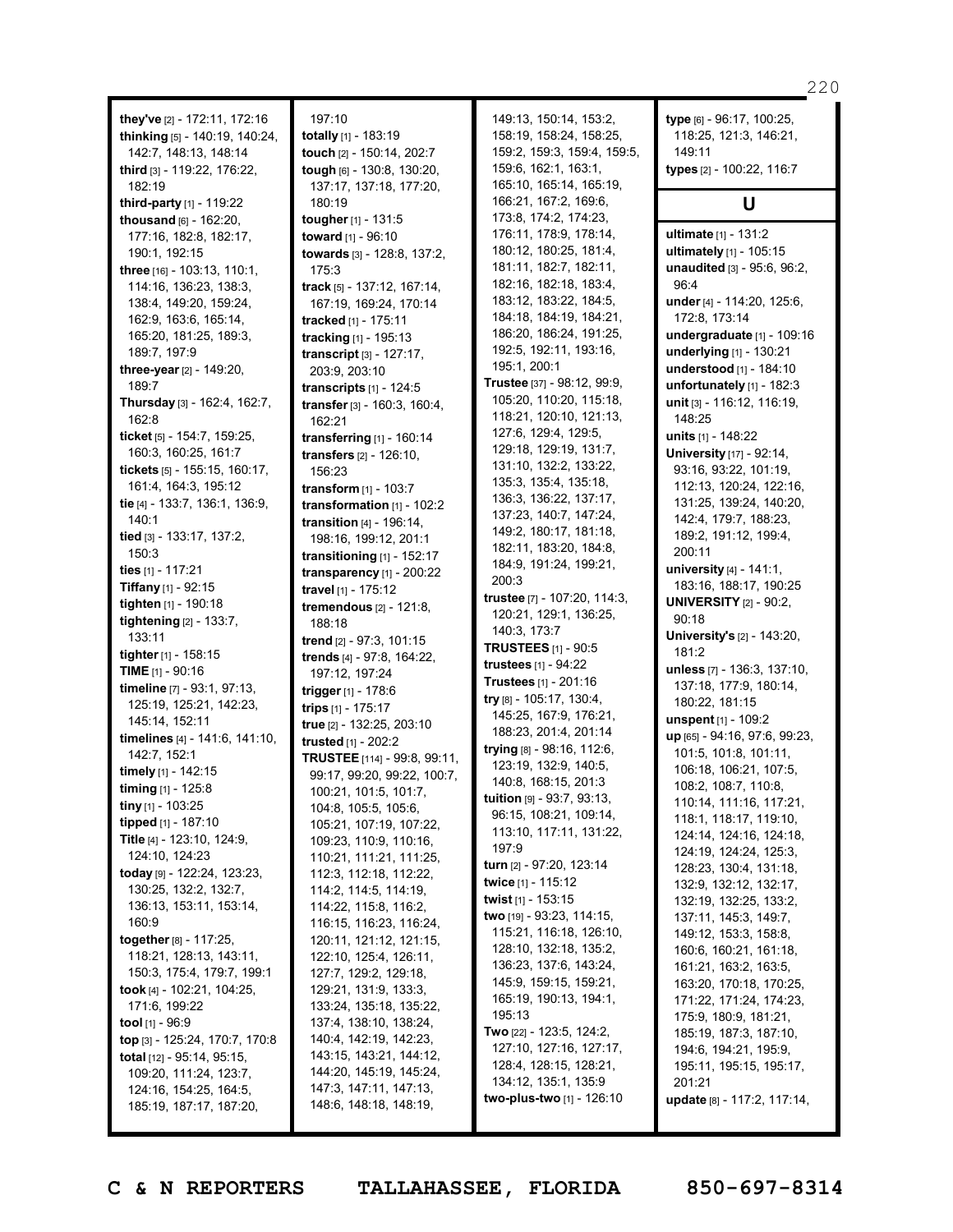**they've** [2] - 172:11, 172:16
**thinking** [5] - 140:19, 140:24, 142:7, 148:13, 148:14
**third** [3] - 119:22, 176:22, 182:19
**third-party** [1] - 119:22
**thousand** [6] - 162:20, 177:16, 182:8, 182:17, 190:1, 192:15
**three** [16] - 103:13, 110:1, 114:16, 136:23, 138:3, 138:4, 149:20, 159:24, 162:9, 163:6, 165:14, 165:20, 181:25, 189:3, 189:7, 197:9
**three-year** [2] - 149:20, 189:7
**Thursday** [3] - 162:4, 162:7, 162:8
**ticket** [5] - 154:7, 159:25, 160:3, 160:25, 161:7
**tickets** [5] - 155:15, 160:17, 161:4, 164:3, 195:12
**tie** [4] - 133:7, 136:1, 136:9, 140:1
**tied** [3] - 133:17, 137:2, 150:3
**ties** [1] - 117:21
**Tiffany** [1] - 92:15
**tighten** [1] - 190:18
**tightening** [2] - 133:7, 133:11
**tighter** [1] - 158:15
**TIME** [1] - 90:16
**timeline** [7] - 93:1, 97:13, 125:19, 125:21, 142:23, 145:14, 152:11
**timelines** [4] - 141:6, 141:10, 142:7, 152:1
**timely** [1] - 142:15
**timing** [1] - 125:8
**tiny** [1] - 103:25
**tipped** [1] - 187:10
**Title** [4] - 123:10, 124:9, 124:10, 124:23
**today** [9] - 122:24, 123:23, 130:25, 132:2, 132:7, 136:13, 153:11, 153:14, 160:9
**together** [8] - 117:25, 118:21, 128:13, 143:11, 150:3, 175:4, 179:7, 199:1
**took** [4] - 102:21, 104:25, 171:6, 199:22
**tool** [1] - 96:9
**top** [3] - 125:24, 170:7, 170:8
**total** [12] - 95:14, 95:15, 109:20, 111:24, 123:7, 124:16, 154:25, 164:5, 185:19, 187:17, 187:20, 197:10
**totally** [1] - 183:19
**touch** [2] - 150:14, 202:7
**tough** [6] - 130:8, 130:20, 137:17, 137:18, 177:20, 180:19
**tougher** [1] - 131:5
**toward** [1] - 96:10
**towards** [3] - 128:8, 137:2, 175:3
**track** [5] - 137:12, 167:14, 167:19, 169:24, 170:14
**tracked** [1] - 175:11
**tracking** [1] - 195:13
**transcript** [3] - 127:17, 203:9, 203:10
**transcripts** [1] - 124:5
**transfer** [3] - 160:3, 160:4, 162:21
**transferring** [1] - 160:14
**transfers** [2] - 126:10, 156:23
**transform** [1] - 103:7
**transformation** [1] - 102:2
**transition** [4] - 196:14, 198:16, 199:12, 201:1
**transitioning** [1] - 152:17
**transparency** [1] - 200:22
**travel** [1] - 175:12
**tremendous** [2] - 121:8, 188:18
**trend** [2] - 97:3, 101:15
**trends** [4] - 97:8, 164:22, 197:12, 197:24
**trigger** [1] - 178:6
**trips** [1] - 175:17
**true** [2] - 132:25, 203:10
**trusted** [1] - 202:2
**TRUSTEE** [114] - 99:8, 99:11, 99:17, 99:20, 99:22, 100:7, 100:21, 101:5, 101:7, 104:8, 105:5, 105:6, 105:21, 107:19, 107:22, 109:23, 110:9, 110:16, 110:21, 111:21, 111:25, 112:3, 112:18, 112:22, 114:2, 114:5, 114:19, 114:22, 115:8, 116:2, 116:15, 116:23, 116:24, 120:11, 121:12, 121:15, 122:10, 125:4, 126:11, 127:7, 129:2, 129:18, 129:21, 131:9, 133:3, 133:24, 135:18, 135:22, 137:4, 138:10, 138:24, 140:4, 142:19, 142:23, 143:15, 143:21, 144:12, 144:20, 145:19, 145:24, 147:3, 147:11, 147:13, 148:6, 148:18, 148:19, 149:13, 150:14, 153:2, 158:19, 158:24, 158:25, 159:2, 159:3, 159:4, 159:5, 159:6, 162:1, 163:1, 165:10, 165:14, 165:19, 166:21, 167:2, 169:6, 173:8, 174:2, 174:23, 176:11, 178:9, 178:14, 180:12, 180:25, 181:4, 181:11, 182:7, 182:11, 182:16, 182:18, 183:4, 183:12, 183:22, 184:5, 184:18, 184:19, 184:21, 186:20, 186:24, 191:25, 192:5, 192:11, 193:16, 195:1, 200:1
**Trustee** [37] - 98:12, 99:9, 105:20, 110:20, 115:18, 118:21, 120:10, 121:13, 127:6, 129:4, 129:5, 129:18, 129:19, 131:7, 131:10, 132:2, 133:22, 135:3, 135:4, 135:18, 136:3, 136:22, 137:17, 137:23, 140:7, 147:24, 149:2, 180:17, 181:18, 182:11, 183:20, 184:8, 184:9, 191:24, 199:21, 200:3
**trustee** [7] - 107:20, 114:3, 120:21, 129:1, 136:25, 140:3, 173:7
**TRUSTEES** [1] - 90:5
**trustees** [1] - 94:22
**Trustees** [1] - 201:16
**try** [8] - 105:17, 130:4, 145:25, 167:9, 176:21, 188:23, 201:4, 201:14
**trying** [8] - 98:16, 112:6, 123:19, 132:9, 140:5, 140:8, 168:15, 201:3
**tuition** [9] - 93:7, 93:13, 96:15, 108:21, 109:14, 113:10, 117:11, 131:22, 197:9
**turn** [2] - 97:20, 123:14
**twice** [1] - 115:12
**twist** [1] - 153:15
**two** [19] - 93:23, 114:15, 115:21, 116:18, 126:10, 128:10, 132:18, 135:2, 136:23, 137:6, 143:24, 145:9, 159:15, 159:21, 165:19, 190:13, 194:1, 195:13
**Two** [22] - 123:5, 124:2, 127:10, 127:16, 127:17, 128:4, 128:15, 128:21, 134:12, 135:1, 135:9
**two-plus-two** [1] - 126:10
**type** [6] - 96:17, 100:25, 118:25, 121:3, 146:21, 149:11
**types** [2] - 100:22, 116:7

## U

**ultimate** [1] - 131:2
**ultimately** [1] - 105:15
**unaudited** [3] - 95:6, 96:2, 96:4
**under** [4] - 114:20, 125:6, 172:8, 173:14
**undergraduate** [1] - 109:16
**underlying** [1] - 130:21
**understood** [1] - 184:10
**unfortunately** [1] - 182:3
**unit** [3] - 116:12, 116:19, 148:25
**units** [1] - 148:22
**University** [17] - 92:14, 93:16, 93:22, 101:19, 112:13, 120:24, 122:16, 131:25, 139:24, 140:20, 142:4, 179:7, 188:23, 189:2, 191:12, 199:4, 200:11
**university** [4] - 141:1, 183:16, 188:17, 190:25
**UNIVERSITY** [2] - 90:2, 90:18
**University's** [2] - 143:20, 181:2
**unless** [7] - 136:3, 137:10, 137:18, 177:9, 180:14, 180:22, 181:15
**unspent** [1] - 109:2
**up** [65] - 94:16, 97:6, 99:23, 101:5, 101:8, 101:11, 106:18, 106:21, 107:5, 108:2, 108:7, 110:8, 110:14, 111:16, 117:21, 118:1, 118:17, 119:10, 124:14, 124:16, 124:18, 124:19, 124:24, 125:3, 128:23, 130:4, 131:18, 132:9, 132:12, 132:17, 132:19, 132:25, 133:2, 137:11, 145:3, 149:7, 149:12, 153:3, 158:8, 160:6, 160:21, 161:18, 161:21, 163:2, 163:5, 163:20, 170:18, 170:25, 171:22, 171:24, 174:23, 175:9, 180:9, 181:21, 185:19, 187:3, 187:10, 194:6, 194:21, 195:9, 195:11, 195:15, 195:17, 201:21
**update** [8] - 117:2, 117:14,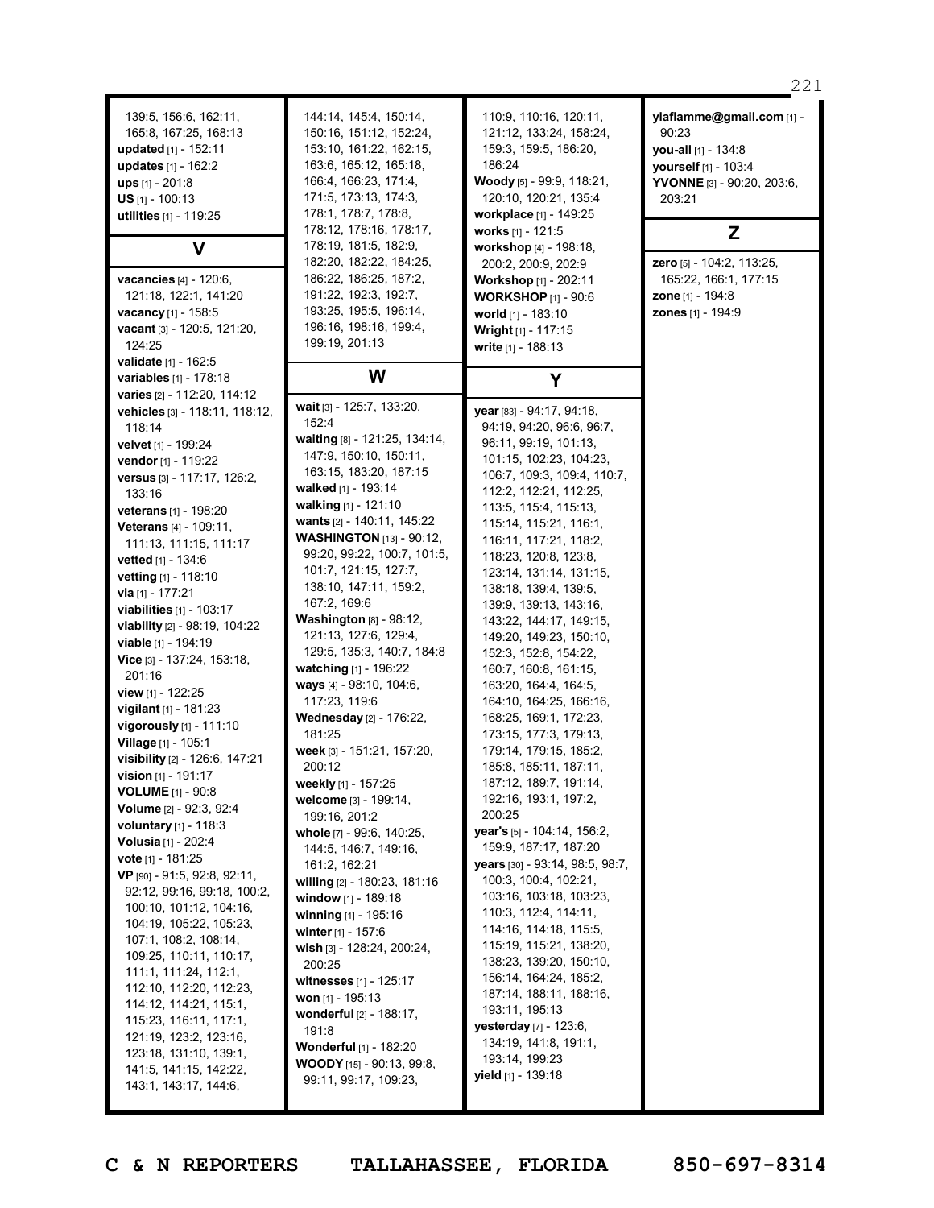139:5, 156:6, 162:11, 165:8, 167:25, 168:13
**updated** [1] - 152:11
**updates** [1] - 162:2
**ups** [1] - 201:8
**US** [1] - 100:13
**utilities** [1] - 119:25

## V

**vacancies** [4] - 120:6, 121:18, 122:1, 141:20
**vacancy** [1] - 158:5
**vacant** [3] - 120:5, 121:20, 124:25
**validate** [1] - 162:5
**variables** [1] - 178:18
**varies** [2] - 112:20, 114:12
**vehicles** [3] - 118:11, 118:12, 118:14
**velvet** [1] - 199:24
**vendor** [1] - 119:22
**versus** [3] - 117:17, 126:2, 133:16
**veterans** [1] - 198:20
**Veterans** [4] - 109:11, 111:13, 111:15, 111:17
**vetted** [1] - 134:6
**vetting** [1] - 118:10
**via** [1] - 177:21
**viabilities** [1] - 103:17
**viability** [2] - 98:19, 104:22
**viable** [1] - 194:19
**Vice** [3] - 137:24, 153:18, 201:16
**view** [1] - 122:25
**vigilant** [1] - 181:23
**vigorously** [1] - 111:10
**Village** [1] - 105:1
**visibility** [2] - 126:6, 147:21
**vision** [1] - 191:17
**VOLUME** [1] - 90:8
**Volume** [2] - 92:3, 92:4
**voluntary** [1] - 118:3
**Volusia** [1] - 202:4
**vote** [1] - 181:25
**VP** [90] - 91:5, 92:8, 92:11, 92:12, 99:16, 99:18, 100:2, 100:10, 101:12, 104:16, 104:19, 105:22, 105:23, 107:1, 108:2, 108:14, 109:25, 110:11, 110:17, 111:1, 111:24, 112:1, 112:10, 112:20, 112:23, 114:12, 114:21, 115:1, 115:23, 116:11, 117:1, 121:19, 123:2, 123:16, 123:18, 131:10, 139:1, 141:5, 141:15, 142:22, 143:1, 143:17, 144:6, 144:14, 145:4, 150:14, 150:16, 151:12, 152:24, 153:10, 161:22, 162:15, 163:6, 165:12, 165:18, 166:4, 166:23, 171:4, 171:5, 173:13, 174:3, 178:1, 178:7, 178:8, 178:12, 178:16, 178:17, 178:19, 181:5, 182:9, 182:20, 182:22, 184:25, 186:22, 186:25, 187:2, 191:22, 192:3, 192:7, 193:25, 195:5, 196:14, 196:16, 198:16, 199:4, 199:19, 201:13

## W

**wait** [3] - 125:7, 133:20, 152:4
**waiting** [8] - 121:25, 134:14, 147:9, 150:10, 150:11, 163:15, 183:20, 187:15
**walked** [1] - 193:14
**walking** [1] - 121:10
**wants** [2] - 140:11, 145:22
**WASHINGTON** [13] - 90:12, 99:20, 99:22, 100:7, 101:5, 101:7, 121:15, 127:7, 138:10, 147:11, 159:2, 167:2, 169:6
**Washington** [8] - 98:12, 121:13, 127:6, 129:4, 129:5, 135:3, 140:7, 184:8
**watching** [1] - 196:22
**ways** [4] - 98:10, 104:6, 117:23, 119:6
**Wednesday** [2] - 176:22, 181:25
**week** [3] - 151:21, 157:20, 200:12
**weekly** [1] - 157:25
**welcome** [3] - 199:14, 199:16, 201:2
**whole** [7] - 99:6, 140:25, 144:5, 146:7, 149:16, 161:2, 162:21
**willing** [2] - 180:23, 181:16
**window** [1] - 189:18
**winning** [1] - 195:16
**winter** [1] - 157:6
**wish** [3] - 128:24, 200:24, 200:25
**witnesses** [1] - 125:17
**won** [1] - 195:13
**wonderful** [2] - 188:17, 191:8
**Wonderful** [1] - 182:20
**WOODY** [15] - 90:13, 99:8, 99:11, 99:17, 109:23, 110:9, 110:16, 120:11, 121:12, 133:24, 158:24, 159:3, 159:5, 186:20, 186:24
**Woody** [5] - 99:9, 118:21, 120:10, 120:21, 135:4
**workplace** [1] - 149:25
**works** [1] - 121:5
**workshop** [4] - 198:18, 200:2, 200:9, 202:9
**Workshop** [1] - 202:11
**WORKSHOP** [1] - 90:6
**world** [1] - 183:10
**Wright** [1] - 117:15
**write** [1] - 188:13

## Y

**year** [83] - 94:17, 94:18, 94:19, 94:20, 96:6, 96:7, 96:11, 99:19, 101:13, 101:15, 102:23, 104:23, 106:7, 109:3, 109:4, 110:7, 112:2, 112:21, 112:25, 113:5, 115:4, 115:13, 115:14, 115:21, 116:1, 116:11, 117:21, 118:2, 118:23, 120:8, 123:8, 123:14, 131:14, 131:15, 138:18, 139:4, 139:5, 139:9, 139:13, 143:16, 143:22, 144:17, 149:15, 149:20, 149:23, 150:10, 152:3, 152:8, 154:22, 160:7, 160:8, 161:15, 163:20, 164:4, 164:5, 164:10, 164:25, 166:16, 168:25, 169:1, 172:23, 173:15, 177:3, 179:13, 179:14, 179:15, 185:2, 185:8, 185:11, 187:11, 187:12, 189:7, 191:14, 192:16, 193:1, 197:2, 200:25
**year's** [5] - 104:14, 156:2, 159:9, 187:17, 187:20
**years** [30] - 93:14, 98:5, 98:7, 100:3, 100:4, 102:21, 103:16, 103:18, 103:23, 110:3, 112:4, 114:11, 114:16, 114:18, 115:5, 115:19, 115:21, 138:20, 138:23, 139:20, 150:10, 156:14, 164:24, 185:2, 187:14, 188:11, 188:16, 193:11, 195:13
**yesterday** [7] - 123:6, 134:19, 141:8, 191:1, 193:14, 199:23
**yield** [1] - 139:18
**ylaflamme@gmail.com** [1] - 90:23
**you-all** [1] - 134:8
**yourself** [1] - 103:4
**YVONNE** [3] - 90:20, 203:6, 203:21

## Z

**zero** [5] - 104:2, 113:25, 165:22, 166:1, 177:15
**zone** [1] - 194:8
**zones** [1] - 194:9